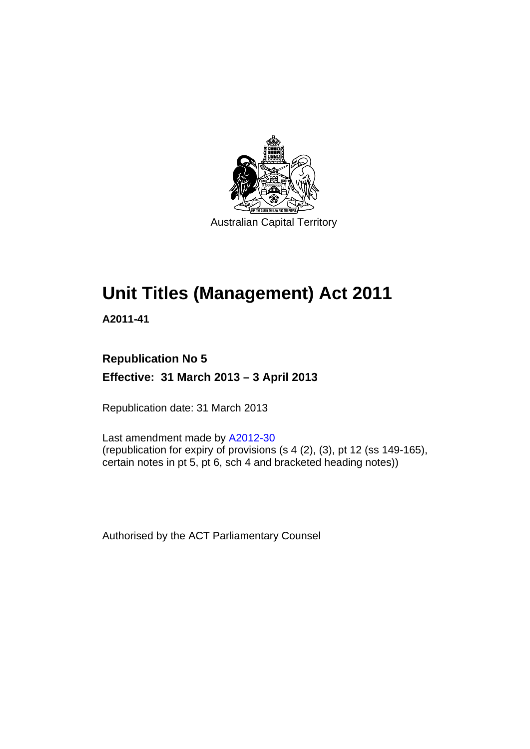Australian Capital Territory

# Unit Titles (Management) Act 2011

**A2011-41**

**Republication No 5**

**Effective: 31 March 2013 – 3 April 2013**

Republication date: 31 March 2013

Last amendment made by A2012-30
(republication for expiry of provisions (s 4 (2), (3), pt 12 (ss 149-165), certain notes in pt 5, pt 6, sch 4 and bracketed heading notes))

Authorised by the ACT Parliamentary Counsel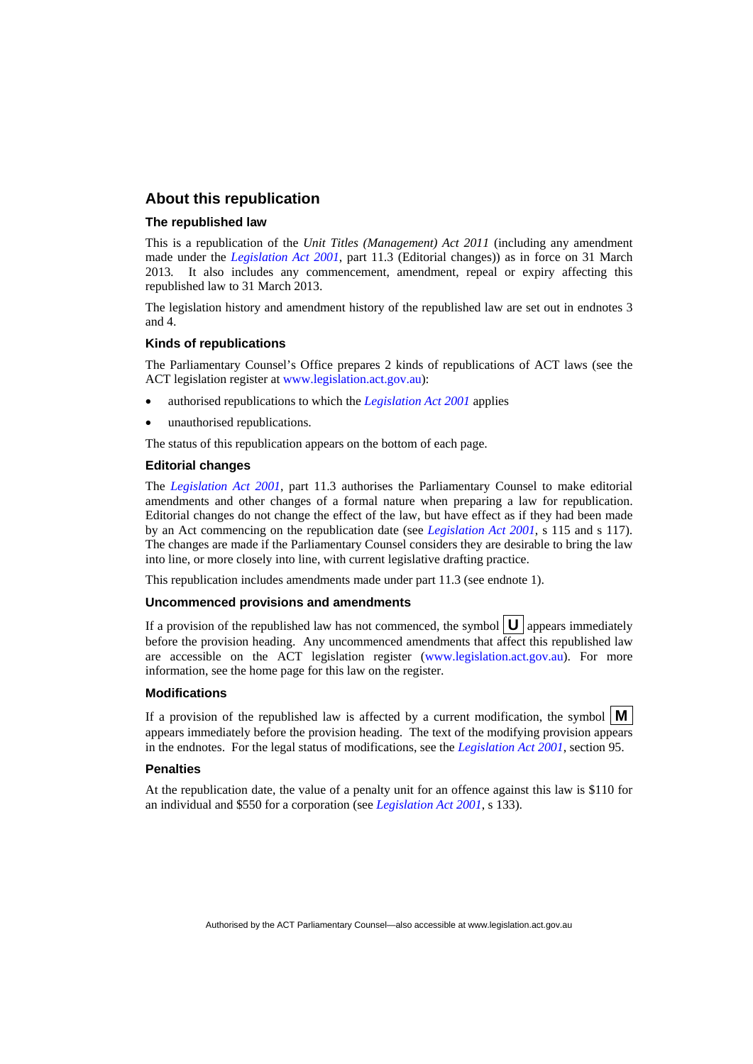## About this republication

### The republished law

This is a republication of the *Unit Titles (Management) Act 2011* (including any amendment made under the *Legislation Act 2001*, part 11.3 (Editorial changes)) as in force on 31 March 2013*.* It also includes any commencement, amendment, repeal or expiry affecting this republished law to 31 March 2013.

The legislation history and amendment history of the republished law are set out in endnotes 3 and 4.

### Kinds of republications

The Parliamentary Counsel's Office prepares 2 kinds of republications of ACT laws (see the ACT legislation register at www.legislation.act.gov.au):

- authorised republications to which the *Legislation Act 2001* applies
- unauthorised republications.

The status of this republication appears on the bottom of each page.

### Editorial changes

The *Legislation Act 2001*, part 11.3 authorises the Parliamentary Counsel to make editorial amendments and other changes of a formal nature when preparing a law for republication. Editorial changes do not change the effect of the law, but have effect as if they had been made by an Act commencing on the republication date (see *Legislation Act 2001*, s 115 and s 117). The changes are made if the Parliamentary Counsel considers they are desirable to bring the law into line, or more closely into line, with current legislative drafting practice.

This republication includes amendments made under part 11.3 (see endnote 1).

### Uncommenced provisions and amendments

If a provision of the republished law has not commenced, the symbol **U** appears immediately before the provision heading. Any uncommenced amendments that affect this republished law are accessible on the ACT legislation register (www.legislation.act.gov.au). For more information, see the home page for this law on the register.

### Modifications

If a provision of the republished law is affected by a current modification, the symbol **M** appears immediately before the provision heading. The text of the modifying provision appears in the endnotes. For the legal status of modifications, see the *Legislation Act 2001*, section 95.

### Penalties

At the republication date, the value of a penalty unit for an offence against this law is $110 for an individual and $550 for a corporation (see *Legislation Act 2001*, s 133).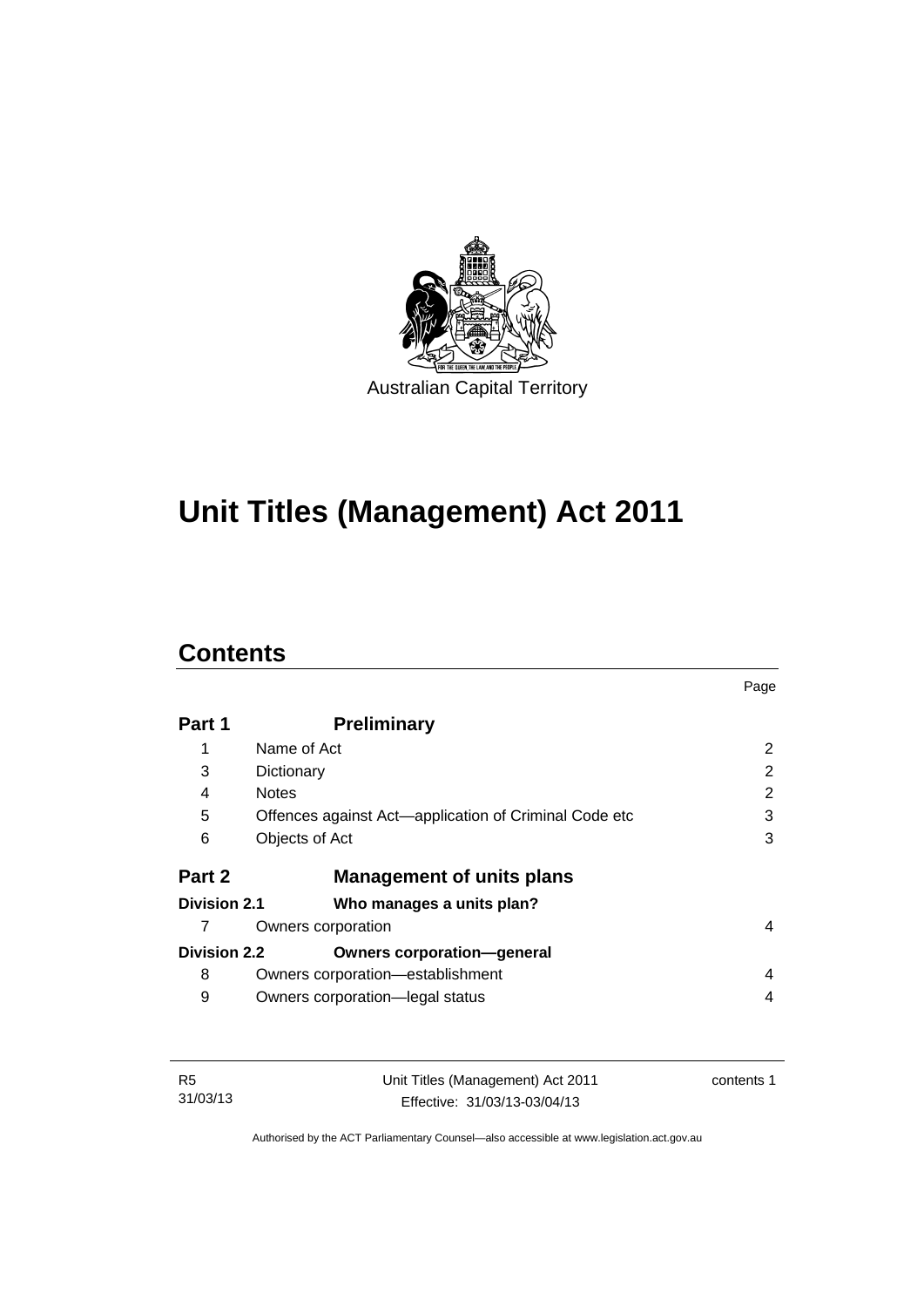Australian Capital Territory

# Unit Titles (Management) Act 2011

## Contents

| | | Page |
|---|---|---|
| **Part 1** | **Preliminary** | |
| 1 | Name of Act | 2 |
| 3 | Dictionary | 2 |
| 4 | Notes | 2 |
| 5 | Offences against Act—application of Criminal Code etc | 3 |
| 6 | Objects of Act | 3 |
| **Part 2** | **Management of units plans** | |
| **Division 2.1** | **Who manages a units plan?** | |
| 7 | Owners corporation | 4 |
| **Division 2.2** | **Owners corporation—general** | |
| 8 | Owners corporation—establishment | 4 |
| 9 | Owners corporation—legal status | 4 |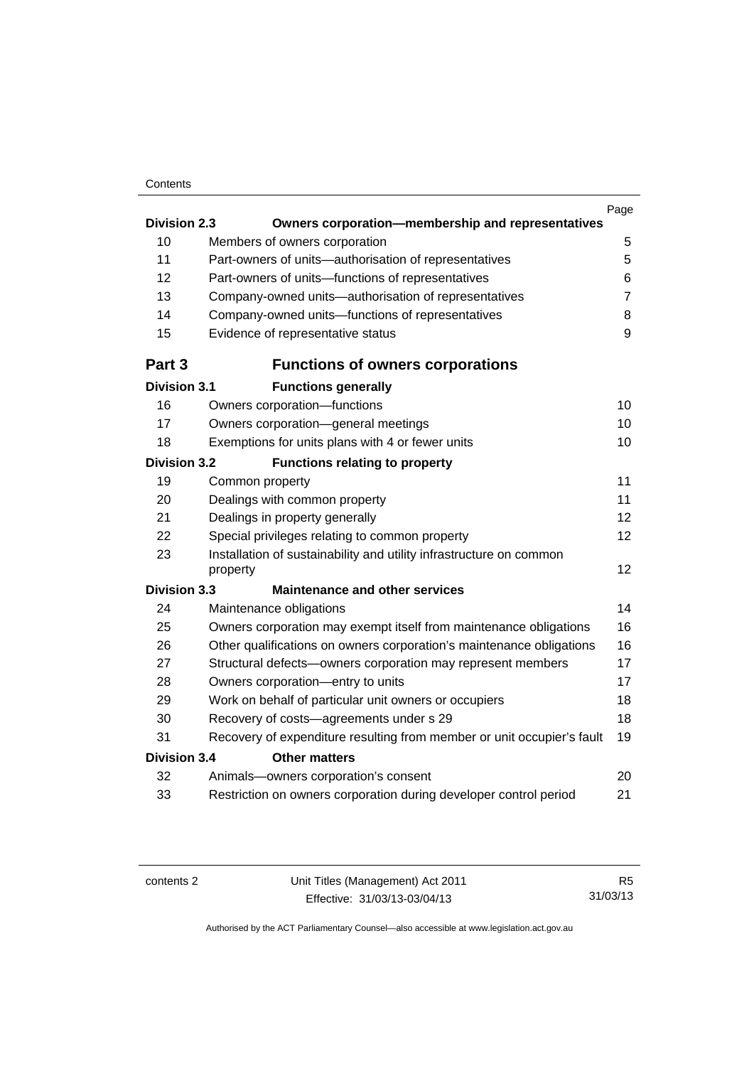| | | Page |
|---|---|---|
| **Division 2.3** | **Owners corporation—membership and representatives** | |
| 10 | Members of owners corporation | 5 |
| 11 | Part-owners of units—authorisation of representatives | 5 |
| 12 | Part-owners of units—functions of representatives | 6 |
| 13 | Company-owned units—authorisation of representatives | 7 |
| 14 | Company-owned units—functions of representatives | 8 |
| 15 | Evidence of representative status | 9 |
| **Part 3** | **Functions of owners corporations** | |
| **Division 3.1** | **Functions generally** | |
| 16 | Owners corporation—functions | 10 |
| 17 | Owners corporation—general meetings | 10 |
| 18 | Exemptions for units plans with 4 or fewer units | 10 |
| **Division 3.2** | **Functions relating to property** | |
| 19 | Common property | 11 |
| 20 | Dealings with common property | 11 |
| 21 | Dealings in property generally | 12 |
| 22 | Special privileges relating to common property | 12 |
| 23 | Installation of sustainability and utility infrastructure on common property | 12 |
| **Division 3.3** | **Maintenance and other services** | |
| 24 | Maintenance obligations | 14 |
| 25 | Owners corporation may exempt itself from maintenance obligations | 16 |
| 26 | Other qualifications on owners corporation's maintenance obligations | 16 |
| 27 | Structural defects—owners corporation may represent members | 17 |
| 28 | Owners corporation—entry to units | 17 |
| 29 | Work on behalf of particular unit owners or occupiers | 18 |
| 30 | Recovery of costs—agreements under s 29 | 18 |
| 31 | Recovery of expenditure resulting from member or unit occupier's fault | 19 |
| **Division 3.4** | **Other matters** | |
| 32 | Animals—owners corporation's consent | 20 |
| 33 | Restriction on owners corporation during developer control period | 21 |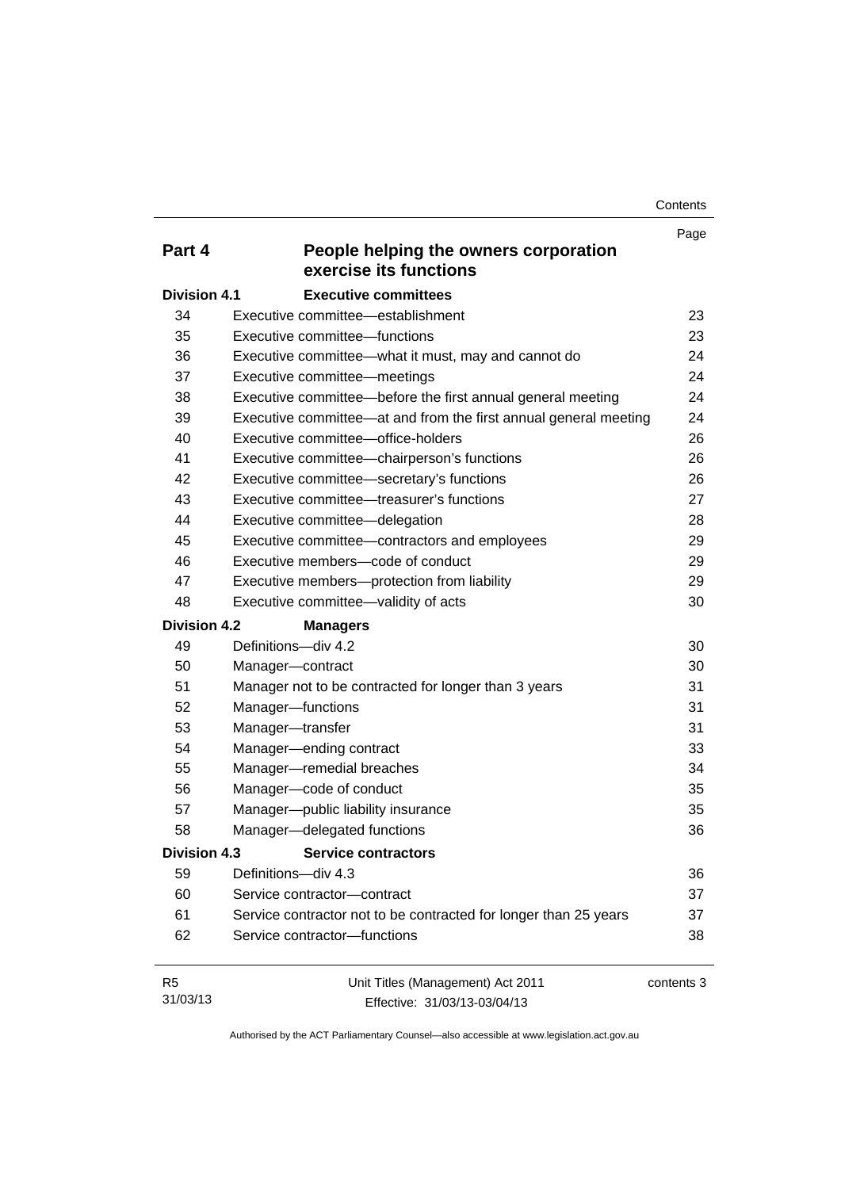| | | Page |
|---|---|---|
| **Part 4** | **People helping the owners corporation exercise its functions** | |
| **Division 4.1** | **Executive committees** | |
| 34 | Executive committee—establishment | 23 |
| 35 | Executive committee—functions | 23 |
| 36 | Executive committee—what it must, may and cannot do | 24 |
| 37 | Executive committee—meetings | 24 |
| 38 | Executive committee—before the first annual general meeting | 24 |
| 39 | Executive committee—at and from the first annual general meeting | 24 |
| 40 | Executive committee—office-holders | 26 |
| 41 | Executive committee—chairperson's functions | 26 |
| 42 | Executive committee—secretary's functions | 26 |
| 43 | Executive committee—treasurer's functions | 27 |
| 44 | Executive committee—delegation | 28 |
| 45 | Executive committee—contractors and employees | 29 |
| 46 | Executive members—code of conduct | 29 |
| 47 | Executive members—protection from liability | 29 |
| 48 | Executive committee—validity of acts | 30 |
| **Division 4.2** | **Managers** | |
| 49 | Definitions—div 4.2 | 30 |
| 50 | Manager—contract | 30 |
| 51 | Manager not to be contracted for longer than 3 years | 31 |
| 52 | Manager—functions | 31 |
| 53 | Manager—transfer | 31 |
| 54 | Manager—ending contract | 33 |
| 55 | Manager—remedial breaches | 34 |
| 56 | Manager—code of conduct | 35 |
| 57 | Manager—public liability insurance | 35 |
| 58 | Manager—delegated functions | 36 |
| **Division 4.3** | **Service contractors** | |
| 59 | Definitions—div 4.3 | 36 |
| 60 | Service contractor—contract | 37 |
| 61 | Service contractor not to be contracted for longer than 25 years | 37 |
| 62 | Service contractor—functions | 38 |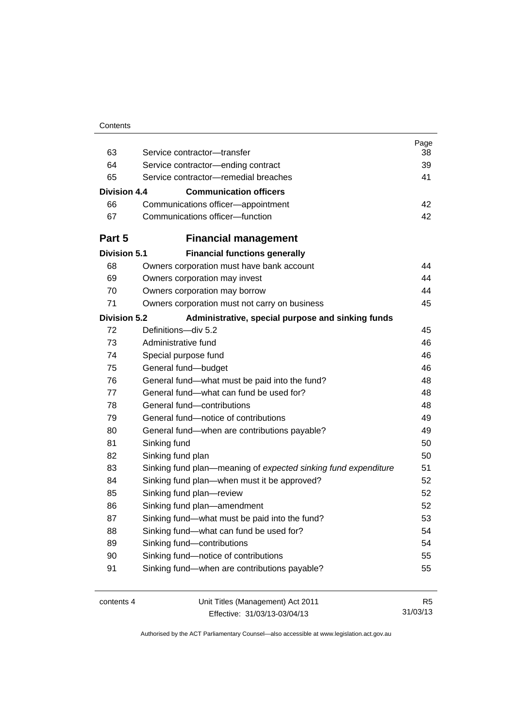| | | Page |
|---|---|---|
| 63 | Service contractor—transfer | 38 |
| 64 | Service contractor—ending contract | 39 |
| 65 | Service contractor—remedial breaches | 41 |
| **Division 4.4** | **Communication officers** | |
| 66 | Communications officer—appointment | 42 |
| 67 | Communications officer—function | 42 |
| **Part 5** | **Financial management** | |
| **Division 5.1** | **Financial functions generally** | |
| 68 | Owners corporation must have bank account | 44 |
| 69 | Owners corporation may invest | 44 |
| 70 | Owners corporation may borrow | 44 |
| 71 | Owners corporation must not carry on business | 45 |
| **Division 5.2** | **Administrative, special purpose and sinking funds** | |
| 72 | Definitions—div 5.2 | 45 |
| 73 | Administrative fund | 46 |
| 74 | Special purpose fund | 46 |
| 75 | General fund—budget | 46 |
| 76 | General fund—what must be paid into the fund? | 48 |
| 77 | General fund—what can fund be used for? | 48 |
| 78 | General fund—contributions | 48 |
| 79 | General fund—notice of contributions | 49 |
| 80 | General fund—when are contributions payable? | 49 |
| 81 | Sinking fund | 50 |
| 82 | Sinking fund plan | 50 |
| 83 | Sinking fund plan—meaning of *expected sinking fund expenditure* | 51 |
| 84 | Sinking fund plan—when must it be approved? | 52 |
| 85 | Sinking fund plan—review | 52 |
| 86 | Sinking fund plan—amendment | 52 |
| 87 | Sinking fund—what must be paid into the fund? | 53 |
| 88 | Sinking fund—what can fund be used for? | 54 |
| 89 | Sinking fund—contributions | 54 |
| 90 | Sinking fund—notice of contributions | 55 |
| 91 | Sinking fund—when are contributions payable? | 55 |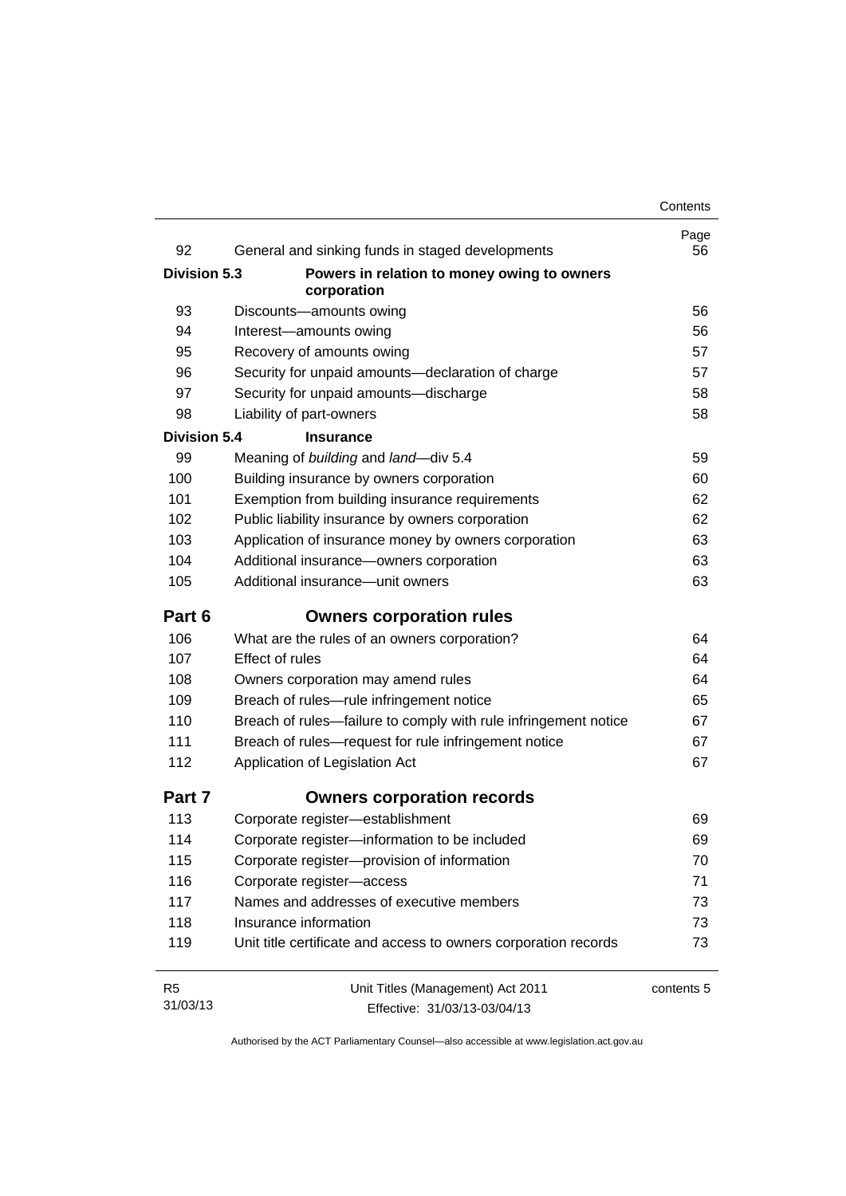| | | Page |
|---|---|---|
| 92 | General and sinking funds in staged developments | 56 |
| **Division 5.3** | **Powers in relation to money owing to owners corporation** | |
| 93 | Discounts—amounts owing | 56 |
| 94 | Interest—amounts owing | 56 |
| 95 | Recovery of amounts owing | 57 |
| 96 | Security for unpaid amounts—declaration of charge | 57 |
| 97 | Security for unpaid amounts—discharge | 58 |
| 98 | Liability of part-owners | 58 |
| **Division 5.4** | **Insurance** | |
| 99 | Meaning of *building* and *land*—div 5.4 | 59 |
| 100 | Building insurance by owners corporation | 60 |
| 101 | Exemption from building insurance requirements | 62 |
| 102 | Public liability insurance by owners corporation | 62 |
| 103 | Application of insurance money by owners corporation | 63 |
| 104 | Additional insurance—owners corporation | 63 |
| 105 | Additional insurance—unit owners | 63 |
| **Part 6** | **Owners corporation rules** | |
| 106 | What are the rules of an owners corporation? | 64 |
| 107 | Effect of rules | 64 |
| 108 | Owners corporation may amend rules | 64 |
| 109 | Breach of rules—rule infringement notice | 65 |
| 110 | Breach of rules—failure to comply with rule infringement notice | 67 |
| 111 | Breach of rules—request for rule infringement notice | 67 |
| 112 | Application of Legislation Act | 67 |
| **Part 7** | **Owners corporation records** | |
| 113 | Corporate register—establishment | 69 |
| 114 | Corporate register—information to be included | 69 |
| 115 | Corporate register—provision of information | 70 |
| 116 | Corporate register—access | 71 |
| 117 | Names and addresses of executive members | 73 |
| 118 | Insurance information | 73 |
| 119 | Unit title certificate and access to owners corporation records | 73 |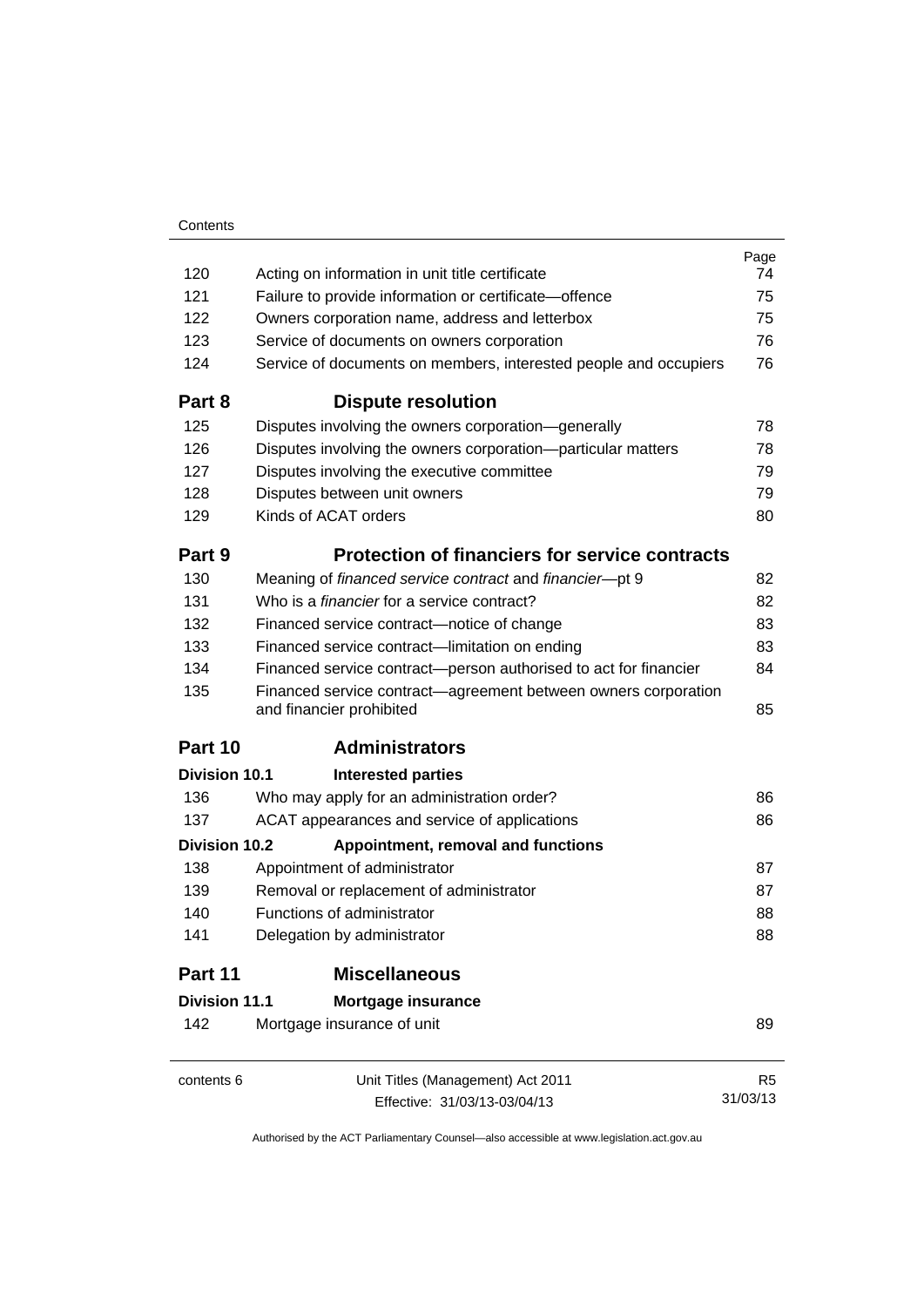| | | Page |
|---|---|---|
| 120 | Acting on information in unit title certificate | 74 |
| 121 | Failure to provide information or certificate—offence | 75 |
| 122 | Owners corporation name, address and letterbox | 75 |
| 123 | Service of documents on owners corporation | 76 |
| 124 | Service of documents on members, interested people and occupiers | 76 |
| **Part 8** | **Dispute resolution** | |
| 125 | Disputes involving the owners corporation—generally | 78 |
| 126 | Disputes involving the owners corporation—particular matters | 78 |
| 127 | Disputes involving the executive committee | 79 |
| 128 | Disputes between unit owners | 79 |
| 129 | Kinds of ACAT orders | 80 |
| **Part 9** | **Protection of financiers for service contracts** | |
| 130 | Meaning of *financed service contract* and *financier*—pt 9 | 82 |
| 131 | Who is a *financier* for a service contract? | 82 |
| 132 | Financed service contract—notice of change | 83 |
| 133 | Financed service contract—limitation on ending | 83 |
| 134 | Financed service contract—person authorised to act for financier | 84 |
| 135 | Financed service contract—agreement between owners corporation and financier prohibited | 85 |
| **Part 10** | **Administrators** | |
| **Division 10.1** | **Interested parties** | |
| 136 | Who may apply for an administration order? | 86 |
| 137 | ACAT appearances and service of applications | 86 |
| **Division 10.2** | **Appointment, removal and functions** | |
| 138 | Appointment of administrator | 87 |
| 139 | Removal or replacement of administrator | 87 |
| 140 | Functions of administrator | 88 |
| 141 | Delegation by administrator | 88 |
| **Part 11** | **Miscellaneous** | |
| **Division 11.1** | **Mortgage insurance** | |
| 142 | Mortgage insurance of unit | 89 |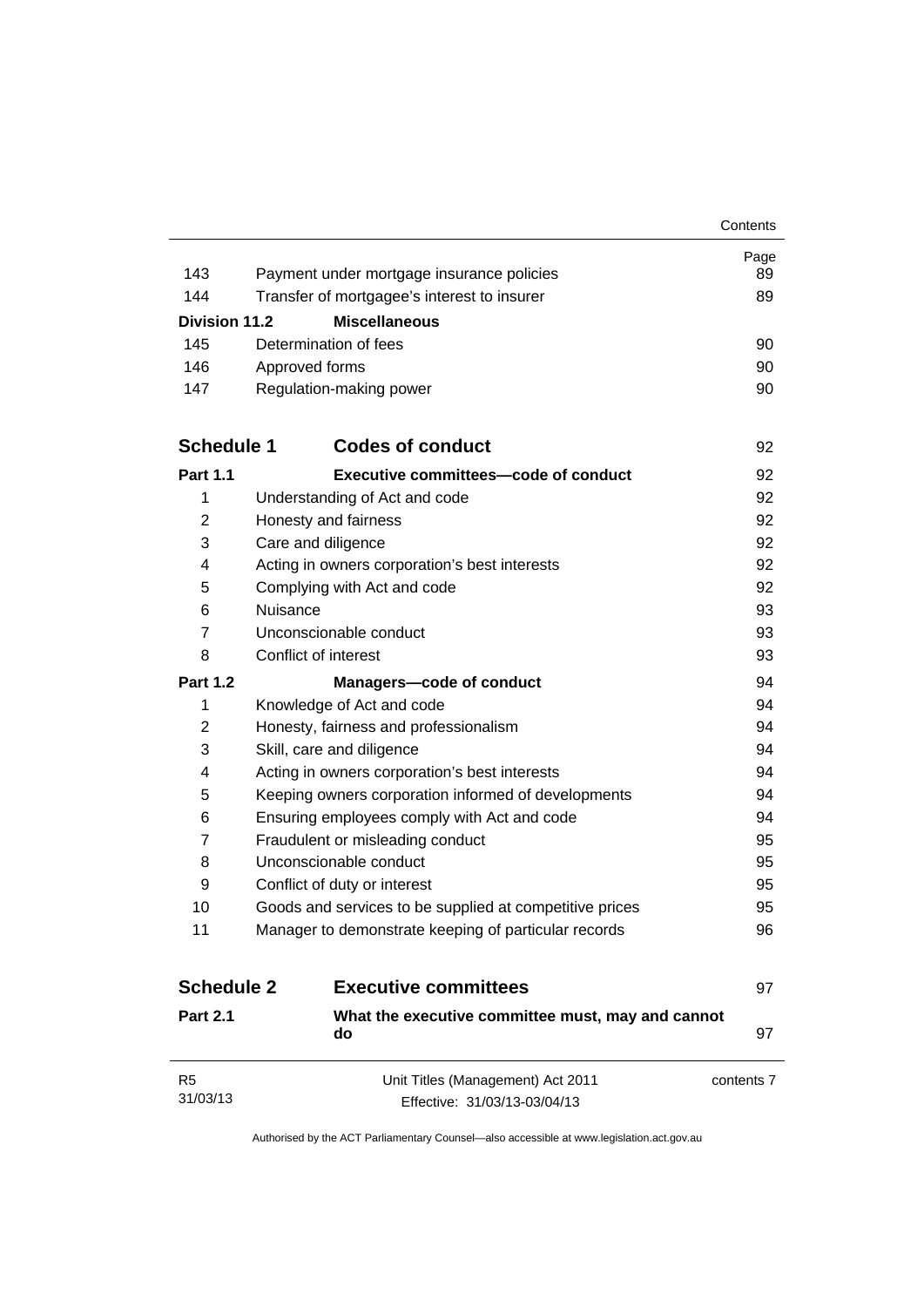| | | Page |
|---|---|---|
| 143 | Payment under mortgage insurance policies | 89 |
| 144 | Transfer of mortgagee's interest to insurer | 89 |
| **Division 11.2** | **Miscellaneous** | |
| 145 | Determination of fees | 90 |
| 146 | Approved forms | 90 |
| 147 | Regulation-making power | 90 |
| **Schedule 1** | **Codes of conduct** | 92 |
| **Part 1.1** | **Executive committees—code of conduct** | 92 |
| 1 | Understanding of Act and code | 92 |
| 2 | Honesty and fairness | 92 |
| 3 | Care and diligence | 92 |
| 4 | Acting in owners corporation's best interests | 92 |
| 5 | Complying with Act and code | 92 |
| 6 | Nuisance | 93 |
| 7 | Unconscionable conduct | 93 |
| 8 | Conflict of interest | 93 |
| **Part 1.2** | **Managers—code of conduct** | 94 |
| 1 | Knowledge of Act and code | 94 |
| 2 | Honesty, fairness and professionalism | 94 |
| 3 | Skill, care and diligence | 94 |
| 4 | Acting in owners corporation's best interests | 94 |
| 5 | Keeping owners corporation informed of developments | 94 |
| 6 | Ensuring employees comply with Act and code | 94 |
| 7 | Fraudulent or misleading conduct | 95 |
| 8 | Unconscionable conduct | 95 |
| 9 | Conflict of duty or interest | 95 |
| 10 | Goods and services to be supplied at competitive prices | 95 |
| 11 | Manager to demonstrate keeping of particular records | 96 |
| **Schedule 2** | **Executive committees** | 97 |
| **Part 2.1** | **What the executive committee must, may and cannot do** | 97 |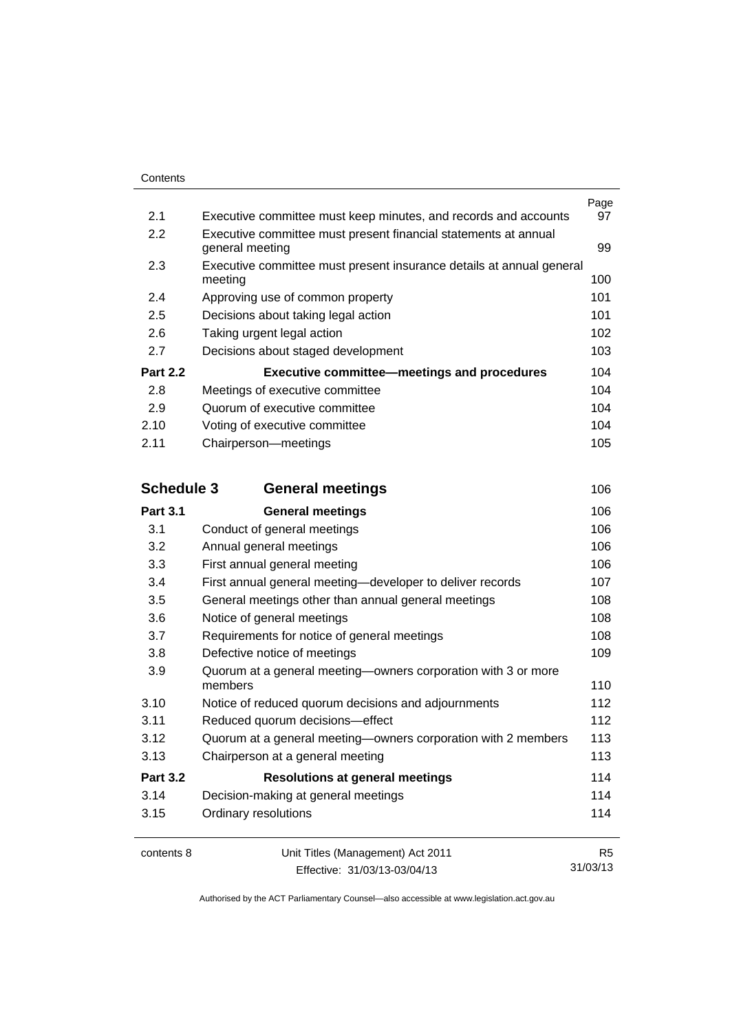| | | Page |
|---|---|---|
| 2.1 | Executive committee must keep minutes, and records and accounts | 97 |
| 2.2 | Executive committee must present financial statements at annual general meeting | 99 |
| 2.3 | Executive committee must present insurance details at annual general meeting | 100 |
| 2.4 | Approving use of common property | 101 |
| 2.5 | Decisions about taking legal action | 101 |
| 2.6 | Taking urgent legal action | 102 |
| 2.7 | Decisions about staged development | 103 |
| **Part 2.2** | **Executive committee—meetings and procedures** | 104 |
| 2.8 | Meetings of executive committee | 104 |
| 2.9 | Quorum of executive committee | 104 |
| 2.10 | Voting of executive committee | 104 |
| 2.11 | Chairperson—meetings | 105 |
| **Schedule 3** | **General meetings** | 106 |
| **Part 3.1** | **General meetings** | 106 |
| 3.1 | Conduct of general meetings | 106 |
| 3.2 | Annual general meetings | 106 |
| 3.3 | First annual general meeting | 106 |
| 3.4 | First annual general meeting—developer to deliver records | 107 |
| 3.5 | General meetings other than annual general meetings | 108 |
| 3.6 | Notice of general meetings | 108 |
| 3.7 | Requirements for notice of general meetings | 108 |
| 3.8 | Defective notice of meetings | 109 |
| 3.9 | Quorum at a general meeting—owners corporation with 3 or more members | 110 |
| 3.10 | Notice of reduced quorum decisions and adjournments | 112 |
| 3.11 | Reduced quorum decisions—effect | 112 |
| 3.12 | Quorum at a general meeting—owners corporation with 2 members | 113 |
| 3.13 | Chairperson at a general meeting | 113 |
| **Part 3.2** | **Resolutions at general meetings** | 114 |
| 3.14 | Decision-making at general meetings | 114 |
| 3.15 | Ordinary resolutions | 114 |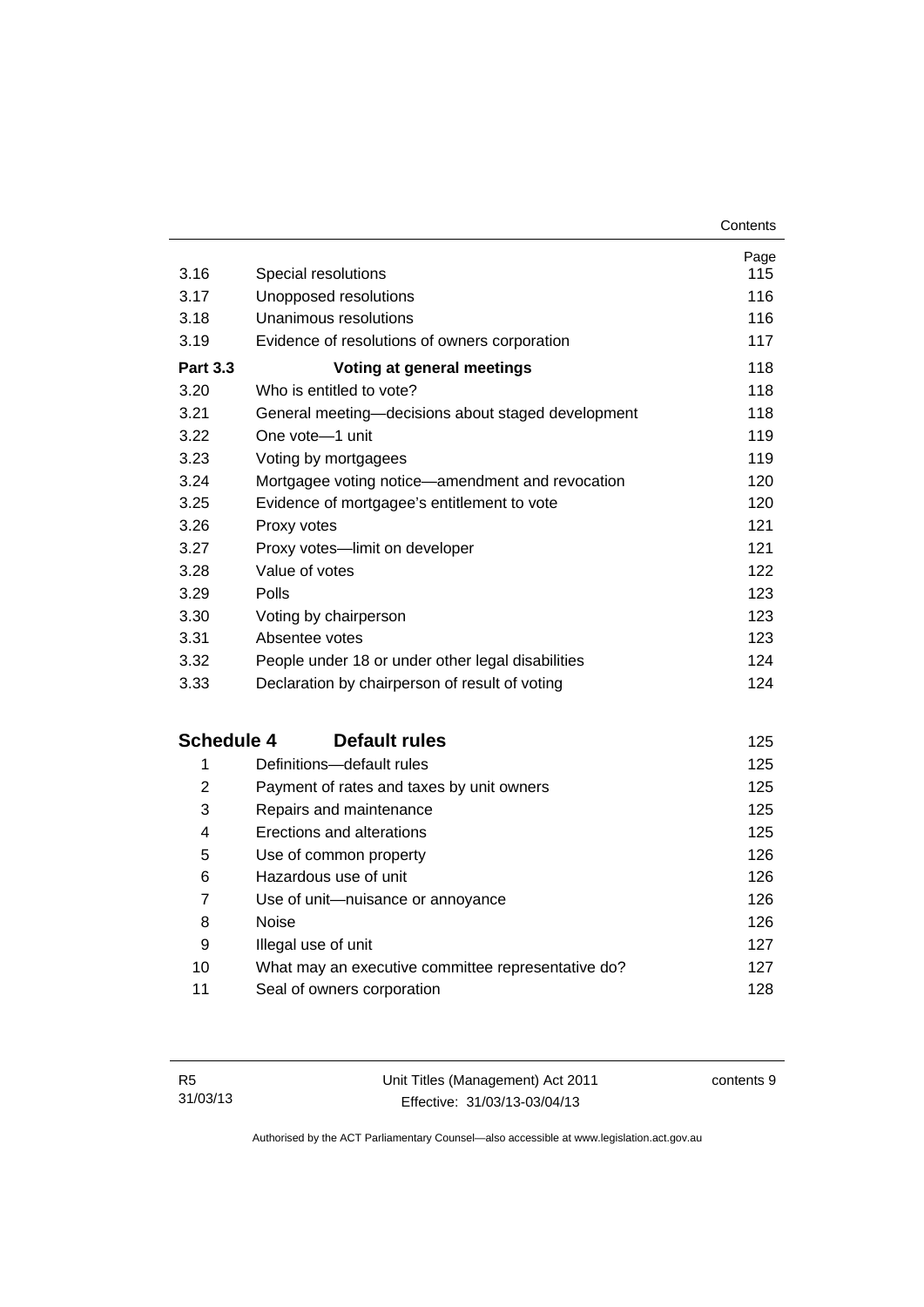| | | Page |
|---|---|---|
| 3.16 | Special resolutions | 115 |
| 3.17 | Unopposed resolutions | 116 |
| 3.18 | Unanimous resolutions | 116 |
| 3.19 | Evidence of resolutions of owners corporation | 117 |
| **Part 3.3** | **Voting at general meetings** | 118 |
| 3.20 | Who is entitled to vote? | 118 |
| 3.21 | General meeting—decisions about staged development | 118 |
| 3.22 | One vote—1 unit | 119 |
| 3.23 | Voting by mortgagees | 119 |
| 3.24 | Mortgagee voting notice—amendment and revocation | 120 |
| 3.25 | Evidence of mortgagee's entitlement to vote | 120 |
| 3.26 | Proxy votes | 121 |
| 3.27 | Proxy votes—limit on developer | 121 |
| 3.28 | Value of votes | 122 |
| 3.29 | Polls | 123 |
| 3.30 | Voting by chairperson | 123 |
| 3.31 | Absentee votes | 123 |
| 3.32 | People under 18 or under other legal disabilities | 124 |
| 3.33 | Declaration by chairperson of result of voting | 124 |

| | | |
|---|---|---|
| **Schedule 4** | **Default rules** | 125 |
| 1 | Definitions—default rules | 125 |
| 2 | Payment of rates and taxes by unit owners | 125 |
| 3 | Repairs and maintenance | 125 |
| 4 | Erections and alterations | 125 |
| 5 | Use of common property | 126 |
| 6 | Hazardous use of unit | 126 |
| 7 | Use of unit—nuisance or annoyance | 126 |
| 8 | Noise | 126 |
| 9 | Illegal use of unit | 127 |
| 10 | What may an executive committee representative do? | 127 |
| 11 | Seal of owners corporation | 128 |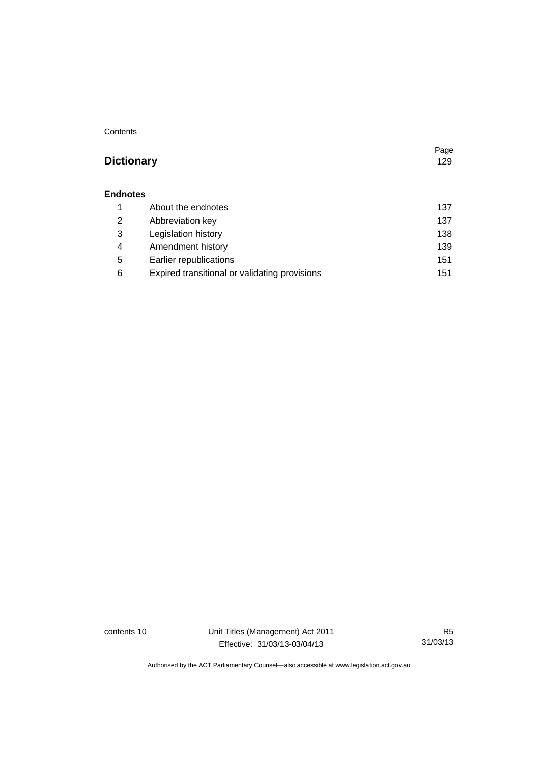| | | Page |
|---|---|---|
| **Dictionary** | | 129 |
| **Endnotes** | | |
| 1 | About the endnotes | 137 |
| 2 | Abbreviation key | 137 |
| 3 | Legislation history | 138 |
| 4 | Amendment history | 139 |
| 5 | Earlier republications | 151 |
| 6 | Expired transitional or validating provisions | 151 |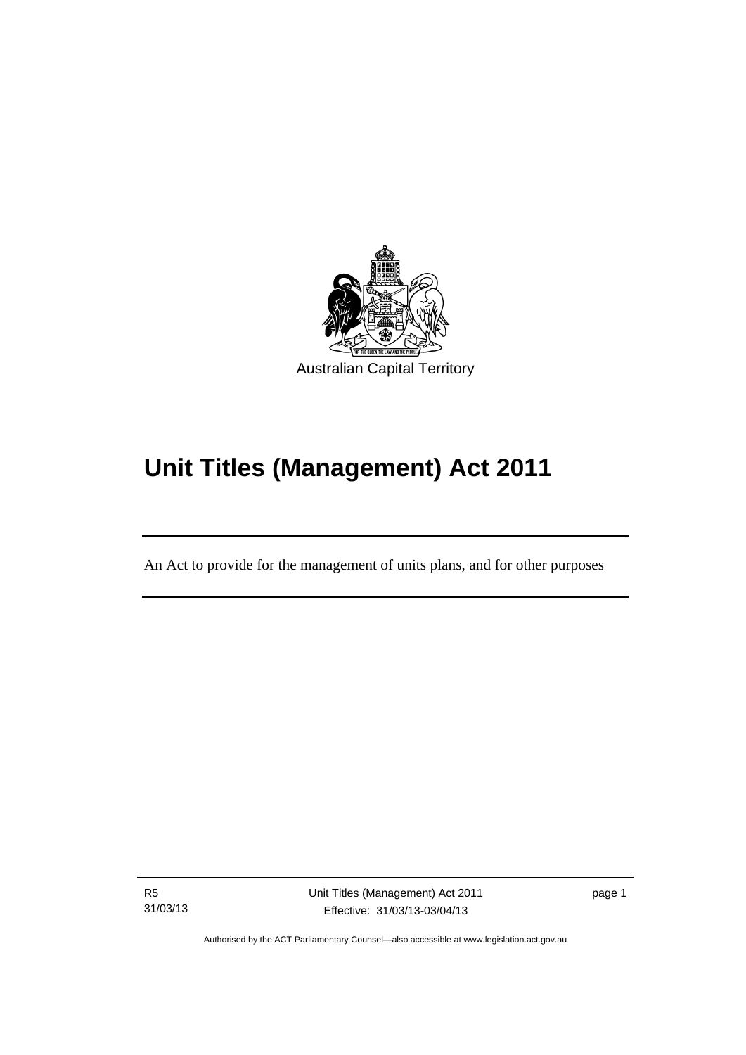Australian Capital Territory

# Unit Titles (Management) Act 2011

An Act to provide for the management of units plans, and for other purposes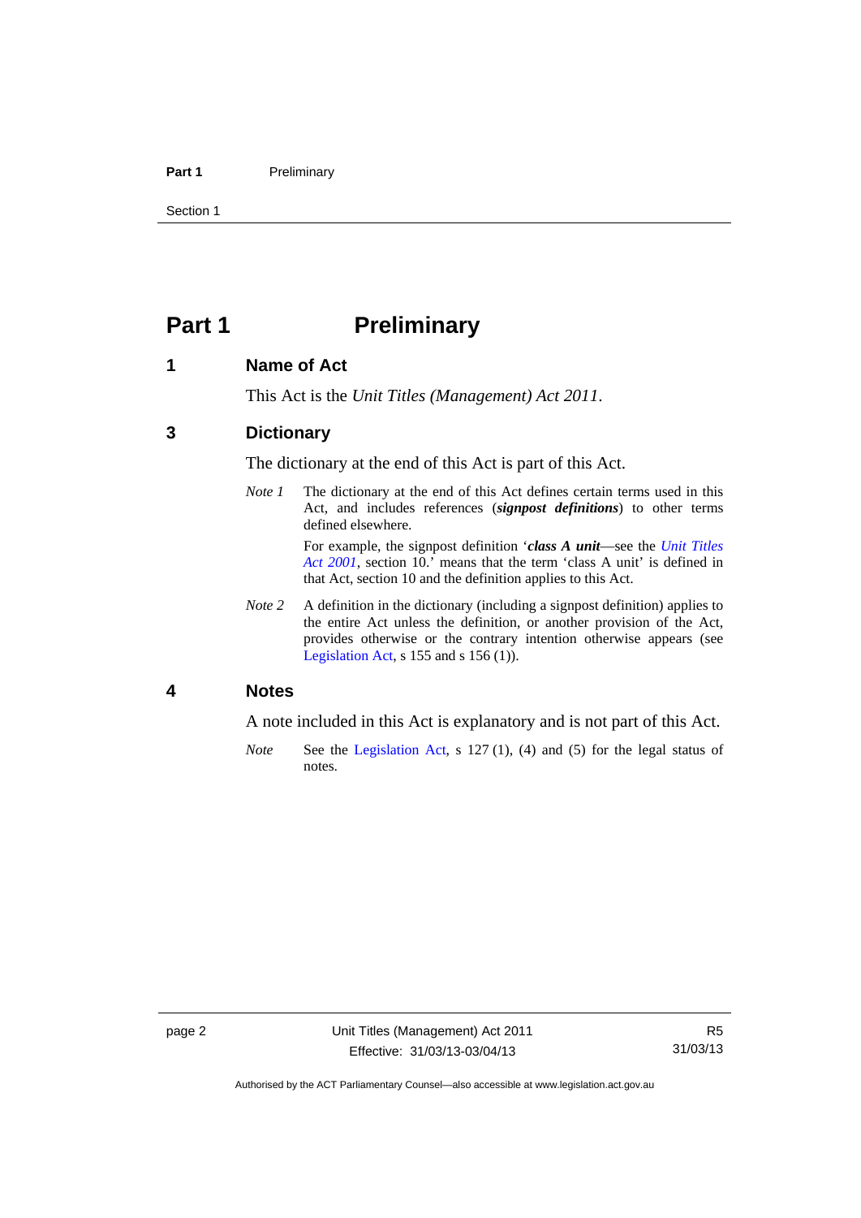# Part 1 Preliminary

## 1 Name of Act

This Act is the *Unit Titles (Management) Act 2011*.

## 3 Dictionary

The dictionary at the end of this Act is part of this Act.

*Note 1* The dictionary at the end of this Act defines certain terms used in this Act, and includes references (***signpost definitions***) to other terms defined elsewhere.

For example, the signpost definition '***class A unit***—see the *Unit Titles Act 2001*, section 10.' means that the term 'class A unit' is defined in that Act, section 10 and the definition applies to this Act.

*Note 2* A definition in the dictionary (including a signpost definition) applies to the entire Act unless the definition, or another provision of the Act, provides otherwise or the contrary intention otherwise appears (see Legislation Act, s 155 and s 156 (1)).

## 4 Notes

A note included in this Act is explanatory and is not part of this Act.

*Note* See the Legislation Act, s 127 (1), (4) and (5) for the legal status of notes.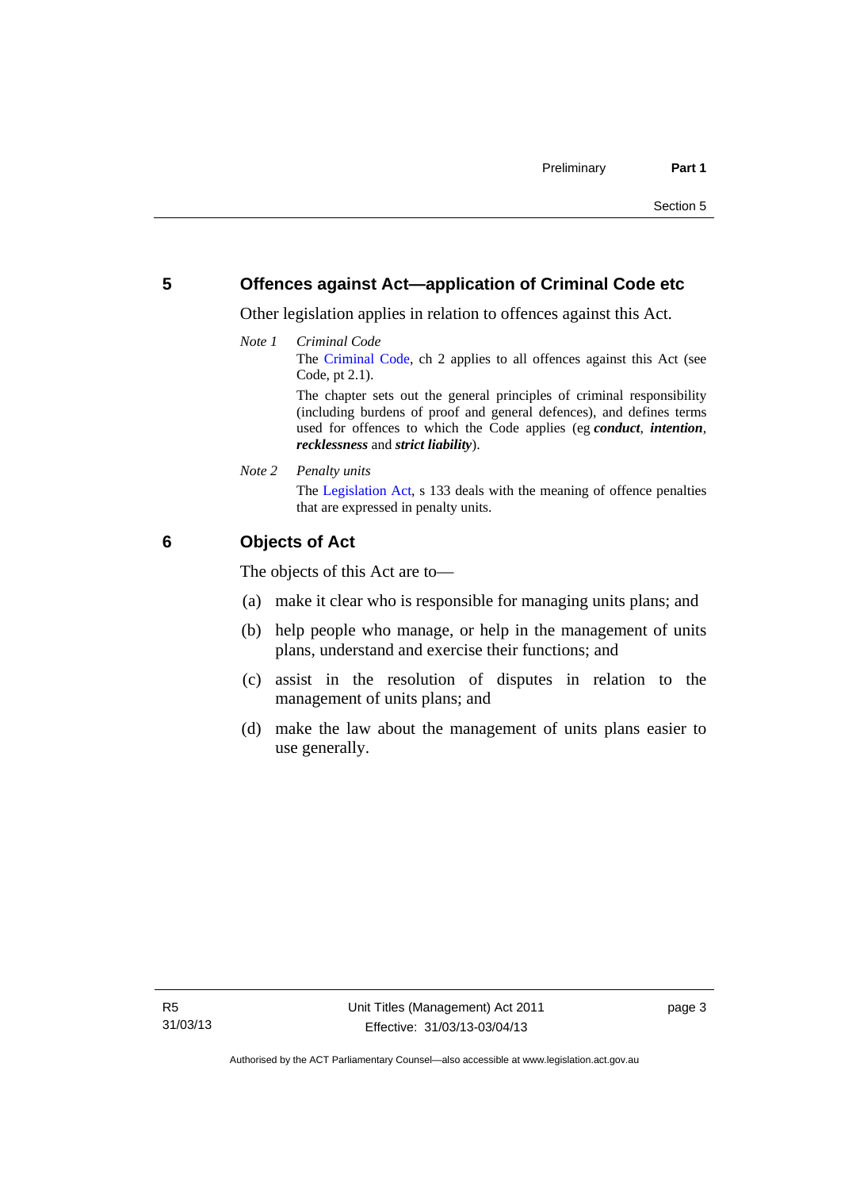## 5 Offences against Act—application of Criminal Code etc

Other legislation applies in relation to offences against this Act.

*Note 1* *Criminal Code*

The Criminal Code, ch 2 applies to all offences against this Act (see Code, pt 2.1).

The chapter sets out the general principles of criminal responsibility (including burdens of proof and general defences), and defines terms used for offences to which the Code applies (eg ***conduct***, ***intention***, ***recklessness*** and ***strict liability***).

*Note 2* *Penalty units*

The Legislation Act, s 133 deals with the meaning of offence penalties that are expressed in penalty units.

## 6 Objects of Act

The objects of this Act are to—

(a) make it clear who is responsible for managing units plans; and

(b) help people who manage, or help in the management of units plans, understand and exercise their functions; and

(c) assist in the resolution of disputes in relation to the management of units plans; and

(d) make the law about the management of units plans easier to use generally.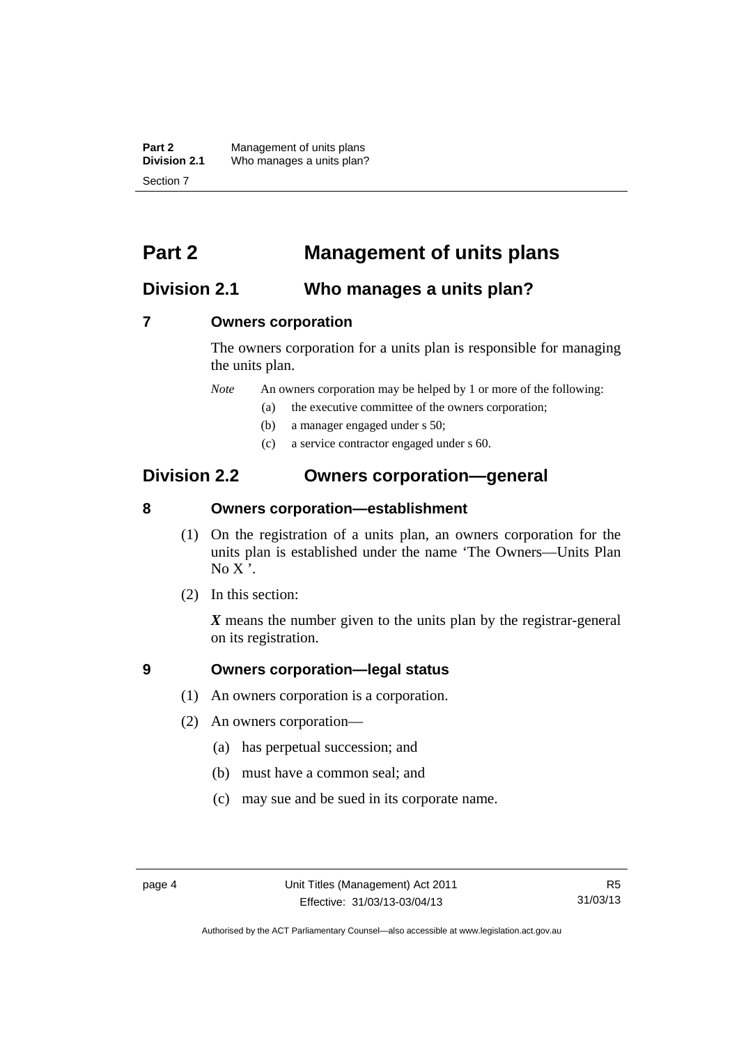# Part 2 Management of units plans

## Division 2.1 Who manages a units plan?

### 7 Owners corporation

The owners corporation for a units plan is responsible for managing the units plan.

*Note* An owners corporation may be helped by 1 or more of the following:

(a) the executive committee of the owners corporation;

(b) a manager engaged under s 50;

(c) a service contractor engaged under s 60.

## Division 2.2 Owners corporation—general

### 8 Owners corporation—establishment

(1) On the registration of a units plan, an owners corporation for the units plan is established under the name 'The Owners—Units Plan No X '.

(2) In this section:

***X*** means the number given to the units plan by the registrar-general on its registration.

### 9 Owners corporation—legal status

(1) An owners corporation is a corporation.

(2) An owners corporation—

(a) has perpetual succession; and

(b) must have a common seal; and

(c) may sue and be sued in its corporate name.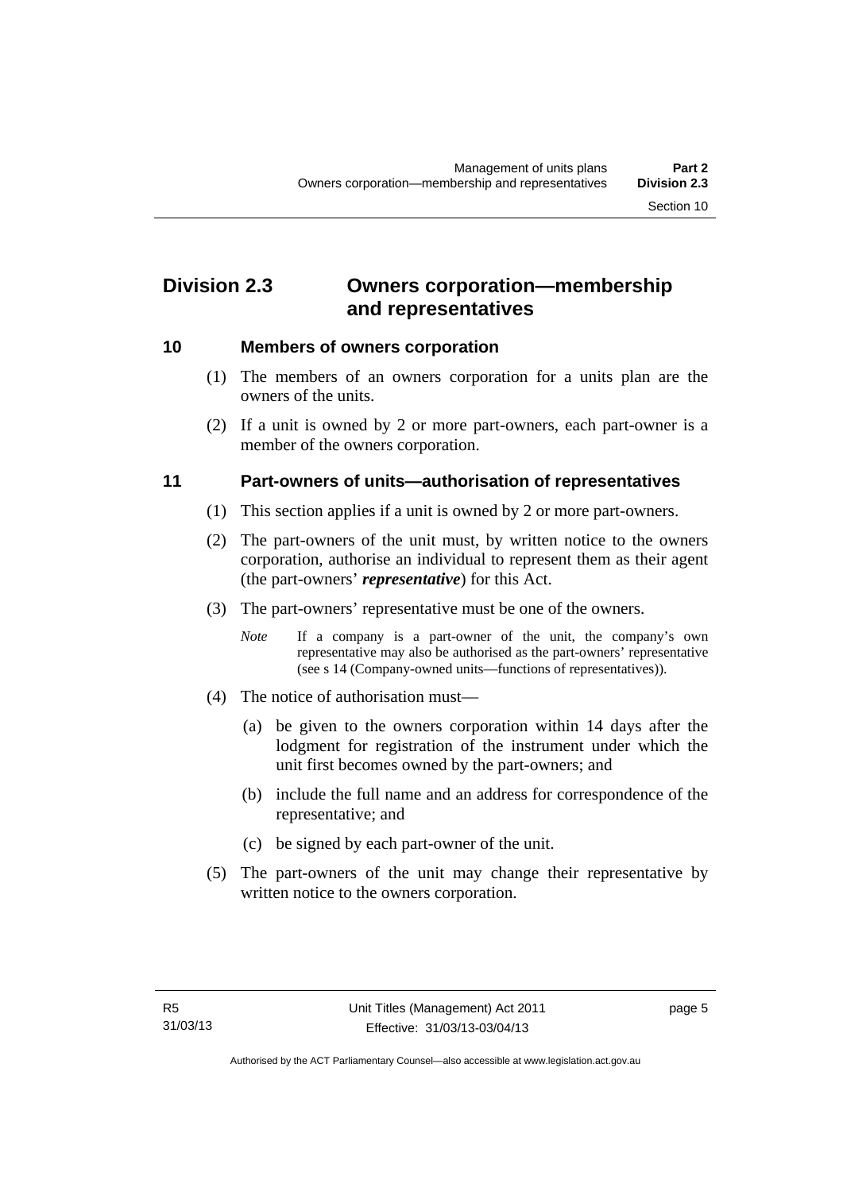## Division 2.3 Owners corporation—membership and representatives

### 10 Members of owners corporation

(1) The members of an owners corporation for a units plan are the owners of the units.

(2) If a unit is owned by 2 or more part-owners, each part-owner is a member of the owners corporation.

### 11 Part-owners of units—authorisation of representatives

(1) This section applies if a unit is owned by 2 or more part-owners.

(2) The part-owners of the unit must, by written notice to the owners corporation, authorise an individual to represent them as their agent (the part-owners' ***representative***) for this Act.

(3) The part-owners' representative must be one of the owners.

*Note* If a company is a part-owner of the unit, the company's own representative may also be authorised as the part-owners' representative (see s 14 (Company-owned units—functions of representatives)).

(4) The notice of authorisation must—

(a) be given to the owners corporation within 14 days after the lodgment for registration of the instrument under which the unit first becomes owned by the part-owners; and

(b) include the full name and an address for correspondence of the representative; and

(c) be signed by each part-owner of the unit.

(5) The part-owners of the unit may change their representative by written notice to the owners corporation.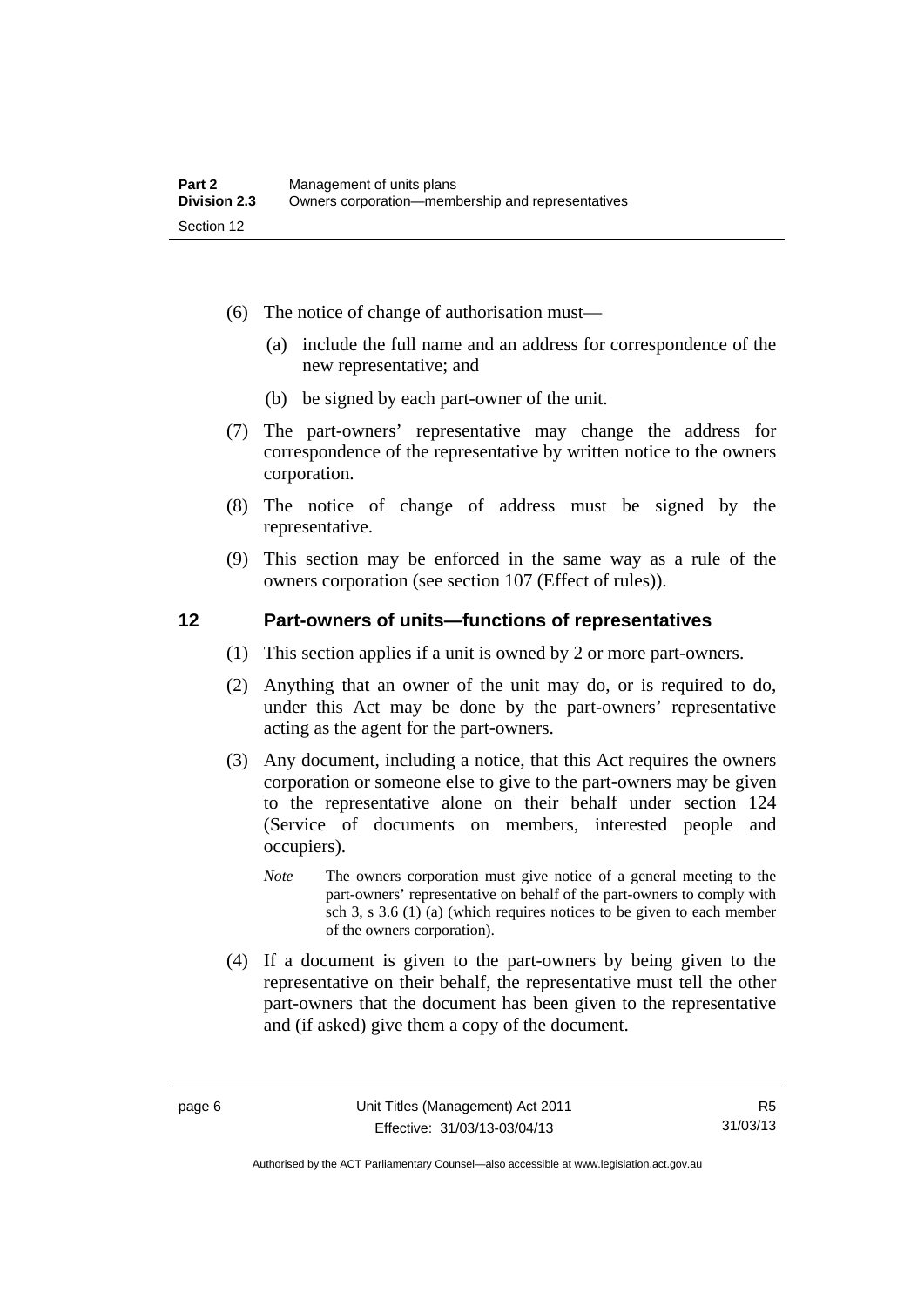(6) The notice of change of authorisation must—

(a) include the full name and an address for correspondence of the new representative; and

(b) be signed by each part-owner of the unit.

(7) The part-owners' representative may change the address for correspondence of the representative by written notice to the owners corporation.

(8) The notice of change of address must be signed by the representative.

(9) This section may be enforced in the same way as a rule of the owners corporation (see section 107 (Effect of rules)).

## 12 Part-owners of units—functions of representatives

(1) This section applies if a unit is owned by 2 or more part-owners.

(2) Anything that an owner of the unit may do, or is required to do, under this Act may be done by the part-owners' representative acting as the agent for the part-owners.

(3) Any document, including a notice, that this Act requires the owners corporation or someone else to give to the part-owners may be given to the representative alone on their behalf under section 124 (Service of documents on members, interested people and occupiers).

*Note* The owners corporation must give notice of a general meeting to the part-owners' representative on behalf of the part-owners to comply with sch 3, s 3.6 (1) (a) (which requires notices to be given to each member of the owners corporation).

(4) If a document is given to the part-owners by being given to the representative on their behalf, the representative must tell the other part-owners that the document has been given to the representative and (if asked) give them a copy of the document.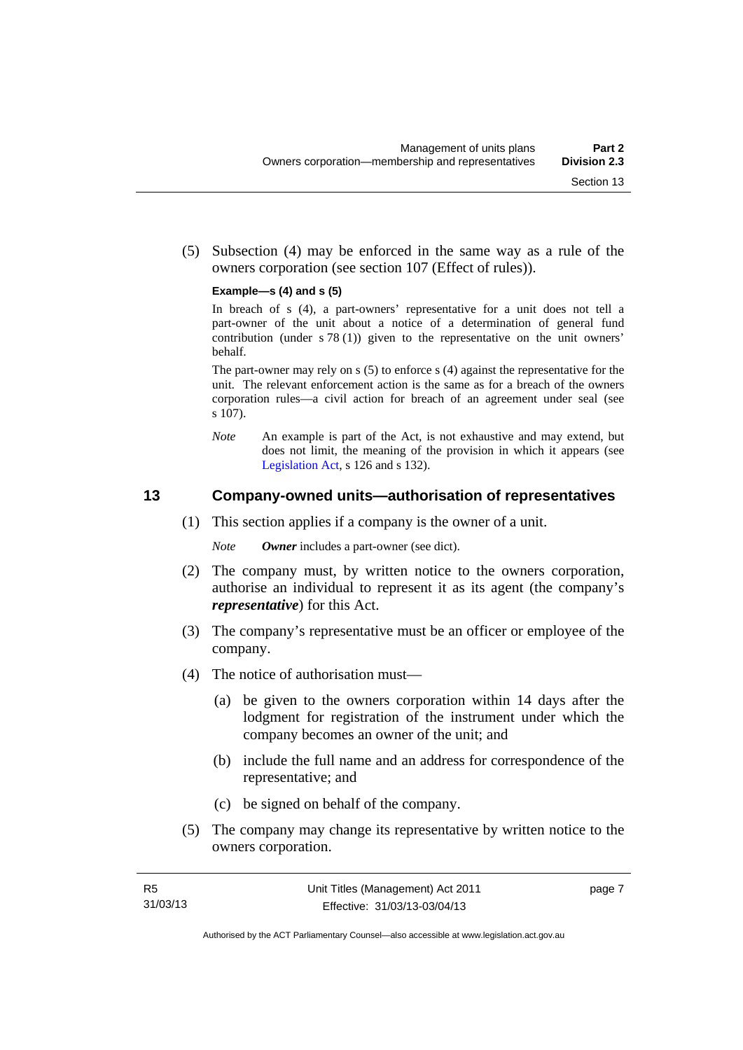(5) Subsection (4) may be enforced in the same way as a rule of the owners corporation (see section 107 (Effect of rules)).

**Example—s (4) and s (5)**

In breach of s (4), a part-owners' representative for a unit does not tell a part-owner of the unit about a notice of a determination of general fund contribution (under s 78 (1)) given to the representative on the unit owners' behalf.

The part-owner may rely on s (5) to enforce s (4) against the representative for the unit. The relevant enforcement action is the same as for a breach of the owners corporation rules—a civil action for breach of an agreement under seal (see s 107).

*Note* An example is part of the Act, is not exhaustive and may extend, but does not limit, the meaning of the provision in which it appears (see Legislation Act, s 126 and s 132).

## 13 Company-owned units—authorisation of representatives

(1) This section applies if a company is the owner of a unit.

*Note* ***Owner*** includes a part-owner (see dict).

(2) The company must, by written notice to the owners corporation, authorise an individual to represent it as its agent (the company's ***representative***) for this Act.

(3) The company's representative must be an officer or employee of the company.

(4) The notice of authorisation must—

(a) be given to the owners corporation within 14 days after the lodgment for registration of the instrument under which the company becomes an owner of the unit; and

(b) include the full name and an address for correspondence of the representative; and

(c) be signed on behalf of the company.

(5) The company may change its representative by written notice to the owners corporation.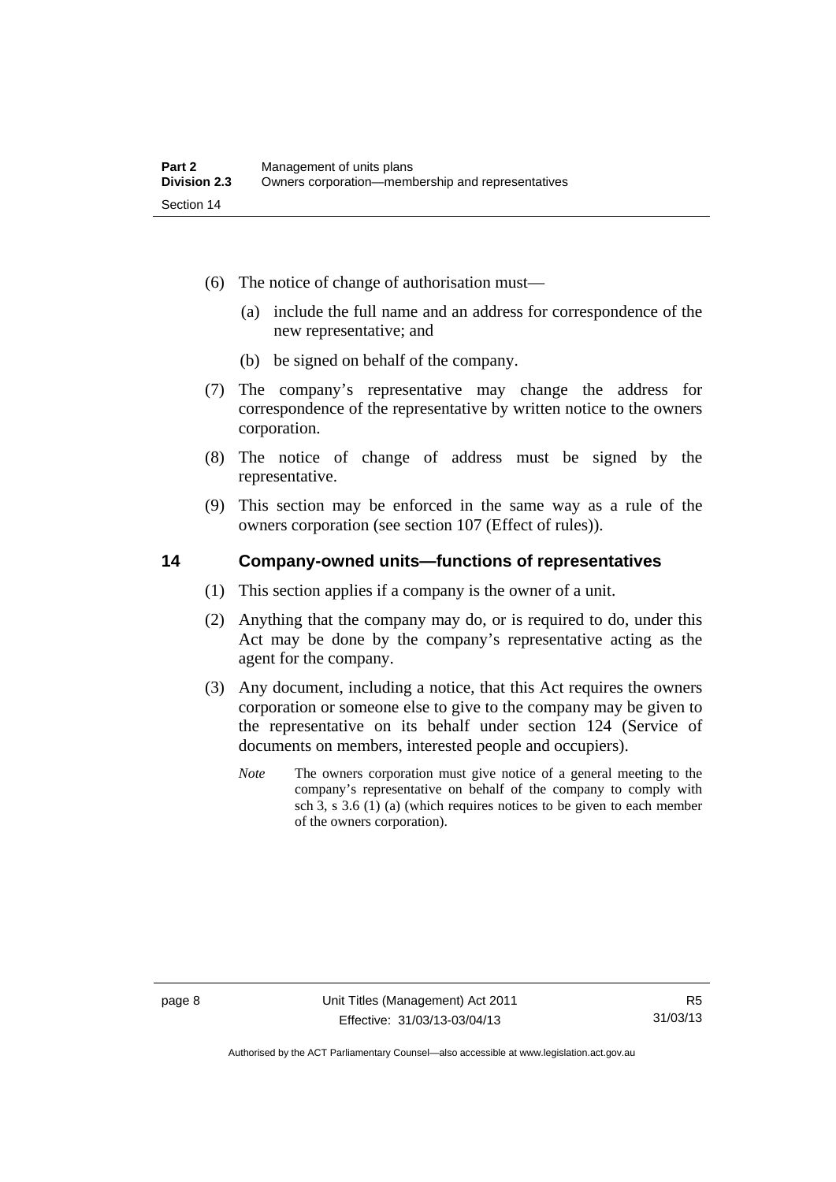(6) The notice of change of authorisation must—

  (a) include the full name and an address for correspondence of the new representative; and

  (b) be signed on behalf of the company.

(7) The company's representative may change the address for correspondence of the representative by written notice to the owners corporation.

(8) The notice of change of address must be signed by the representative.

(9) This section may be enforced in the same way as a rule of the owners corporation (see section 107 (Effect of rules)).

## 14 Company-owned units—functions of representatives

(1) This section applies if a company is the owner of a unit.

(2) Anything that the company may do, or is required to do, under this Act may be done by the company's representative acting as the agent for the company.

(3) Any document, including a notice, that this Act requires the owners corporation or someone else to give to the company may be given to the representative on its behalf under section 124 (Service of documents on members, interested people and occupiers).

*Note* The owners corporation must give notice of a general meeting to the company's representative on behalf of the company to comply with sch 3, s 3.6 (1) (a) (which requires notices to be given to each member of the owners corporation).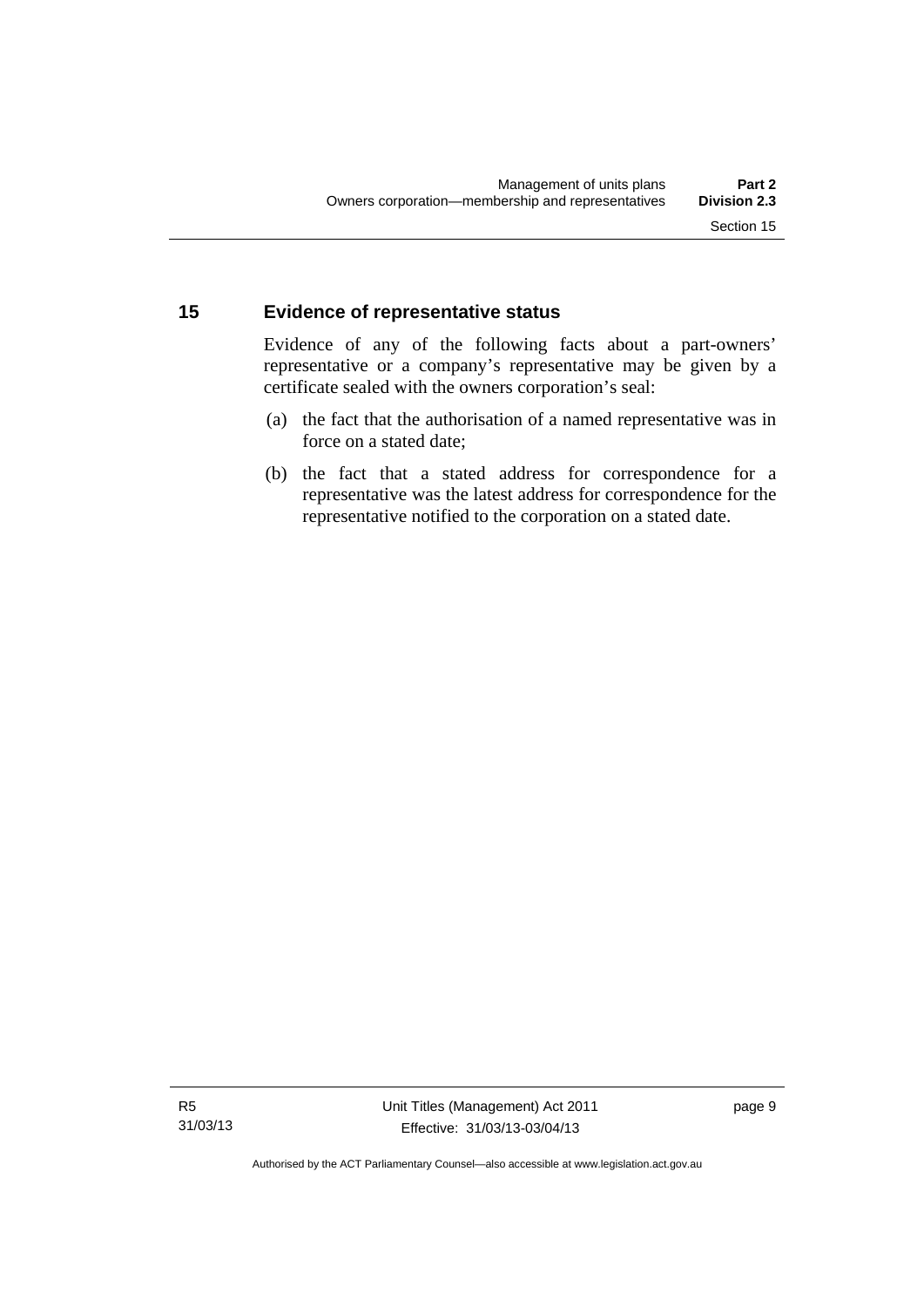## 15 Evidence of representative status

Evidence of any of the following facts about a part-owners' representative or a company's representative may be given by a certificate sealed with the owners corporation's seal:

(a) the fact that the authorisation of a named representative was in force on a stated date;

(b) the fact that a stated address for correspondence for a representative was the latest address for correspondence for the representative notified to the corporation on a stated date.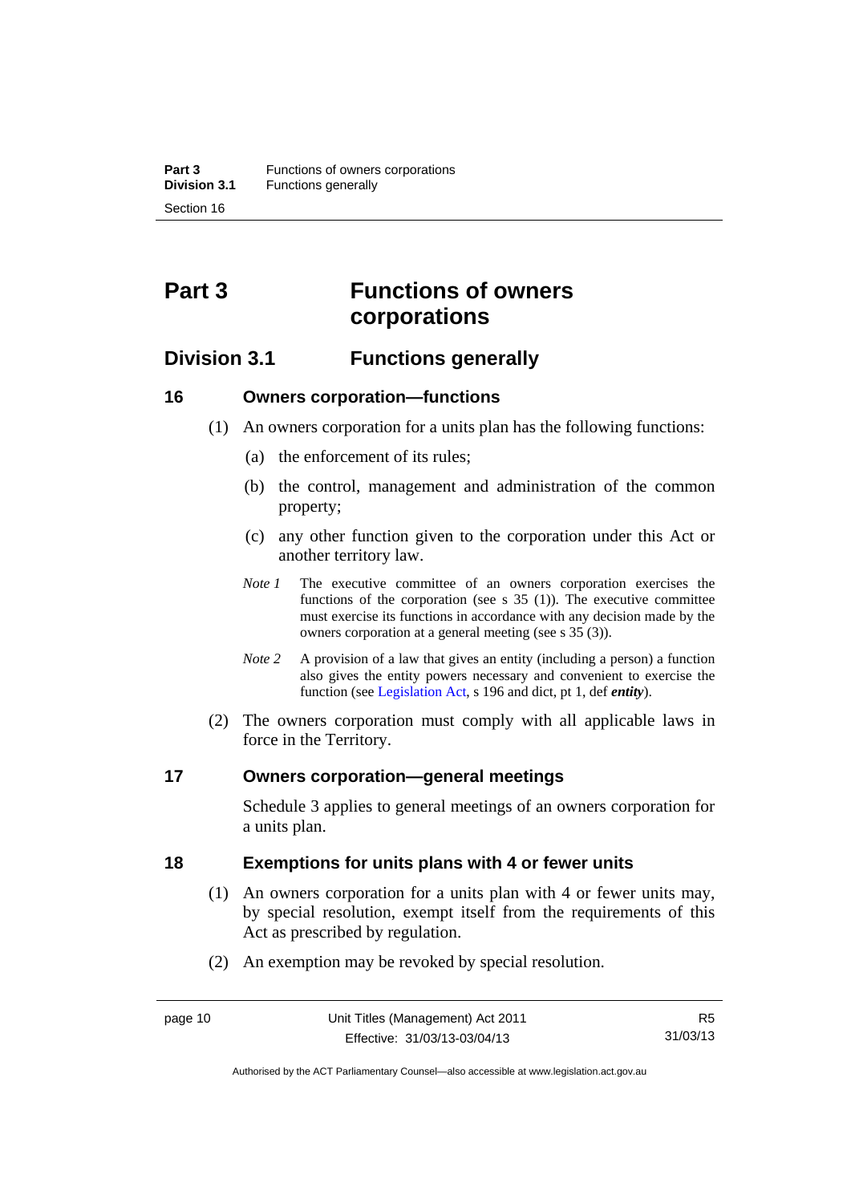# Part 3 Functions of owners corporations

## Division 3.1 Functions generally

### 16 Owners corporation—functions

(1) An owners corporation for a units plan has the following functions:

(a) the enforcement of its rules;

(b) the control, management and administration of the common property;

(c) any other function given to the corporation under this Act or another territory law.

*Note 1* The executive committee of an owners corporation exercises the functions of the corporation (see s 35 (1)). The executive committee must exercise its functions in accordance with any decision made by the owners corporation at a general meeting (see s 35 (3)).

*Note 2* A provision of a law that gives an entity (including a person) a function also gives the entity powers necessary and convenient to exercise the function (see Legislation Act, s 196 and dict, pt 1, def ***entity***).

(2) The owners corporation must comply with all applicable laws in force in the Territory.

### 17 Owners corporation—general meetings

Schedule 3 applies to general meetings of an owners corporation for a units plan.

### 18 Exemptions for units plans with 4 or fewer units

(1) An owners corporation for a units plan with 4 or fewer units may, by special resolution, exempt itself from the requirements of this Act as prescribed by regulation.

(2) An exemption may be revoked by special resolution.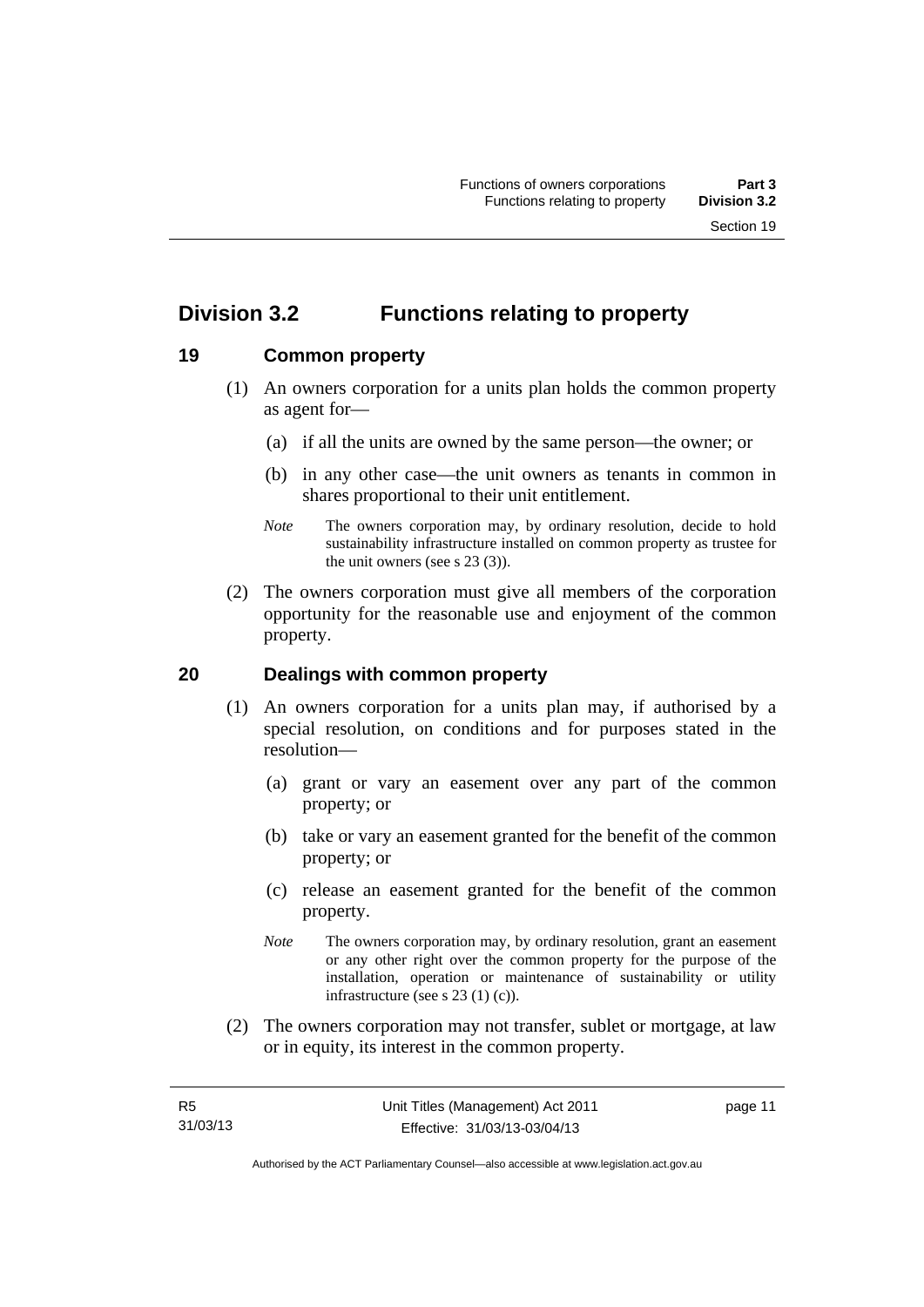## Division 3.2 Functions relating to property

### 19 Common property

(1) An owners corporation for a units plan holds the common property as agent for—

(a) if all the units are owned by the same person—the owner; or

(b) in any other case—the unit owners as tenants in common in shares proportional to their unit entitlement.

*Note* The owners corporation may, by ordinary resolution, decide to hold sustainability infrastructure installed on common property as trustee for the unit owners (see s 23 (3)).

(2) The owners corporation must give all members of the corporation opportunity for the reasonable use and enjoyment of the common property.

### 20 Dealings with common property

(1) An owners corporation for a units plan may, if authorised by a special resolution, on conditions and for purposes stated in the resolution—

(a) grant or vary an easement over any part of the common property; or

(b) take or vary an easement granted for the benefit of the common property; or

(c) release an easement granted for the benefit of the common property.

*Note* The owners corporation may, by ordinary resolution, grant an easement or any other right over the common property for the purpose of the installation, operation or maintenance of sustainability or utility infrastructure (see s 23 (1) (c)).

(2) The owners corporation may not transfer, sublet or mortgage, at law or in equity, its interest in the common property.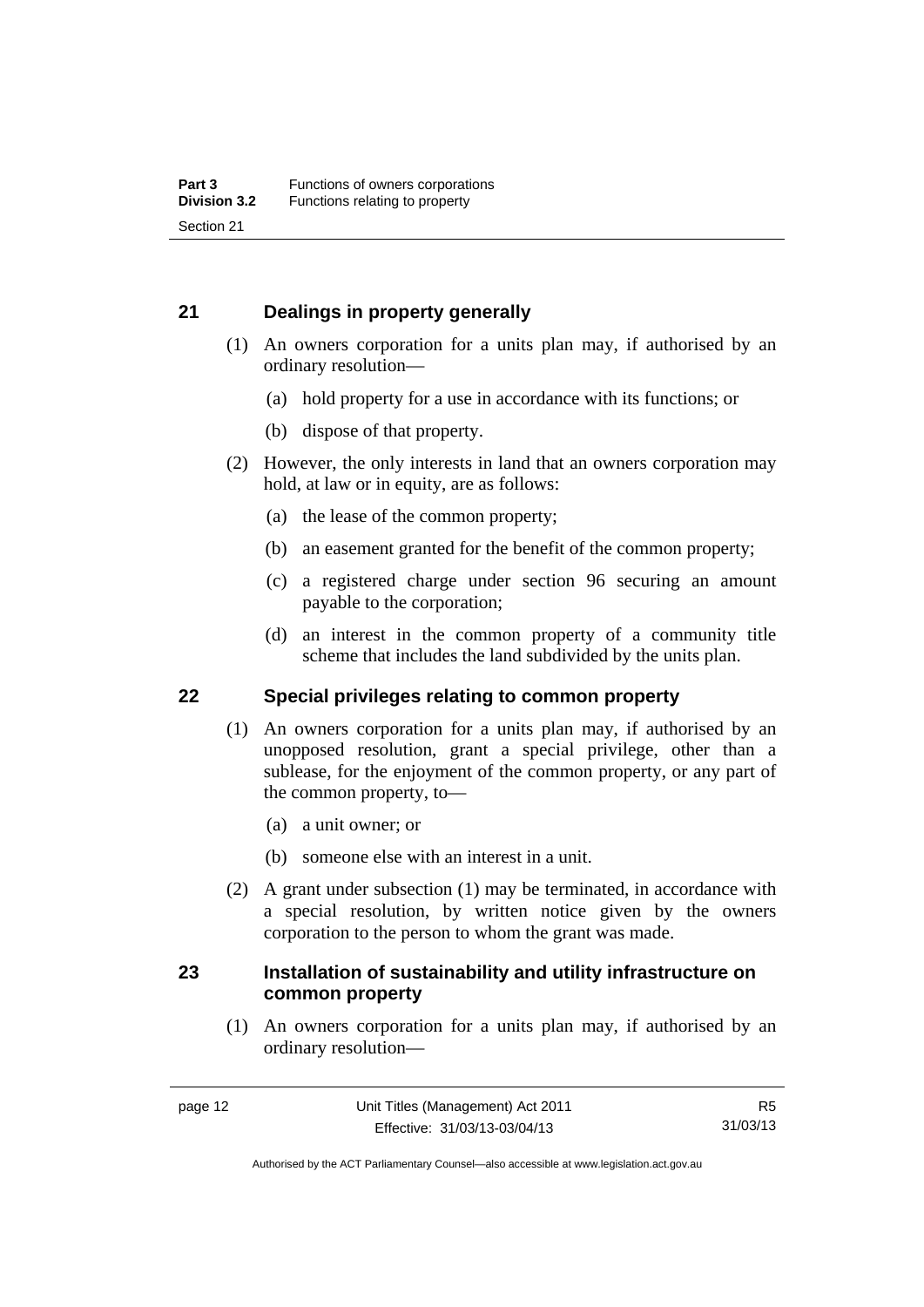## 21 Dealings in property generally

(1) An owners corporation for a units plan may, if authorised by an ordinary resolution—

(a) hold property for a use in accordance with its functions; or

(b) dispose of that property.

(2) However, the only interests in land that an owners corporation may hold, at law or in equity, are as follows:

(a) the lease of the common property;

(b) an easement granted for the benefit of the common property;

(c) a registered charge under section 96 securing an amount payable to the corporation;

(d) an interest in the common property of a community title scheme that includes the land subdivided by the units plan.

## 22 Special privileges relating to common property

(1) An owners corporation for a units plan may, if authorised by an unopposed resolution, grant a special privilege, other than a sublease, for the enjoyment of the common property, or any part of the common property, to—

(a) a unit owner; or

(b) someone else with an interest in a unit.

(2) A grant under subsection (1) may be terminated, in accordance with a special resolution, by written notice given by the owners corporation to the person to whom the grant was made.

## 23 Installation of sustainability and utility infrastructure on common property

(1) An owners corporation for a units plan may, if authorised by an ordinary resolution—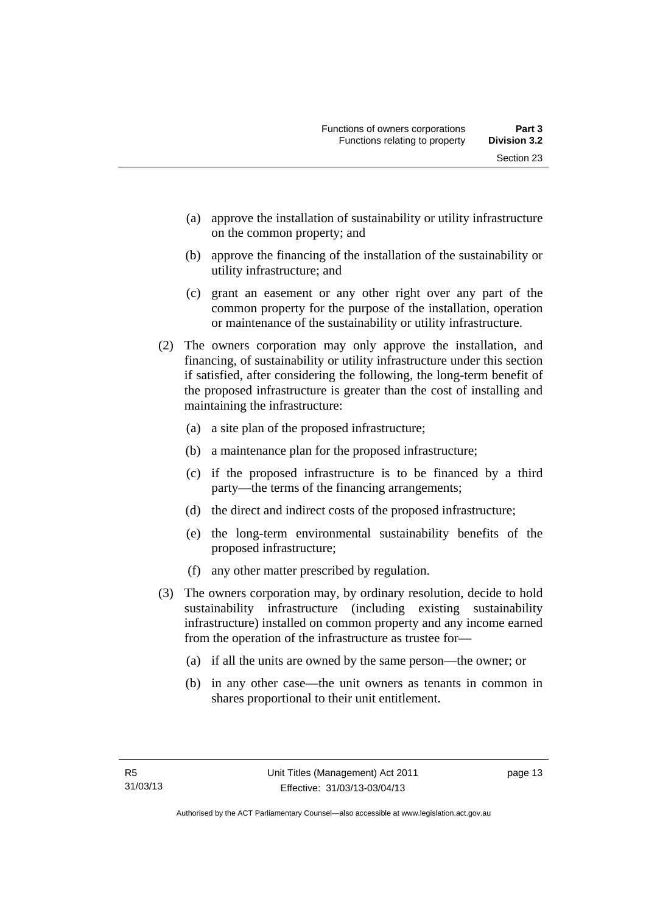(a) approve the installation of sustainability or utility infrastructure on the common property; and

(b) approve the financing of the installation of the sustainability or utility infrastructure; and

(c) grant an easement or any other right over any part of the common property for the purpose of the installation, operation or maintenance of the sustainability or utility infrastructure.

(2) The owners corporation may only approve the installation, and financing, of sustainability or utility infrastructure under this section if satisfied, after considering the following, the long-term benefit of the proposed infrastructure is greater than the cost of installing and maintaining the infrastructure:

(a) a site plan of the proposed infrastructure;

(b) a maintenance plan for the proposed infrastructure;

(c) if the proposed infrastructure is to be financed by a third party—the terms of the financing arrangements;

(d) the direct and indirect costs of the proposed infrastructure;

(e) the long-term environmental sustainability benefits of the proposed infrastructure;

(f) any other matter prescribed by regulation.

(3) The owners corporation may, by ordinary resolution, decide to hold sustainability infrastructure (including existing sustainability infrastructure) installed on common property and any income earned from the operation of the infrastructure as trustee for—

(a) if all the units are owned by the same person—the owner; or

(b) in any other case—the unit owners as tenants in common in shares proportional to their unit entitlement.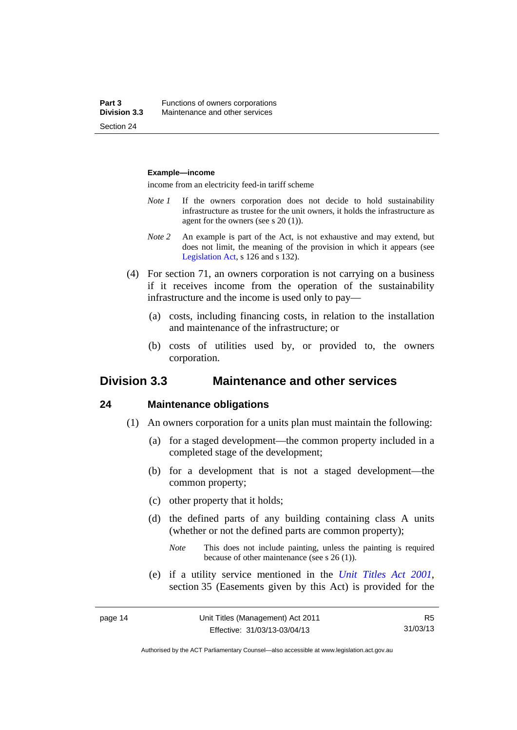**Example—income**

income from an electricity feed-in tariff scheme

*Note 1* If the owners corporation does not decide to hold sustainability infrastructure as trustee for the unit owners, it holds the infrastructure as agent for the owners (see s 20 (1)).

*Note 2* An example is part of the Act, is not exhaustive and may extend, but does not limit, the meaning of the provision in which it appears (see Legislation Act, s 126 and s 132).

(4) For section 71, an owners corporation is not carrying on a business if it receives income from the operation of the sustainability infrastructure and the income is used only to pay—

(a) costs, including financing costs, in relation to the installation and maintenance of the infrastructure; or

(b) costs of utilities used by, or provided to, the owners corporation.

## Division 3.3 Maintenance and other services

### 24 Maintenance obligations

(1) An owners corporation for a units plan must maintain the following:

(a) for a staged development—the common property included in a completed stage of the development;

(b) for a development that is not a staged development—the common property;

(c) other property that it holds;

(d) the defined parts of any building containing class A units (whether or not the defined parts are common property);

*Note* This does not include painting, unless the painting is required because of other maintenance (see s 26 (1)).

(e) if a utility service mentioned in the *Unit Titles Act 2001*, section 35 (Easements given by this Act) is provided for the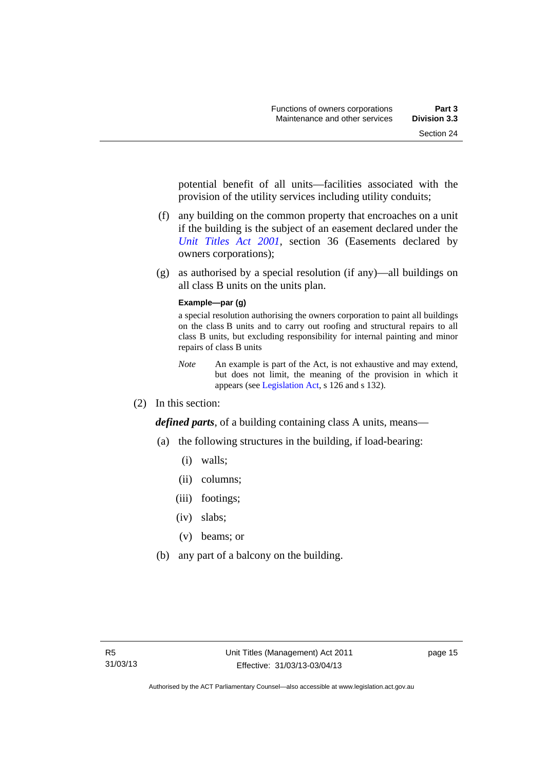potential benefit of all units—facilities associated with the provision of the utility services including utility conduits;

(f) any building on the common property that encroaches on a unit if the building is the subject of an easement declared under the *Unit Titles Act 2001*, section 36 (Easements declared by owners corporations);

(g) as authorised by a special resolution (if any)—all buildings on all class B units on the units plan.

**Example—par (g)**

a special resolution authorising the owners corporation to paint all buildings on the class B units and to carry out roofing and structural repairs to all class B units, but excluding responsibility for internal painting and minor repairs of class B units

*Note* An example is part of the Act, is not exhaustive and may extend, but does not limit, the meaning of the provision in which it appears (see Legislation Act, s 126 and s 132).

(2) In this section:

***defined parts***, of a building containing class A units, means—

(a) the following structures in the building, if load-bearing:

(i) walls;

(ii) columns;

(iii) footings;

(iv) slabs;

(v) beams; or

(b) any part of a balcony on the building.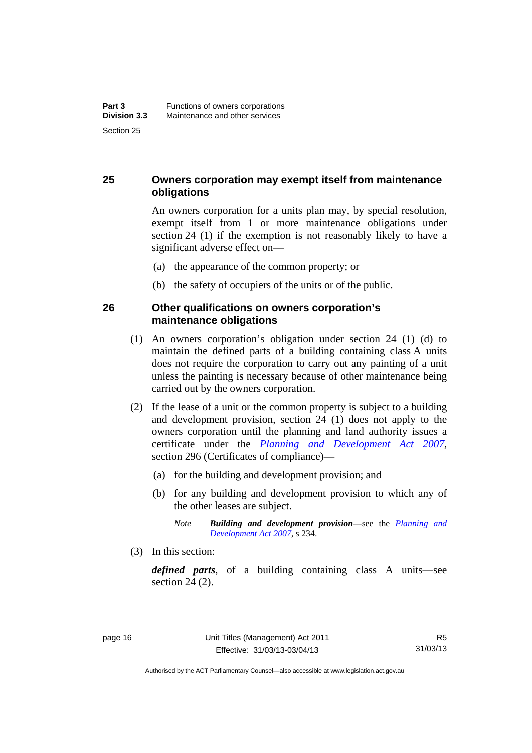## 25 Owners corporation may exempt itself from maintenance obligations

An owners corporation for a units plan may, by special resolution, exempt itself from 1 or more maintenance obligations under section 24 (1) if the exemption is not reasonably likely to have a significant adverse effect on—

(a) the appearance of the common property; or

(b) the safety of occupiers of the units or of the public.

## 26 Other qualifications on owners corporation's maintenance obligations

(1) An owners corporation's obligation under section 24 (1) (d) to maintain the defined parts of a building containing class A units does not require the corporation to carry out any painting of a unit unless the painting is necessary because of other maintenance being carried out by the owners corporation.

(2) If the lease of a unit or the common property is subject to a building and development provision, section 24 (1) does not apply to the owners corporation until the planning and land authority issues a certificate under the *Planning and Development Act 2007*, section 296 (Certificates of compliance)—

(a) for the building and development provision; and

(b) for any building and development provision to which any of the other leases are subject.

*Note* ***Building and development provision***—see the *Planning and Development Act 2007*, s 234.

(3) In this section:

***defined parts***, of a building containing class A units—see section 24 (2).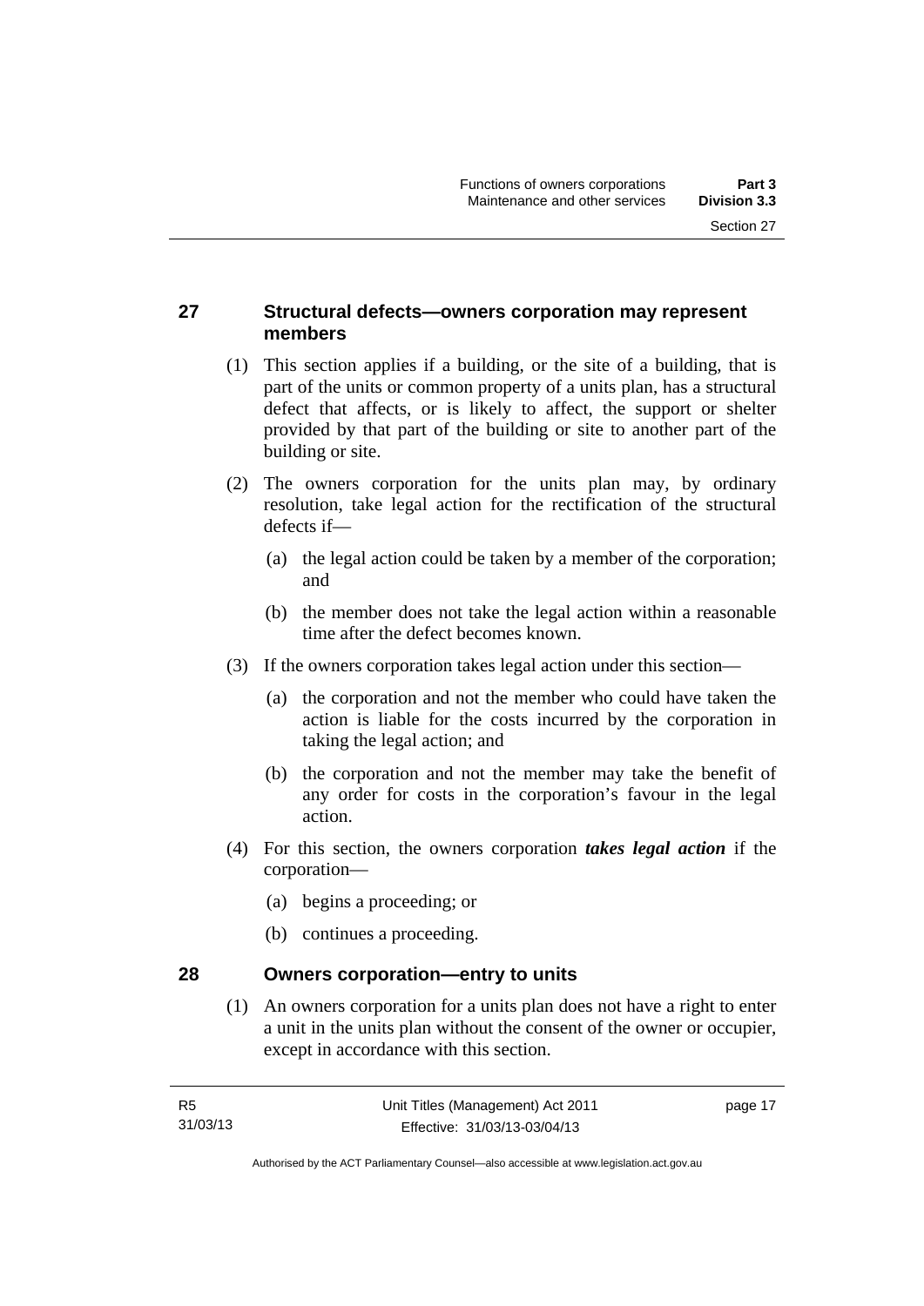## 27 Structural defects—owners corporation may represent members

(1) This section applies if a building, or the site of a building, that is part of the units or common property of a units plan, has a structural defect that affects, or is likely to affect, the support or shelter provided by that part of the building or site to another part of the building or site.

(2) The owners corporation for the units plan may, by ordinary resolution, take legal action for the rectification of the structural defects if—

(a) the legal action could be taken by a member of the corporation; and

(b) the member does not take the legal action within a reasonable time after the defect becomes known.

(3) If the owners corporation takes legal action under this section—

(a) the corporation and not the member who could have taken the action is liable for the costs incurred by the corporation in taking the legal action; and

(b) the corporation and not the member may take the benefit of any order for costs in the corporation's favour in the legal action.

(4) For this section, the owners corporation ***takes legal action*** if the corporation—

(a) begins a proceeding; or

(b) continues a proceeding.

## 28 Owners corporation—entry to units

(1) An owners corporation for a units plan does not have a right to enter a unit in the units plan without the consent of the owner or occupier, except in accordance with this section.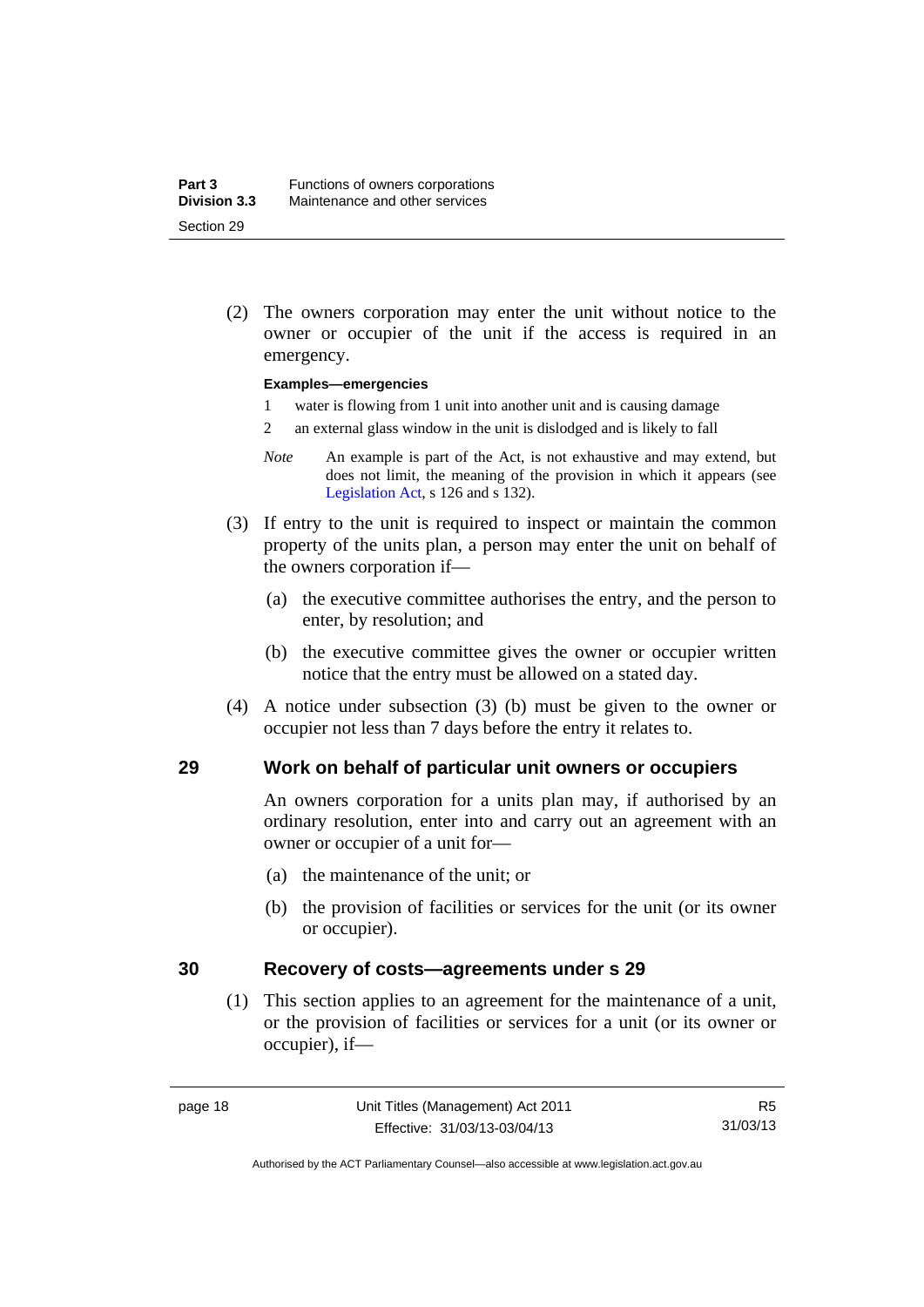(2) The owners corporation may enter the unit without notice to the owner or occupier of the unit if the access is required in an emergency.

**Examples—emergencies**

1 water is flowing from 1 unit into another unit and is causing damage

2 an external glass window in the unit is dislodged and is likely to fall

*Note* An example is part of the Act, is not exhaustive and may extend, but does not limit, the meaning of the provision in which it appears (see Legislation Act, s 126 and s 132).

(3) If entry to the unit is required to inspect or maintain the common property of the units plan, a person may enter the unit on behalf of the owners corporation if—

(a) the executive committee authorises the entry, and the person to enter, by resolution; and

(b) the executive committee gives the owner or occupier written notice that the entry must be allowed on a stated day.

(4) A notice under subsection (3) (b) must be given to the owner or occupier not less than 7 days before the entry it relates to.

## 29 Work on behalf of particular unit owners or occupiers

An owners corporation for a units plan may, if authorised by an ordinary resolution, enter into and carry out an agreement with an owner or occupier of a unit for—

(a) the maintenance of the unit; or

(b) the provision of facilities or services for the unit (or its owner or occupier).

## 30 Recovery of costs—agreements under s 29

(1) This section applies to an agreement for the maintenance of a unit, or the provision of facilities or services for a unit (or its owner or occupier), if—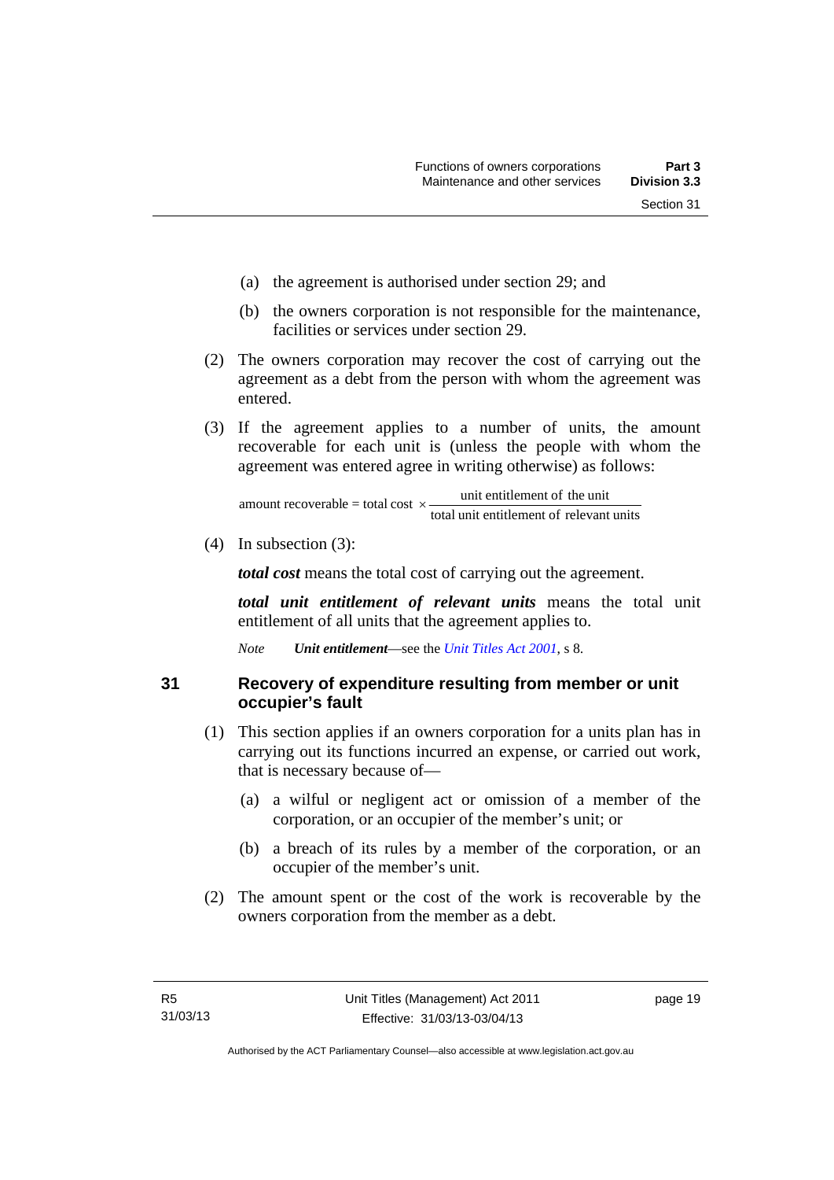(a) the agreement is authorised under section 29; and

(b) the owners corporation is not responsible for the maintenance, facilities or services under section 29.

(2) The owners corporation may recover the cost of carrying out the agreement as a debt from the person with whom the agreement was entered.

(3) If the agreement applies to a number of units, the amount recoverable for each unit is (unless the people with whom the agreement was entered agree in writing otherwise) as follows:

$$\text{amount recoverable} = \text{total cost} \times \frac{\text{unit entitlement of the unit}}{\text{total unit entitlement of relevant units}}$$

(4) In subsection (3):

***total cost*** means the total cost of carrying out the agreement.

***total unit entitlement of relevant units*** means the total unit entitlement of all units that the agreement applies to.

*Note* ***Unit entitlement***—see the *Unit Titles Act 2001*, s 8.

## 31 Recovery of expenditure resulting from member or unit occupier's fault

(1) This section applies if an owners corporation for a units plan has in carrying out its functions incurred an expense, or carried out work, that is necessary because of—

(a) a wilful or negligent act or omission of a member of the corporation, or an occupier of the member's unit; or

(b) a breach of its rules by a member of the corporation, or an occupier of the member's unit.

(2) The amount spent or the cost of the work is recoverable by the owners corporation from the member as a debt.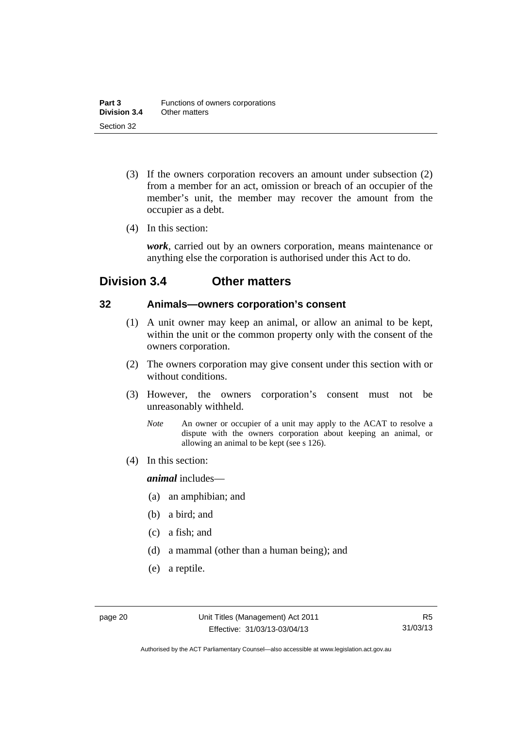(3) If the owners corporation recovers an amount under subsection (2) from a member for an act, omission or breach of an occupier of the member's unit, the member may recover the amount from the occupier as a debt.

(4) In this section:

***work***, carried out by an owners corporation, means maintenance or anything else the corporation is authorised under this Act to do.

## Division 3.4 Other matters

### 32 Animals—owners corporation's consent

(1) A unit owner may keep an animal, or allow an animal to be kept, within the unit or the common property only with the consent of the owners corporation.

(2) The owners corporation may give consent under this section with or without conditions.

(3) However, the owners corporation's consent must not be unreasonably withheld.

*Note* An owner or occupier of a unit may apply to the ACAT to resolve a dispute with the owners corporation about keeping an animal, or allowing an animal to be kept (see s 126).

(4) In this section:

***animal*** includes—

(a) an amphibian; and

(b) a bird; and

(c) a fish; and

(d) a mammal (other than a human being); and

(e) a reptile.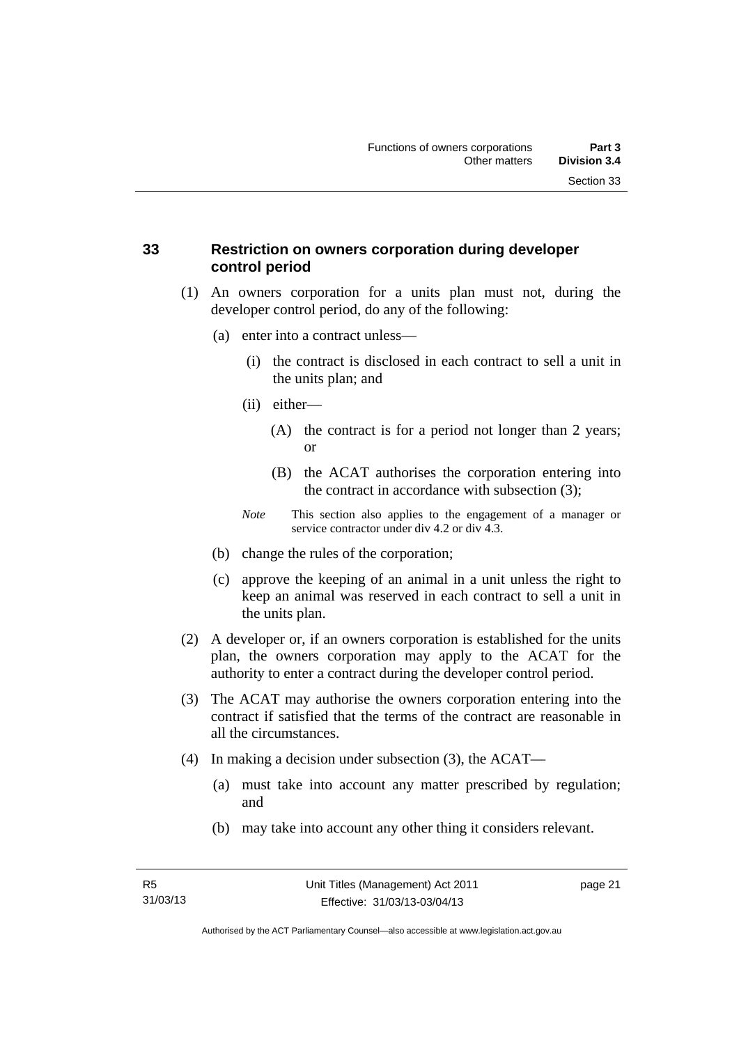## 33 Restriction on owners corporation during developer control period

(1) An owners corporation for a units plan must not, during the developer control period, do any of the following:

(a) enter into a contract unless—

(i) the contract is disclosed in each contract to sell a unit in the units plan; and

(ii) either—

(A) the contract is for a period not longer than 2 years; or

(B) the ACAT authorises the corporation entering into the contract in accordance with subsection (3);

*Note* This section also applies to the engagement of a manager or service contractor under div 4.2 or div 4.3.

(b) change the rules of the corporation;

(c) approve the keeping of an animal in a unit unless the right to keep an animal was reserved in each contract to sell a unit in the units plan.

(2) A developer or, if an owners corporation is established for the units plan, the owners corporation may apply to the ACAT for the authority to enter a contract during the developer control period.

(3) The ACAT may authorise the owners corporation entering into the contract if satisfied that the terms of the contract are reasonable in all the circumstances.

(4) In making a decision under subsection (3), the ACAT—

(a) must take into account any matter prescribed by regulation; and

(b) may take into account any other thing it considers relevant.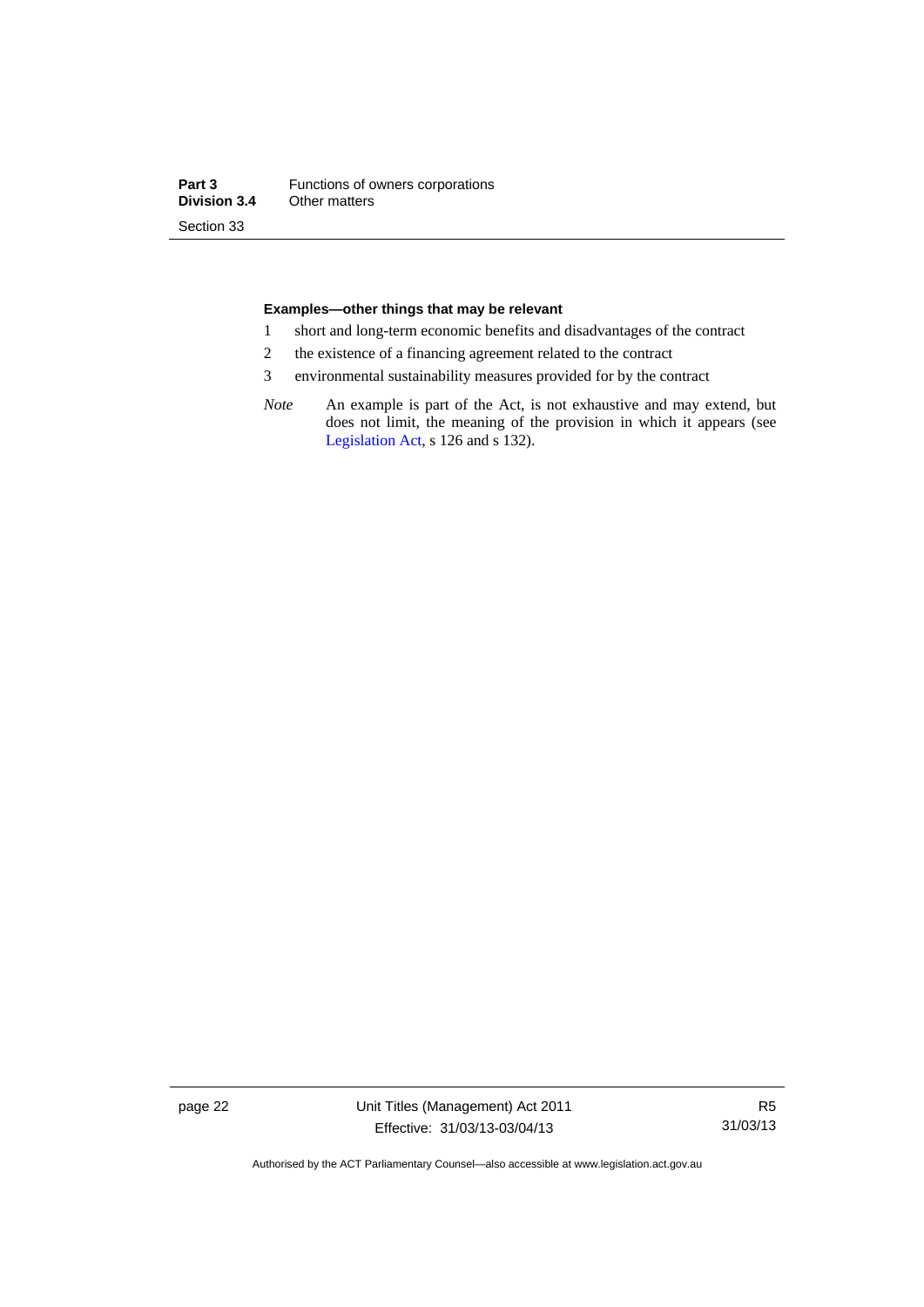**Examples—other things that may be relevant**

1 short and long-term economic benefits and disadvantages of the contract

2 the existence of a financing agreement related to the contract

3 environmental sustainability measures provided for by the contract

*Note* An example is part of the Act, is not exhaustive and may extend, but does not limit, the meaning of the provision in which it appears (see Legislation Act, s 126 and s 132).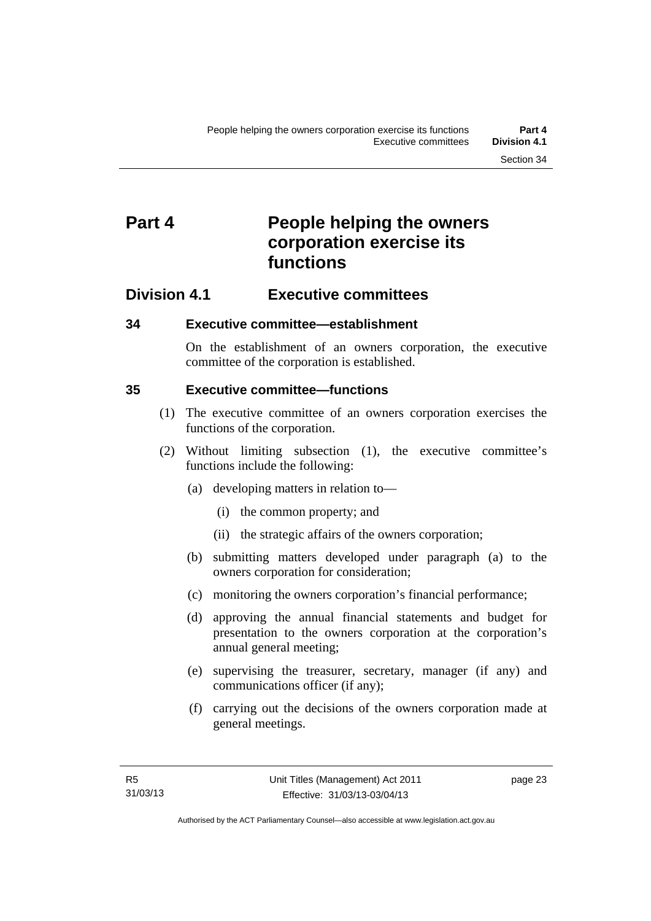# Part 4 People helping the owners corporation exercise its functions

## Division 4.1 Executive committees

### 34 Executive committee—establishment

On the establishment of an owners corporation, the executive committee of the corporation is established.

### 35 Executive committee—functions

(1) The executive committee of an owners corporation exercises the functions of the corporation.

(2) Without limiting subsection (1), the executive committee's functions include the following:

(a) developing matters in relation to—

(i) the common property; and

(ii) the strategic affairs of the owners corporation;

(b) submitting matters developed under paragraph (a) to the owners corporation for consideration;

(c) monitoring the owners corporation's financial performance;

(d) approving the annual financial statements and budget for presentation to the owners corporation at the corporation's annual general meeting;

(e) supervising the treasurer, secretary, manager (if any) and communications officer (if any);

(f) carrying out the decisions of the owners corporation made at general meetings.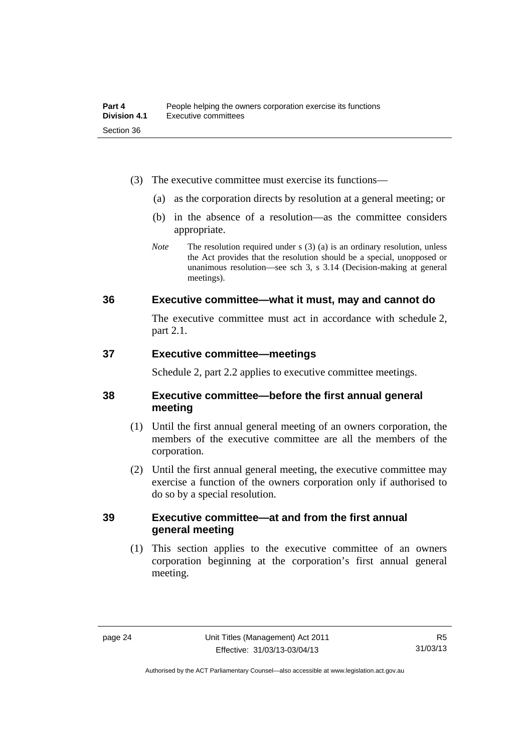(3) The executive committee must exercise its functions—

(a) as the corporation directs by resolution at a general meeting; or

(b) in the absence of a resolution—as the committee considers appropriate.

*Note* The resolution required under s (3) (a) is an ordinary resolution, unless the Act provides that the resolution should be a special, unopposed or unanimous resolution—see sch 3, s 3.14 (Decision-making at general meetings).

## 36 Executive committee—what it must, may and cannot do

The executive committee must act in accordance with schedule 2, part 2.1.

## 37 Executive committee—meetings

Schedule 2, part 2.2 applies to executive committee meetings.

## 38 Executive committee—before the first annual general meeting

(1) Until the first annual general meeting of an owners corporation, the members of the executive committee are all the members of the corporation.

(2) Until the first annual general meeting, the executive committee may exercise a function of the owners corporation only if authorised to do so by a special resolution.

## 39 Executive committee—at and from the first annual general meeting

(1) This section applies to the executive committee of an owners corporation beginning at the corporation's first annual general meeting.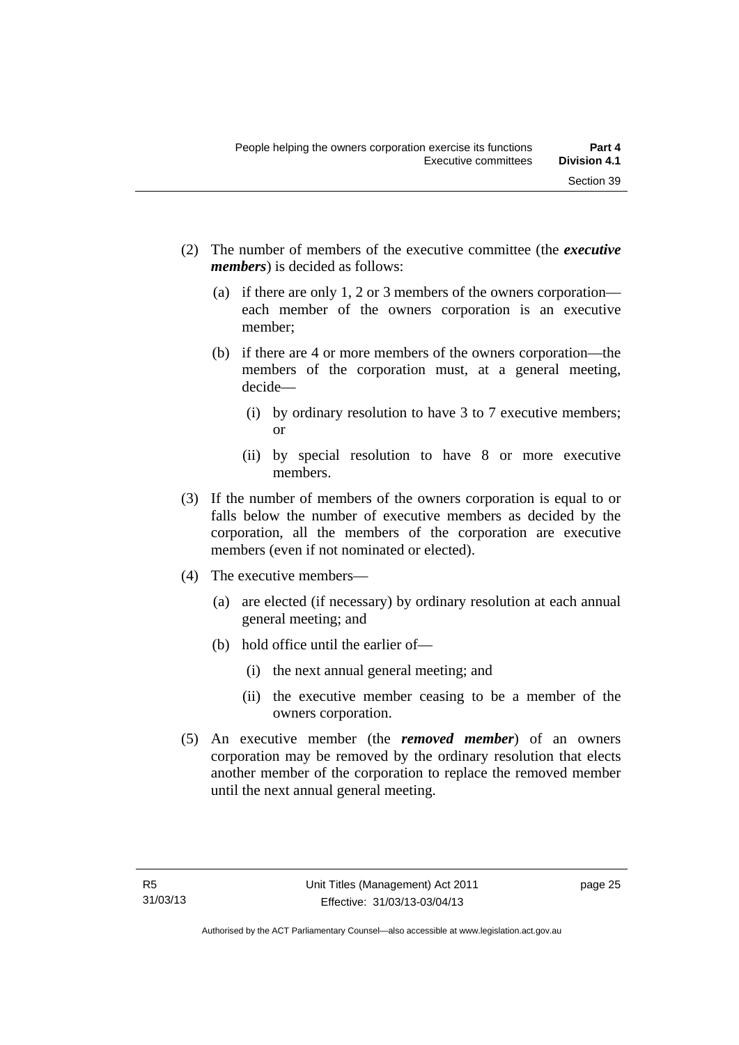(2) The number of members of the executive committee (the ***executive members***) is decided as follows:

  (a) if there are only 1, 2 or 3 members of the owners corporation—each member of the owners corporation is an executive member;

  (b) if there are 4 or more members of the owners corporation—the members of the corporation must, at a general meeting, decide—

    (i) by ordinary resolution to have 3 to 7 executive members; or

    (ii) by special resolution to have 8 or more executive members.

(3) If the number of members of the owners corporation is equal to or falls below the number of executive members as decided by the corporation, all the members of the corporation are executive members (even if not nominated or elected).

(4) The executive members—

  (a) are elected (if necessary) by ordinary resolution at each annual general meeting; and

  (b) hold office until the earlier of—

    (i) the next annual general meeting; and

    (ii) the executive member ceasing to be a member of the owners corporation.

(5) An executive member (the ***removed member***) of an owners corporation may be removed by the ordinary resolution that elects another member of the corporation to replace the removed member until the next annual general meeting.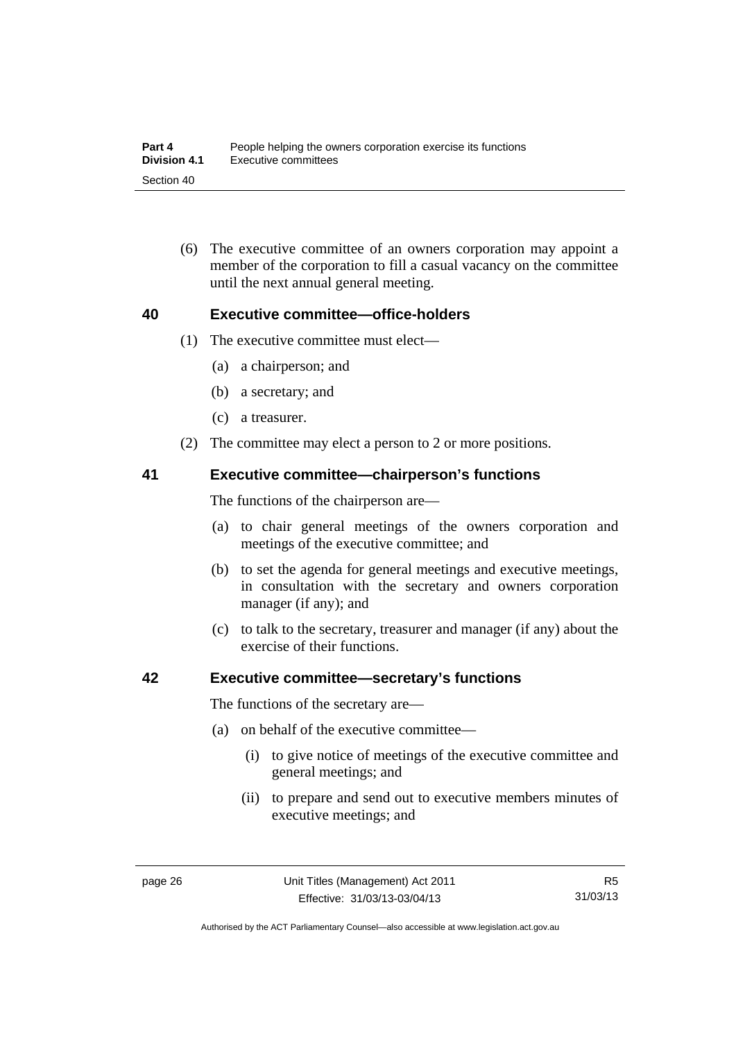(6) The executive committee of an owners corporation may appoint a member of the corporation to fill a casual vacancy on the committee until the next annual general meeting.

## 40 Executive committee—office-holders

(1) The executive committee must elect—

(a) a chairperson; and

(b) a secretary; and

(c) a treasurer.

(2) The committee may elect a person to 2 or more positions.

## 41 Executive committee—chairperson's functions

The functions of the chairperson are—

(a) to chair general meetings of the owners corporation and meetings of the executive committee; and

(b) to set the agenda for general meetings and executive meetings, in consultation with the secretary and owners corporation manager (if any); and

(c) to talk to the secretary, treasurer and manager (if any) about the exercise of their functions.

## 42 Executive committee—secretary's functions

The functions of the secretary are—

(a) on behalf of the executive committee—

(i) to give notice of meetings of the executive committee and general meetings; and

(ii) to prepare and send out to executive members minutes of executive meetings; and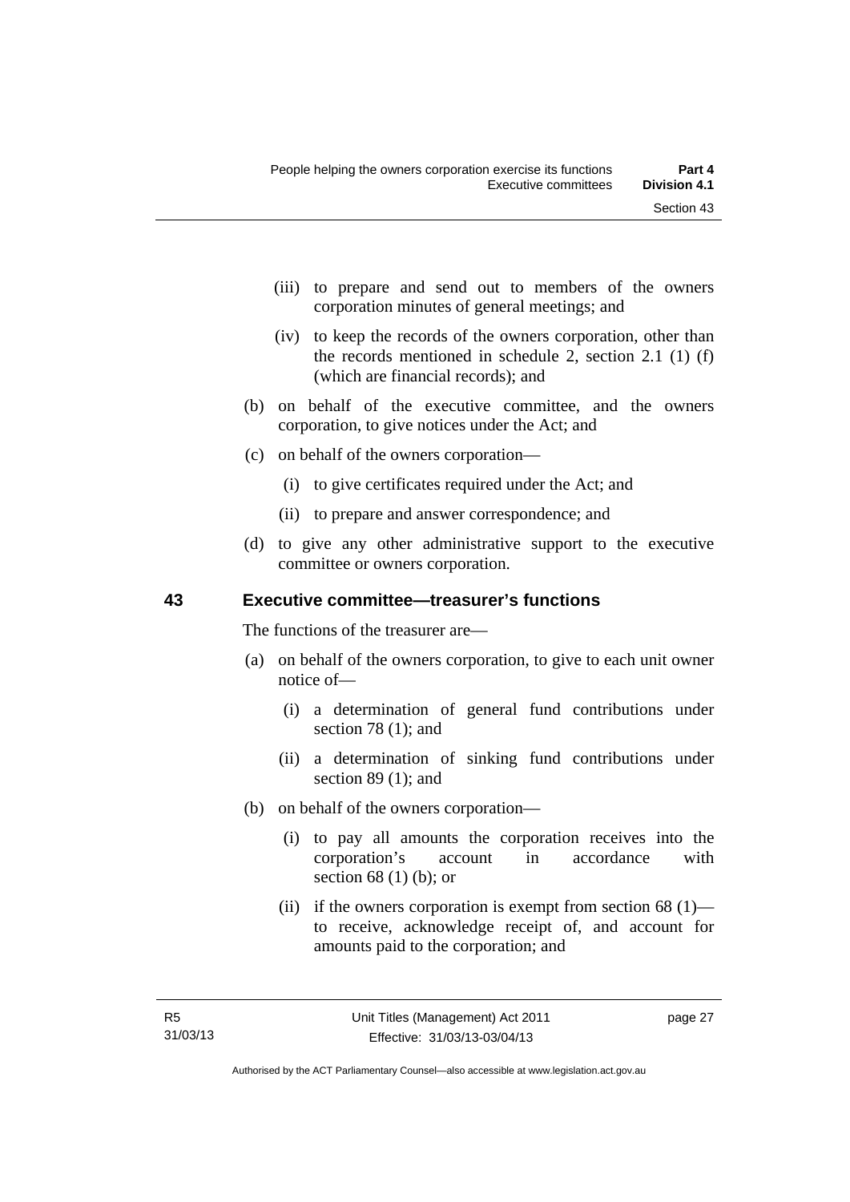(iii) to prepare and send out to members of the owners corporation minutes of general meetings; and

(iv) to keep the records of the owners corporation, other than the records mentioned in schedule 2, section 2.1 (1) (f) (which are financial records); and

(b) on behalf of the executive committee, and the owners corporation, to give notices under the Act; and

(c) on behalf of the owners corporation—

(i) to give certificates required under the Act; and

(ii) to prepare and answer correspondence; and

(d) to give any other administrative support to the executive committee or owners corporation.

## 43 Executive committee—treasurer's functions

The functions of the treasurer are—

(a) on behalf of the owners corporation, to give to each unit owner notice of—

(i) a determination of general fund contributions under section 78 (1); and

(ii) a determination of sinking fund contributions under section 89 (1); and

(b) on behalf of the owners corporation—

(i) to pay all amounts the corporation receives into the corporation's account in accordance with section 68 (1) (b); or

(ii) if the owners corporation is exempt from section 68 (1)—to receive, acknowledge receipt of, and account for amounts paid to the corporation; and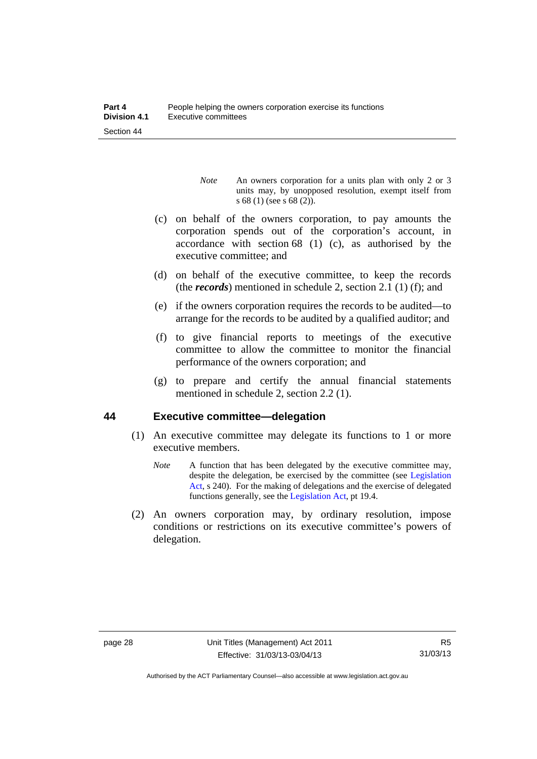*Note* An owners corporation for a units plan with only 2 or 3 units may, by unopposed resolution, exempt itself from s 68 (1) (see s 68 (2)).

(c) on behalf of the owners corporation, to pay amounts the corporation spends out of the corporation's account, in accordance with section 68 (1) (c), as authorised by the executive committee; and

(d) on behalf of the executive committee, to keep the records (the ***records***) mentioned in schedule 2, section 2.1 (1) (f); and

(e) if the owners corporation requires the records to be audited—to arrange for the records to be audited by a qualified auditor; and

(f) to give financial reports to meetings of the executive committee to allow the committee to monitor the financial performance of the owners corporation; and

(g) to prepare and certify the annual financial statements mentioned in schedule 2, section 2.2 (1).

## 44 Executive committee—delegation

(1) An executive committee may delegate its functions to 1 or more executive members.

*Note* A function that has been delegated by the executive committee may, despite the delegation, be exercised by the committee (see Legislation Act, s 240). For the making of delegations and the exercise of delegated functions generally, see the Legislation Act, pt 19.4.

(2) An owners corporation may, by ordinary resolution, impose conditions or restrictions on its executive committee's powers of delegation.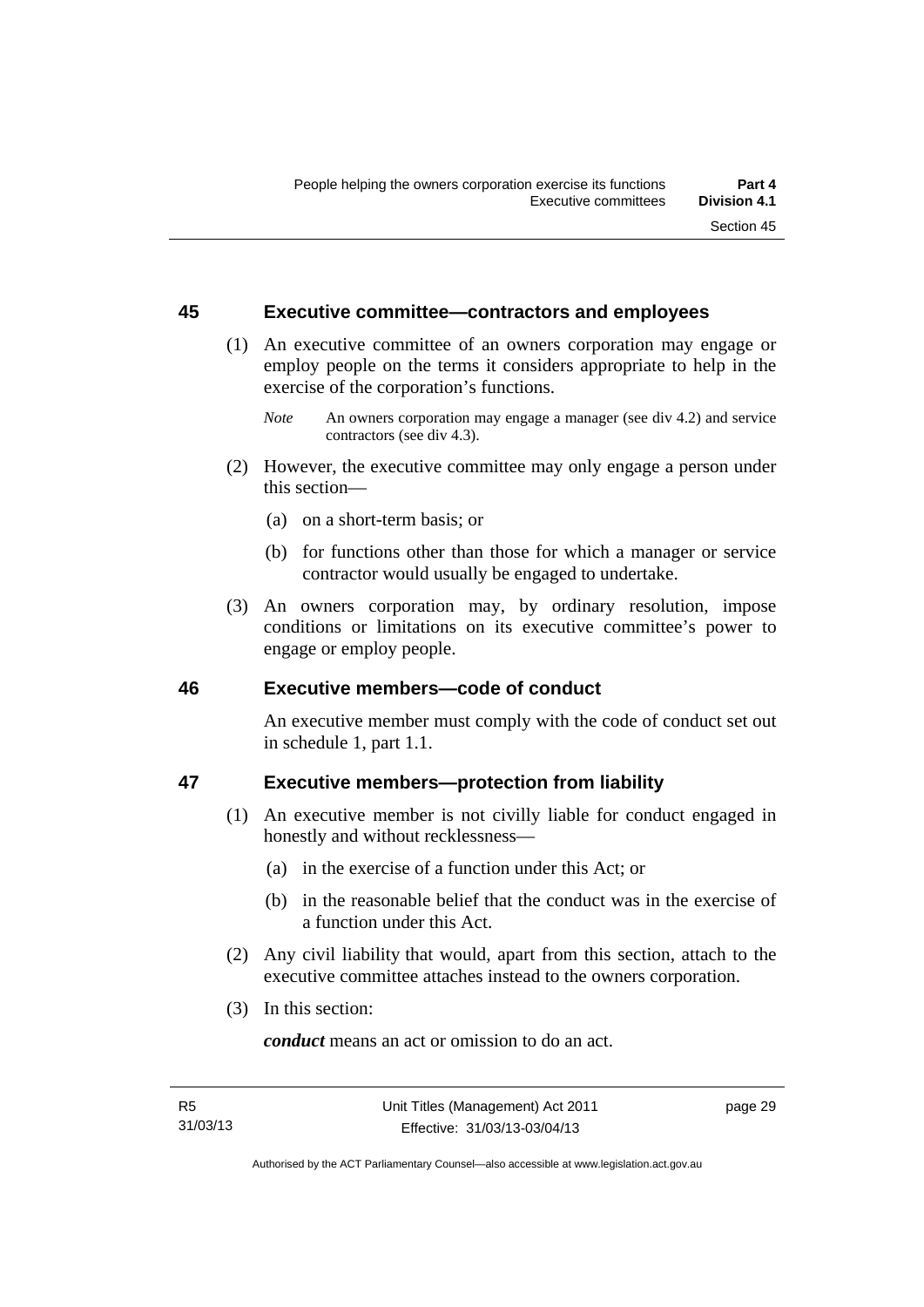## 45 Executive committee—contractors and employees

(1) An executive committee of an owners corporation may engage or employ people on the terms it considers appropriate to help in the exercise of the corporation's functions.

*Note* An owners corporation may engage a manager (see div 4.2) and service contractors (see div 4.3).

(2) However, the executive committee may only engage a person under this section—

(a) on a short-term basis; or

(b) for functions other than those for which a manager or service contractor would usually be engaged to undertake.

(3) An owners corporation may, by ordinary resolution, impose conditions or limitations on its executive committee's power to engage or employ people.

## 46 Executive members—code of conduct

An executive member must comply with the code of conduct set out in schedule 1, part 1.1.

## 47 Executive members—protection from liability

(1) An executive member is not civilly liable for conduct engaged in honestly and without recklessness—

(a) in the exercise of a function under this Act; or

(b) in the reasonable belief that the conduct was in the exercise of a function under this Act.

(2) Any civil liability that would, apart from this section, attach to the executive committee attaches instead to the owners corporation.

(3) In this section:

***conduct*** means an act or omission to do an act.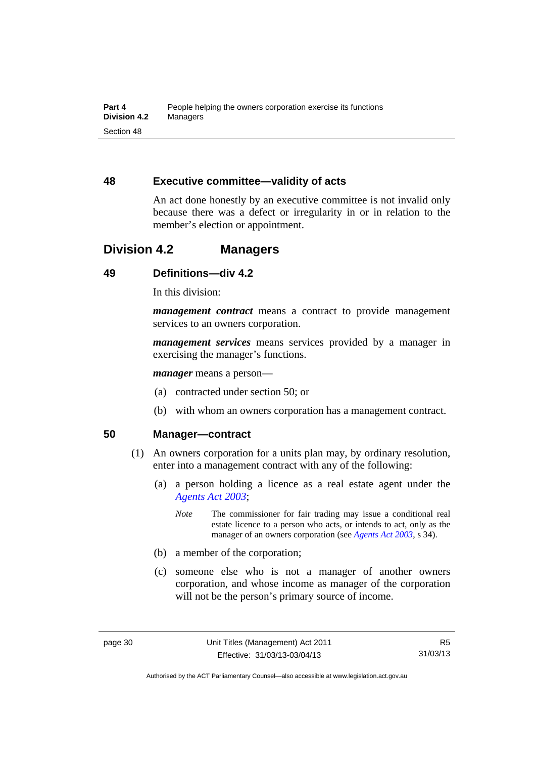### 48 Executive committee—validity of acts

An act done honestly by an executive committee is not invalid only because there was a defect or irregularity in or in relation to the member's election or appointment.

## Division 4.2 Managers

### 49 Definitions—div 4.2

In this division:

***management contract*** means a contract to provide management services to an owners corporation.

***management services*** means services provided by a manager in exercising the manager's functions.

***manager*** means a person—

(a) contracted under section 50; or

(b) with whom an owners corporation has a management contract.

### 50 Manager—contract

(1) An owners corporation for a units plan may, by ordinary resolution, enter into a management contract with any of the following:

(a) a person holding a licence as a real estate agent under the *Agents Act 2003*;

*Note* The commissioner for fair trading may issue a conditional real estate licence to a person who acts, or intends to act, only as the manager of an owners corporation (see *Agents Act 2003*, s 34).

(b) a member of the corporation;

(c) someone else who is not a manager of another owners corporation, and whose income as manager of the corporation will not be the person's primary source of income.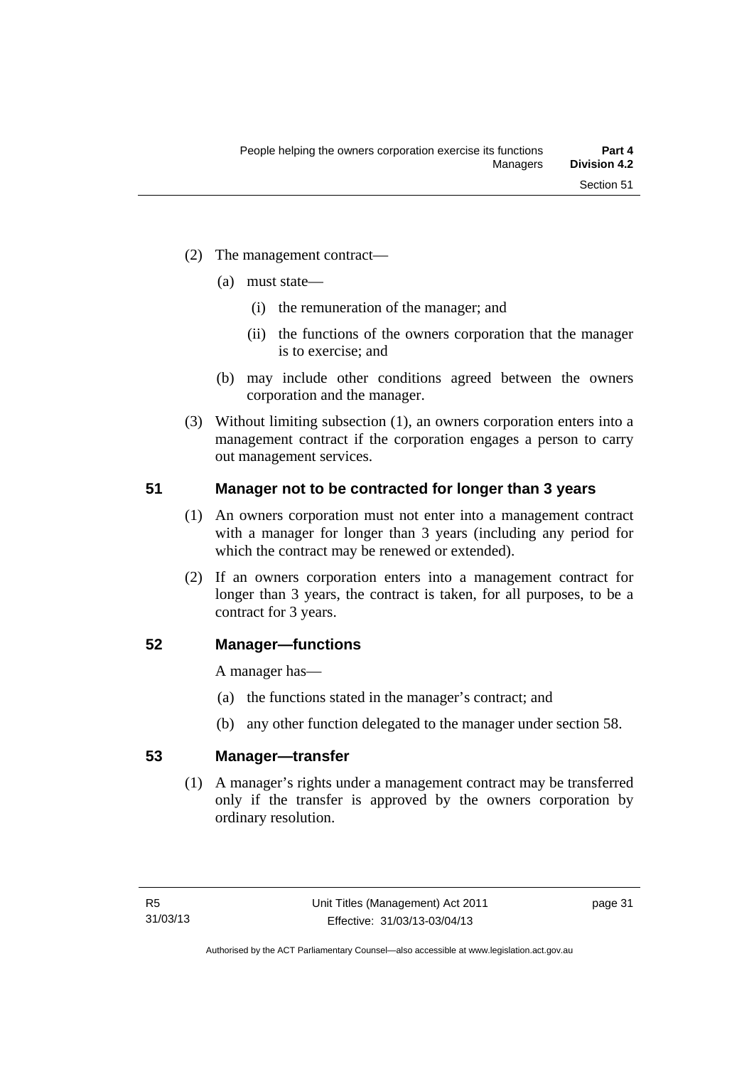(2) The management contract—

  (a) must state—

    (i) the remuneration of the manager; and

    (ii) the functions of the owners corporation that the manager is to exercise; and

  (b) may include other conditions agreed between the owners corporation and the manager.

(3) Without limiting subsection (1), an owners corporation enters into a management contract if the corporation engages a person to carry out management services.

## 51 Manager not to be contracted for longer than 3 years

(1) An owners corporation must not enter into a management contract with a manager for longer than 3 years (including any period for which the contract may be renewed or extended).

(2) If an owners corporation enters into a management contract for longer than 3 years, the contract is taken, for all purposes, to be a contract for 3 years.

## 52 Manager—functions

A manager has—

  (a) the functions stated in the manager's contract; and

  (b) any other function delegated to the manager under section 58.

## 53 Manager—transfer

(1) A manager's rights under a management contract may be transferred only if the transfer is approved by the owners corporation by ordinary resolution.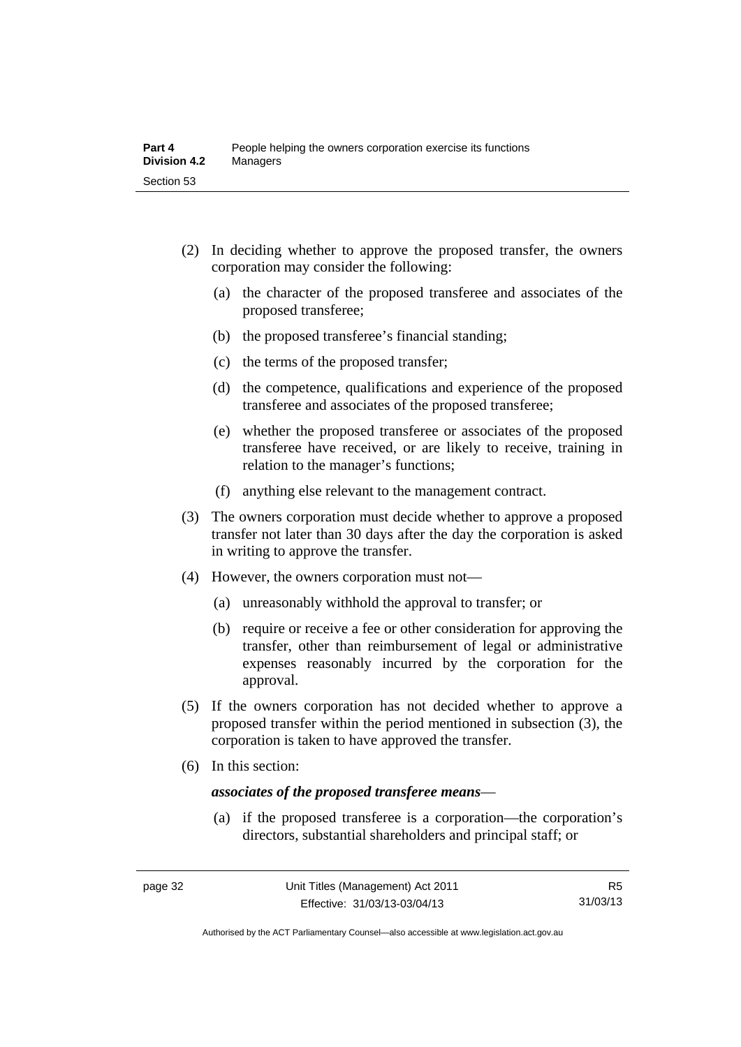(2) In deciding whether to approve the proposed transfer, the owners corporation may consider the following:

(a) the character of the proposed transferee and associates of the proposed transferee;

(b) the proposed transferee's financial standing;

(c) the terms of the proposed transfer;

(d) the competence, qualifications and experience of the proposed transferee and associates of the proposed transferee;

(e) whether the proposed transferee or associates of the proposed transferee have received, or are likely to receive, training in relation to the manager's functions;

(f) anything else relevant to the management contract.

(3) The owners corporation must decide whether to approve a proposed transfer not later than 30 days after the day the corporation is asked in writing to approve the transfer.

(4) However, the owners corporation must not—

(a) unreasonably withhold the approval to transfer; or

(b) require or receive a fee or other consideration for approving the transfer, other than reimbursement of legal or administrative expenses reasonably incurred by the corporation for the approval.

(5) If the owners corporation has not decided whether to approve a proposed transfer within the period mentioned in subsection (3), the corporation is taken to have approved the transfer.

(6) In this section:

***associates of the proposed transferee means***—

(a) if the proposed transferee is a corporation—the corporation's directors, substantial shareholders and principal staff; or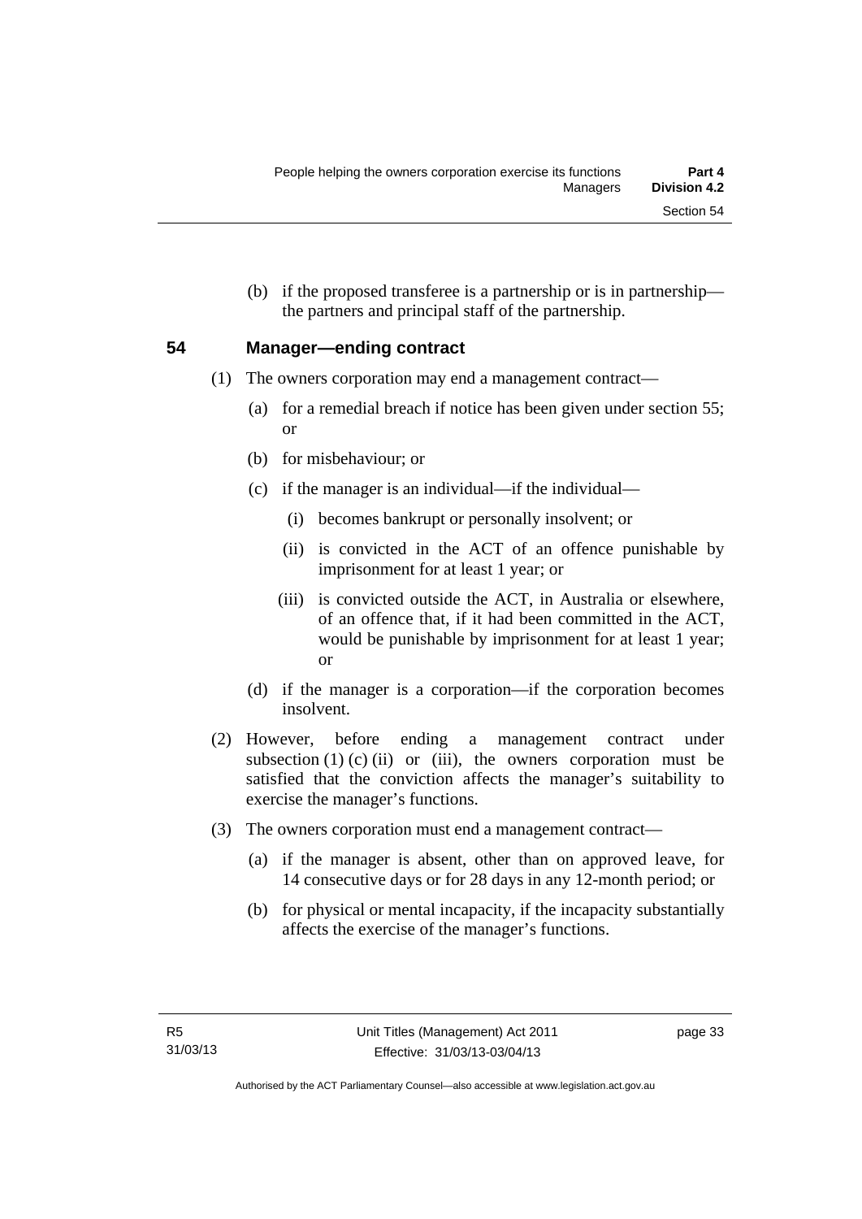(b) if the proposed transferee is a partnership or is in partnership—the partners and principal staff of the partnership.

## 54 Manager—ending contract

(1) The owners corporation may end a management contract—

(a) for a remedial breach if notice has been given under section 55; or

(b) for misbehaviour; or

(c) if the manager is an individual—if the individual—

(i) becomes bankrupt or personally insolvent; or

(ii) is convicted in the ACT of an offence punishable by imprisonment for at least 1 year; or

(iii) is convicted outside the ACT, in Australia or elsewhere, of an offence that, if it had been committed in the ACT, would be punishable by imprisonment for at least 1 year; or

(d) if the manager is a corporation—if the corporation becomes insolvent.

(2) However, before ending a management contract under subsection (1) (c) (ii) or (iii), the owners corporation must be satisfied that the conviction affects the manager's suitability to exercise the manager's functions.

(3) The owners corporation must end a management contract—

(a) if the manager is absent, other than on approved leave, for 14 consecutive days or for 28 days in any 12-month period; or

(b) for physical or mental incapacity, if the incapacity substantially affects the exercise of the manager's functions.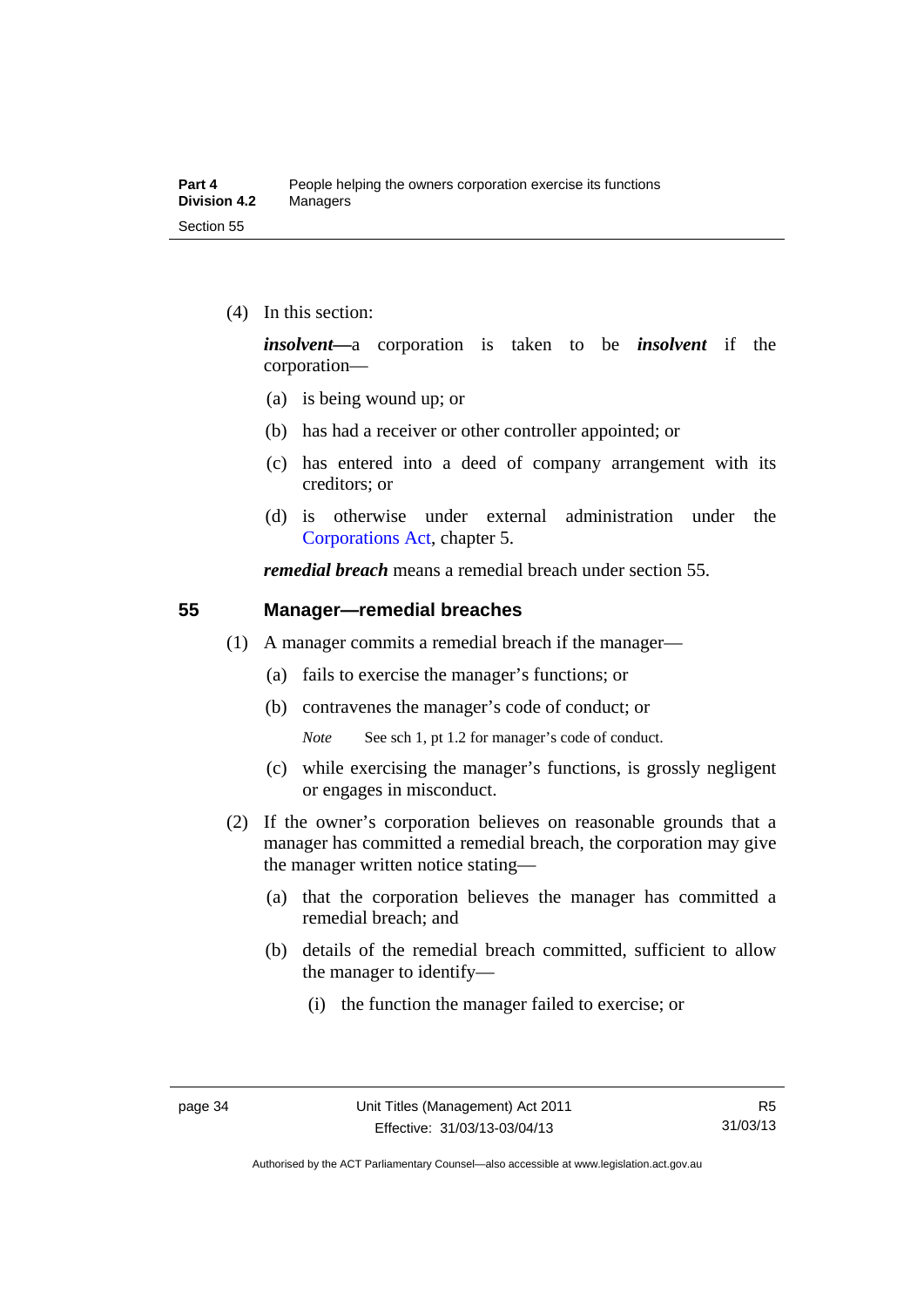(4) In this section:

***insolvent***—a corporation is taken to be ***insolvent*** if the corporation—

(a) is being wound up; or

(b) has had a receiver or other controller appointed; or

(c) has entered into a deed of company arrangement with its creditors; or

(d) is otherwise under external administration under the Corporations Act, chapter 5.

***remedial breach*** means a remedial breach under section 55.

## 55 Manager—remedial breaches

(1) A manager commits a remedial breach if the manager—

(a) fails to exercise the manager's functions; or

(b) contravenes the manager's code of conduct; or

*Note* See sch 1, pt 1.2 for manager's code of conduct.

(c) while exercising the manager's functions, is grossly negligent or engages in misconduct.

(2) If the owner's corporation believes on reasonable grounds that a manager has committed a remedial breach, the corporation may give the manager written notice stating—

(a) that the corporation believes the manager has committed a remedial breach; and

(b) details of the remedial breach committed, sufficient to allow the manager to identify—

(i) the function the manager failed to exercise; or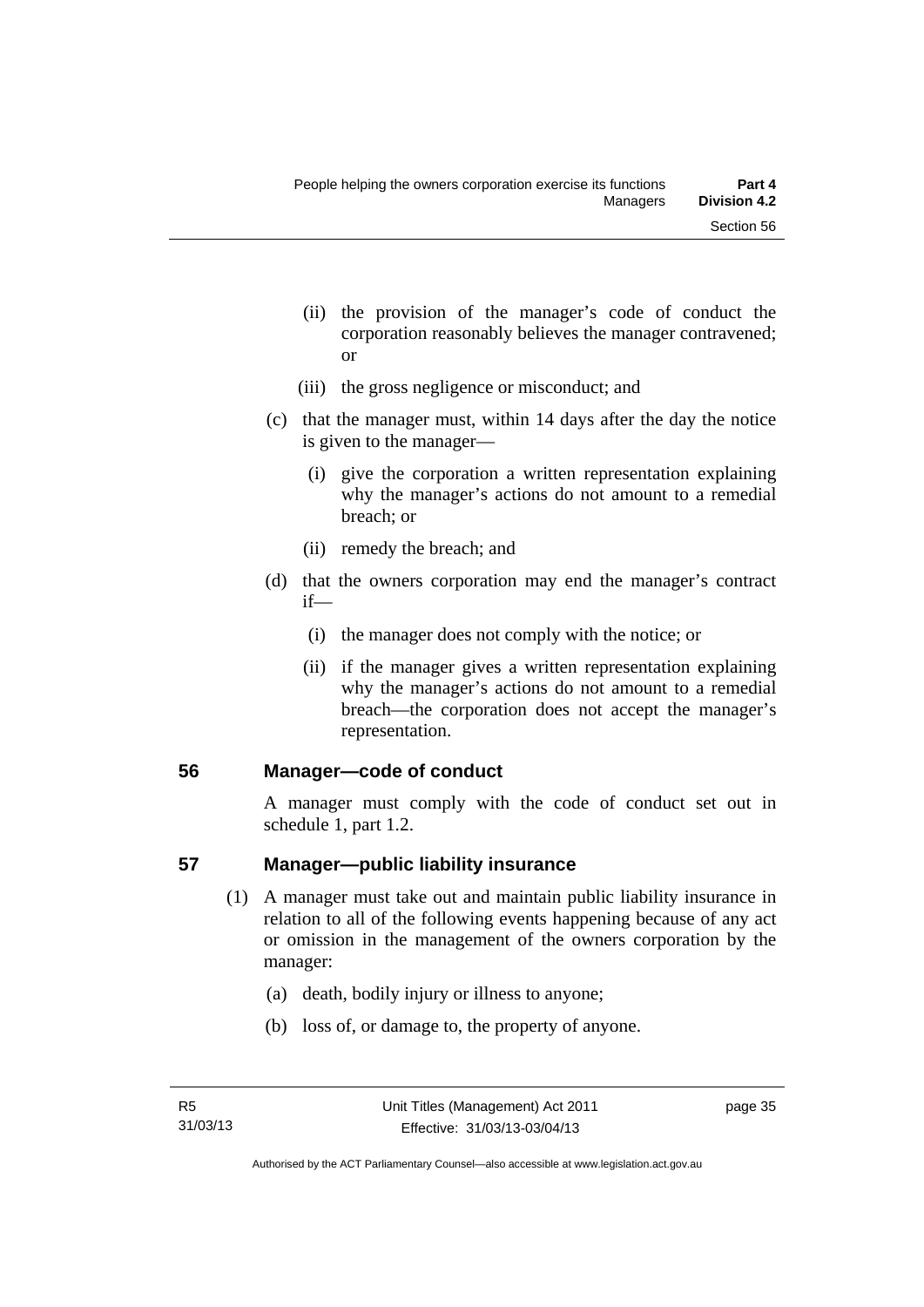(ii) the provision of the manager's code of conduct the corporation reasonably believes the manager contravened; or

(iii) the gross negligence or misconduct; and

(c) that the manager must, within 14 days after the day the notice is given to the manager—

(i) give the corporation a written representation explaining why the manager's actions do not amount to a remedial breach; or

(ii) remedy the breach; and

(d) that the owners corporation may end the manager's contract if—

(i) the manager does not comply with the notice; or

(ii) if the manager gives a written representation explaining why the manager's actions do not amount to a remedial breach—the corporation does not accept the manager's representation.

## 56 Manager—code of conduct

A manager must comply with the code of conduct set out in schedule 1, part 1.2.

## 57 Manager—public liability insurance

(1) A manager must take out and maintain public liability insurance in relation to all of the following events happening because of any act or omission in the management of the owners corporation by the manager:

(a) death, bodily injury or illness to anyone;

(b) loss of, or damage to, the property of anyone.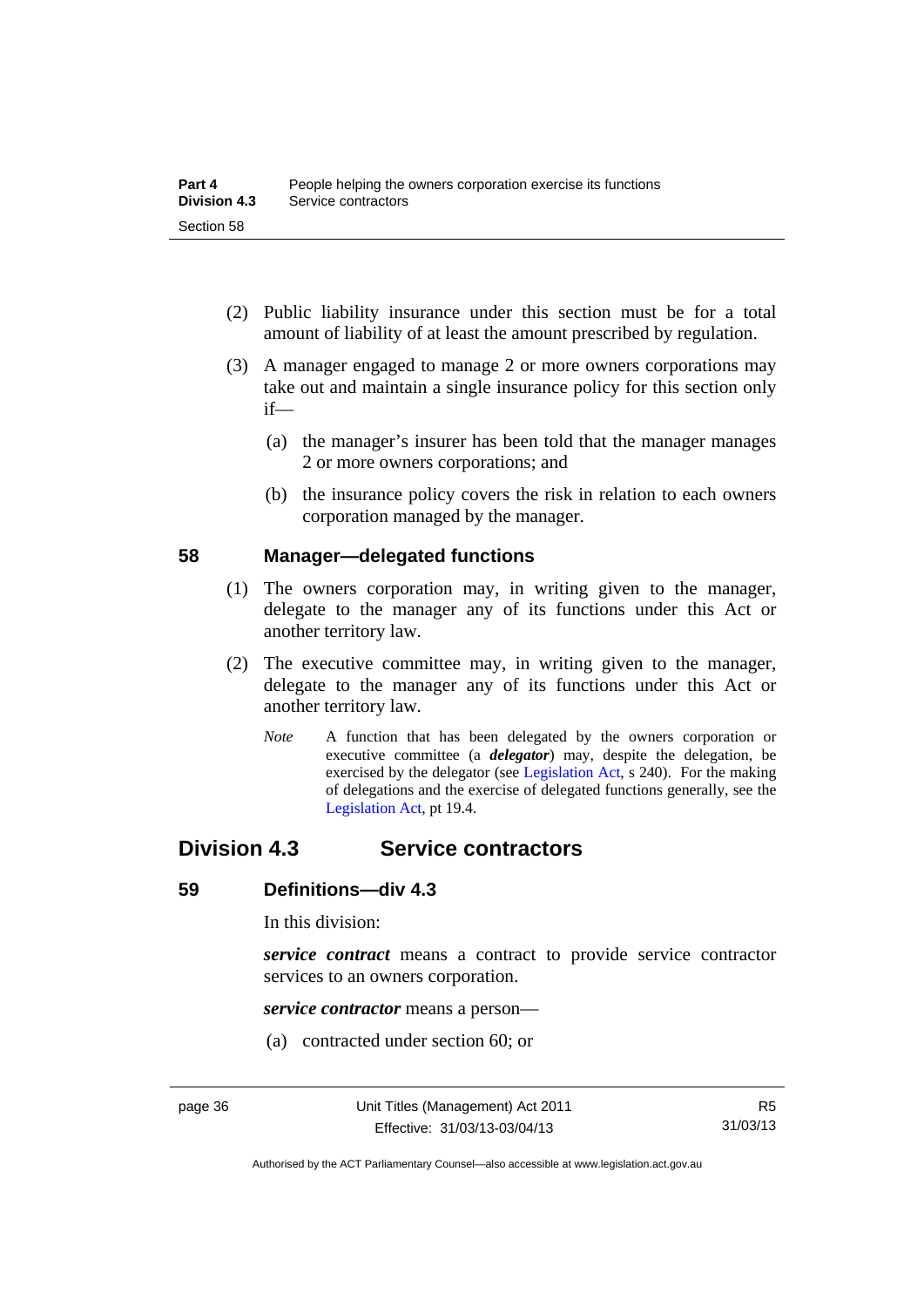(2) Public liability insurance under this section must be for a total amount of liability of at least the amount prescribed by regulation.

(3) A manager engaged to manage 2 or more owners corporations may take out and maintain a single insurance policy for this section only if—

(a) the manager's insurer has been told that the manager manages 2 or more owners corporations; and

(b) the insurance policy covers the risk in relation to each owners corporation managed by the manager.

### 58 Manager—delegated functions

(1) The owners corporation may, in writing given to the manager, delegate to the manager any of its functions under this Act or another territory law.

(2) The executive committee may, in writing given to the manager, delegate to the manager any of its functions under this Act or another territory law.

*Note* A function that has been delegated by the owners corporation or executive committee (a ***delegator***) may, despite the delegation, be exercised by the delegator (see Legislation Act, s 240). For the making of delegations and the exercise of delegated functions generally, see the Legislation Act, pt 19.4.

## Division 4.3 Service contractors

### 59 Definitions—div 4.3

In this division:

***service contract*** means a contract to provide service contractor services to an owners corporation.

***service contractor*** means a person—

(a) contracted under section 60; or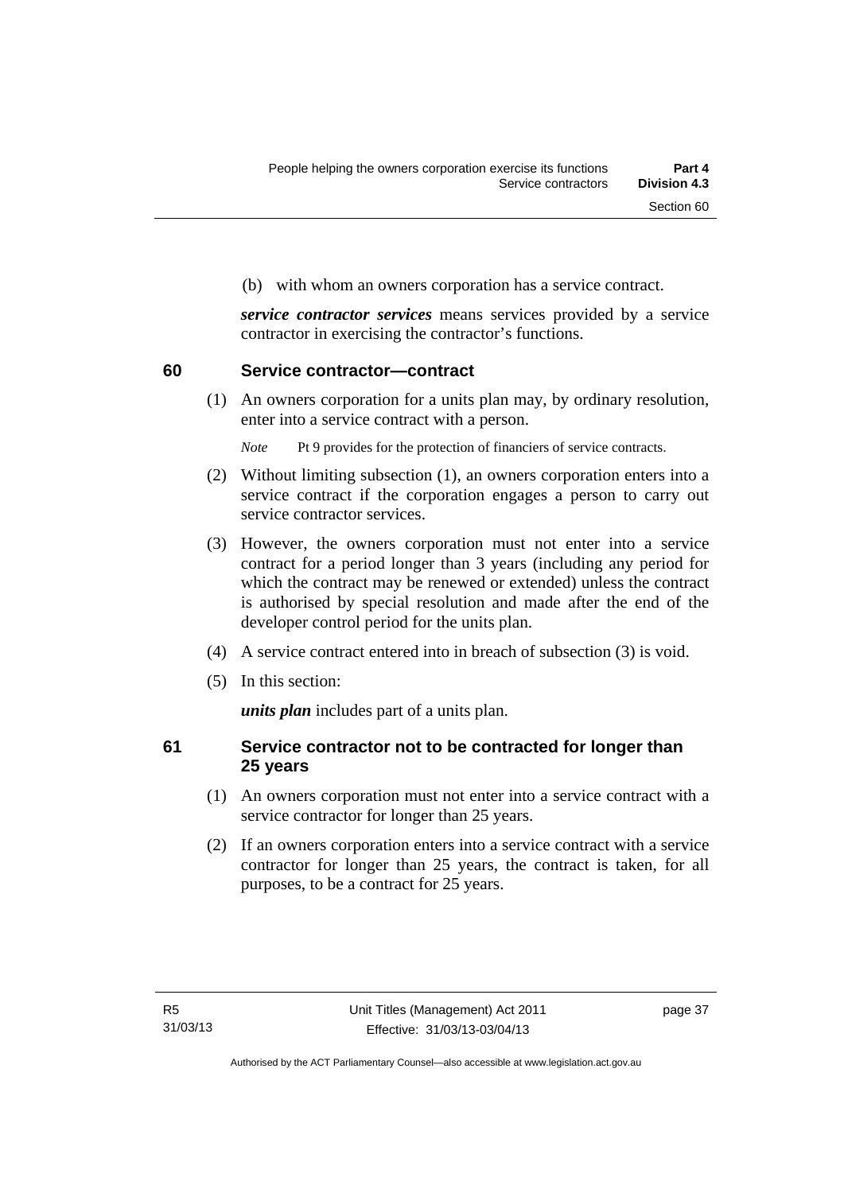(b) with whom an owners corporation has a service contract.

***service contractor services*** means services provided by a service contractor in exercising the contractor's functions.

## 60 Service contractor—contract

(1) An owners corporation for a units plan may, by ordinary resolution, enter into a service contract with a person.

*Note* Pt 9 provides for the protection of financiers of service contracts.

(2) Without limiting subsection (1), an owners corporation enters into a service contract if the corporation engages a person to carry out service contractor services.

(3) However, the owners corporation must not enter into a service contract for a period longer than 3 years (including any period for which the contract may be renewed or extended) unless the contract is authorised by special resolution and made after the end of the developer control period for the units plan.

(4) A service contract entered into in breach of subsection (3) is void.

(5) In this section:

***units plan*** includes part of a units plan.

## 61 Service contractor not to be contracted for longer than 25 years

(1) An owners corporation must not enter into a service contract with a service contractor for longer than 25 years.

(2) If an owners corporation enters into a service contract with a service contractor for longer than 25 years, the contract is taken, for all purposes, to be a contract for 25 years.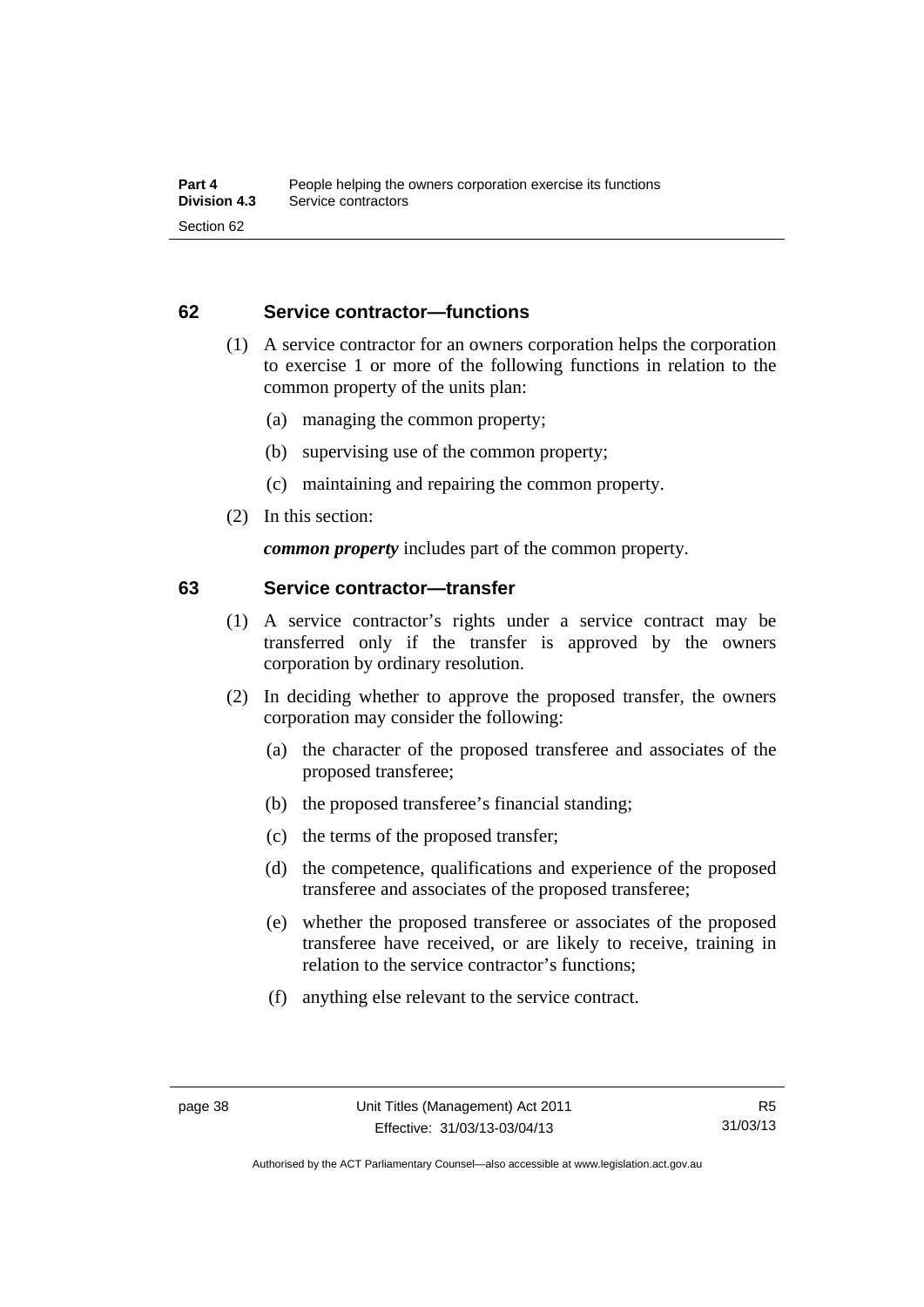### 62 Service contractor—functions

(1) A service contractor for an owners corporation helps the corporation to exercise 1 or more of the following functions in relation to the common property of the units plan:

(a) managing the common property;

(b) supervising use of the common property;

(c) maintaining and repairing the common property.

(2) In this section:

***common property*** includes part of the common property.

### 63 Service contractor—transfer

(1) A service contractor's rights under a service contract may be transferred only if the transfer is approved by the owners corporation by ordinary resolution.

(2) In deciding whether to approve the proposed transfer, the owners corporation may consider the following:

(a) the character of the proposed transferee and associates of the proposed transferee;

(b) the proposed transferee's financial standing;

(c) the terms of the proposed transfer;

(d) the competence, qualifications and experience of the proposed transferee and associates of the proposed transferee;

(e) whether the proposed transferee or associates of the proposed transferee have received, or are likely to receive, training in relation to the service contractor's functions;

(f) anything else relevant to the service contract.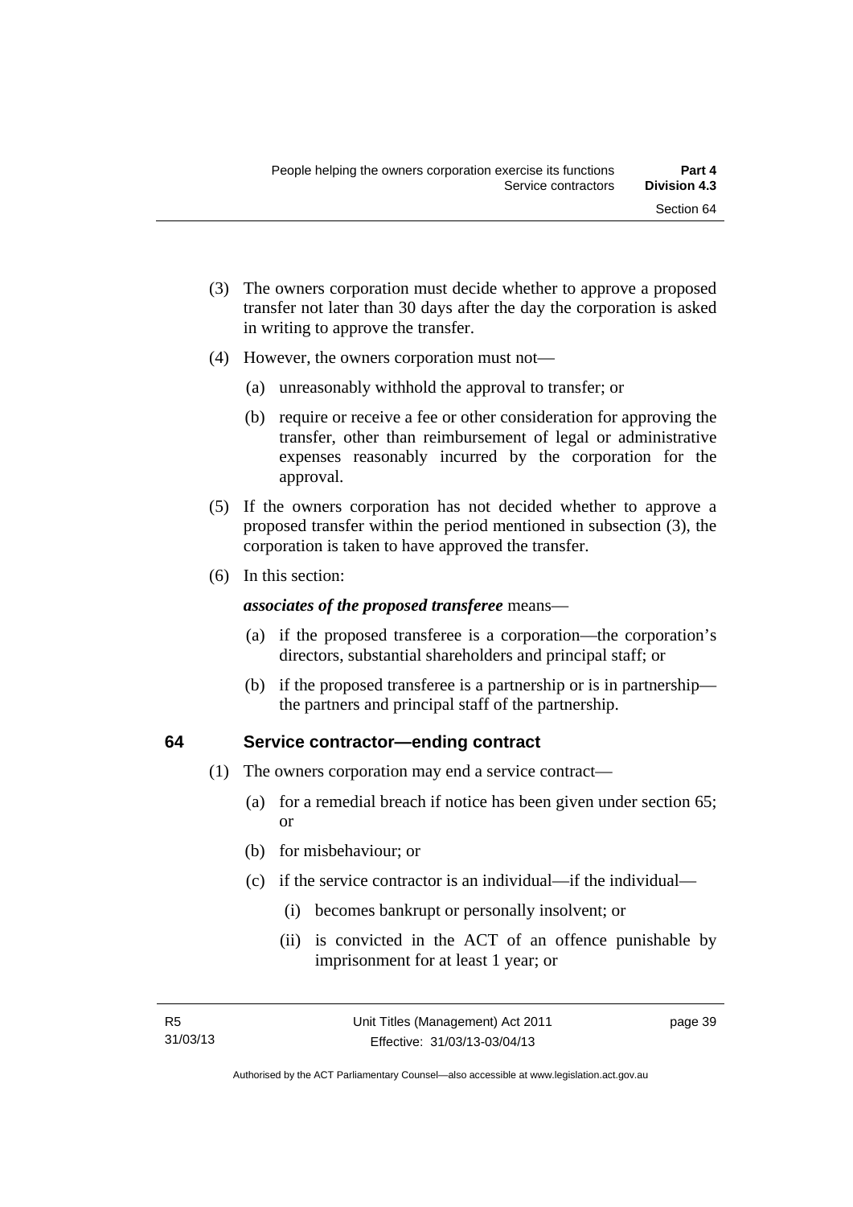(3) The owners corporation must decide whether to approve a proposed transfer not later than 30 days after the day the corporation is asked in writing to approve the transfer.

(4) However, the owners corporation must not—

(a) unreasonably withhold the approval to transfer; or

(b) require or receive a fee or other consideration for approving the transfer, other than reimbursement of legal or administrative expenses reasonably incurred by the corporation for the approval.

(5) If the owners corporation has not decided whether to approve a proposed transfer within the period mentioned in subsection (3), the corporation is taken to have approved the transfer.

(6) In this section:

***associates of the proposed transferee*** means—

(a) if the proposed transferee is a corporation—the corporation's directors, substantial shareholders and principal staff; or

(b) if the proposed transferee is a partnership or is in partnership—the partners and principal staff of the partnership.

## 64 Service contractor—ending contract

(1) The owners corporation may end a service contract—

(a) for a remedial breach if notice has been given under section 65; or

(b) for misbehaviour; or

(c) if the service contractor is an individual—if the individual—

(i) becomes bankrupt or personally insolvent; or

(ii) is convicted in the ACT of an offence punishable by imprisonment for at least 1 year; or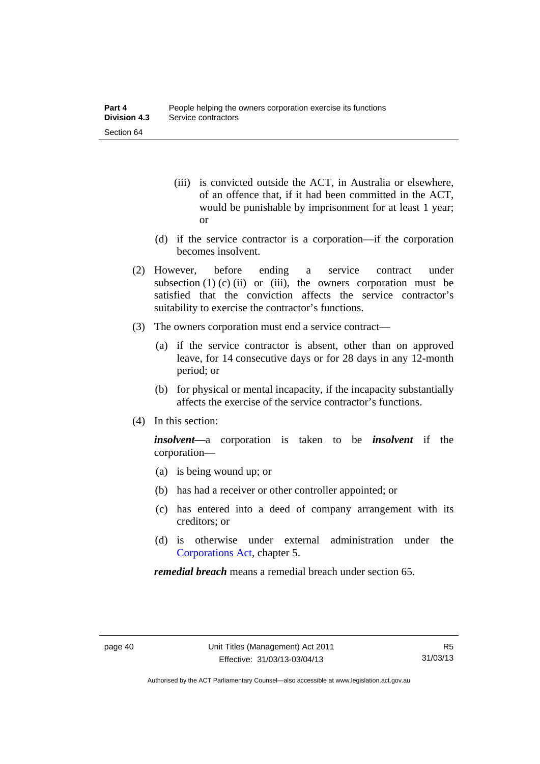(iii) is convicted outside the ACT, in Australia or elsewhere, of an offence that, if it had been committed in the ACT, would be punishable by imprisonment for at least 1 year; or

(d) if the service contractor is a corporation—if the corporation becomes insolvent.

(2) However, before ending a service contract under subsection (1) (c) (ii) or (iii), the owners corporation must be satisfied that the conviction affects the service contractor's suitability to exercise the contractor's functions.

(3) The owners corporation must end a service contract—

(a) if the service contractor is absent, other than on approved leave, for 14 consecutive days or for 28 days in any 12-month period; or

(b) for physical or mental incapacity, if the incapacity substantially affects the exercise of the service contractor's functions.

(4) In this section:

***insolvent***—a corporation is taken to be ***insolvent*** if the corporation—

(a) is being wound up; or

(b) has had a receiver or other controller appointed; or

(c) has entered into a deed of company arrangement with its creditors; or

(d) is otherwise under external administration under the Corporations Act, chapter 5.

***remedial breach*** means a remedial breach under section 65.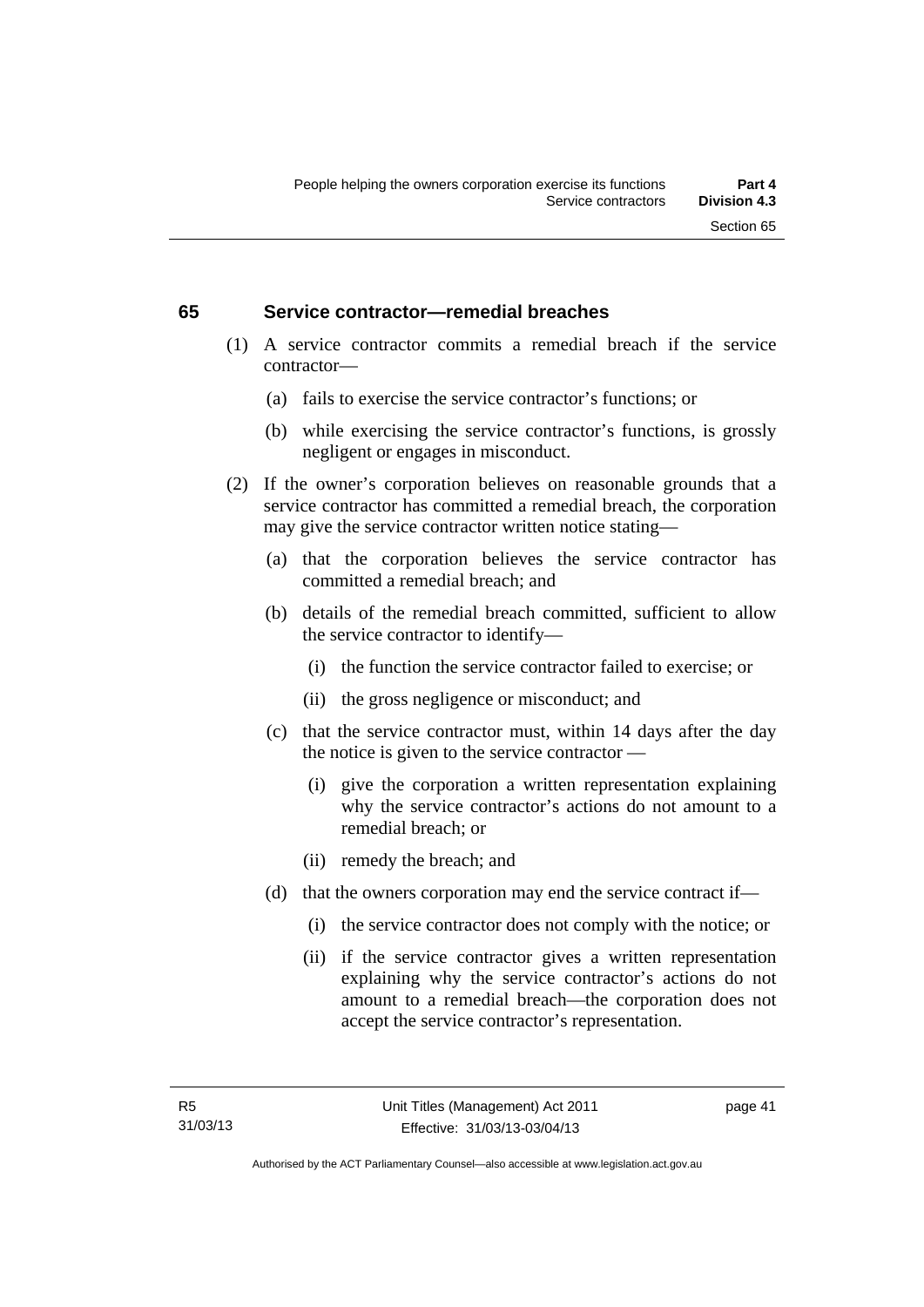## 65 Service contractor—remedial breaches

(1) A service contractor commits a remedial breach if the service contractor—

(a) fails to exercise the service contractor's functions; or

(b) while exercising the service contractor's functions, is grossly negligent or engages in misconduct.

(2) If the owner's corporation believes on reasonable grounds that a service contractor has committed a remedial breach, the corporation may give the service contractor written notice stating—

(a) that the corporation believes the service contractor has committed a remedial breach; and

(b) details of the remedial breach committed, sufficient to allow the service contractor to identify—

(i) the function the service contractor failed to exercise; or

(ii) the gross negligence or misconduct; and

(c) that the service contractor must, within 14 days after the day the notice is given to the service contractor —

(i) give the corporation a written representation explaining why the service contractor's actions do not amount to a remedial breach; or

(ii) remedy the breach; and

(d) that the owners corporation may end the service contract if—

(i) the service contractor does not comply with the notice; or

(ii) if the service contractor gives a written representation explaining why the service contractor's actions do not amount to a remedial breach—the corporation does not accept the service contractor's representation.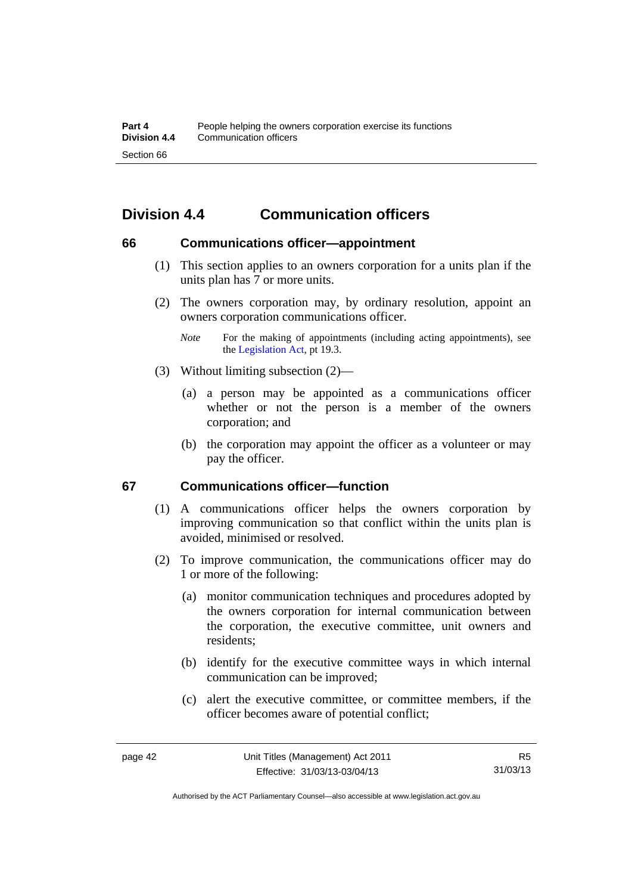## Division 4.4 Communication officers

### 66 Communications officer—appointment

(1) This section applies to an owners corporation for a units plan if the units plan has 7 or more units.

(2) The owners corporation may, by ordinary resolution, appoint an owners corporation communications officer.

*Note* For the making of appointments (including acting appointments), see the Legislation Act, pt 19.3.

(3) Without limiting subsection (2)—

(a) a person may be appointed as a communications officer whether or not the person is a member of the owners corporation; and

(b) the corporation may appoint the officer as a volunteer or may pay the officer.

### 67 Communications officer—function

(1) A communications officer helps the owners corporation by improving communication so that conflict within the units plan is avoided, minimised or resolved.

(2) To improve communication, the communications officer may do 1 or more of the following:

(a) monitor communication techniques and procedures adopted by the owners corporation for internal communication between the corporation, the executive committee, unit owners and residents;

(b) identify for the executive committee ways in which internal communication can be improved;

(c) alert the executive committee, or committee members, if the officer becomes aware of potential conflict;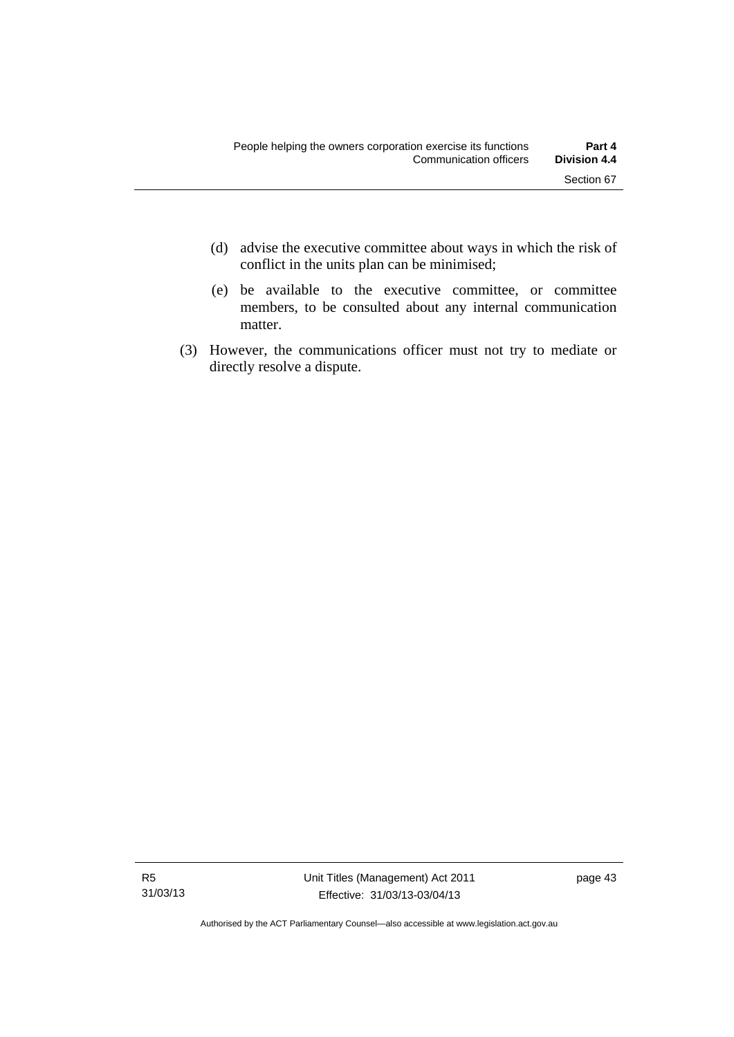(d) advise the executive committee about ways in which the risk of conflict in the units plan can be minimised;

(e) be available to the executive committee, or committee members, to be consulted about any internal communication matter.

(3) However, the communications officer must not try to mediate or directly resolve a dispute.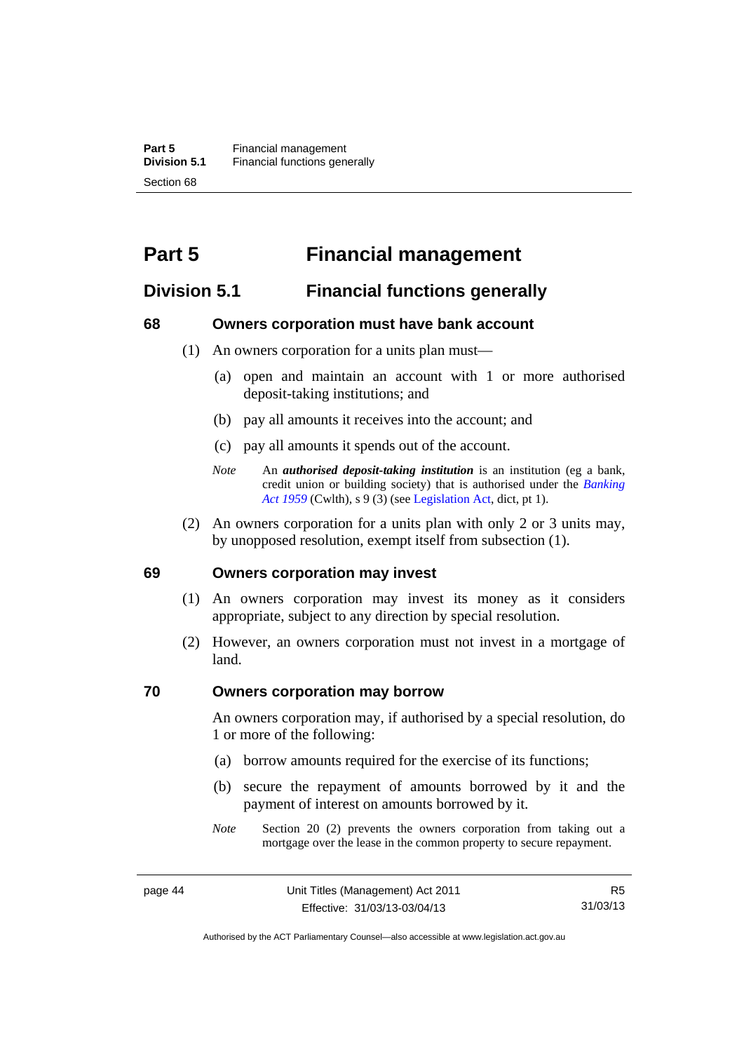# Part 5 Financial management

## Division 5.1 Financial functions generally

### 68 Owners corporation must have bank account

(1) An owners corporation for a units plan must—

(a) open and maintain an account with 1 or more authorised deposit-taking institutions; and

(b) pay all amounts it receives into the account; and

(c) pay all amounts it spends out of the account.

*Note* An ***authorised deposit-taking institution*** is an institution (eg a bank, credit union or building society) that is authorised under the *Banking Act 1959* (Cwlth), s 9 (3) (see Legislation Act, dict, pt 1).

(2) An owners corporation for a units plan with only 2 or 3 units may, by unopposed resolution, exempt itself from subsection (1).

### 69 Owners corporation may invest

(1) An owners corporation may invest its money as it considers appropriate, subject to any direction by special resolution.

(2) However, an owners corporation must not invest in a mortgage of land.

### 70 Owners corporation may borrow

An owners corporation may, if authorised by a special resolution, do 1 or more of the following:

(a) borrow amounts required for the exercise of its functions;

(b) secure the repayment of amounts borrowed by it and the payment of interest on amounts borrowed by it.

*Note* Section 20 (2) prevents the owners corporation from taking out a mortgage over the lease in the common property to secure repayment.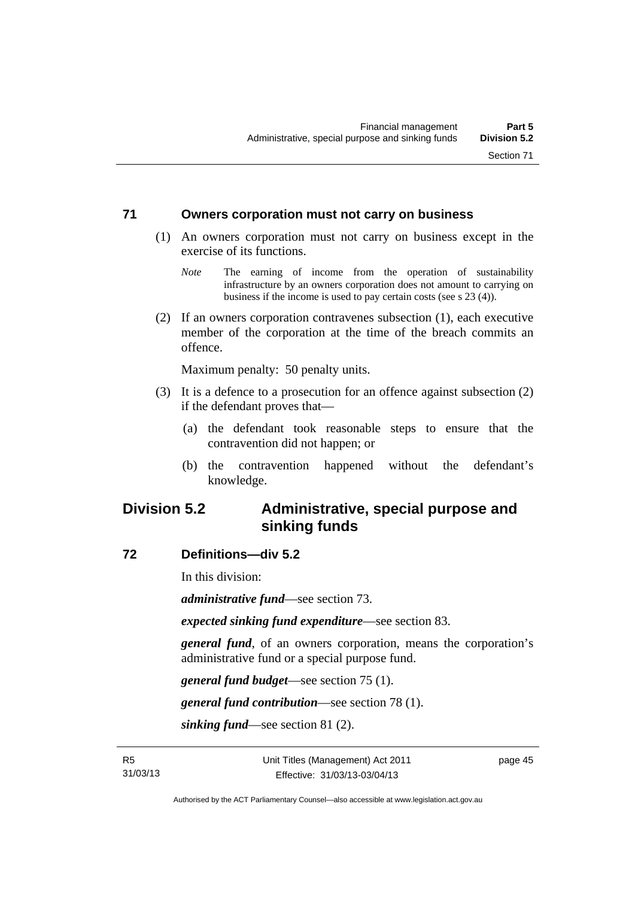### 71 Owners corporation must not carry on business

(1) An owners corporation must not carry on business except in the exercise of its functions.

*Note* The earning of income from the operation of sustainability infrastructure by an owners corporation does not amount to carrying on business if the income is used to pay certain costs (see s 23 (4)).

(2) If an owners corporation contravenes subsection (1), each executive member of the corporation at the time of the breach commits an offence.

Maximum penalty: 50 penalty units.

(3) It is a defence to a prosecution for an offence against subsection (2) if the defendant proves that—

(a) the defendant took reasonable steps to ensure that the contravention did not happen; or

(b) the contravention happened without the defendant's knowledge.

## Division 5.2 Administrative, special purpose and sinking funds

### 72 Definitions—div 5.2

In this division:

***administrative fund***—see section 73.

***expected sinking fund expenditure***—see section 83.

***general fund***, of an owners corporation, means the corporation's administrative fund or a special purpose fund.

***general fund budget***—see section 75 (1).

***general fund contribution***—see section 78 (1).

***sinking fund***—see section 81 (2).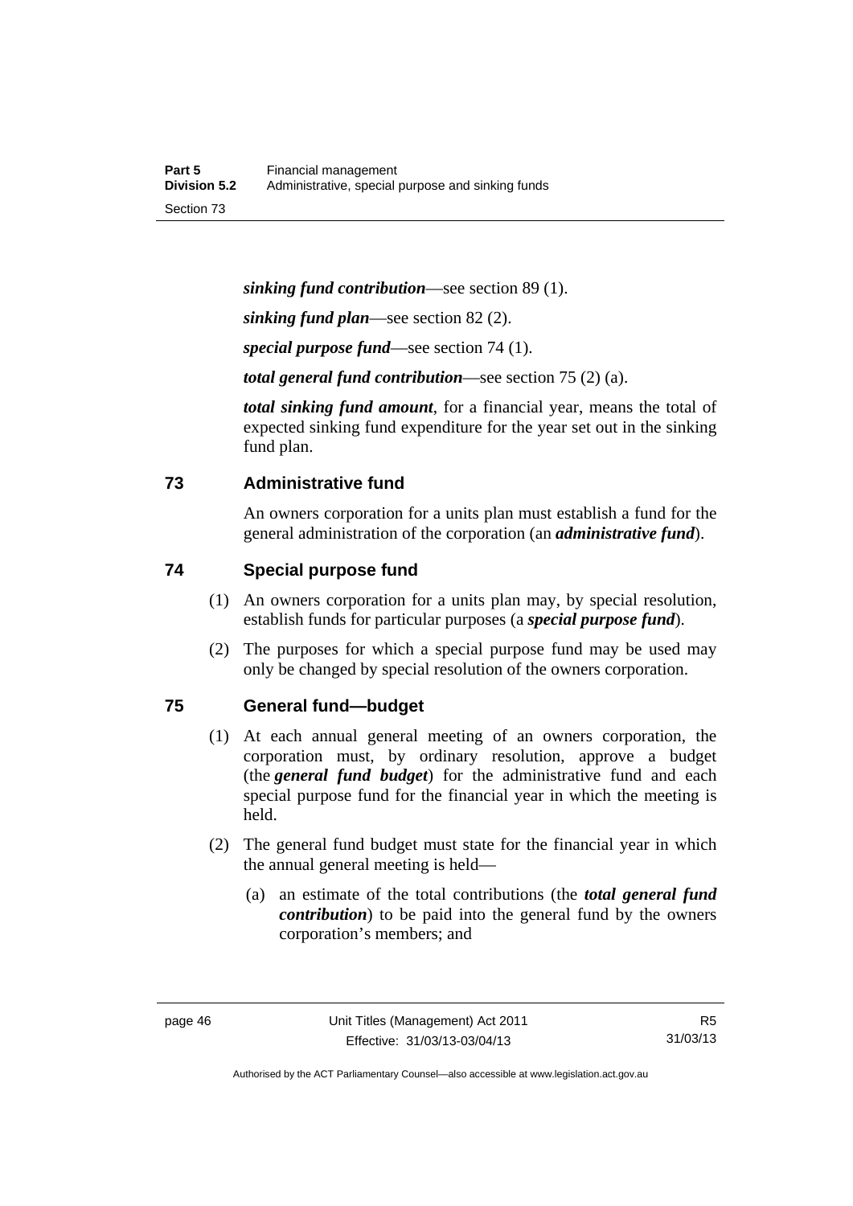***sinking fund contribution***—see section 89 (1).

***sinking fund plan***—see section 82 (2).

***special purpose fund***—see section 74 (1).

***total general fund contribution***—see section 75 (2) (a).

***total sinking fund amount***, for a financial year, means the total of expected sinking fund expenditure for the year set out in the sinking fund plan.

## 73 Administrative fund

An owners corporation for a units plan must establish a fund for the general administration of the corporation (an ***administrative fund***).

## 74 Special purpose fund

(1) An owners corporation for a units plan may, by special resolution, establish funds for particular purposes (a ***special purpose fund***).

(2) The purposes for which a special purpose fund may be used may only be changed by special resolution of the owners corporation.

## 75 General fund—budget

(1) At each annual general meeting of an owners corporation, the corporation must, by ordinary resolution, approve a budget (the ***general fund budget***) for the administrative fund and each special purpose fund for the financial year in which the meeting is held.

(2) The general fund budget must state for the financial year in which the annual general meeting is held—

(a) an estimate of the total contributions (the ***total general fund contribution***) to be paid into the general fund by the owners corporation's members; and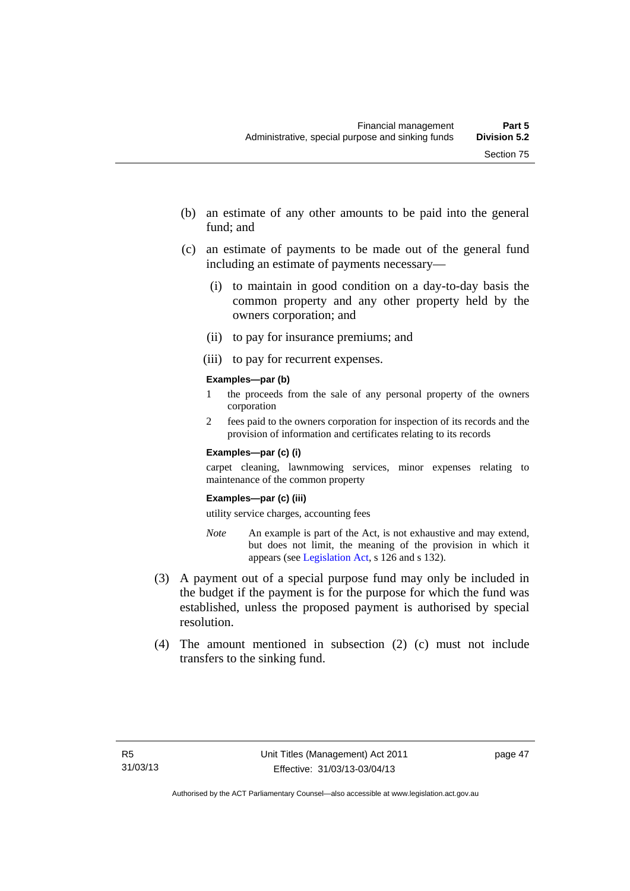(b) an estimate of any other amounts to be paid into the general fund; and

(c) an estimate of payments to be made out of the general fund including an estimate of payments necessary—

  (i) to maintain in good condition on a day-to-day basis the common property and any other property held by the owners corporation; and

  (ii) to pay for insurance premiums; and

  (iii) to pay for recurrent expenses.

**Examples—par (b)**

1. the proceeds from the sale of any personal property of the owners corporation
2. fees paid to the owners corporation for inspection of its records and the provision of information and certificates relating to its records

**Examples—par (c) (i)**

carpet cleaning, lawnmowing services, minor expenses relating to maintenance of the common property

**Examples—par (c) (iii)**

utility service charges, accounting fees

*Note* An example is part of the Act, is not exhaustive and may extend, but does not limit, the meaning of the provision in which it appears (see Legislation Act, s 126 and s 132).

(3) A payment out of a special purpose fund may only be included in the budget if the payment is for the purpose for which the fund was established, unless the proposed payment is authorised by special resolution.

(4) The amount mentioned in subsection (2) (c) must not include transfers to the sinking fund.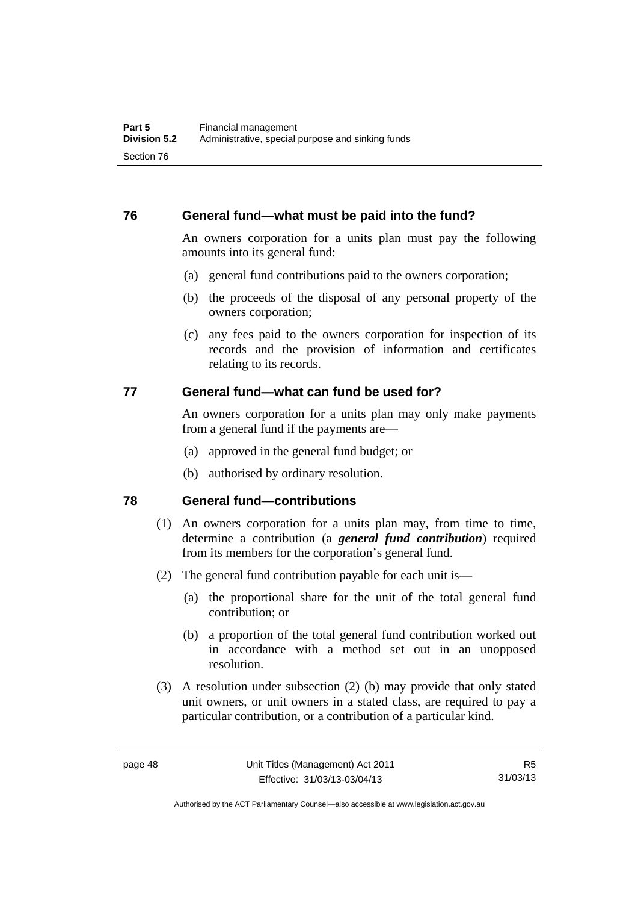## 76 General fund—what must be paid into the fund?

An owners corporation for a units plan must pay the following amounts into its general fund:

(a) general fund contributions paid to the owners corporation;

(b) the proceeds of the disposal of any personal property of the owners corporation;

(c) any fees paid to the owners corporation for inspection of its records and the provision of information and certificates relating to its records.

## 77 General fund—what can fund be used for?

An owners corporation for a units plan may only make payments from a general fund if the payments are—

(a) approved in the general fund budget; or

(b) authorised by ordinary resolution.

## 78 General fund—contributions

(1) An owners corporation for a units plan may, from time to time, determine a contribution (a ***general fund contribution***) required from its members for the corporation's general fund.

(2) The general fund contribution payable for each unit is—

(a) the proportional share for the unit of the total general fund contribution; or

(b) a proportion of the total general fund contribution worked out in accordance with a method set out in an unopposed resolution.

(3) A resolution under subsection (2) (b) may provide that only stated unit owners, or unit owners in a stated class, are required to pay a particular contribution, or a contribution of a particular kind.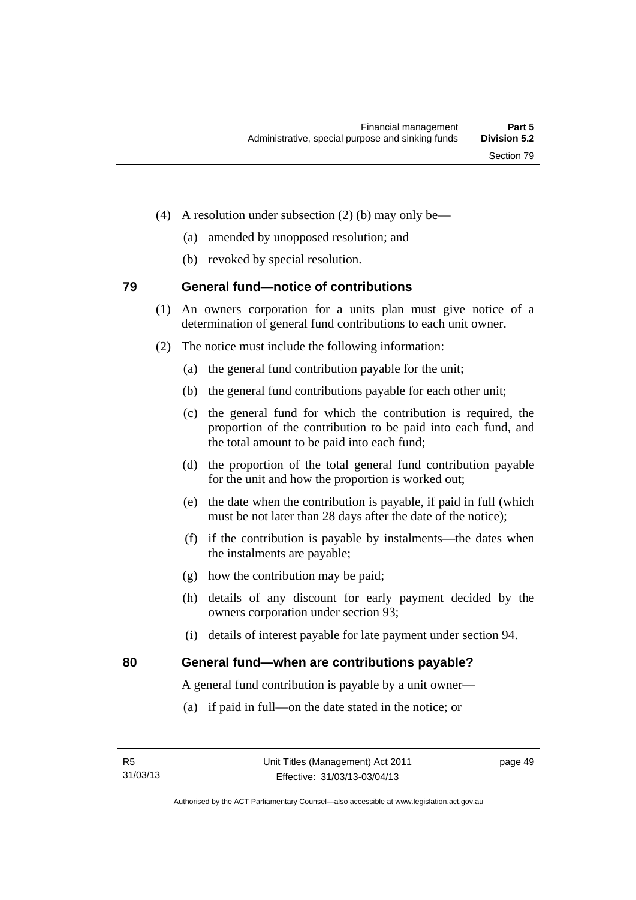(4) A resolution under subsection (2) (b) may only be—

(a) amended by unopposed resolution; and

(b) revoked by special resolution.

## 79 General fund—notice of contributions

(1) An owners corporation for a units plan must give notice of a determination of general fund contributions to each unit owner.

(2) The notice must include the following information:

(a) the general fund contribution payable for the unit;

(b) the general fund contributions payable for each other unit;

(c) the general fund for which the contribution is required, the proportion of the contribution to be paid into each fund, and the total amount to be paid into each fund;

(d) the proportion of the total general fund contribution payable for the unit and how the proportion is worked out;

(e) the date when the contribution is payable, if paid in full (which must be not later than 28 days after the date of the notice);

(f) if the contribution is payable by instalments—the dates when the instalments are payable;

(g) how the contribution may be paid;

(h) details of any discount for early payment decided by the owners corporation under section 93;

(i) details of interest payable for late payment under section 94.

## 80 General fund—when are contributions payable?

A general fund contribution is payable by a unit owner—

(a) if paid in full—on the date stated in the notice; or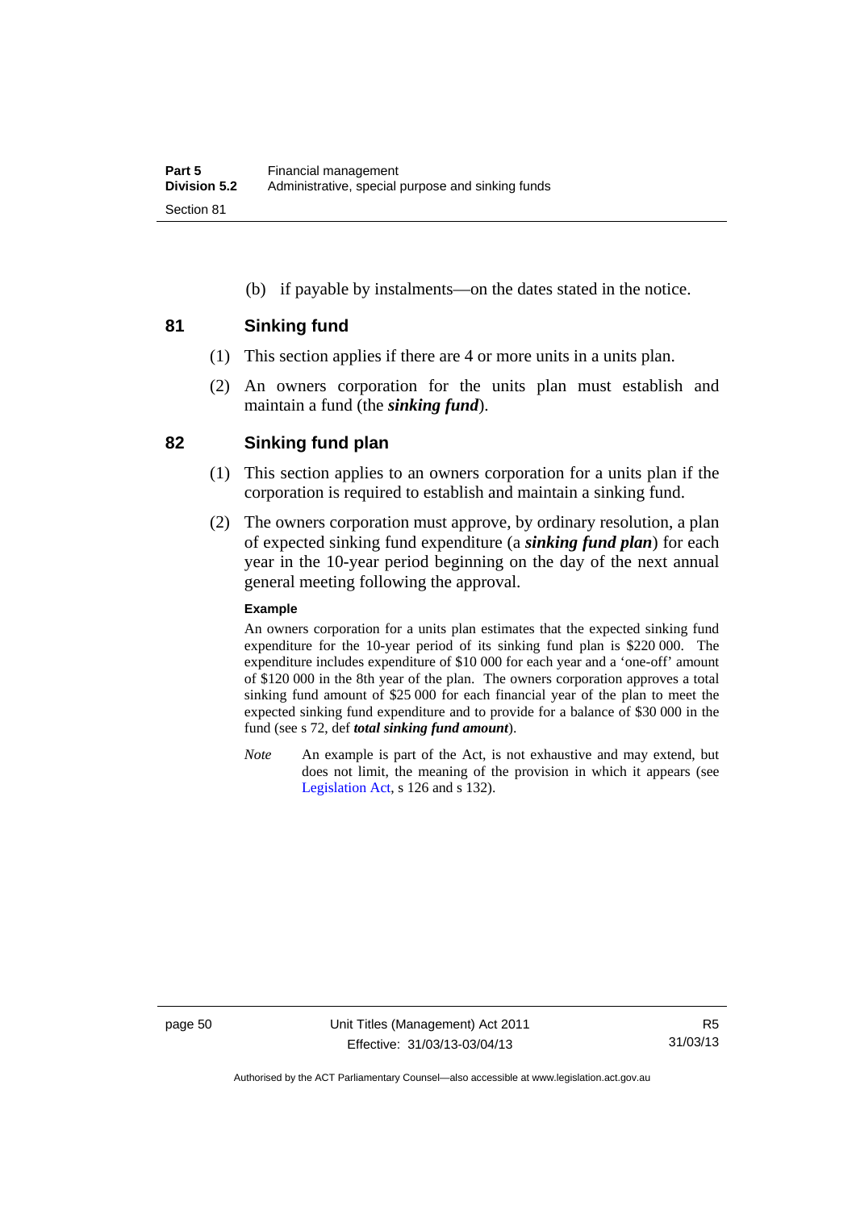(b) if payable by instalments—on the dates stated in the notice.

## 81 Sinking fund

(1) This section applies if there are 4 or more units in a units plan.

(2) An owners corporation for the units plan must establish and maintain a fund (the ***sinking fund***).

## 82 Sinking fund plan

(1) This section applies to an owners corporation for a units plan if the corporation is required to establish and maintain a sinking fund.

(2) The owners corporation must approve, by ordinary resolution, a plan of expected sinking fund expenditure (a ***sinking fund plan***) for each year in the 10-year period beginning on the day of the next annual general meeting following the approval.

**Example**

An owners corporation for a units plan estimates that the expected sinking fund expenditure for the 10-year period of its sinking fund plan is $220 000. The expenditure includes expenditure of $10 000 for each year and a 'one-off' amount of $120 000 in the 8th year of the plan. The owners corporation approves a total sinking fund amount of $25 000 for each financial year of the plan to meet the expected sinking fund expenditure and to provide for a balance of $30 000 in the fund (see s 72, def ***total sinking fund amount***).

*Note* An example is part of the Act, is not exhaustive and may extend, but does not limit, the meaning of the provision in which it appears (see Legislation Act, s 126 and s 132).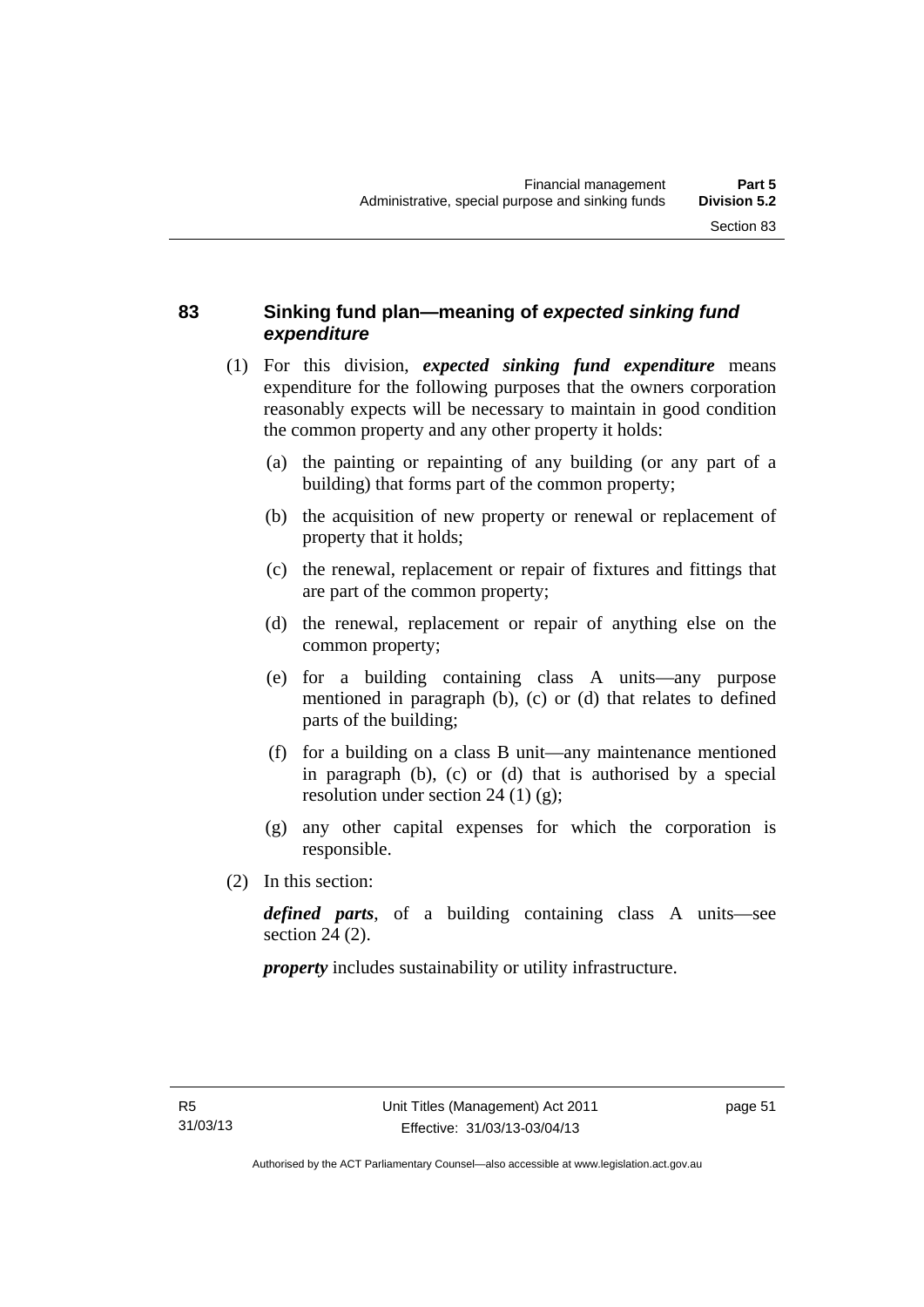### 83 Sinking fund plan—meaning of *expected sinking fund expenditure*

(1) For this division, ***expected sinking fund expenditure*** means expenditure for the following purposes that the owners corporation reasonably expects will be necessary to maintain in good condition the common property and any other property it holds:

(a) the painting or repainting of any building (or any part of a building) that forms part of the common property;

(b) the acquisition of new property or renewal or replacement of property that it holds;

(c) the renewal, replacement or repair of fixtures and fittings that are part of the common property;

(d) the renewal, replacement or repair of anything else on the common property;

(e) for a building containing class A units—any purpose mentioned in paragraph (b), (c) or (d) that relates to defined parts of the building;

(f) for a building on a class B unit—any maintenance mentioned in paragraph (b), (c) or (d) that is authorised by a special resolution under section 24 (1) (g);

(g) any other capital expenses for which the corporation is responsible.

(2) In this section:

***defined parts***, of a building containing class A units—see section 24 (2).

***property*** includes sustainability or utility infrastructure.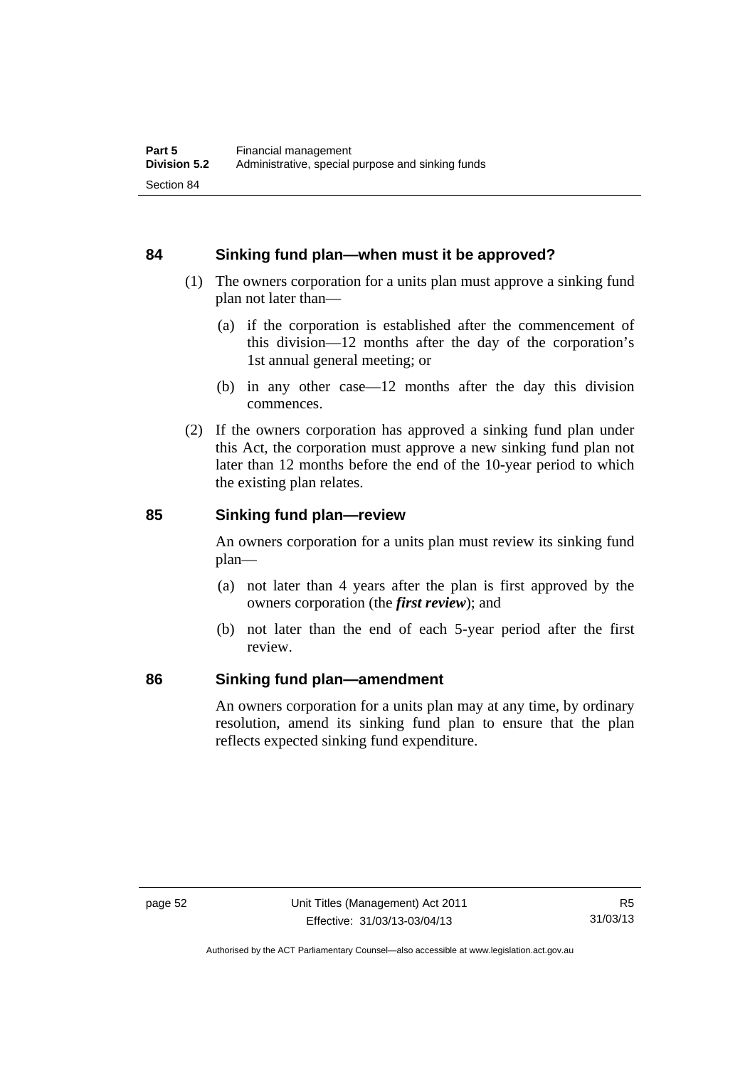## 84 Sinking fund plan—when must it be approved?

(1) The owners corporation for a units plan must approve a sinking fund plan not later than—

(a) if the corporation is established after the commencement of this division—12 months after the day of the corporation's 1st annual general meeting; or

(b) in any other case—12 months after the day this division commences.

(2) If the owners corporation has approved a sinking fund plan under this Act, the corporation must approve a new sinking fund plan not later than 12 months before the end of the 10-year period to which the existing plan relates.

## 85 Sinking fund plan—review

An owners corporation for a units plan must review its sinking fund plan—

(a) not later than 4 years after the plan is first approved by the owners corporation (the ***first review***); and

(b) not later than the end of each 5-year period after the first review.

## 86 Sinking fund plan—amendment

An owners corporation for a units plan may at any time, by ordinary resolution, amend its sinking fund plan to ensure that the plan reflects expected sinking fund expenditure.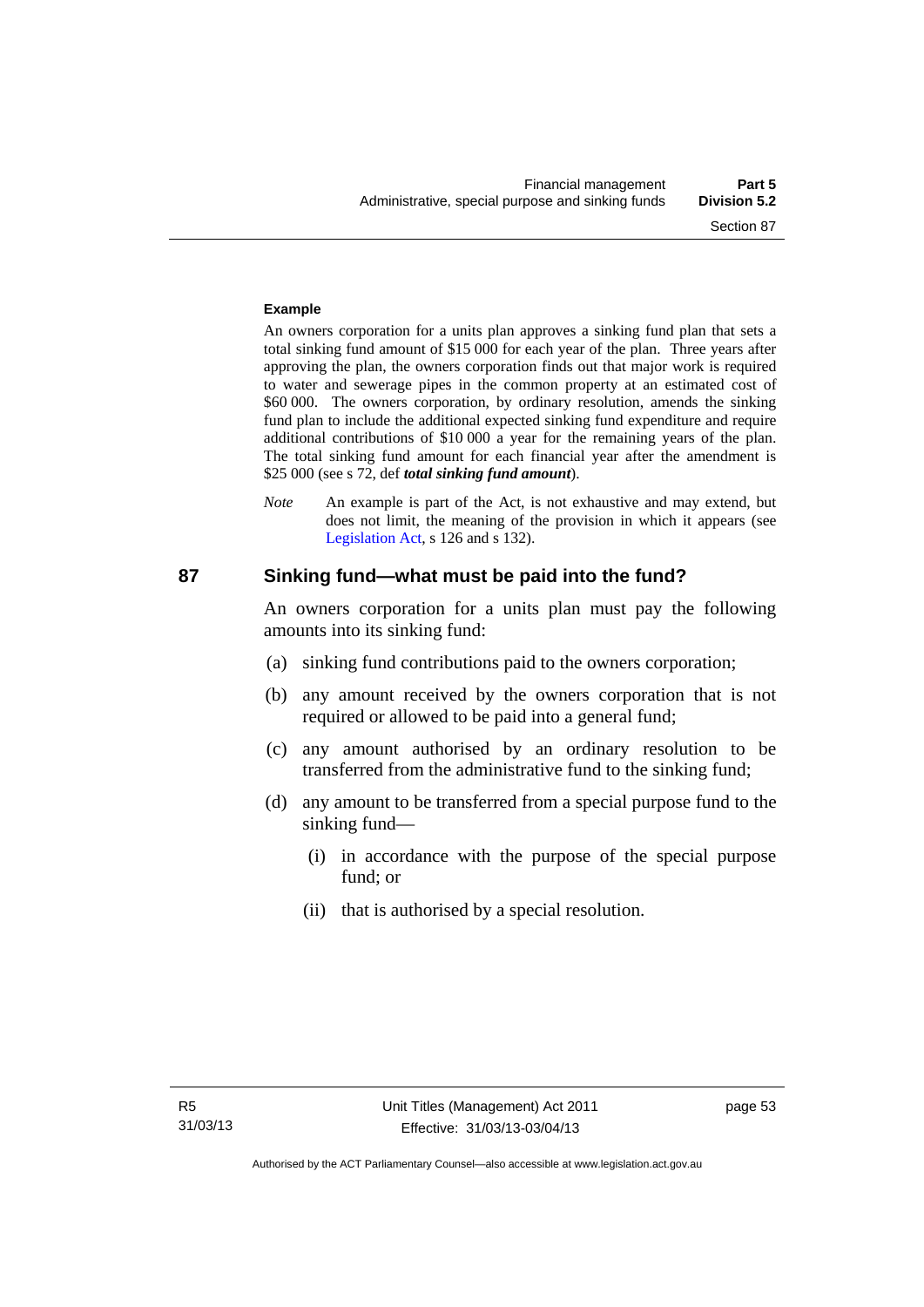**Example**

An owners corporation for a units plan approves a sinking fund plan that sets a total sinking fund amount of $15 000 for each year of the plan. Three years after approving the plan, the owners corporation finds out that major work is required to water and sewerage pipes in the common property at an estimated cost of $60 000. The owners corporation, by ordinary resolution, amends the sinking fund plan to include the additional expected sinking fund expenditure and require additional contributions of $10 000 a year for the remaining years of the plan. The total sinking fund amount for each financial year after the amendment is $25 000 (see s 72, def ***total sinking fund amount***).

*Note* An example is part of the Act, is not exhaustive and may extend, but does not limit, the meaning of the provision in which it appears (see Legislation Act, s 126 and s 132).

## 87 Sinking fund—what must be paid into the fund?

An owners corporation for a units plan must pay the following amounts into its sinking fund:

(a) sinking fund contributions paid to the owners corporation;

(b) any amount received by the owners corporation that is not required or allowed to be paid into a general fund;

(c) any amount authorised by an ordinary resolution to be transferred from the administrative fund to the sinking fund;

(d) any amount to be transferred from a special purpose fund to the sinking fund—

(i) in accordance with the purpose of the special purpose fund; or

(ii) that is authorised by a special resolution.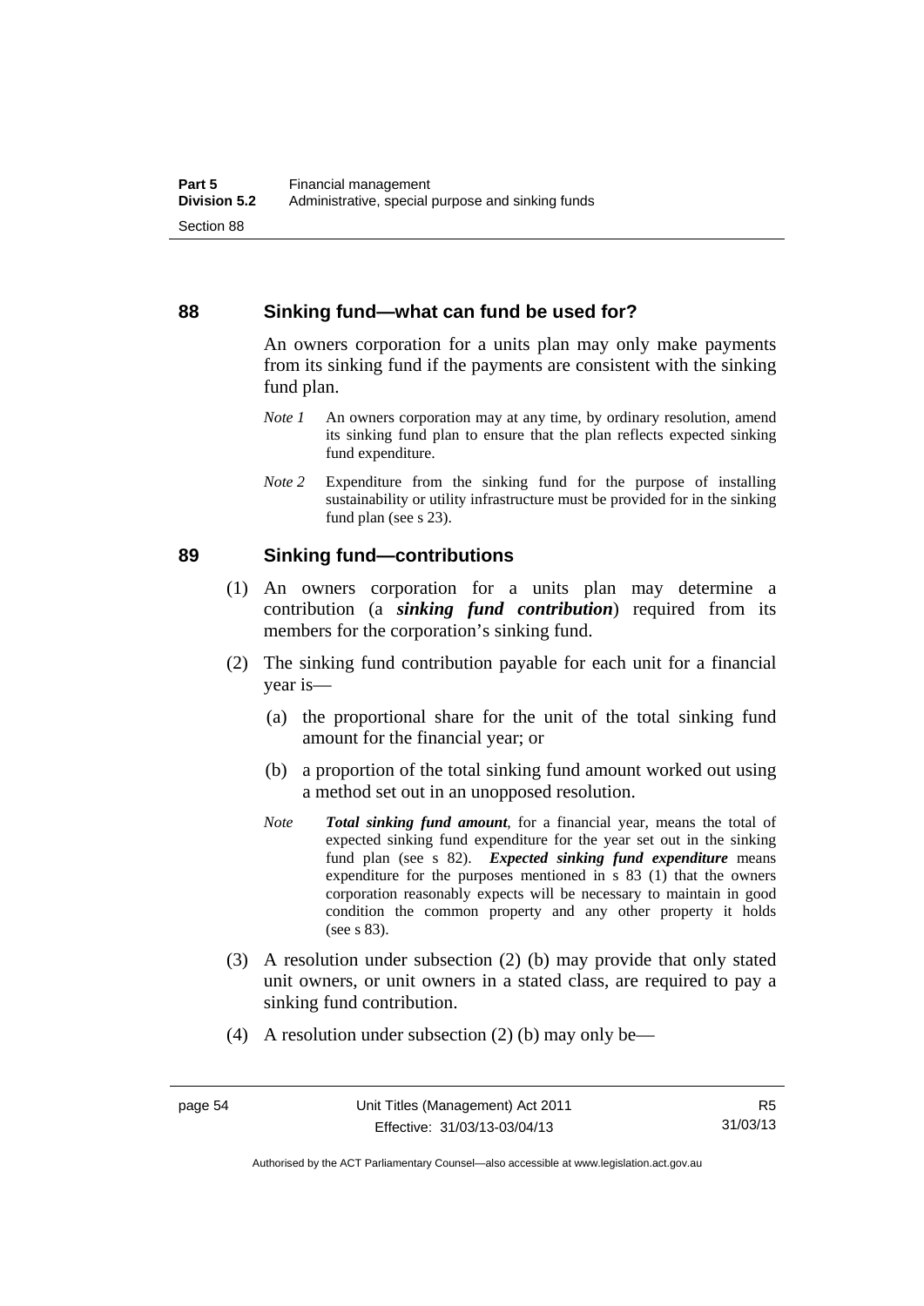## 88 Sinking fund—what can fund be used for?

An owners corporation for a units plan may only make payments from its sinking fund if the payments are consistent with the sinking fund plan.

*Note 1* An owners corporation may at any time, by ordinary resolution, amend its sinking fund plan to ensure that the plan reflects expected sinking fund expenditure.

*Note 2* Expenditure from the sinking fund for the purpose of installing sustainability or utility infrastructure must be provided for in the sinking fund plan (see s 23).

## 89 Sinking fund—contributions

(1) An owners corporation for a units plan may determine a contribution (a ***sinking fund contribution***) required from its members for the corporation's sinking fund.

(2) The sinking fund contribution payable for each unit for a financial year is—

(a) the proportional share for the unit of the total sinking fund amount for the financial year; or

(b) a proportion of the total sinking fund amount worked out using a method set out in an unopposed resolution.

*Note* ***Total sinking fund amount***, for a financial year, means the total of expected sinking fund expenditure for the year set out in the sinking fund plan (see s 82). ***Expected sinking fund expenditure*** means expenditure for the purposes mentioned in s 83 (1) that the owners corporation reasonably expects will be necessary to maintain in good condition the common property and any other property it holds (see s 83).

(3) A resolution under subsection (2) (b) may provide that only stated unit owners, or unit owners in a stated class, are required to pay a sinking fund contribution.

(4) A resolution under subsection (2) (b) may only be—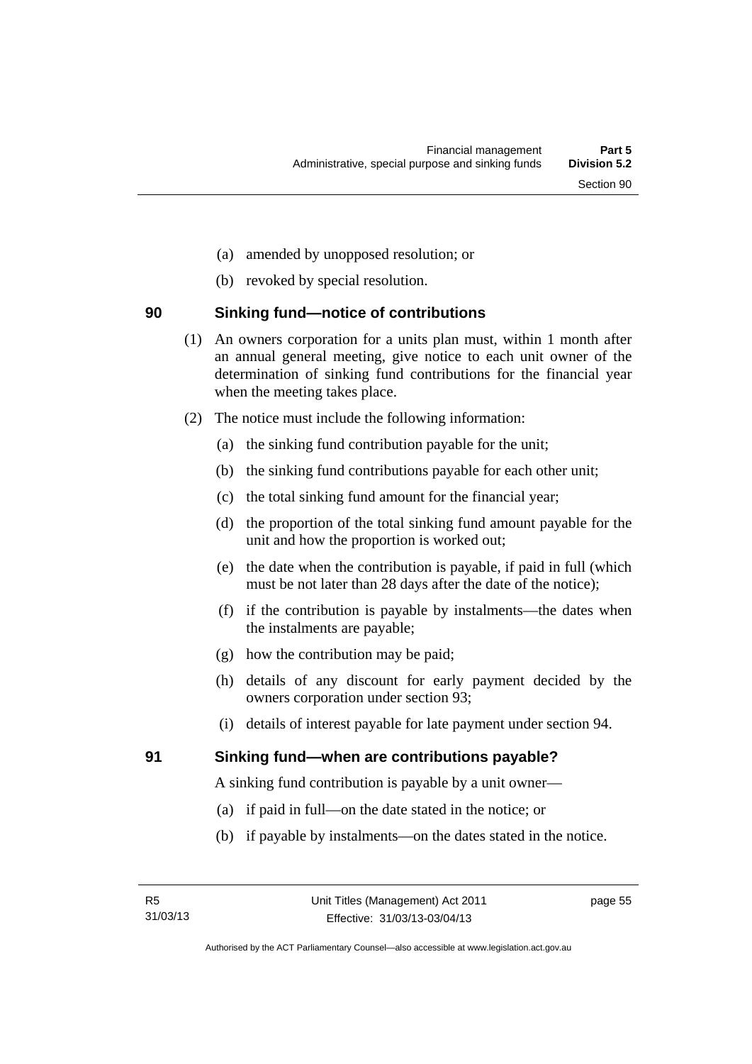(a) amended by unopposed resolution; or

(b) revoked by special resolution.

## 90 Sinking fund—notice of contributions

(1) An owners corporation for a units plan must, within 1 month after an annual general meeting, give notice to each unit owner of the determination of sinking fund contributions for the financial year when the meeting takes place.

(2) The notice must include the following information:

(a) the sinking fund contribution payable for the unit;

(b) the sinking fund contributions payable for each other unit;

(c) the total sinking fund amount for the financial year;

(d) the proportion of the total sinking fund amount payable for the unit and how the proportion is worked out;

(e) the date when the contribution is payable, if paid in full (which must be not later than 28 days after the date of the notice);

(f) if the contribution is payable by instalments—the dates when the instalments are payable;

(g) how the contribution may be paid;

(h) details of any discount for early payment decided by the owners corporation under section 93;

(i) details of interest payable for late payment under section 94.

## 91 Sinking fund—when are contributions payable?

A sinking fund contribution is payable by a unit owner—

(a) if paid in full—on the date stated in the notice; or

(b) if payable by instalments—on the dates stated in the notice.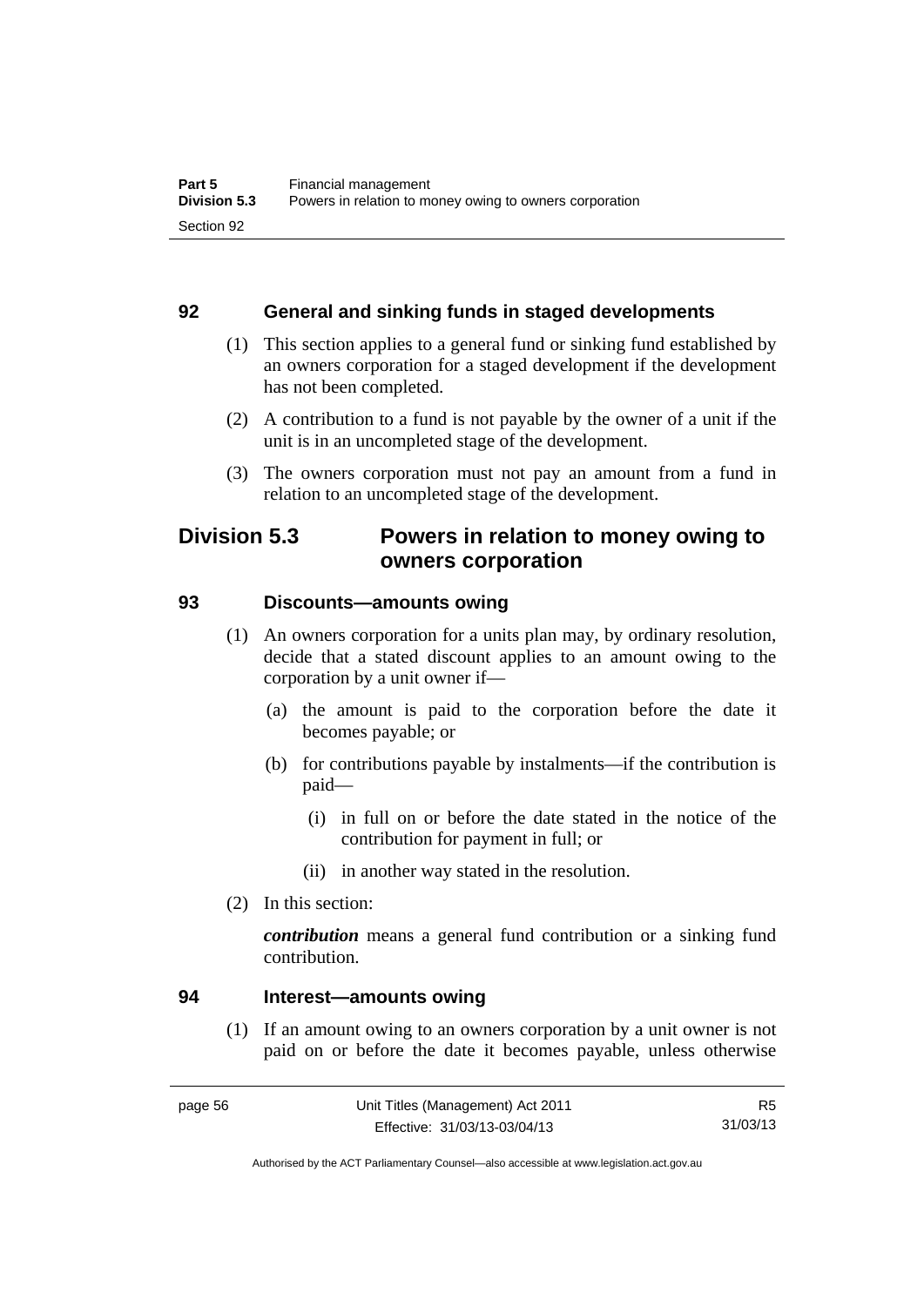## 92 General and sinking funds in staged developments

(1) This section applies to a general fund or sinking fund established by an owners corporation for a staged development if the development has not been completed.

(2) A contribution to a fund is not payable by the owner of a unit if the unit is in an uncompleted stage of the development.

(3) The owners corporation must not pay an amount from a fund in relation to an uncompleted stage of the development.

# Division 5.3 Powers in relation to money owing to owners corporation

## 93 Discounts—amounts owing

(1) An owners corporation for a units plan may, by ordinary resolution, decide that a stated discount applies to an amount owing to the corporation by a unit owner if—

(a) the amount is paid to the corporation before the date it becomes payable; or

(b) for contributions payable by instalments—if the contribution is paid—

(i) in full on or before the date stated in the notice of the contribution for payment in full; or

(ii) in another way stated in the resolution.

(2) In this section:

***contribution*** means a general fund contribution or a sinking fund contribution.

## 94 Interest—amounts owing

(1) If an amount owing to an owners corporation by a unit owner is not paid on or before the date it becomes payable, unless otherwise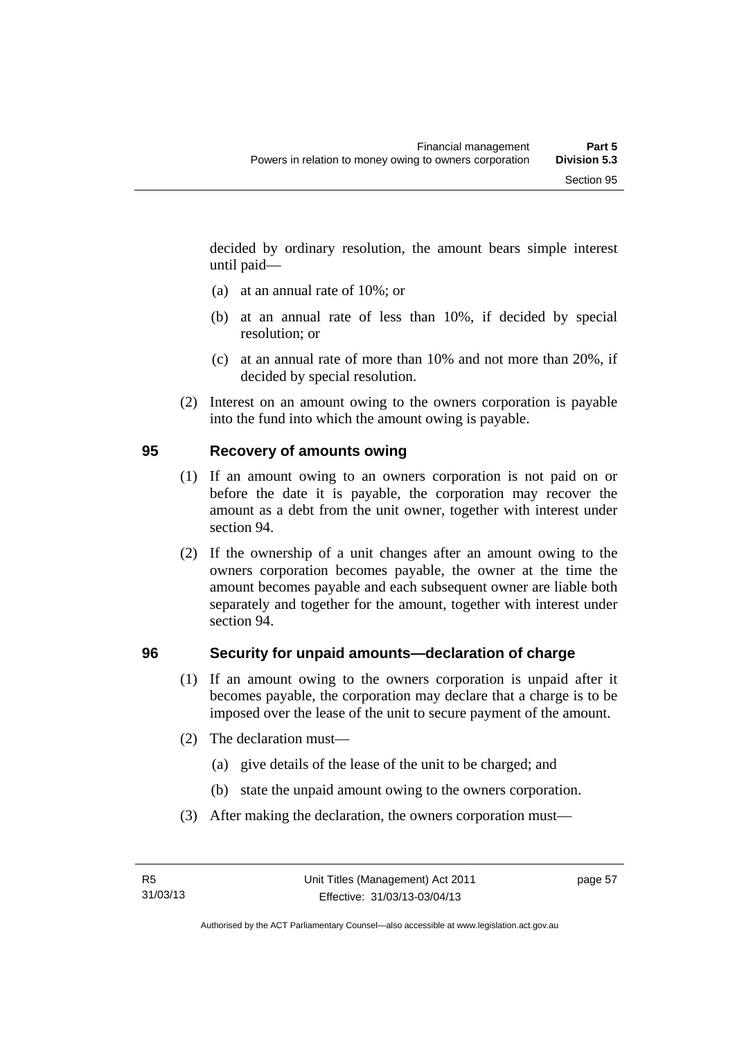decided by ordinary resolution, the amount bears simple interest until paid—

(a) at an annual rate of 10%; or

(b) at an annual rate of less than 10%, if decided by special resolution; or

(c) at an annual rate of more than 10% and not more than 20%, if decided by special resolution.

(2) Interest on an amount owing to the owners corporation is payable into the fund into which the amount owing is payable.

## 95 Recovery of amounts owing

(1) If an amount owing to an owners corporation is not paid on or before the date it is payable, the corporation may recover the amount as a debt from the unit owner, together with interest under section 94.

(2) If the ownership of a unit changes after an amount owing to the owners corporation becomes payable, the owner at the time the amount becomes payable and each subsequent owner are liable both separately and together for the amount, together with interest under section 94.

## 96 Security for unpaid amounts—declaration of charge

(1) If an amount owing to the owners corporation is unpaid after it becomes payable, the corporation may declare that a charge is to be imposed over the lease of the unit to secure payment of the amount.

(2) The declaration must—

(a) give details of the lease of the unit to be charged; and

(b) state the unpaid amount owing to the owners corporation.

(3) After making the declaration, the owners corporation must—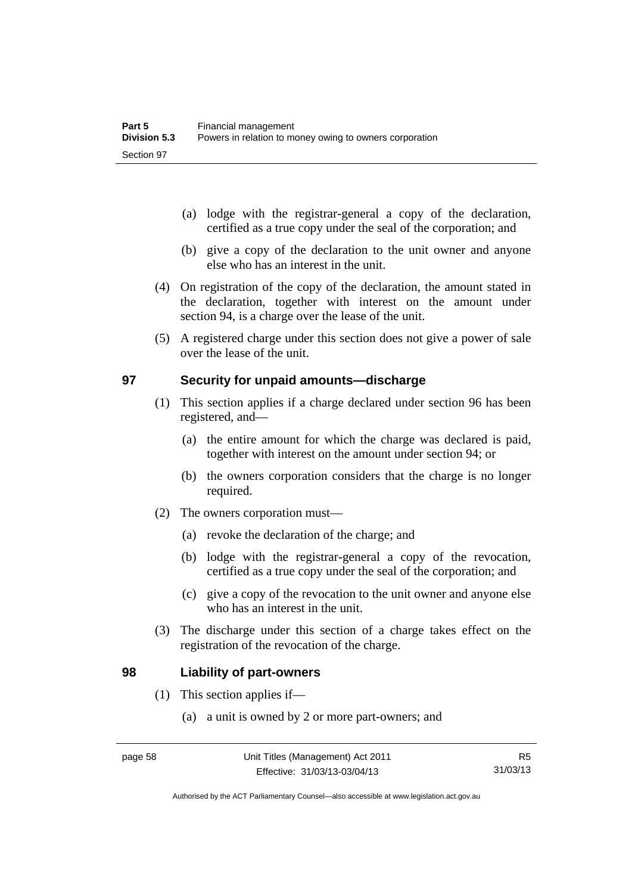(a) lodge with the registrar-general a copy of the declaration, certified as a true copy under the seal of the corporation; and

(b) give a copy of the declaration to the unit owner and anyone else who has an interest in the unit.

(4) On registration of the copy of the declaration, the amount stated in the declaration, together with interest on the amount under section 94, is a charge over the lease of the unit.

(5) A registered charge under this section does not give a power of sale over the lease of the unit.

## 97 Security for unpaid amounts—discharge

(1) This section applies if a charge declared under section 96 has been registered, and—

(a) the entire amount for which the charge was declared is paid, together with interest on the amount under section 94; or

(b) the owners corporation considers that the charge is no longer required.

(2) The owners corporation must—

(a) revoke the declaration of the charge; and

(b) lodge with the registrar-general a copy of the revocation, certified as a true copy under the seal of the corporation; and

(c) give a copy of the revocation to the unit owner and anyone else who has an interest in the unit.

(3) The discharge under this section of a charge takes effect on the registration of the revocation of the charge.

## 98 Liability of part-owners

(1) This section applies if—

(a) a unit is owned by 2 or more part-owners; and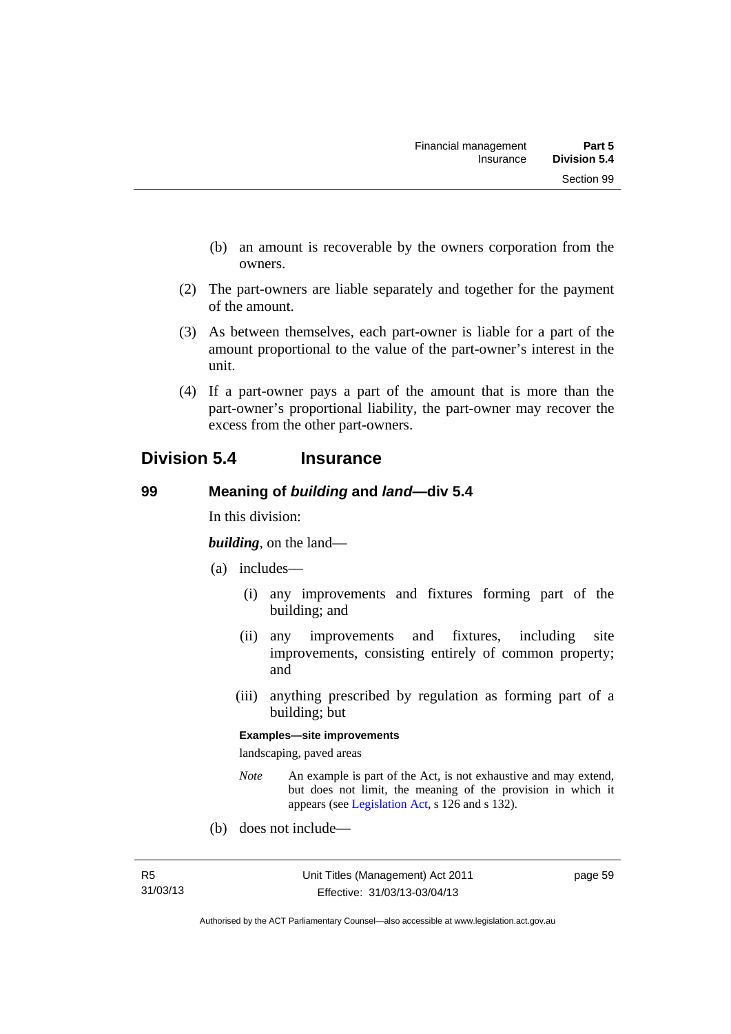(b) an amount is recoverable by the owners corporation from the owners.

(2) The part-owners are liable separately and together for the payment of the amount.

(3) As between themselves, each part-owner is liable for a part of the amount proportional to the value of the part-owner's interest in the unit.

(4) If a part-owner pays a part of the amount that is more than the part-owner's proportional liability, the part-owner may recover the excess from the other part-owners.

## Division 5.4 Insurance

### 99 Meaning of *building* and *land*—div 5.4

In this division:

***building***, on the land—

(a) includes—

(i) any improvements and fixtures forming part of the building; and

(ii) any improvements and fixtures, including site improvements, consisting entirely of common property; and

(iii) anything prescribed by regulation as forming part of a building; but

**Examples—site improvements**

landscaping, paved areas

*Note* An example is part of the Act, is not exhaustive and may extend, but does not limit, the meaning of the provision in which it appears (see Legislation Act, s 126 and s 132).

(b) does not include—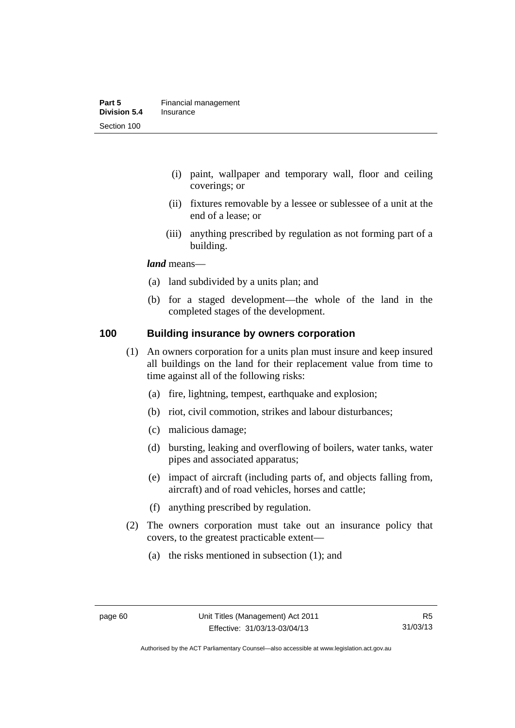(i) paint, wallpaper and temporary wall, floor and ceiling coverings; or

(ii) fixtures removable by a lessee or sublessee of a unit at the end of a lease; or

(iii) anything prescribed by regulation as not forming part of a building.

***land*** means—

(a) land subdivided by a units plan; and

(b) for a staged development—the whole of the land in the completed stages of the development.

## 100 Building insurance by owners corporation

(1) An owners corporation for a units plan must insure and keep insured all buildings on the land for their replacement value from time to time against all of the following risks:

(a) fire, lightning, tempest, earthquake and explosion;

(b) riot, civil commotion, strikes and labour disturbances;

(c) malicious damage;

(d) bursting, leaking and overflowing of boilers, water tanks, water pipes and associated apparatus;

(e) impact of aircraft (including parts of, and objects falling from, aircraft) and of road vehicles, horses and cattle;

(f) anything prescribed by regulation.

(2) The owners corporation must take out an insurance policy that covers, to the greatest practicable extent—

(a) the risks mentioned in subsection (1); and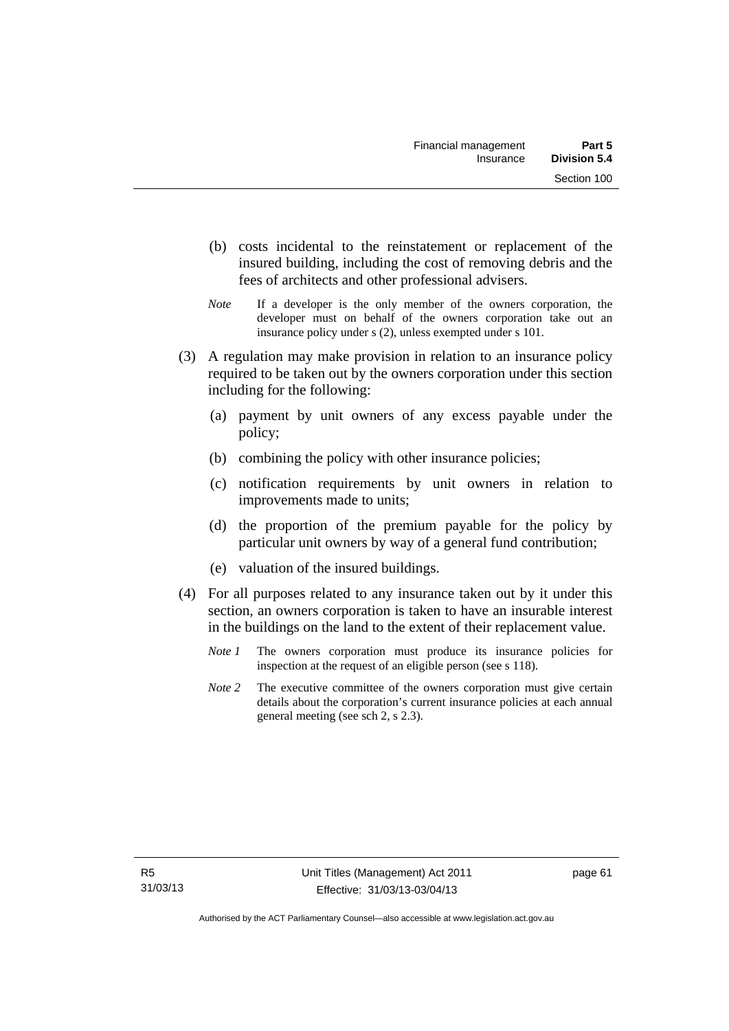(b) costs incidental to the reinstatement or replacement of the insured building, including the cost of removing debris and the fees of architects and other professional advisers.

*Note* If a developer is the only member of the owners corporation, the developer must on behalf of the owners corporation take out an insurance policy under s (2), unless exempted under s 101.

(3) A regulation may make provision in relation to an insurance policy required to be taken out by the owners corporation under this section including for the following:

(a) payment by unit owners of any excess payable under the policy;

(b) combining the policy with other insurance policies;

(c) notification requirements by unit owners in relation to improvements made to units;

(d) the proportion of the premium payable for the policy by particular unit owners by way of a general fund contribution;

(e) valuation of the insured buildings.

(4) For all purposes related to any insurance taken out by it under this section, an owners corporation is taken to have an insurable interest in the buildings on the land to the extent of their replacement value.

*Note 1* The owners corporation must produce its insurance policies for inspection at the request of an eligible person (see s 118).

*Note 2* The executive committee of the owners corporation must give certain details about the corporation's current insurance policies at each annual general meeting (see sch 2, s 2.3).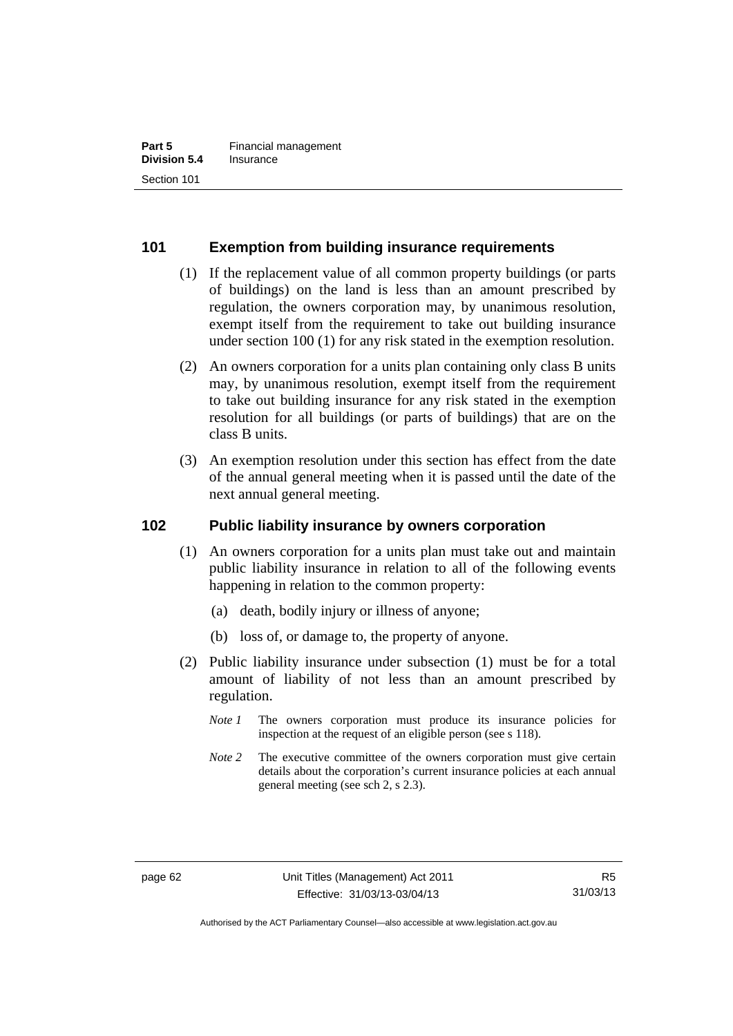### 101 Exemption from building insurance requirements

(1) If the replacement value of all common property buildings (or parts of buildings) on the land is less than an amount prescribed by regulation, the owners corporation may, by unanimous resolution, exempt itself from the requirement to take out building insurance under section 100 (1) for any risk stated in the exemption resolution.

(2) An owners corporation for a units plan containing only class B units may, by unanimous resolution, exempt itself from the requirement to take out building insurance for any risk stated in the exemption resolution for all buildings (or parts of buildings) that are on the class B units.

(3) An exemption resolution under this section has effect from the date of the annual general meeting when it is passed until the date of the next annual general meeting.

### 102 Public liability insurance by owners corporation

(1) An owners corporation for a units plan must take out and maintain public liability insurance in relation to all of the following events happening in relation to the common property:

(a) death, bodily injury or illness of anyone;

(b) loss of, or damage to, the property of anyone.

(2) Public liability insurance under subsection (1) must be for a total amount of liability of not less than an amount prescribed by regulation.

*Note 1* The owners corporation must produce its insurance policies for inspection at the request of an eligible person (see s 118).

*Note 2* The executive committee of the owners corporation must give certain details about the corporation's current insurance policies at each annual general meeting (see sch 2, s 2.3).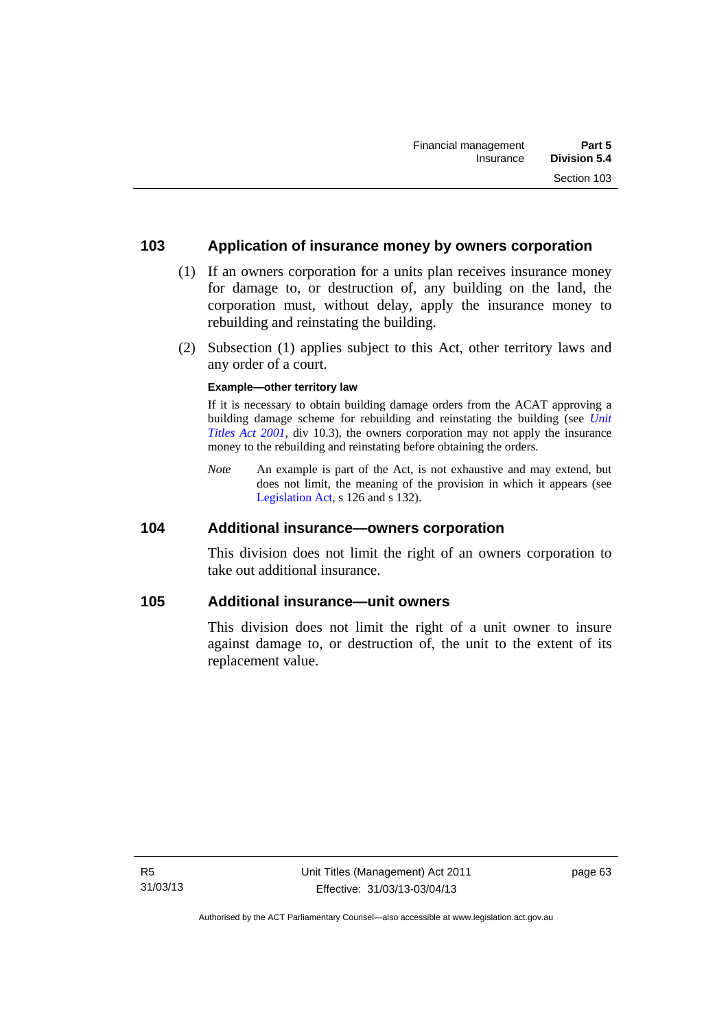## 103 Application of insurance money by owners corporation

(1) If an owners corporation for a units plan receives insurance money for damage to, or destruction of, any building on the land, the corporation must, without delay, apply the insurance money to rebuilding and reinstating the building.

(2) Subsection (1) applies subject to this Act, other territory laws and any order of a court.

**Example—other territory law**

If it is necessary to obtain building damage orders from the ACAT approving a building damage scheme for rebuilding and reinstating the building (see *Unit Titles Act 2001*, div 10.3), the owners corporation may not apply the insurance money to the rebuilding and reinstating before obtaining the orders.

*Note* An example is part of the Act, is not exhaustive and may extend, but does not limit, the meaning of the provision in which it appears (see Legislation Act, s 126 and s 132).

## 104 Additional insurance—owners corporation

This division does not limit the right of an owners corporation to take out additional insurance.

## 105 Additional insurance—unit owners

This division does not limit the right of a unit owner to insure against damage to, or destruction of, the unit to the extent of its replacement value.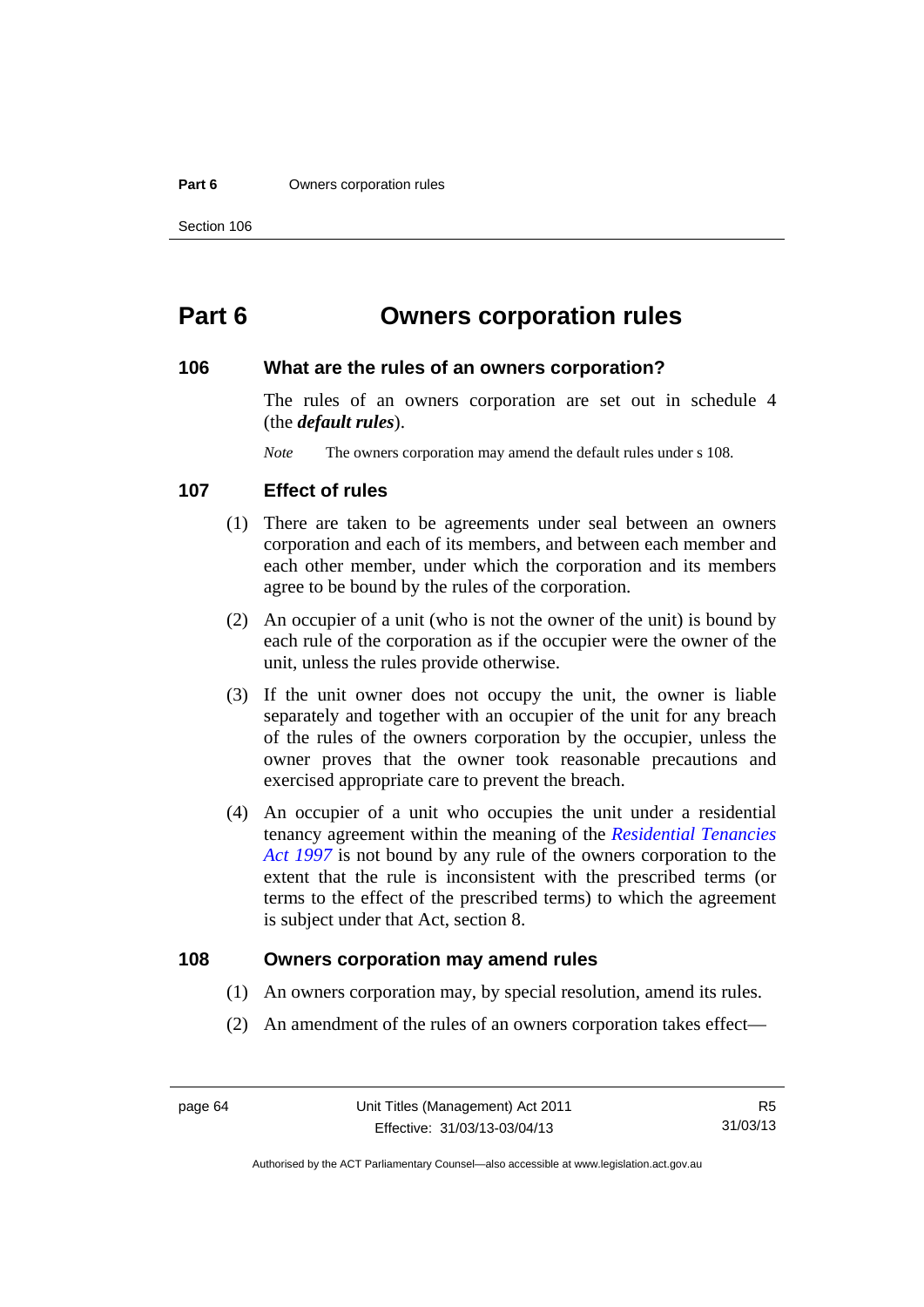# Part 6 Owners corporation rules

## 106 What are the rules of an owners corporation?

The rules of an owners corporation are set out in schedule 4 (the ***default rules***).

*Note* The owners corporation may amend the default rules under s 108.

## 107 Effect of rules

(1) There are taken to be agreements under seal between an owners corporation and each of its members, and between each member and each other member, under which the corporation and its members agree to be bound by the rules of the corporation.

(2) An occupier of a unit (who is not the owner of the unit) is bound by each rule of the corporation as if the occupier were the owner of the unit, unless the rules provide otherwise.

(3) If the unit owner does not occupy the unit, the owner is liable separately and together with an occupier of the unit for any breach of the rules of the owners corporation by the occupier, unless the owner proves that the owner took reasonable precautions and exercised appropriate care to prevent the breach.

(4) An occupier of a unit who occupies the unit under a residential tenancy agreement within the meaning of the *Residential Tenancies Act 1997* is not bound by any rule of the owners corporation to the extent that the rule is inconsistent with the prescribed terms (or terms to the effect of the prescribed terms) to which the agreement is subject under that Act, section 8.

## 108 Owners corporation may amend rules

(1) An owners corporation may, by special resolution, amend its rules.

(2) An amendment of the rules of an owners corporation takes effect—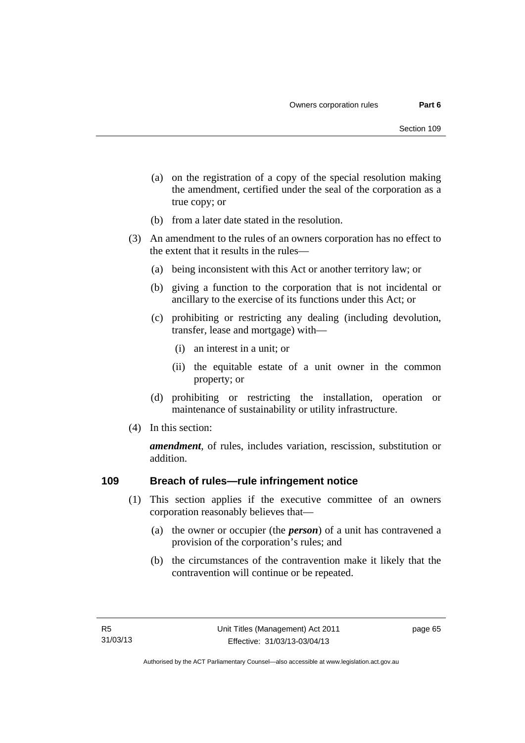(a) on the registration of a copy of the special resolution making the amendment, certified under the seal of the corporation as a true copy; or

(b) from a later date stated in the resolution.

(3) An amendment to the rules of an owners corporation has no effect to the extent that it results in the rules—

(a) being inconsistent with this Act or another territory law; or

(b) giving a function to the corporation that is not incidental or ancillary to the exercise of its functions under this Act; or

(c) prohibiting or restricting any dealing (including devolution, transfer, lease and mortgage) with—

(i) an interest in a unit; or

(ii) the equitable estate of a unit owner in the common property; or

(d) prohibiting or restricting the installation, operation or maintenance of sustainability or utility infrastructure.

(4) In this section:

***amendment***, of rules, includes variation, rescission, substitution or addition.

### 109 Breach of rules—rule infringement notice

(1) This section applies if the executive committee of an owners corporation reasonably believes that—

(a) the owner or occupier (the ***person***) of a unit has contravened a provision of the corporation's rules; and

(b) the circumstances of the contravention make it likely that the contravention will continue or be repeated.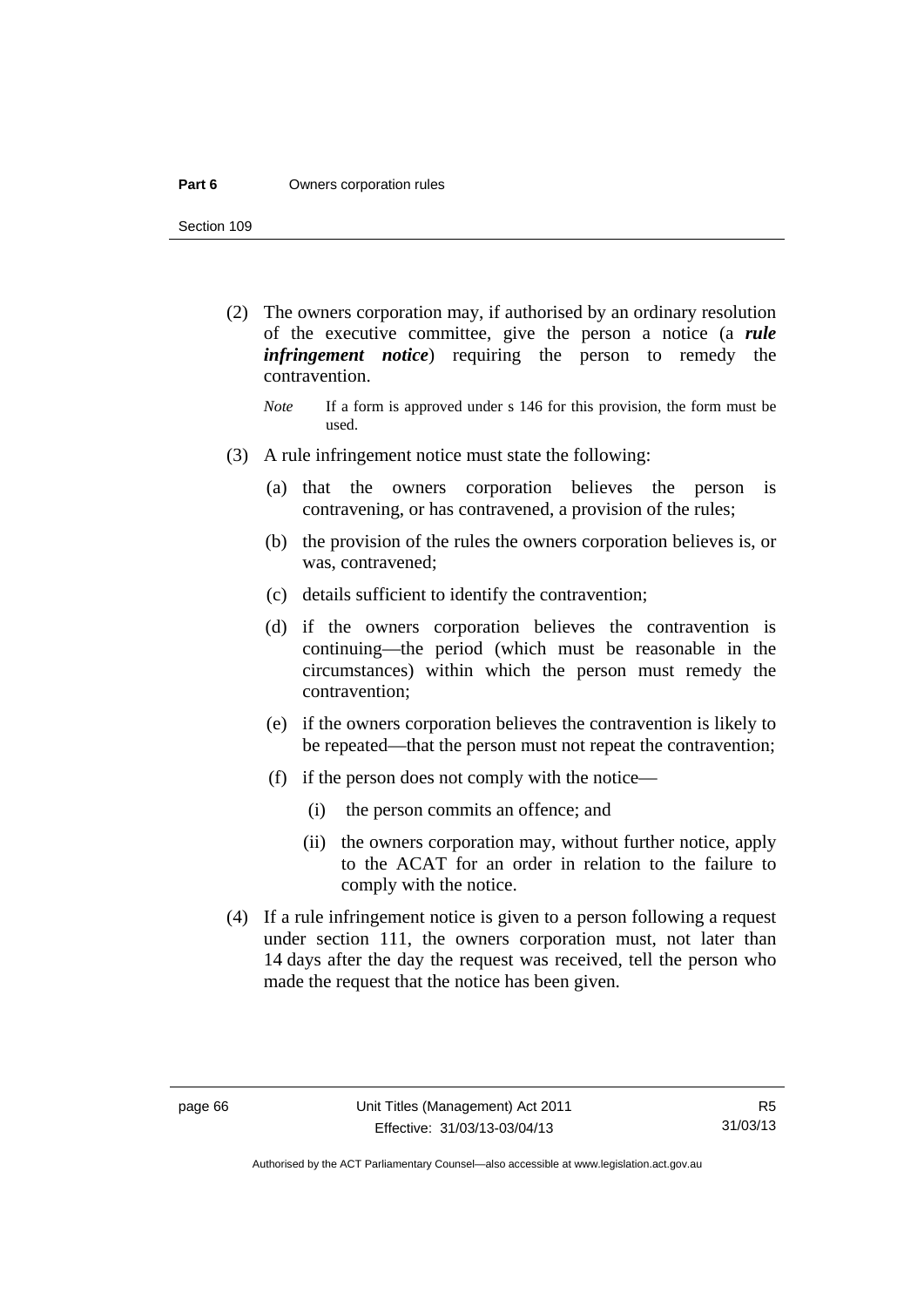(2) The owners corporation may, if authorised by an ordinary resolution of the executive committee, give the person a notice (a ***rule infringement notice***) requiring the person to remedy the contravention.

*Note* If a form is approved under s 146 for this provision, the form must be used.

(3) A rule infringement notice must state the following:

(a) that the owners corporation believes the person is contravening, or has contravened, a provision of the rules;

(b) the provision of the rules the owners corporation believes is, or was, contravened;

(c) details sufficient to identify the contravention;

(d) if the owners corporation believes the contravention is continuing—the period (which must be reasonable in the circumstances) within which the person must remedy the contravention;

(e) if the owners corporation believes the contravention is likely to be repeated—that the person must not repeat the contravention;

(f) if the person does not comply with the notice—

(i) the person commits an offence; and

(ii) the owners corporation may, without further notice, apply to the ACAT for an order in relation to the failure to comply with the notice.

(4) If a rule infringement notice is given to a person following a request under section 111, the owners corporation must, not later than 14 days after the day the request was received, tell the person who made the request that the notice has been given.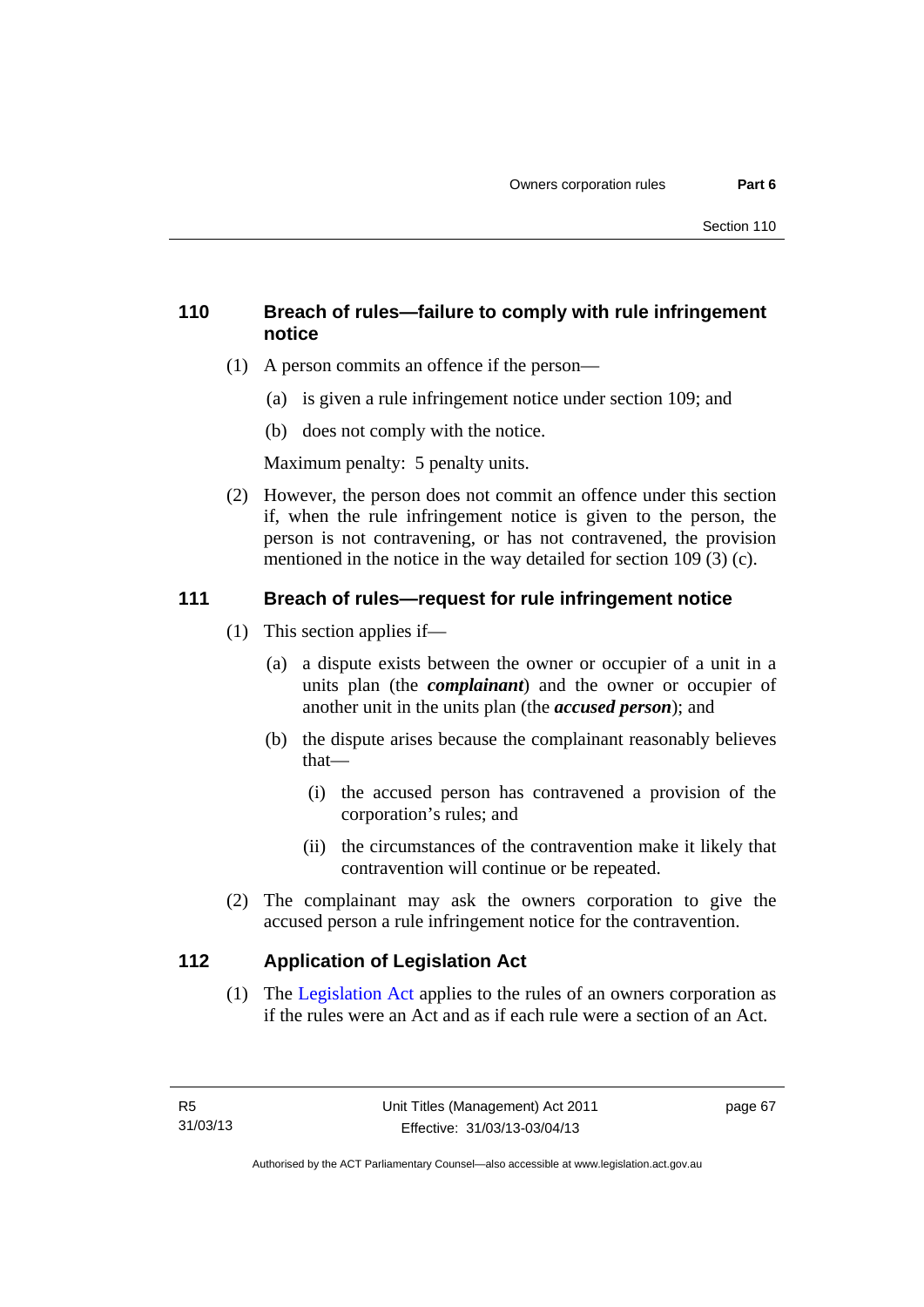## 110 Breach of rules—failure to comply with rule infringement notice

(1) A person commits an offence if the person—

(a) is given a rule infringement notice under section 109; and

(b) does not comply with the notice.

Maximum penalty: 5 penalty units.

(2) However, the person does not commit an offence under this section if, when the rule infringement notice is given to the person, the person is not contravening, or has not contravened, the provision mentioned in the notice in the way detailed for section 109 (3) (c).

## 111 Breach of rules—request for rule infringement notice

(1) This section applies if—

(a) a dispute exists between the owner or occupier of a unit in a units plan (the ***complainant***) and the owner or occupier of another unit in the units plan (the ***accused person***); and

(b) the dispute arises because the complainant reasonably believes that—

(i) the accused person has contravened a provision of the corporation's rules; and

(ii) the circumstances of the contravention make it likely that contravention will continue or be repeated.

(2) The complainant may ask the owners corporation to give the accused person a rule infringement notice for the contravention.

## 112 Application of Legislation Act

(1) The Legislation Act applies to the rules of an owners corporation as if the rules were an Act and as if each rule were a section of an Act.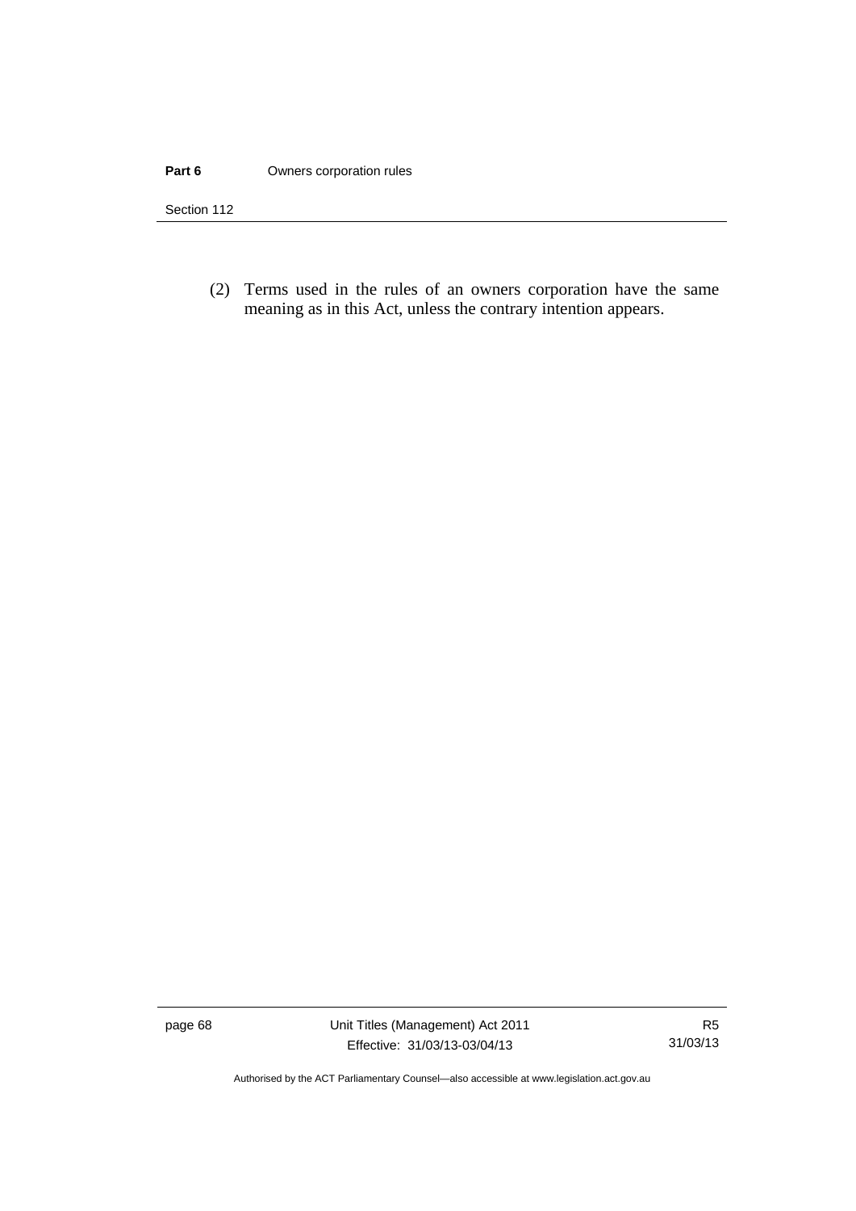(2) Terms used in the rules of an owners corporation have the same meaning as in this Act, unless the contrary intention appears.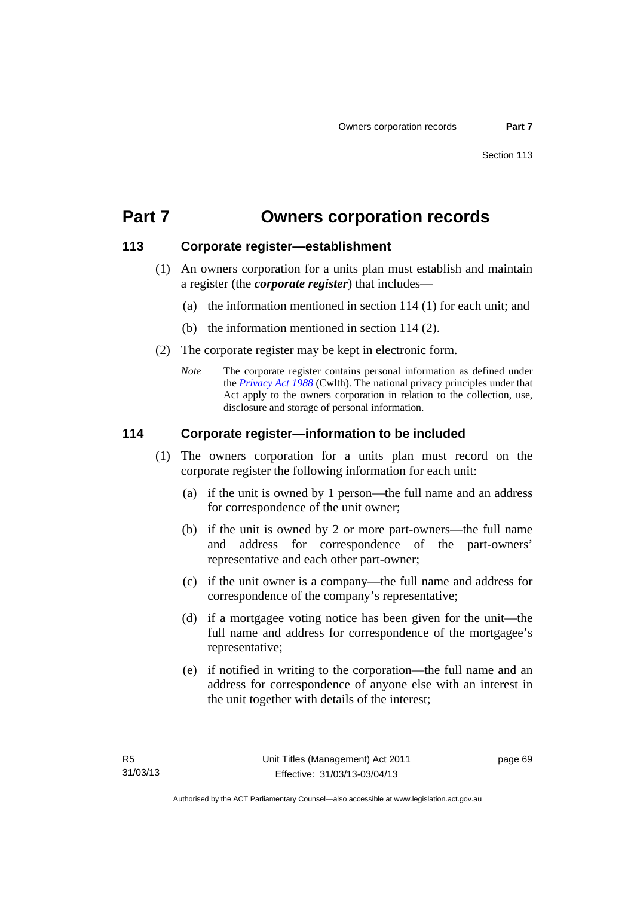# Part 7 Owners corporation records

## 113 Corporate register—establishment

(1) An owners corporation for a units plan must establish and maintain a register (the ***corporate register***) that includes—

(a) the information mentioned in section 114 (1) for each unit; and

(b) the information mentioned in section 114 (2).

(2) The corporate register may be kept in electronic form.

*Note* The corporate register contains personal information as defined under the *Privacy Act 1988* (Cwlth). The national privacy principles under that Act apply to the owners corporation in relation to the collection, use, disclosure and storage of personal information.

## 114 Corporate register—information to be included

(1) The owners corporation for a units plan must record on the corporate register the following information for each unit:

(a) if the unit is owned by 1 person—the full name and an address for correspondence of the unit owner;

(b) if the unit is owned by 2 or more part-owners—the full name and address for correspondence of the part-owners' representative and each other part-owner;

(c) if the unit owner is a company—the full name and address for correspondence of the company's representative;

(d) if a mortgagee voting notice has been given for the unit—the full name and address for correspondence of the mortgagee's representative;

(e) if notified in writing to the corporation—the full name and an address for correspondence of anyone else with an interest in the unit together with details of the interest;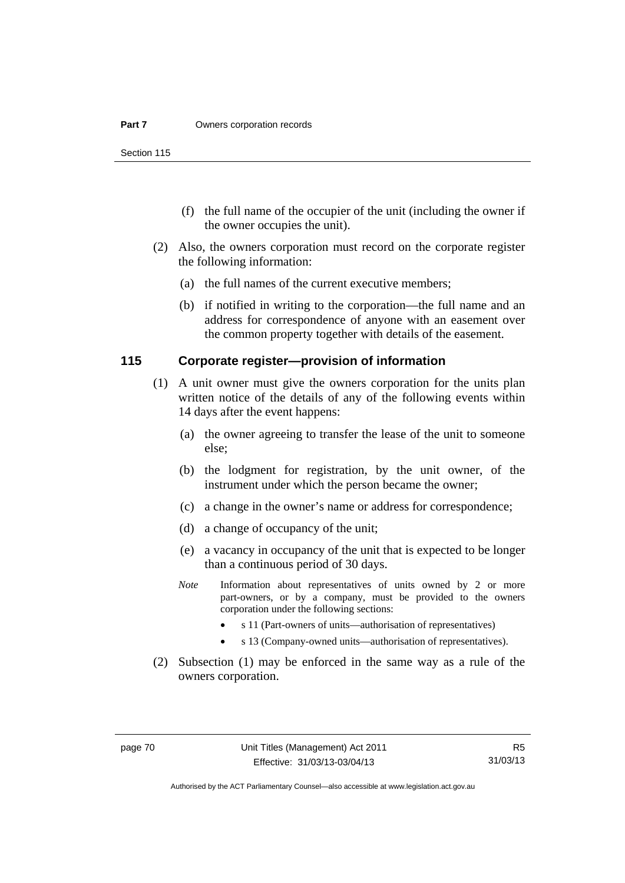(f) the full name of the occupier of the unit (including the owner if the owner occupies the unit).

(2) Also, the owners corporation must record on the corporate register the following information:

(a) the full names of the current executive members;

(b) if notified in writing to the corporation—the full name and an address for correspondence of anyone with an easement over the common property together with details of the easement.

### 115 Corporate register—provision of information

(1) A unit owner must give the owners corporation for the units plan written notice of the details of any of the following events within 14 days after the event happens:

(a) the owner agreeing to transfer the lease of the unit to someone else;

(b) the lodgment for registration, by the unit owner, of the instrument under which the person became the owner;

(c) a change in the owner's name or address for correspondence;

(d) a change of occupancy of the unit;

(e) a vacancy in occupancy of the unit that is expected to be longer than a continuous period of 30 days.

*Note* Information about representatives of units owned by 2 or more part-owners, or by a company, must be provided to the owners corporation under the following sections:

- s 11 (Part-owners of units—authorisation of representatives)
- s 13 (Company-owned units—authorisation of representatives).

(2) Subsection (1) may be enforced in the same way as a rule of the owners corporation.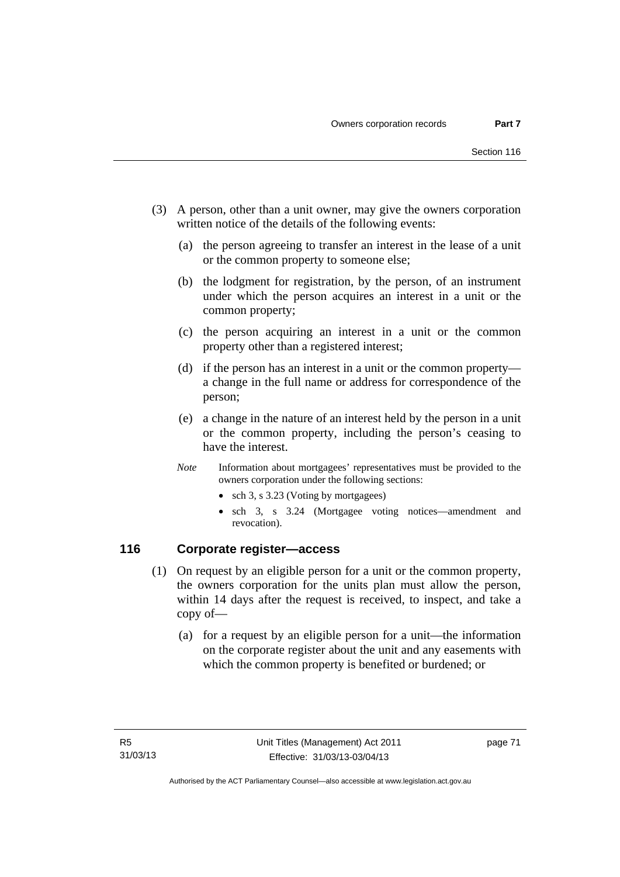(3) A person, other than a unit owner, may give the owners corporation written notice of the details of the following events:

(a) the person agreeing to transfer an interest in the lease of a unit or the common property to someone else;

(b) the lodgment for registration, by the person, of an instrument under which the person acquires an interest in a unit or the common property;

(c) the person acquiring an interest in a unit or the common property other than a registered interest;

(d) if the person has an interest in a unit or the common property—a change in the full name or address for correspondence of the person;

(e) a change in the nature of an interest held by the person in a unit or the common property, including the person's ceasing to have the interest.

*Note* Information about mortgagees' representatives must be provided to the owners corporation under the following sections:

- sch 3, s 3.23 (Voting by mortgagees)
- sch 3, s 3.24 (Mortgagee voting notices—amendment and revocation).

## 116 Corporate register—access

(1) On request by an eligible person for a unit or the common property, the owners corporation for the units plan must allow the person, within 14 days after the request is received, to inspect, and take a copy of—

(a) for a request by an eligible person for a unit—the information on the corporate register about the unit and any easements with which the common property is benefited or burdened; or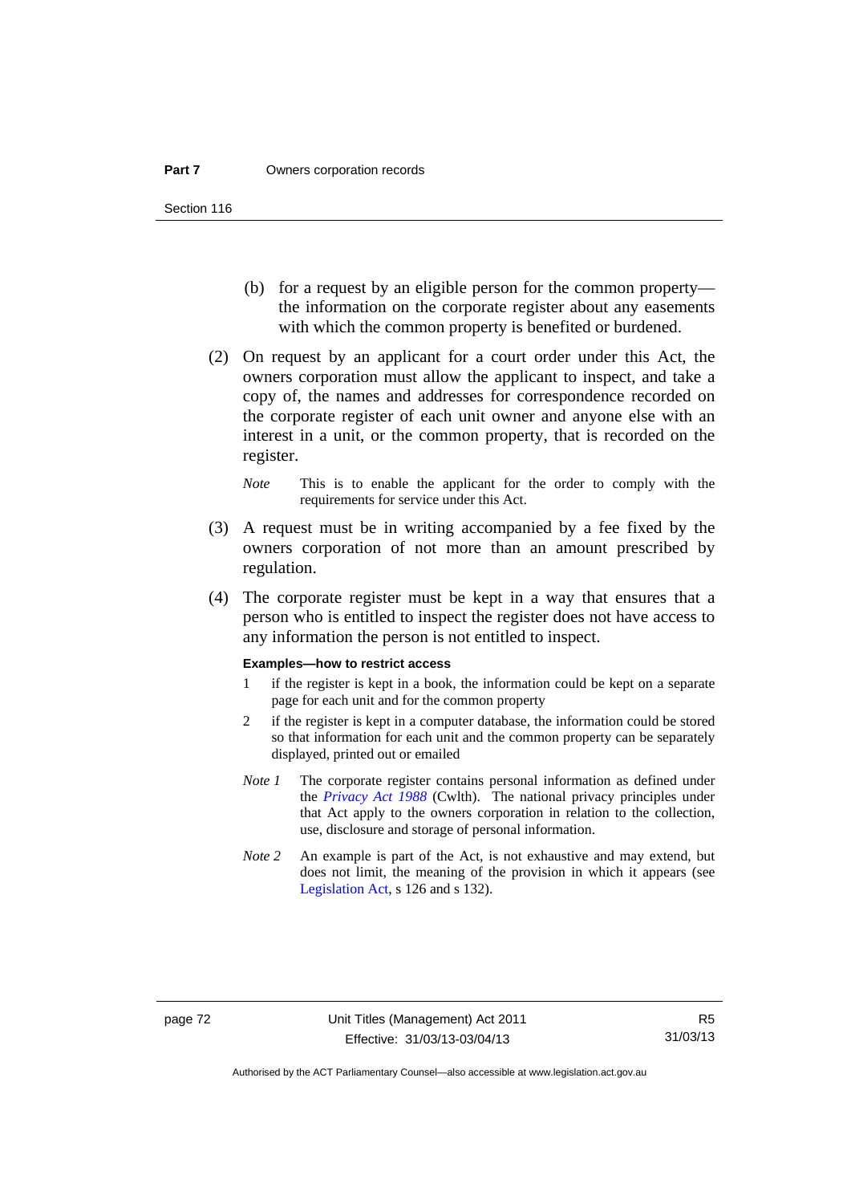(b) for a request by an eligible person for the common property—the information on the corporate register about any easements with which the common property is benefited or burdened.

(2) On request by an applicant for a court order under this Act, the owners corporation must allow the applicant to inspect, and take a copy of, the names and addresses for correspondence recorded on the corporate register of each unit owner and anyone else with an interest in a unit, or the common property, that is recorded on the register.

*Note* This is to enable the applicant for the order to comply with the requirements for service under this Act.

(3) A request must be in writing accompanied by a fee fixed by the owners corporation of not more than an amount prescribed by regulation.

(4) The corporate register must be kept in a way that ensures that a person who is entitled to inspect the register does not have access to any information the person is not entitled to inspect.

**Examples—how to restrict access**

1 if the register is kept in a book, the information could be kept on a separate page for each unit and for the common property

2 if the register is kept in a computer database, the information could be stored so that information for each unit and the common property can be separately displayed, printed out or emailed

*Note 1* The corporate register contains personal information as defined under the *Privacy Act 1988* (Cwlth). The national privacy principles under that Act apply to the owners corporation in relation to the collection, use, disclosure and storage of personal information.

*Note 2* An example is part of the Act, is not exhaustive and may extend, but does not limit, the meaning of the provision in which it appears (see Legislation Act, s 126 and s 132).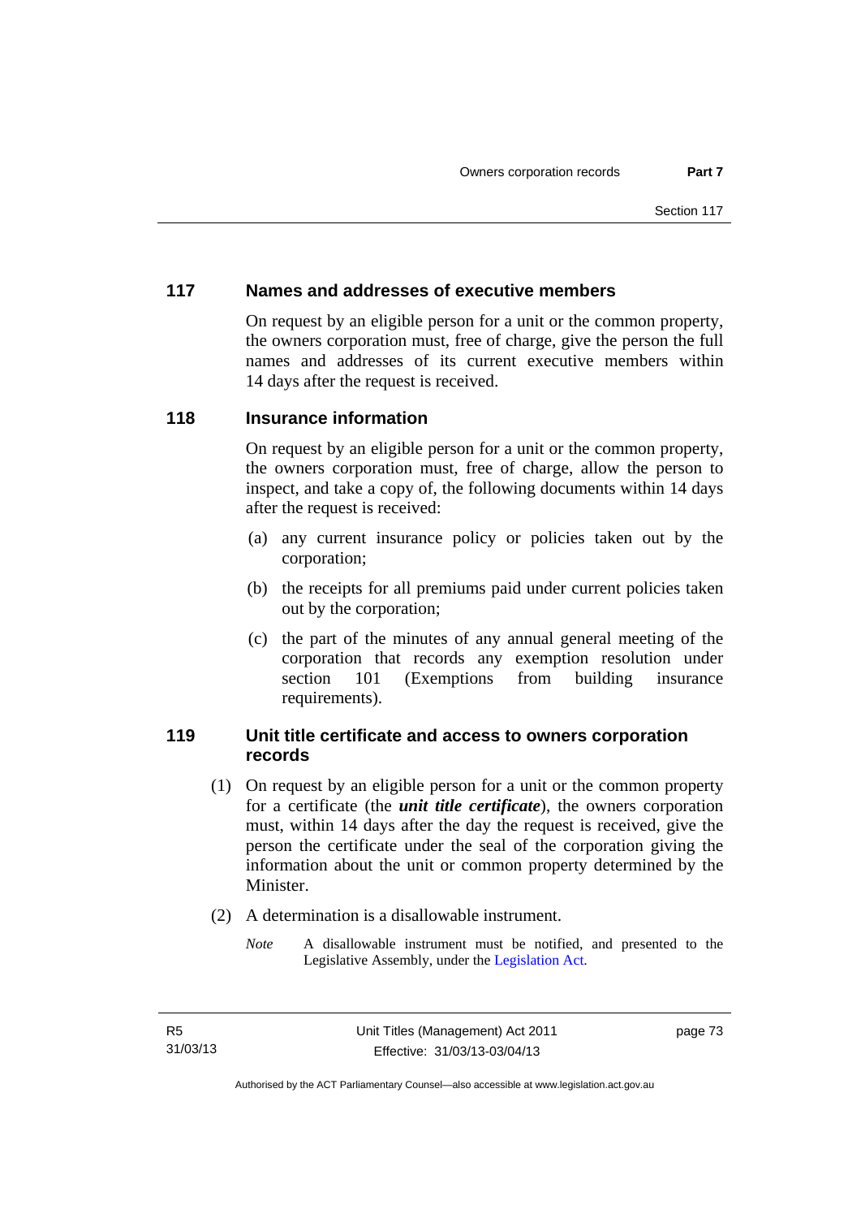## 117 Names and addresses of executive members

On request by an eligible person for a unit or the common property, the owners corporation must, free of charge, give the person the full names and addresses of its current executive members within 14 days after the request is received.

## 118 Insurance information

On request by an eligible person for a unit or the common property, the owners corporation must, free of charge, allow the person to inspect, and take a copy of, the following documents within 14 days after the request is received:

(a) any current insurance policy or policies taken out by the corporation;

(b) the receipts for all premiums paid under current policies taken out by the corporation;

(c) the part of the minutes of any annual general meeting of the corporation that records any exemption resolution under section 101 (Exemptions from building insurance requirements).

## 119 Unit title certificate and access to owners corporation records

(1) On request by an eligible person for a unit or the common property for a certificate (the ***unit title certificate***), the owners corporation must, within 14 days after the day the request is received, give the person the certificate under the seal of the corporation giving the information about the unit or common property determined by the Minister.

(2) A determination is a disallowable instrument.

*Note* A disallowable instrument must be notified, and presented to the Legislative Assembly, under the Legislation Act.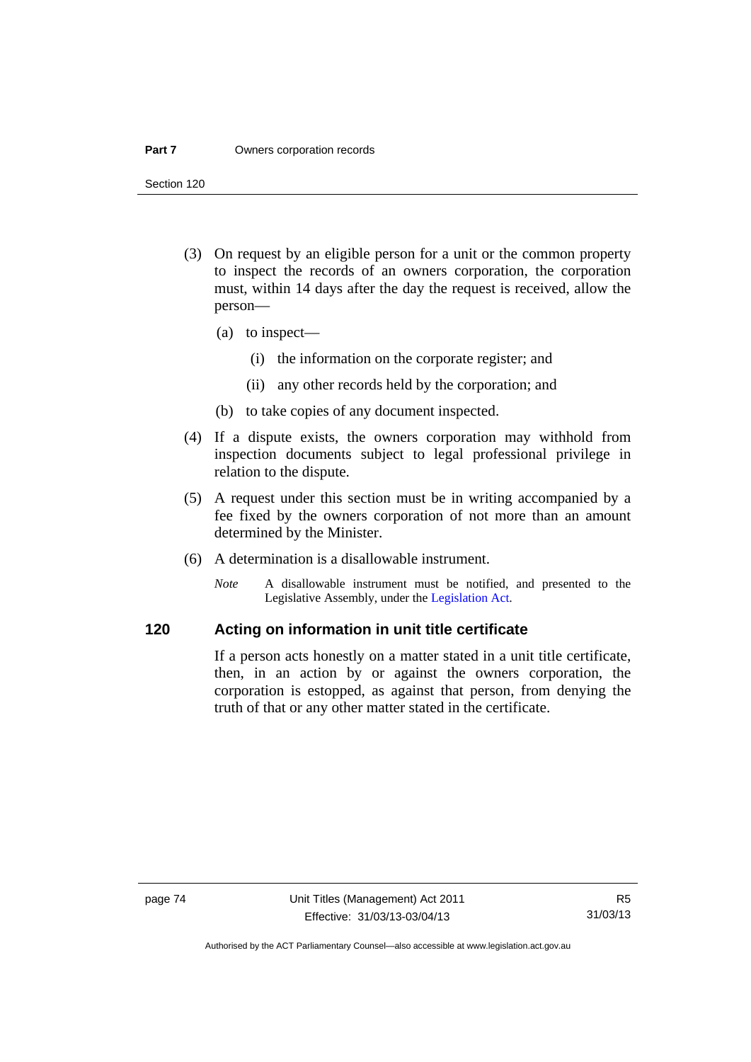(3) On request by an eligible person for a unit or the common property to inspect the records of an owners corporation, the corporation must, within 14 days after the day the request is received, allow the person—

  (a) to inspect—

    (i) the information on the corporate register; and

    (ii) any other records held by the corporation; and

  (b) to take copies of any document inspected.

(4) If a dispute exists, the owners corporation may withhold from inspection documents subject to legal professional privilege in relation to the dispute.

(5) A request under this section must be in writing accompanied by a fee fixed by the owners corporation of not more than an amount determined by the Minister.

(6) A determination is a disallowable instrument.

*Note* A disallowable instrument must be notified, and presented to the Legislative Assembly, under the Legislation Act.

## 120 Acting on information in unit title certificate

If a person acts honestly on a matter stated in a unit title certificate, then, in an action by or against the owners corporation, the corporation is estopped, as against that person, from denying the truth of that or any other matter stated in the certificate.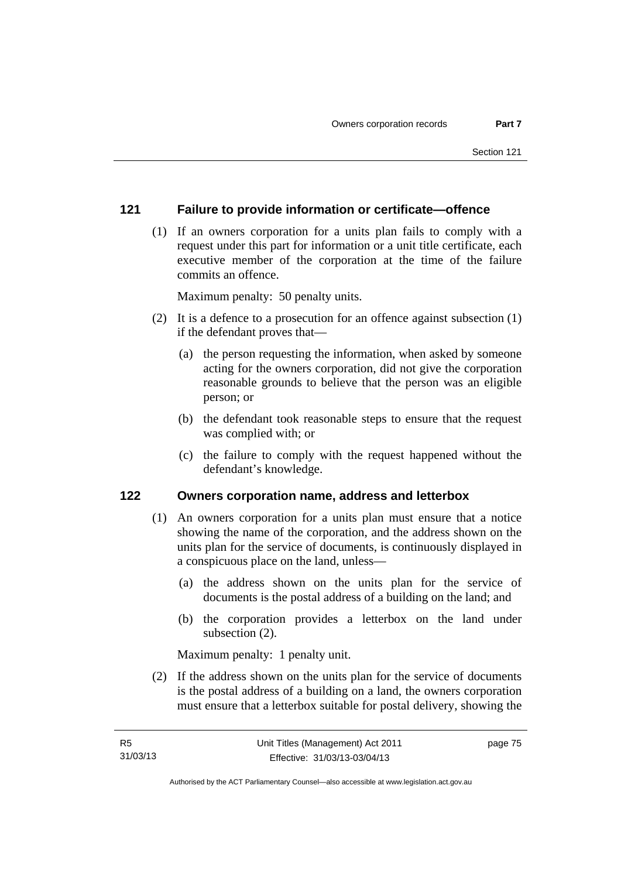## 121 Failure to provide information or certificate—offence

(1) If an owners corporation for a units plan fails to comply with a request under this part for information or a unit title certificate, each executive member of the corporation at the time of the failure commits an offence.

Maximum penalty: 50 penalty units.

(2) It is a defence to a prosecution for an offence against subsection (1) if the defendant proves that—

(a) the person requesting the information, when asked by someone acting for the owners corporation, did not give the corporation reasonable grounds to believe that the person was an eligible person; or

(b) the defendant took reasonable steps to ensure that the request was complied with; or

(c) the failure to comply with the request happened without the defendant's knowledge.

## 122 Owners corporation name, address and letterbox

(1) An owners corporation for a units plan must ensure that a notice showing the name of the corporation, and the address shown on the units plan for the service of documents, is continuously displayed in a conspicuous place on the land, unless—

(a) the address shown on the units plan for the service of documents is the postal address of a building on the land; and

(b) the corporation provides a letterbox on the land under subsection (2).

Maximum penalty: 1 penalty unit.

(2) If the address shown on the units plan for the service of documents is the postal address of a building on a land, the owners corporation must ensure that a letterbox suitable for postal delivery, showing the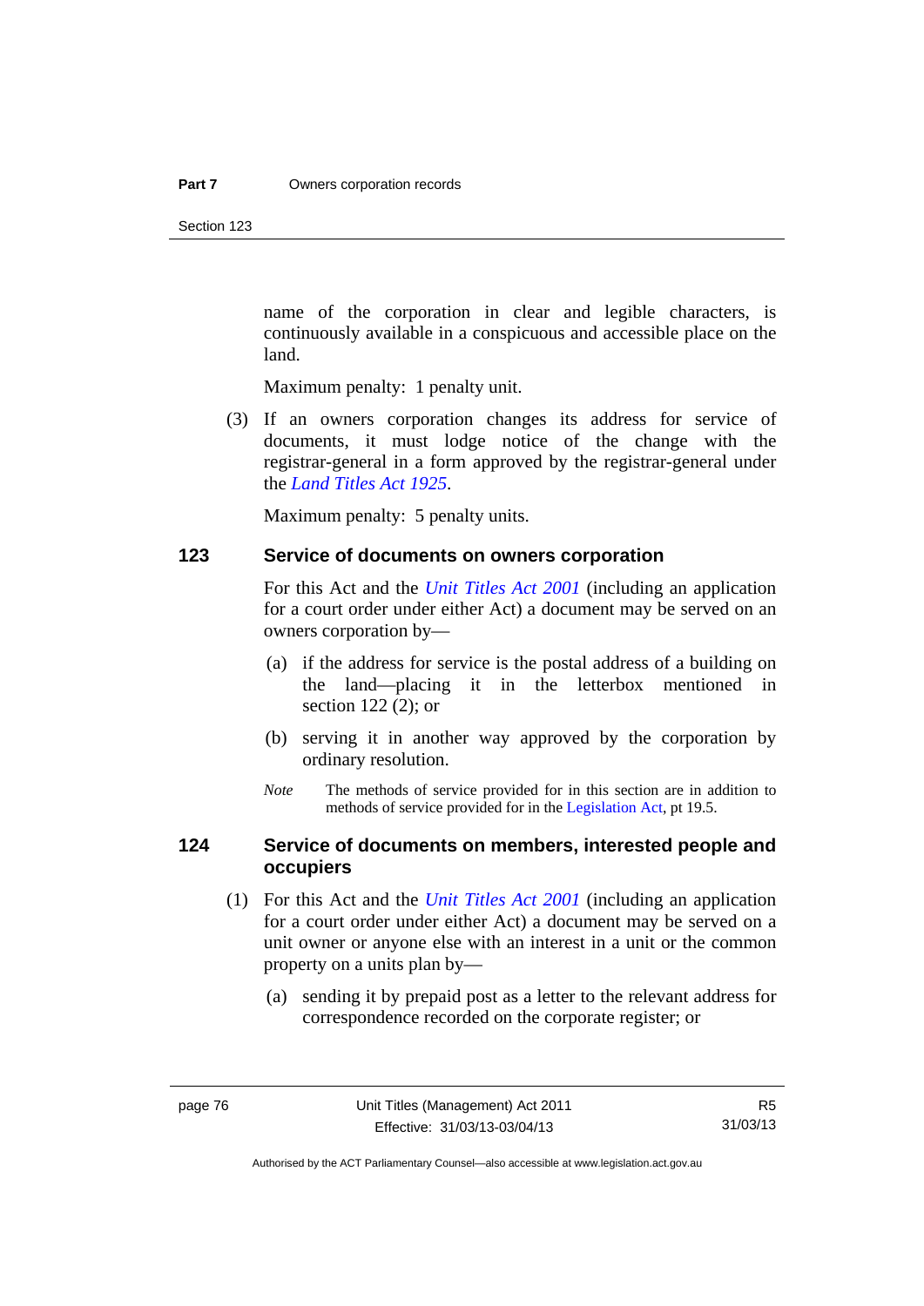name of the corporation in clear and legible characters, is continuously available in a conspicuous and accessible place on the land.

Maximum penalty: 1 penalty unit.

(3) If an owners corporation changes its address for service of documents, it must lodge notice of the change with the registrar-general in a form approved by the registrar-general under the *Land Titles Act 1925*.

Maximum penalty: 5 penalty units.

## 123 Service of documents on owners corporation

For this Act and the *Unit Titles Act 2001* (including an application for a court order under either Act) a document may be served on an owners corporation by—

(a) if the address for service is the postal address of a building on the land—placing it in the letterbox mentioned in section 122 (2); or

(b) serving it in another way approved by the corporation by ordinary resolution.

*Note* The methods of service provided for in this section are in addition to methods of service provided for in the Legislation Act, pt 19.5.

## 124 Service of documents on members, interested people and occupiers

(1) For this Act and the *Unit Titles Act 2001* (including an application for a court order under either Act) a document may be served on a unit owner or anyone else with an interest in a unit or the common property on a units plan by—

(a) sending it by prepaid post as a letter to the relevant address for correspondence recorded on the corporate register; or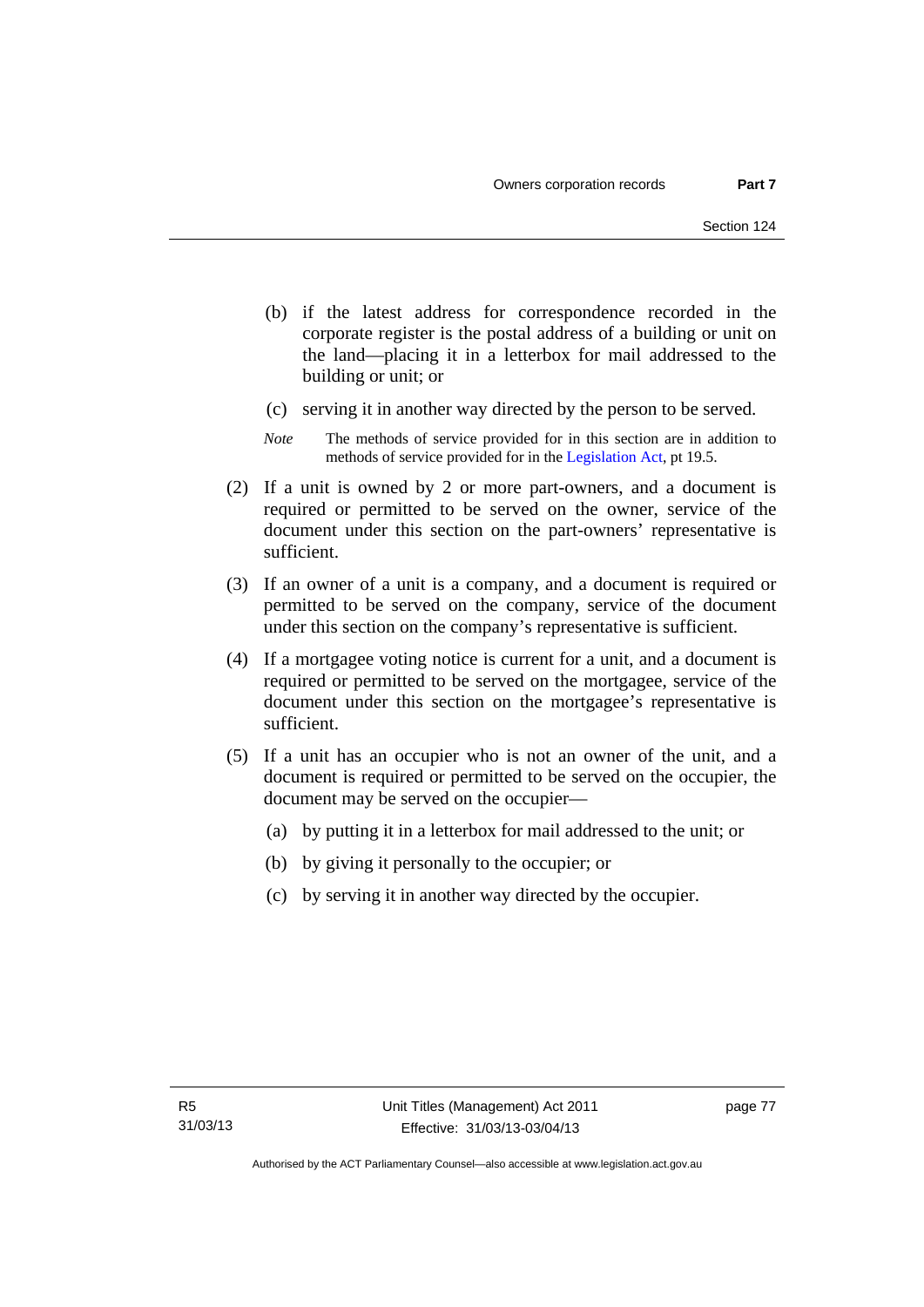(b) if the latest address for correspondence recorded in the corporate register is the postal address of a building or unit on the land—placing it in a letterbox for mail addressed to the building or unit; or

(c) serving it in another way directed by the person to be served.

*Note* The methods of service provided for in this section are in addition to methods of service provided for in the Legislation Act, pt 19.5.

(2) If a unit is owned by 2 or more part-owners, and a document is required or permitted to be served on the owner, service of the document under this section on the part-owners' representative is sufficient.

(3) If an owner of a unit is a company, and a document is required or permitted to be served on the company, service of the document under this section on the company's representative is sufficient.

(4) If a mortgagee voting notice is current for a unit, and a document is required or permitted to be served on the mortgagee, service of the document under this section on the mortgagee's representative is sufficient.

(5) If a unit has an occupier who is not an owner of the unit, and a document is required or permitted to be served on the occupier, the document may be served on the occupier—

(a) by putting it in a letterbox for mail addressed to the unit; or

(b) by giving it personally to the occupier; or

(c) by serving it in another way directed by the occupier.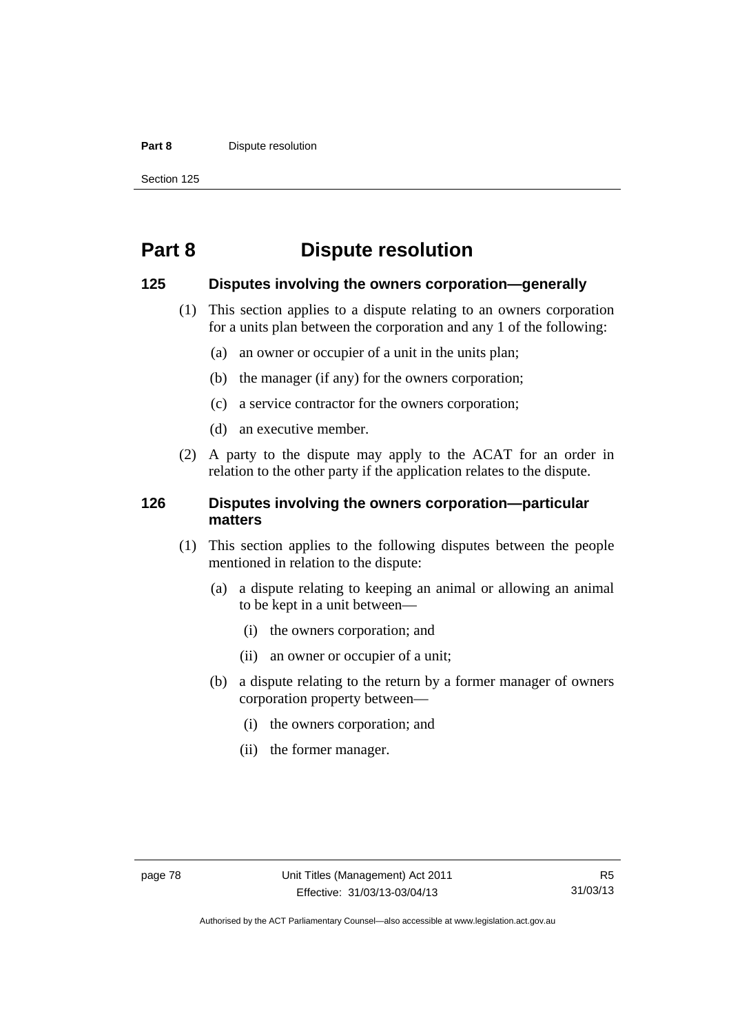# Part 8 Dispute resolution

## 125 Disputes involving the owners corporation—generally

(1) This section applies to a dispute relating to an owners corporation for a units plan between the corporation and any 1 of the following:

(a) an owner or occupier of a unit in the units plan;

(b) the manager (if any) for the owners corporation;

(c) a service contractor for the owners corporation;

(d) an executive member.

(2) A party to the dispute may apply to the ACAT for an order in relation to the other party if the application relates to the dispute.

## 126 Disputes involving the owners corporation—particular matters

(1) This section applies to the following disputes between the people mentioned in relation to the dispute:

(a) a dispute relating to keeping an animal or allowing an animal to be kept in a unit between—

(i) the owners corporation; and

(ii) an owner or occupier of a unit;

(b) a dispute relating to the return by a former manager of owners corporation property between—

(i) the owners corporation; and

(ii) the former manager.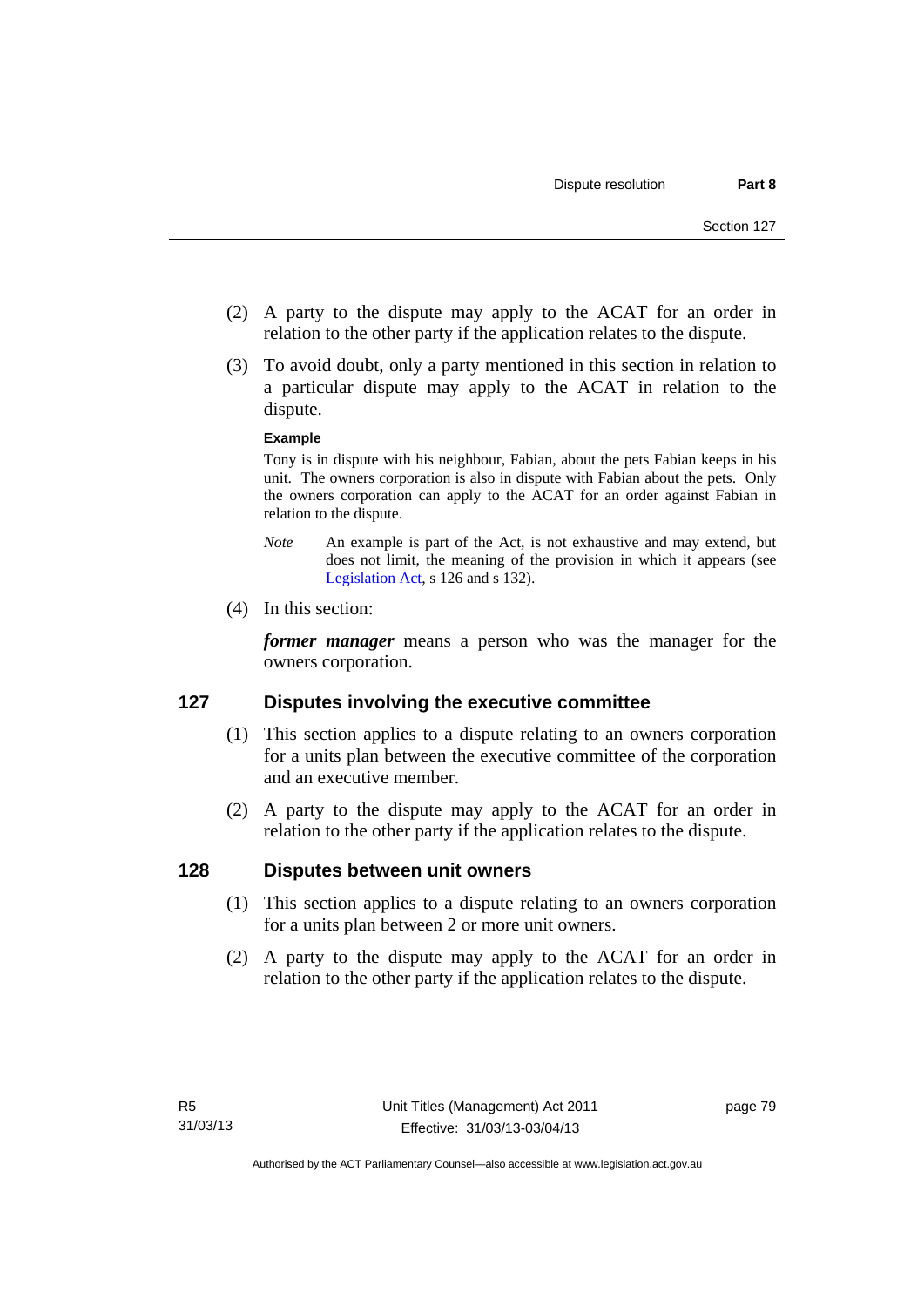(2) A party to the dispute may apply to the ACAT for an order in relation to the other party if the application relates to the dispute.

(3) To avoid doubt, only a party mentioned in this section in relation to a particular dispute may apply to the ACAT in relation to the dispute.

**Example**

Tony is in dispute with his neighbour, Fabian, about the pets Fabian keeps in his unit. The owners corporation is also in dispute with Fabian about the pets. Only the owners corporation can apply to the ACAT for an order against Fabian in relation to the dispute.

*Note* An example is part of the Act, is not exhaustive and may extend, but does not limit, the meaning of the provision in which it appears (see Legislation Act, s 126 and s 132).

(4) In this section:

***former manager*** means a person who was the manager for the owners corporation.

## 127 Disputes involving the executive committee

(1) This section applies to a dispute relating to an owners corporation for a units plan between the executive committee of the corporation and an executive member.

(2) A party to the dispute may apply to the ACAT for an order in relation to the other party if the application relates to the dispute.

## 128 Disputes between unit owners

(1) This section applies to a dispute relating to an owners corporation for a units plan between 2 or more unit owners.

(2) A party to the dispute may apply to the ACAT for an order in relation to the other party if the application relates to the dispute.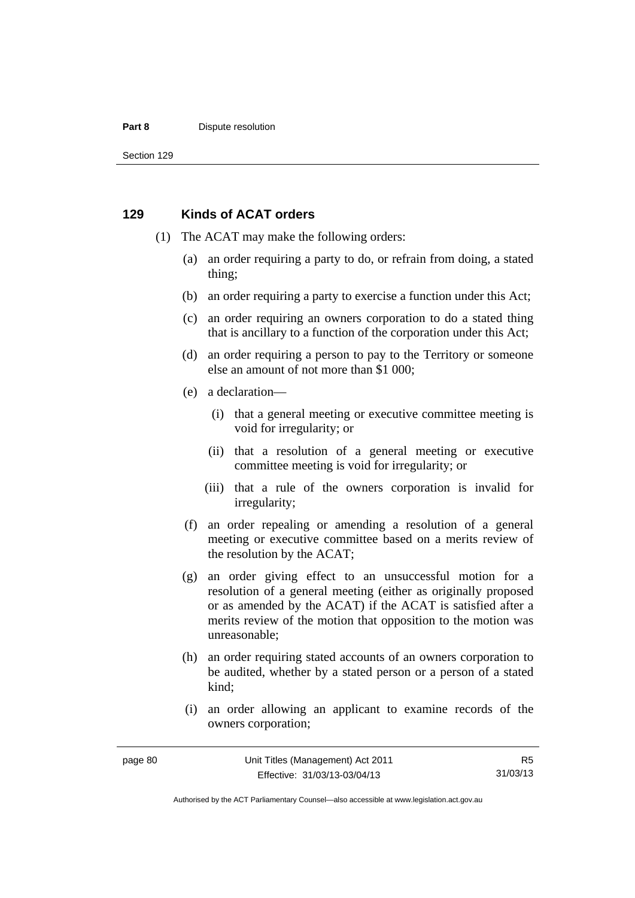## 129 Kinds of ACAT orders

(1) The ACAT may make the following orders:

(a) an order requiring a party to do, or refrain from doing, a stated thing;

(b) an order requiring a party to exercise a function under this Act;

(c) an order requiring an owners corporation to do a stated thing that is ancillary to a function of the corporation under this Act;

(d) an order requiring a person to pay to the Territory or someone else an amount of not more than $1 000;

(e) a declaration—

(i) that a general meeting or executive committee meeting is void for irregularity; or

(ii) that a resolution of a general meeting or executive committee meeting is void for irregularity; or

(iii) that a rule of the owners corporation is invalid for irregularity;

(f) an order repealing or amending a resolution of a general meeting or executive committee based on a merits review of the resolution by the ACAT;

(g) an order giving effect to an unsuccessful motion for a resolution of a general meeting (either as originally proposed or as amended by the ACAT) if the ACAT is satisfied after a merits review of the motion that opposition to the motion was unreasonable;

(h) an order requiring stated accounts of an owners corporation to be audited, whether by a stated person or a person of a stated kind;

(i) an order allowing an applicant to examine records of the owners corporation;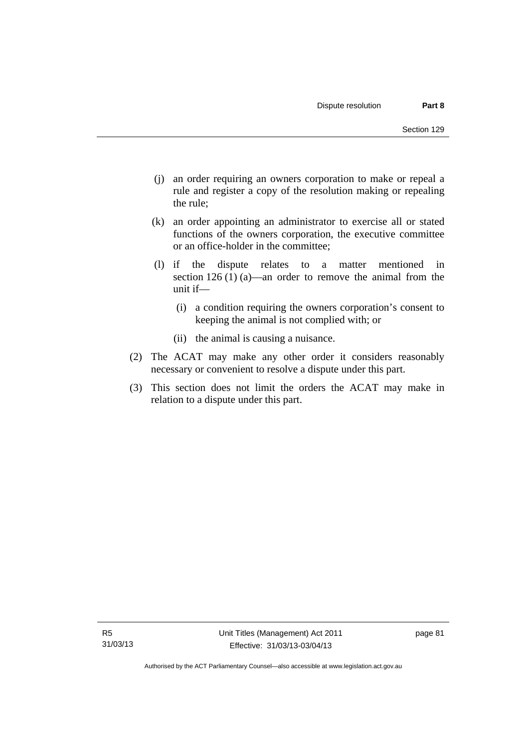(j) an order requiring an owners corporation to make or repeal a rule and register a copy of the resolution making or repealing the rule;

(k) an order appointing an administrator to exercise all or stated functions of the owners corporation, the executive committee or an office-holder in the committee;

(l) if the dispute relates to a matter mentioned in section 126 (1) (a)—an order to remove the animal from the unit if—

   (i) a condition requiring the owners corporation's consent to keeping the animal is not complied with; or

   (ii) the animal is causing a nuisance.

(2) The ACAT may make any other order it considers reasonably necessary or convenient to resolve a dispute under this part.

(3) This section does not limit the orders the ACAT may make in relation to a dispute under this part.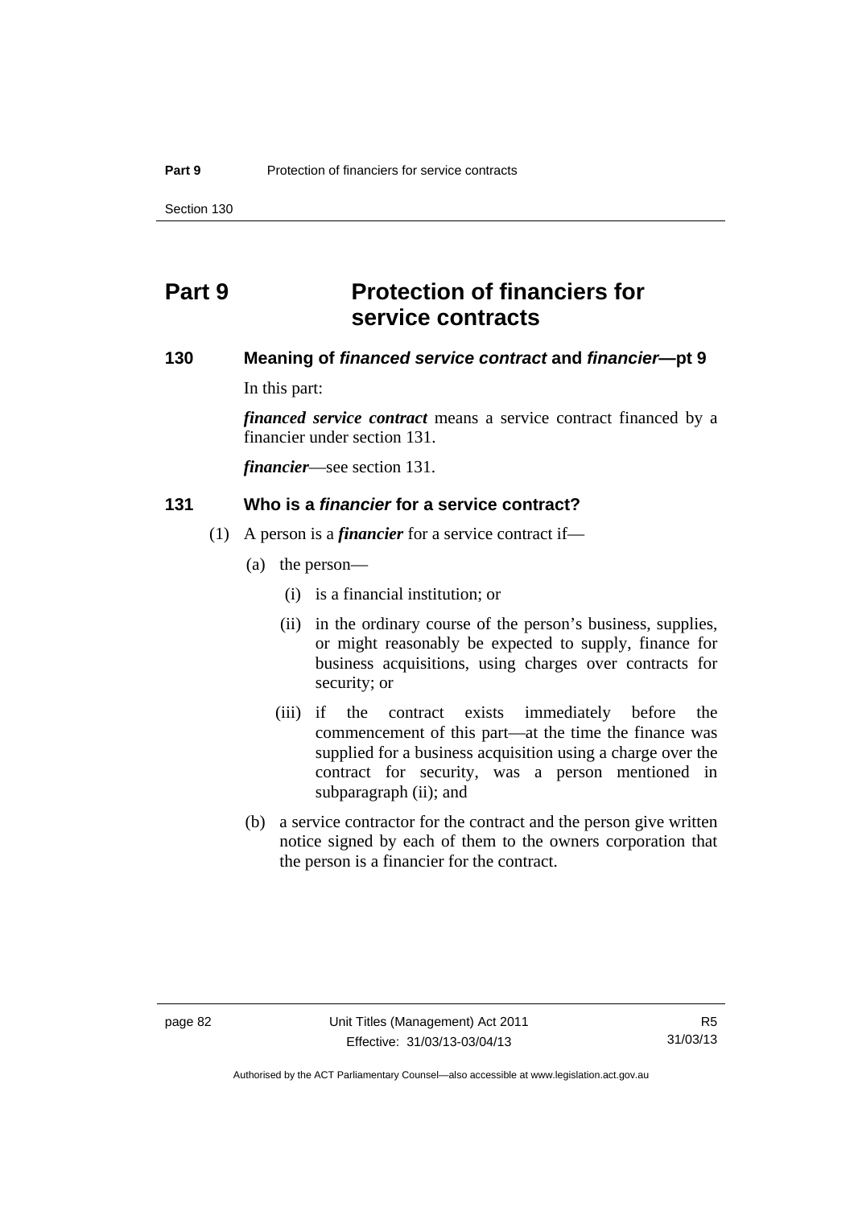# Part 9 Protection of financiers for service contracts

## 130 Meaning of *financed service contract* and *financier*—pt 9

In this part:

***financed service contract*** means a service contract financed by a financier under section 131.

***financier***—see section 131.

## 131 Who is a *financier* for a service contract?

(1) A person is a ***financier*** for a service contract if—

(a) the person—

(i) is a financial institution; or

(ii) in the ordinary course of the person's business, supplies, or might reasonably be expected to supply, finance for business acquisitions, using charges over contracts for security; or

(iii) if the contract exists immediately before the commencement of this part—at the time the finance was supplied for a business acquisition using a charge over the contract for security, was a person mentioned in subparagraph (ii); and

(b) a service contractor for the contract and the person give written notice signed by each of them to the owners corporation that the person is a financier for the contract.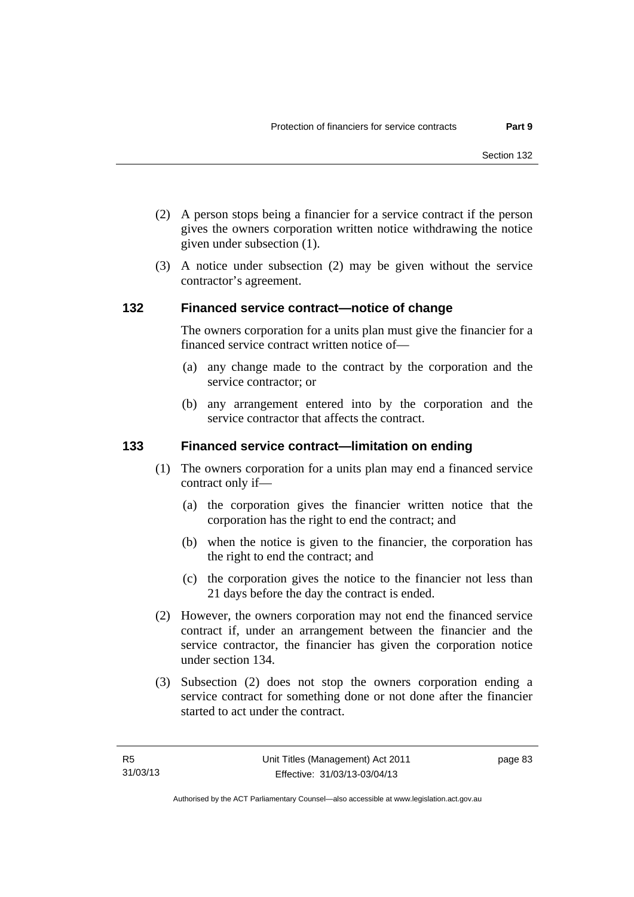(2) A person stops being a financier for a service contract if the person gives the owners corporation written notice withdrawing the notice given under subsection (1).

(3) A notice under subsection (2) may be given without the service contractor's agreement.

### 132 Financed service contract—notice of change

The owners corporation for a units plan must give the financier for a financed service contract written notice of—

(a) any change made to the contract by the corporation and the service contractor; or

(b) any arrangement entered into by the corporation and the service contractor that affects the contract.

### 133 Financed service contract—limitation on ending

(1) The owners corporation for a units plan may end a financed service contract only if—

(a) the corporation gives the financier written notice that the corporation has the right to end the contract; and

(b) when the notice is given to the financier, the corporation has the right to end the contract; and

(c) the corporation gives the notice to the financier not less than 21 days before the day the contract is ended.

(2) However, the owners corporation may not end the financed service contract if, under an arrangement between the financier and the service contractor, the financier has given the corporation notice under section 134.

(3) Subsection (2) does not stop the owners corporation ending a service contract for something done or not done after the financier started to act under the contract.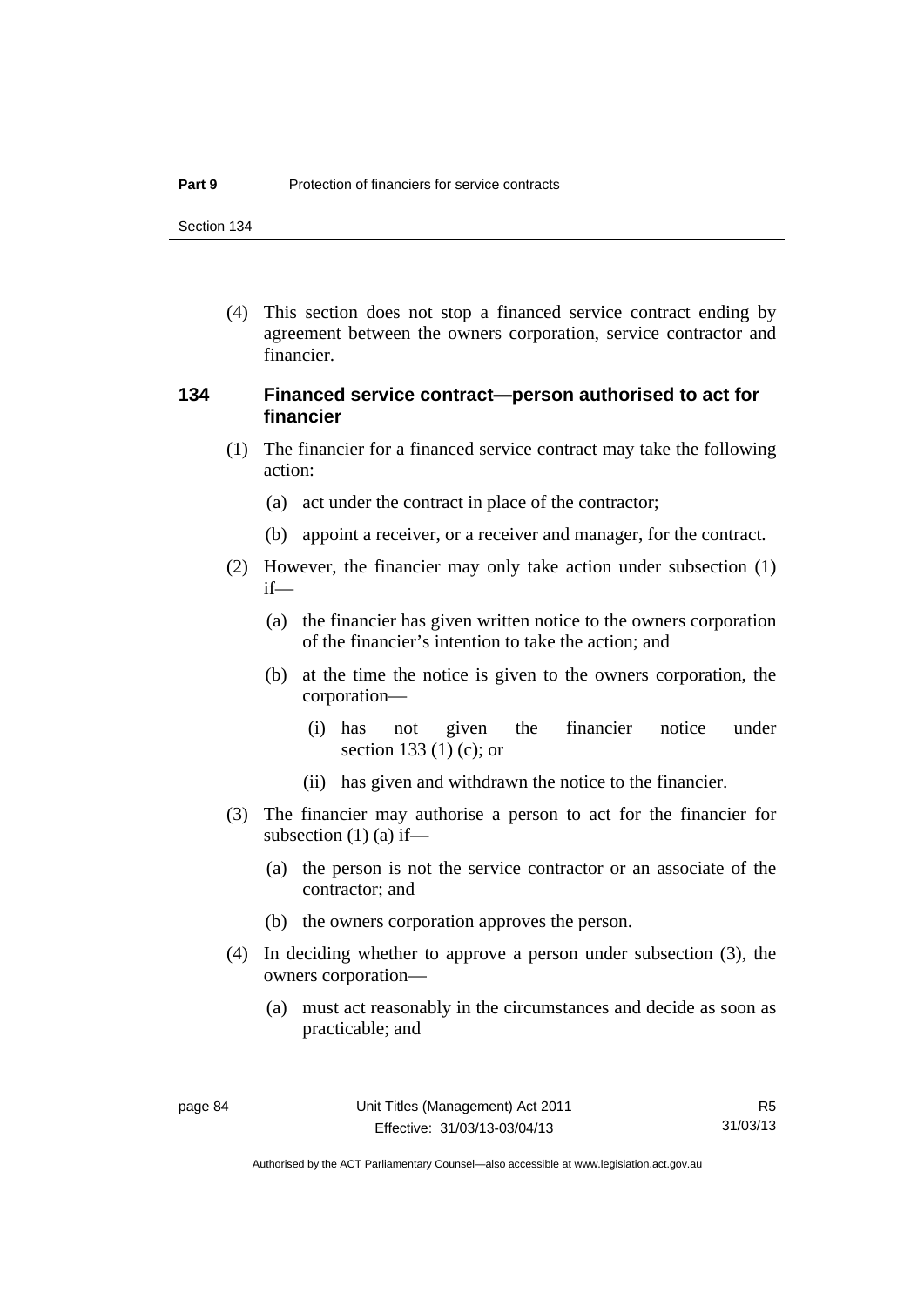(4) This section does not stop a financed service contract ending by agreement between the owners corporation, service contractor and financier.

### 134 Financed service contract—person authorised to act for financier

(1) The financier for a financed service contract may take the following action:

(a) act under the contract in place of the contractor;

(b) appoint a receiver, or a receiver and manager, for the contract.

(2) However, the financier may only take action under subsection (1) if—

(a) the financier has given written notice to the owners corporation of the financier's intention to take the action; and

(b) at the time the notice is given to the owners corporation, the corporation—

(i) has not given the financier notice under section 133 (1) (c); or

(ii) has given and withdrawn the notice to the financier.

(3) The financier may authorise a person to act for the financier for subsection (1) (a) if—

(a) the person is not the service contractor or an associate of the contractor; and

(b) the owners corporation approves the person.

(4) In deciding whether to approve a person under subsection (3), the owners corporation—

(a) must act reasonably in the circumstances and decide as soon as practicable; and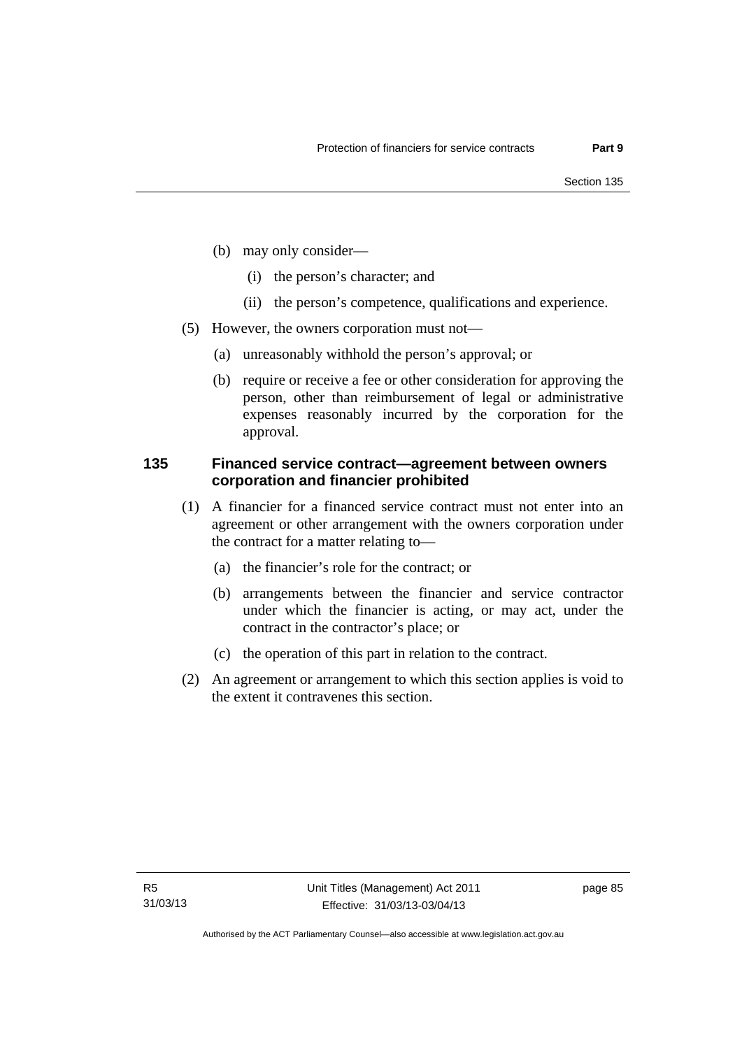(b) may only consider—

(i) the person's character; and

(ii) the person's competence, qualifications and experience.

(5) However, the owners corporation must not—

(a) unreasonably withhold the person's approval; or

(b) require or receive a fee or other consideration for approving the person, other than reimbursement of legal or administrative expenses reasonably incurred by the corporation for the approval.

### 135 Financed service contract—agreement between owners corporation and financier prohibited

(1) A financier for a financed service contract must not enter into an agreement or other arrangement with the owners corporation under the contract for a matter relating to—

(a) the financier's role for the contract; or

(b) arrangements between the financier and service contractor under which the financier is acting, or may act, under the contract in the contractor's place; or

(c) the operation of this part in relation to the contract.

(2) An agreement or arrangement to which this section applies is void to the extent it contravenes this section.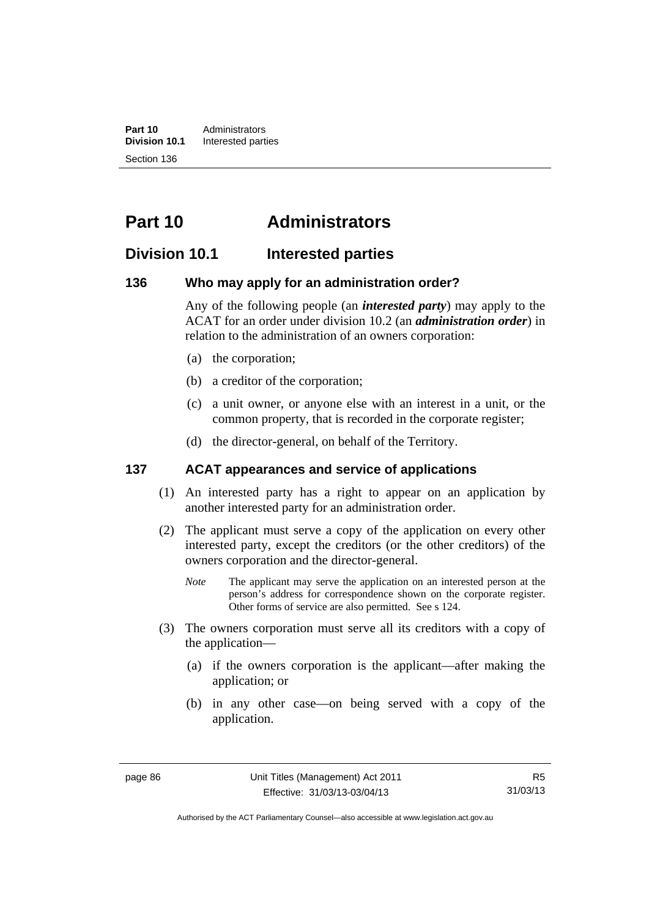# Part 10 Administrators

## Division 10.1 Interested parties

### 136 Who may apply for an administration order?

Any of the following people (an ***interested party***) may apply to the ACAT for an order under division 10.2 (an ***administration order***) in relation to the administration of an owners corporation:

- (a) the corporation;
- (b) a creditor of the corporation;
- (c) a unit owner, or anyone else with an interest in a unit, or the common property, that is recorded in the corporate register;
- (d) the director-general, on behalf of the Territory.

### 137 ACAT appearances and service of applications

(1) An interested party has a right to appear on an application by another interested party for an administration order.

(2) The applicant must serve a copy of the application on every other interested party, except the creditors (or the other creditors) of the owners corporation and the director-general.

*Note* The applicant may serve the application on an interested person at the person's address for correspondence shown on the corporate register. Other forms of service are also permitted. See s 124.

(3) The owners corporation must serve all its creditors with a copy of the application—

- (a) if the owners corporation is the applicant—after making the application; or
- (b) in any other case—on being served with a copy of the application.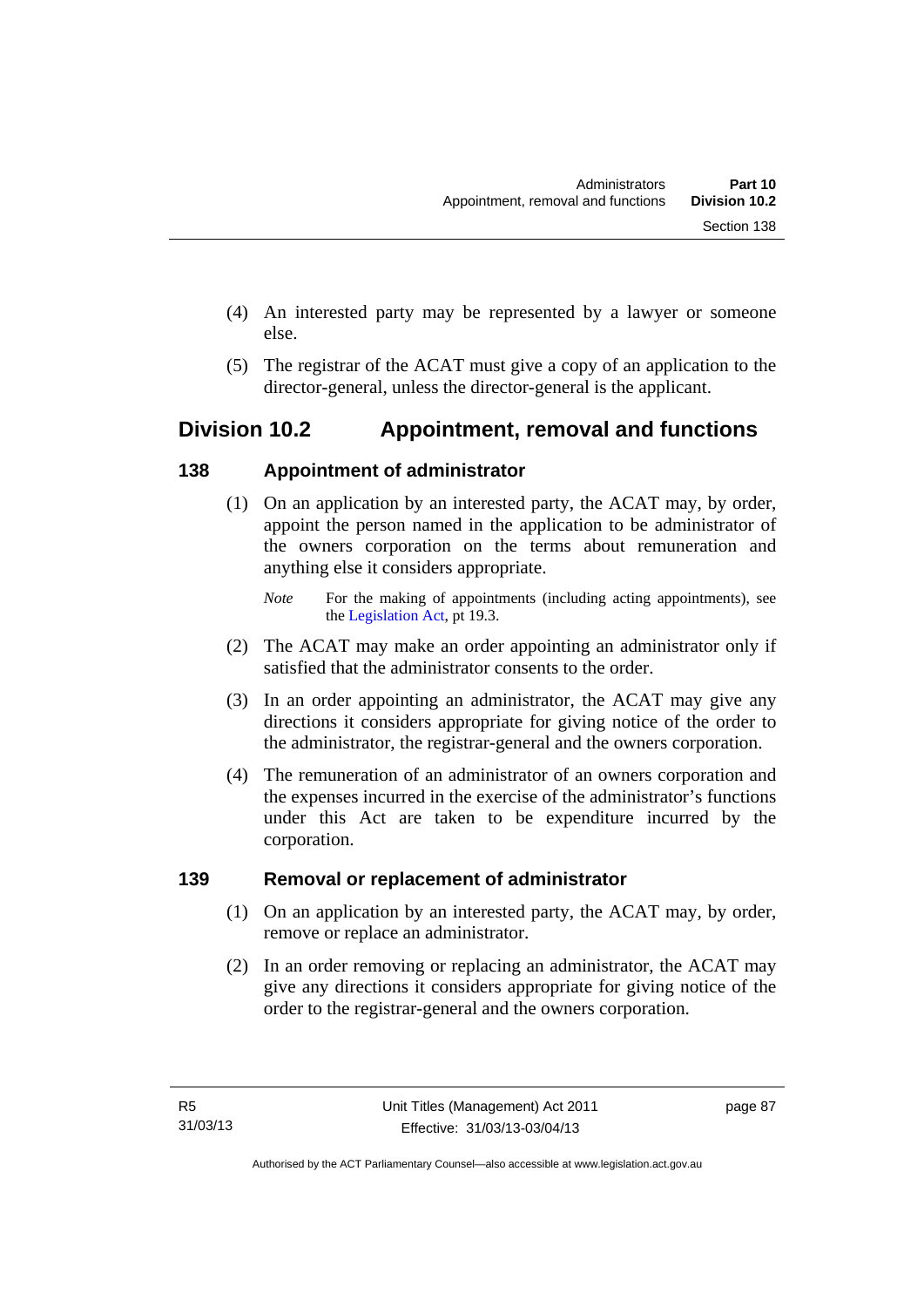(4) An interested party may be represented by a lawyer or someone else.

(5) The registrar of the ACAT must give a copy of an application to the director-general, unless the director-general is the applicant.

## Division 10.2 Appointment, removal and functions

### 138 Appointment of administrator

(1) On an application by an interested party, the ACAT may, by order, appoint the person named in the application to be administrator of the owners corporation on the terms about remuneration and anything else it considers appropriate.

*Note* For the making of appointments (including acting appointments), see the Legislation Act, pt 19.3.

(2) The ACAT may make an order appointing an administrator only if satisfied that the administrator consents to the order.

(3) In an order appointing an administrator, the ACAT may give any directions it considers appropriate for giving notice of the order to the administrator, the registrar-general and the owners corporation.

(4) The remuneration of an administrator of an owners corporation and the expenses incurred in the exercise of the administrator's functions under this Act are taken to be expenditure incurred by the corporation.

### 139 Removal or replacement of administrator

(1) On an application by an interested party, the ACAT may, by order, remove or replace an administrator.

(2) In an order removing or replacing an administrator, the ACAT may give any directions it considers appropriate for giving notice of the order to the registrar-general and the owners corporation.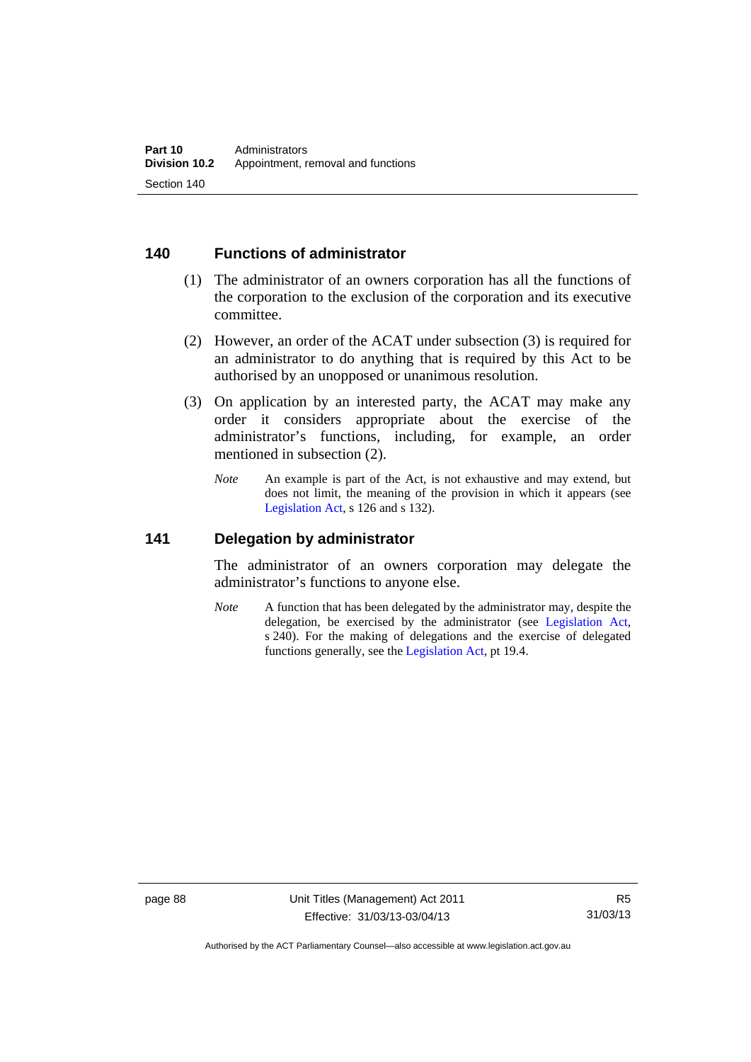## 140 Functions of administrator

(1) The administrator of an owners corporation has all the functions of the corporation to the exclusion of the corporation and its executive committee.

(2) However, an order of the ACAT under subsection (3) is required for an administrator to do anything that is required by this Act to be authorised by an unopposed or unanimous resolution.

(3) On application by an interested party, the ACAT may make any order it considers appropriate about the exercise of the administrator's functions, including, for example, an order mentioned in subsection (2).

*Note* An example is part of the Act, is not exhaustive and may extend, but does not limit, the meaning of the provision in which it appears (see Legislation Act, s 126 and s 132).

## 141 Delegation by administrator

The administrator of an owners corporation may delegate the administrator's functions to anyone else.

*Note* A function that has been delegated by the administrator may, despite the delegation, be exercised by the administrator (see Legislation Act, s 240). For the making of delegations and the exercise of delegated functions generally, see the Legislation Act, pt 19.4.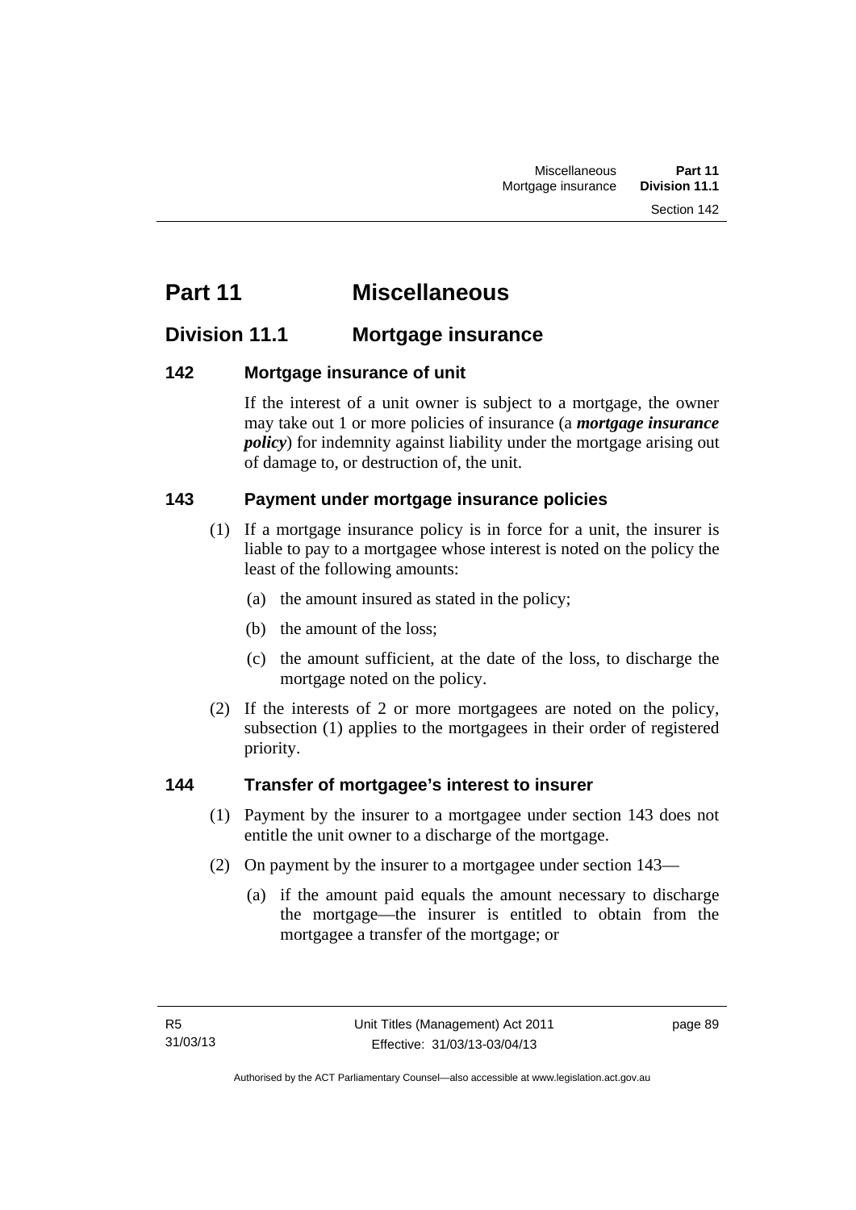# Part 11 Miscellaneous

## Division 11.1 Mortgage insurance

### 142 Mortgage insurance of unit

If the interest of a unit owner is subject to a mortgage, the owner may take out 1 or more policies of insurance (a ***mortgage insurance policy***) for indemnity against liability under the mortgage arising out of damage to, or destruction of, the unit.

### 143 Payment under mortgage insurance policies

(1) If a mortgage insurance policy is in force for a unit, the insurer is liable to pay to a mortgagee whose interest is noted on the policy the least of the following amounts:

(a) the amount insured as stated in the policy;

(b) the amount of the loss;

(c) the amount sufficient, at the date of the loss, to discharge the mortgage noted on the policy.

(2) If the interests of 2 or more mortgagees are noted on the policy, subsection (1) applies to the mortgagees in their order of registered priority.

### 144 Transfer of mortgagee's interest to insurer

(1) Payment by the insurer to a mortgagee under section 143 does not entitle the unit owner to a discharge of the mortgage.

(2) On payment by the insurer to a mortgagee under section 143—

(a) if the amount paid equals the amount necessary to discharge the mortgage—the insurer is entitled to obtain from the mortgagee a transfer of the mortgage; or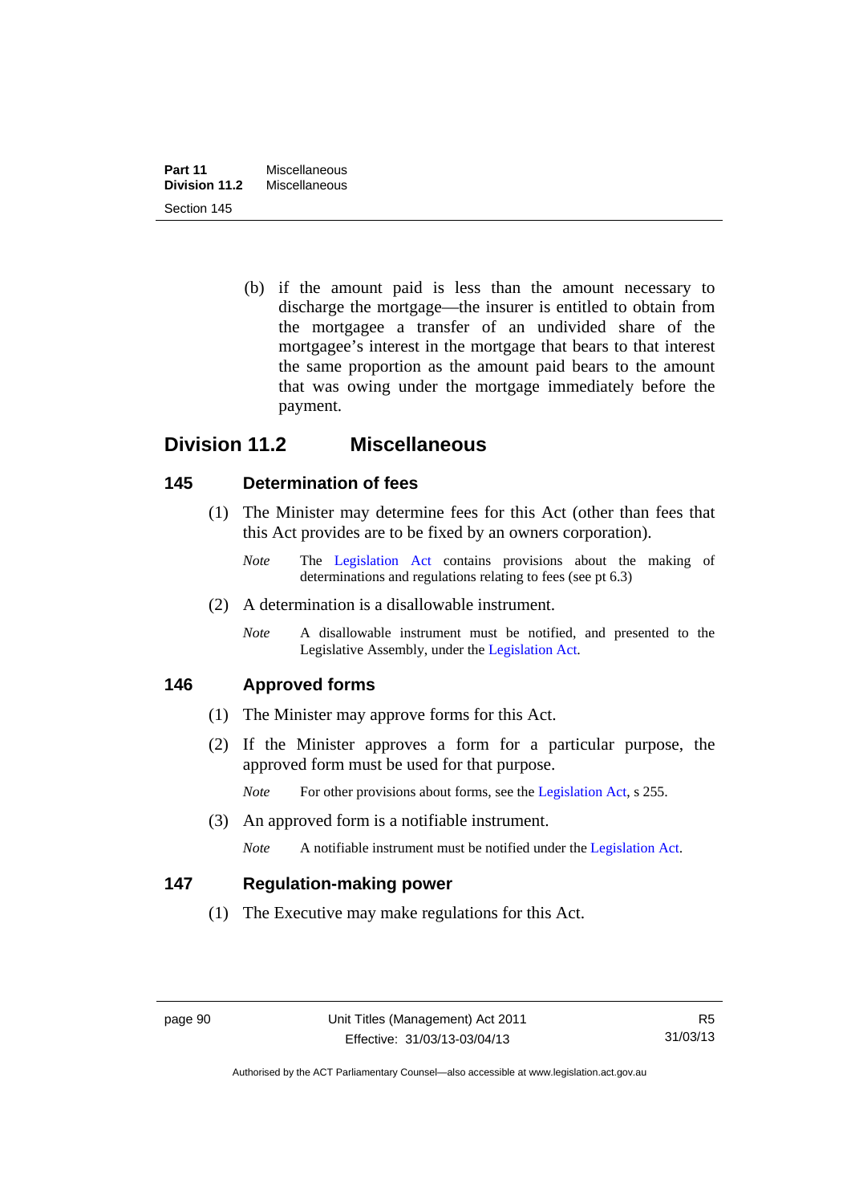(b) if the amount paid is less than the amount necessary to discharge the mortgage—the insurer is entitled to obtain from the mortgagee a transfer of an undivided share of the mortgagee's interest in the mortgage that bears to that interest the same proportion as the amount paid bears to the amount that was owing under the mortgage immediately before the payment.

## Division 11.2 Miscellaneous

### 145 Determination of fees

(1) The Minister may determine fees for this Act (other than fees that this Act provides are to be fixed by an owners corporation).

*Note* The Legislation Act contains provisions about the making of determinations and regulations relating to fees (see pt 6.3)

(2) A determination is a disallowable instrument.

*Note* A disallowable instrument must be notified, and presented to the Legislative Assembly, under the Legislation Act.

### 146 Approved forms

(1) The Minister may approve forms for this Act.

(2) If the Minister approves a form for a particular purpose, the approved form must be used for that purpose.

*Note* For other provisions about forms, see the Legislation Act, s 255.

(3) An approved form is a notifiable instrument.

*Note* A notifiable instrument must be notified under the Legislation Act.

### 147 Regulation-making power

(1) The Executive may make regulations for this Act.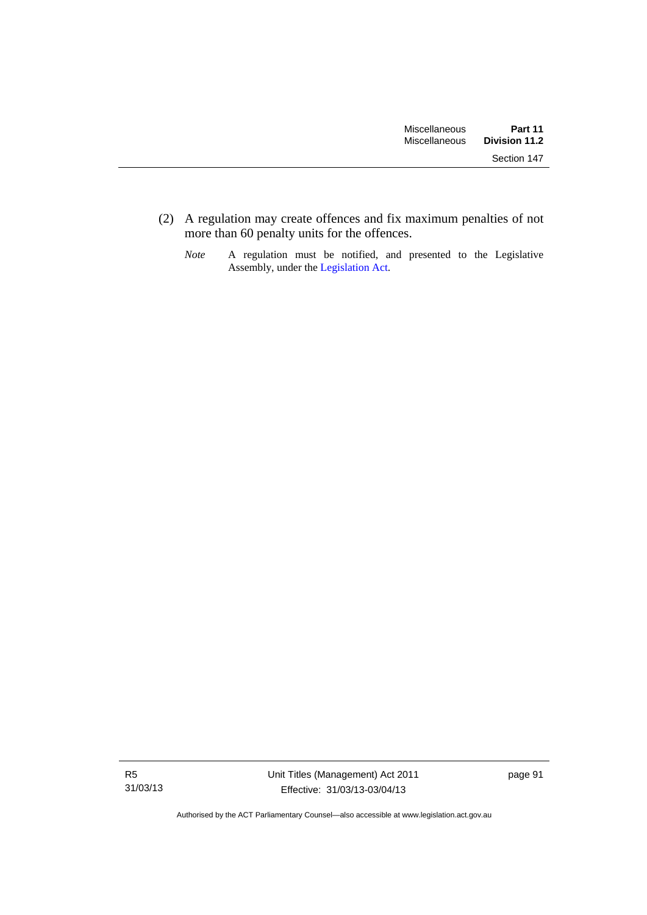(2) A regulation may create offences and fix maximum penalties of not more than 60 penalty units for the offences.

*Note* A regulation must be notified, and presented to the Legislative Assembly, under the Legislation Act.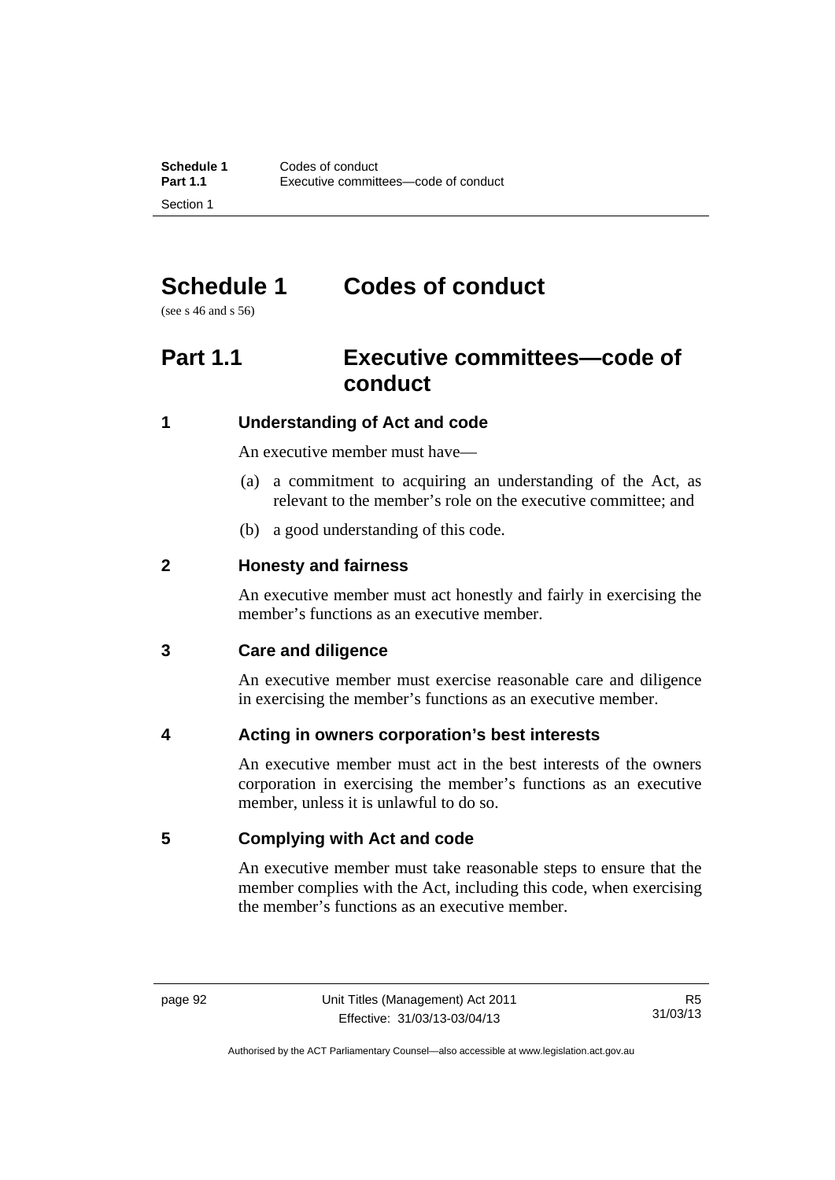# Schedule 1 Codes of conduct

(see s 46 and s 56)

## Part 1.1 Executive committees—code of conduct

### 1 Understanding of Act and code

An executive member must have—

(a) a commitment to acquiring an understanding of the Act, as relevant to the member's role on the executive committee; and

(b) a good understanding of this code.

### 2 Honesty and fairness

An executive member must act honestly and fairly in exercising the member's functions as an executive member.

### 3 Care and diligence

An executive member must exercise reasonable care and diligence in exercising the member's functions as an executive member.

### 4 Acting in owners corporation's best interests

An executive member must act in the best interests of the owners corporation in exercising the member's functions as an executive member, unless it is unlawful to do so.

### 5 Complying with Act and code

An executive member must take reasonable steps to ensure that the member complies with the Act, including this code, when exercising the member's functions as an executive member.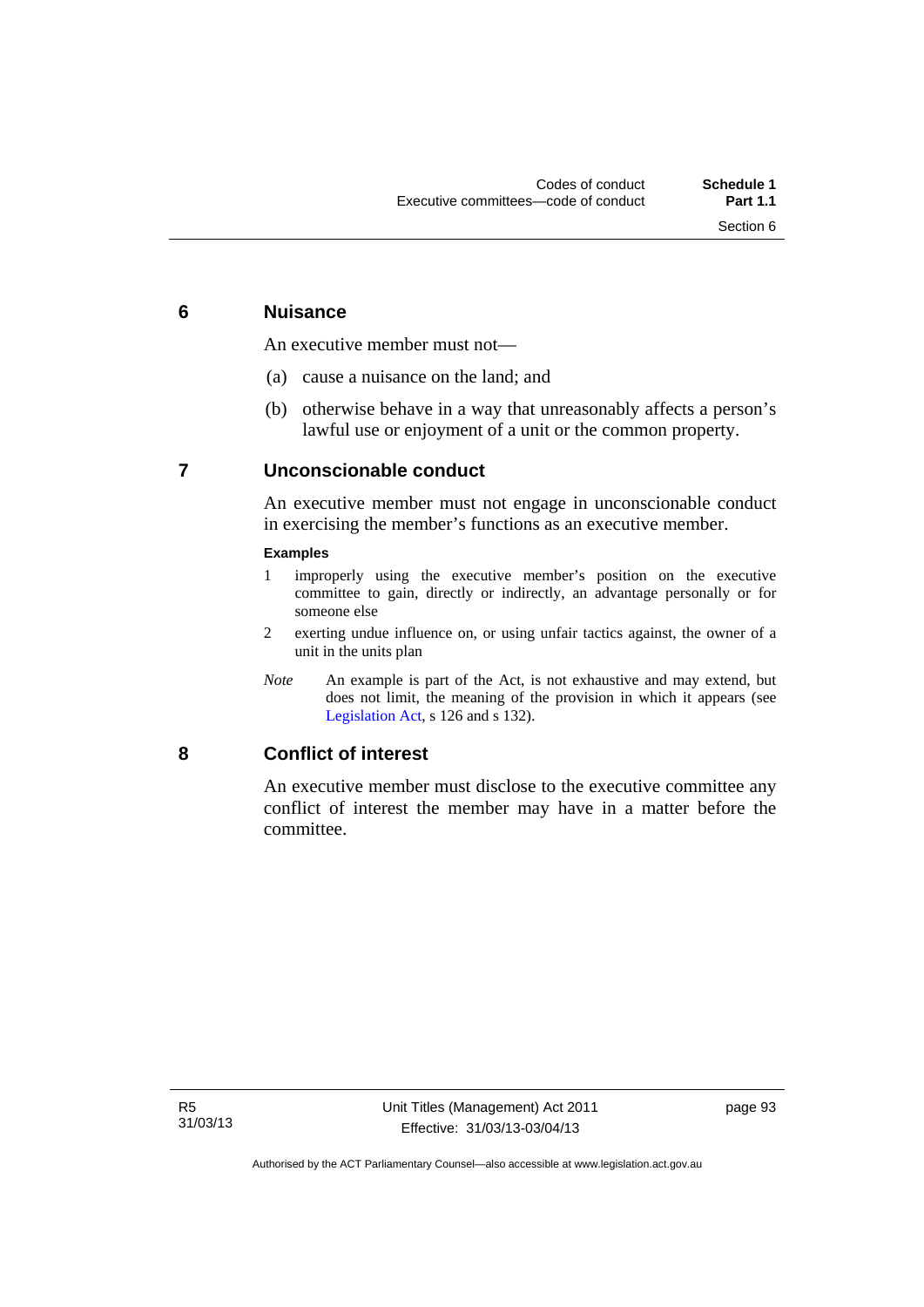## 6 Nuisance

An executive member must not—

(a) cause a nuisance on the land; and

(b) otherwise behave in a way that unreasonably affects a person's lawful use or enjoyment of a unit or the common property.

## 7 Unconscionable conduct

An executive member must not engage in unconscionable conduct in exercising the member's functions as an executive member.

**Examples**

1 improperly using the executive member's position on the executive committee to gain, directly or indirectly, an advantage personally or for someone else

2 exerting undue influence on, or using unfair tactics against, the owner of a unit in the units plan

*Note* An example is part of the Act, is not exhaustive and may extend, but does not limit, the meaning of the provision in which it appears (see Legislation Act, s 126 and s 132).

## 8 Conflict of interest

An executive member must disclose to the executive committee any conflict of interest the member may have in a matter before the committee.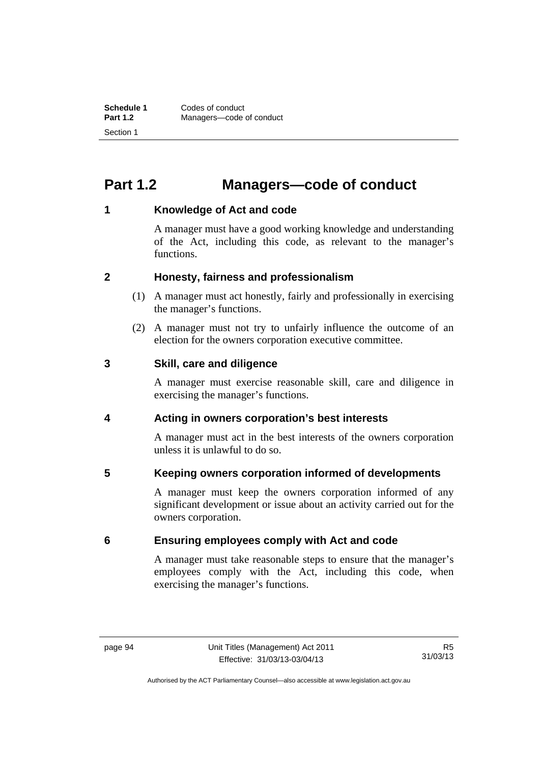# Part 1.2 Managers—code of conduct

## 1 Knowledge of Act and code

A manager must have a good working knowledge and understanding of the Act, including this code, as relevant to the manager's functions.

## 2 Honesty, fairness and professionalism

(1) A manager must act honestly, fairly and professionally in exercising the manager's functions.

(2) A manager must not try to unfairly influence the outcome of an election for the owners corporation executive committee.

## 3 Skill, care and diligence

A manager must exercise reasonable skill, care and diligence in exercising the manager's functions.

## 4 Acting in owners corporation's best interests

A manager must act in the best interests of the owners corporation unless it is unlawful to do so.

## 5 Keeping owners corporation informed of developments

A manager must keep the owners corporation informed of any significant development or issue about an activity carried out for the owners corporation.

## 6 Ensuring employees comply with Act and code

A manager must take reasonable steps to ensure that the manager's employees comply with the Act, including this code, when exercising the manager's functions.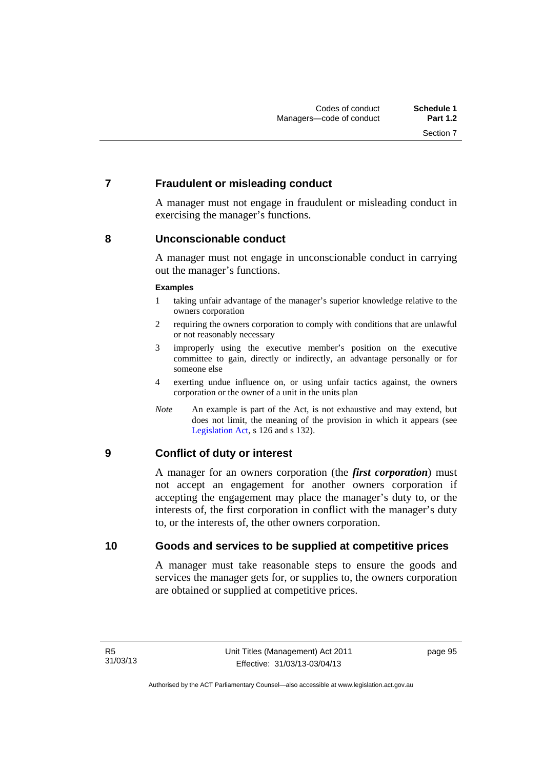## 7 Fraudulent or misleading conduct

A manager must not engage in fraudulent or misleading conduct in exercising the manager's functions.

## 8 Unconscionable conduct

A manager must not engage in unconscionable conduct in carrying out the manager's functions.

**Examples**

1. taking unfair advantage of the manager's superior knowledge relative to the owners corporation
2. requiring the owners corporation to comply with conditions that are unlawful or not reasonably necessary
3. improperly using the executive member's position on the executive committee to gain, directly or indirectly, an advantage personally or for someone else
4. exerting undue influence on, or using unfair tactics against, the owners corporation or the owner of a unit in the units plan

*Note* An example is part of the Act, is not exhaustive and may extend, but does not limit, the meaning of the provision in which it appears (see Legislation Act, s 126 and s 132).

## 9 Conflict of duty or interest

A manager for an owners corporation (the ***first corporation***) must not accept an engagement for another owners corporation if accepting the engagement may place the manager's duty to, or the interests of, the first corporation in conflict with the manager's duty to, or the interests of, the other owners corporation.

## 10 Goods and services to be supplied at competitive prices

A manager must take reasonable steps to ensure the goods and services the manager gets for, or supplies to, the owners corporation are obtained or supplied at competitive prices.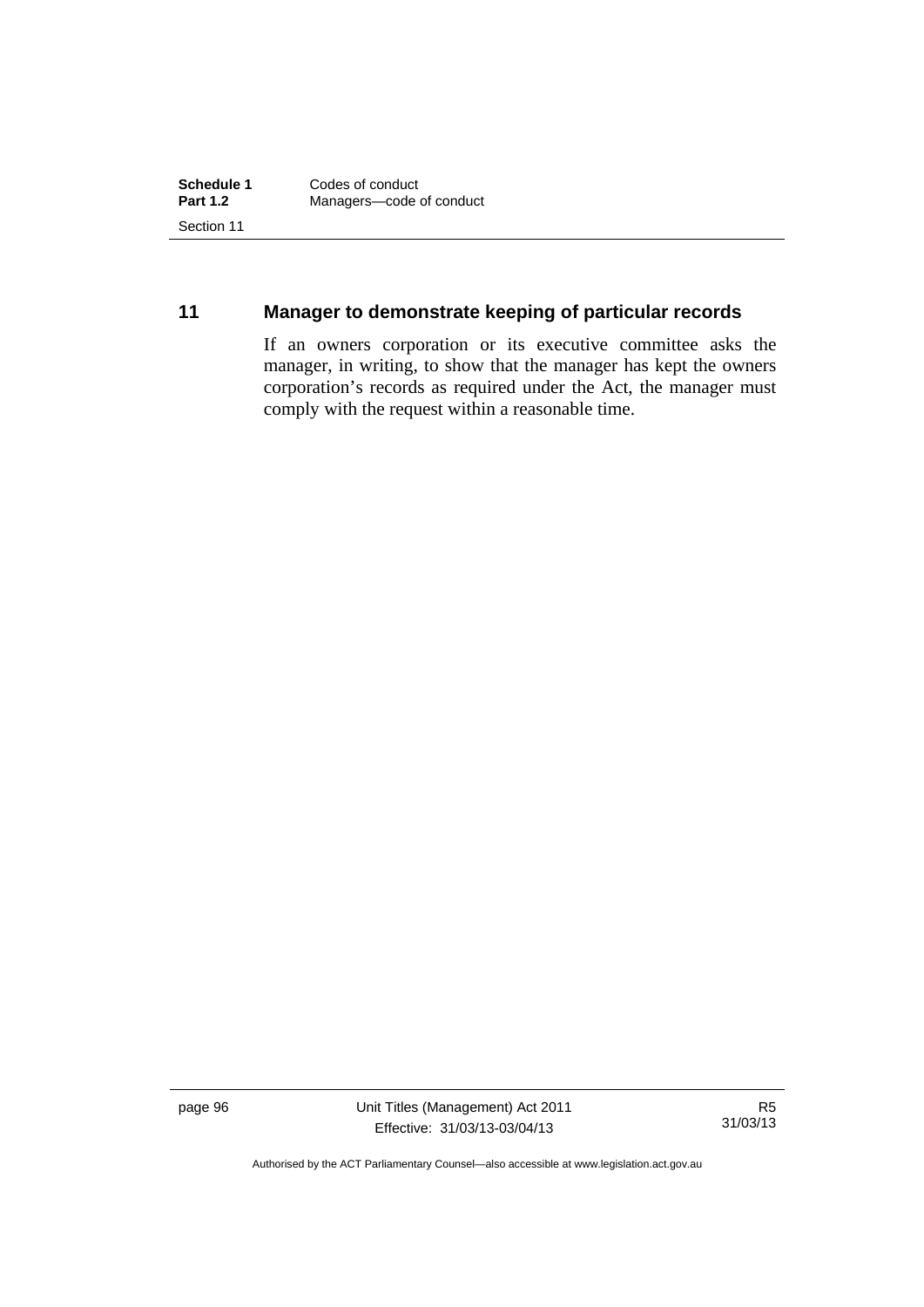## 11 Manager to demonstrate keeping of particular records

If an owners corporation or its executive committee asks the manager, in writing, to show that the manager has kept the owners corporation's records as required under the Act, the manager must comply with the request within a reasonable time.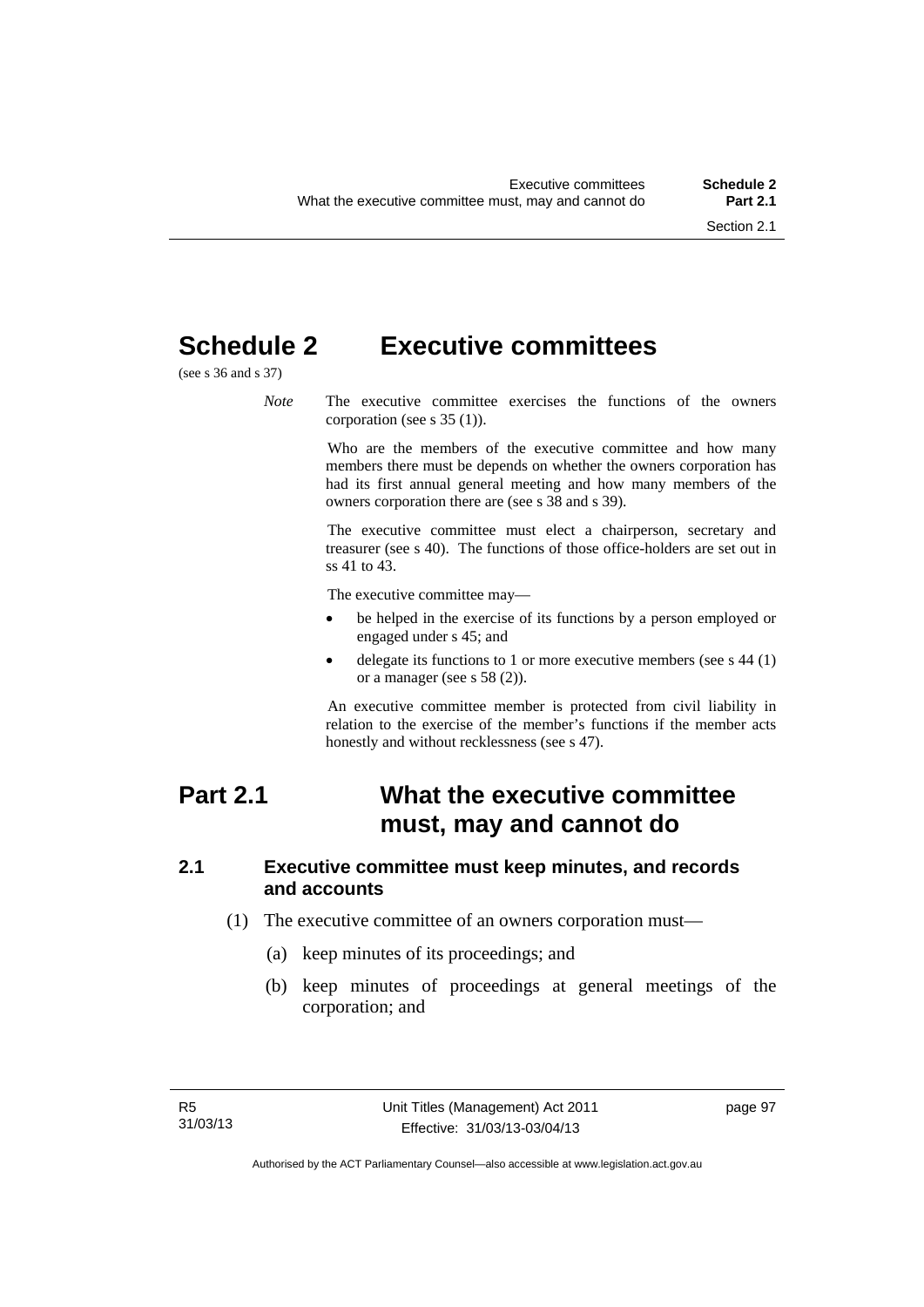# Schedule 2 Executive committees

(see s 36 and s 37)

*Note* The executive committee exercises the functions of the owners corporation (see s 35 (1)).

Who are the members of the executive committee and how many members there must be depends on whether the owners corporation has had its first annual general meeting and how many members of the owners corporation there are (see s 38 and s 39).

The executive committee must elect a chairperson, secretary and treasurer (see s 40). The functions of those office-holders are set out in ss 41 to 43.

The executive committee may—

- be helped in the exercise of its functions by a person employed or engaged under s 45; and
- delegate its functions to 1 or more executive members (see s 44 (1) or a manager (see s 58 (2)).

An executive committee member is protected from civil liability in relation to the exercise of the member's functions if the member acts honestly and without recklessness (see s 47).

## Part 2.1 What the executive committee must, may and cannot do

### 2.1 Executive committee must keep minutes, and records and accounts

(1) The executive committee of an owners corporation must—

(a) keep minutes of its proceedings; and

(b) keep minutes of proceedings at general meetings of the corporation; and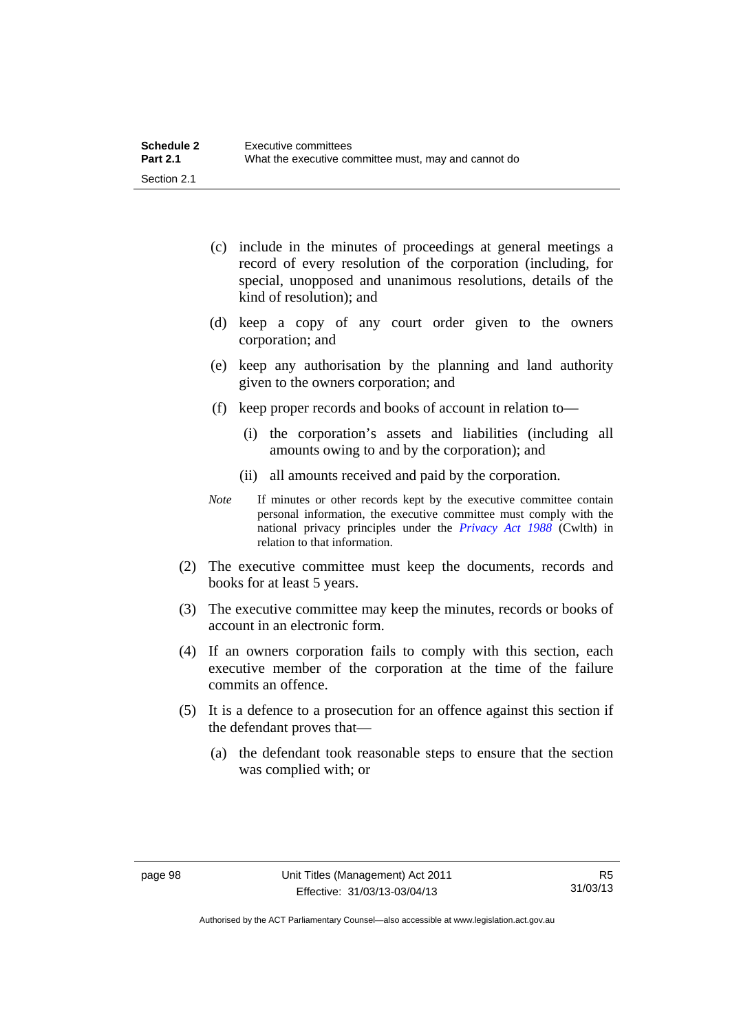(c) include in the minutes of proceedings at general meetings a record of every resolution of the corporation (including, for special, unopposed and unanimous resolutions, details of the kind of resolution); and

(d) keep a copy of any court order given to the owners corporation; and

(e) keep any authorisation by the planning and land authority given to the owners corporation; and

(f) keep proper records and books of account in relation to—

(i) the corporation's assets and liabilities (including all amounts owing to and by the corporation); and

(ii) all amounts received and paid by the corporation.

*Note* If minutes or other records kept by the executive committee contain personal information, the executive committee must comply with the national privacy principles under the *Privacy Act 1988* (Cwlth) in relation to that information.

(2) The executive committee must keep the documents, records and books for at least 5 years.

(3) The executive committee may keep the minutes, records or books of account in an electronic form.

(4) If an owners corporation fails to comply with this section, each executive member of the corporation at the time of the failure commits an offence.

(5) It is a defence to a prosecution for an offence against this section if the defendant proves that—

(a) the defendant took reasonable steps to ensure that the section was complied with; or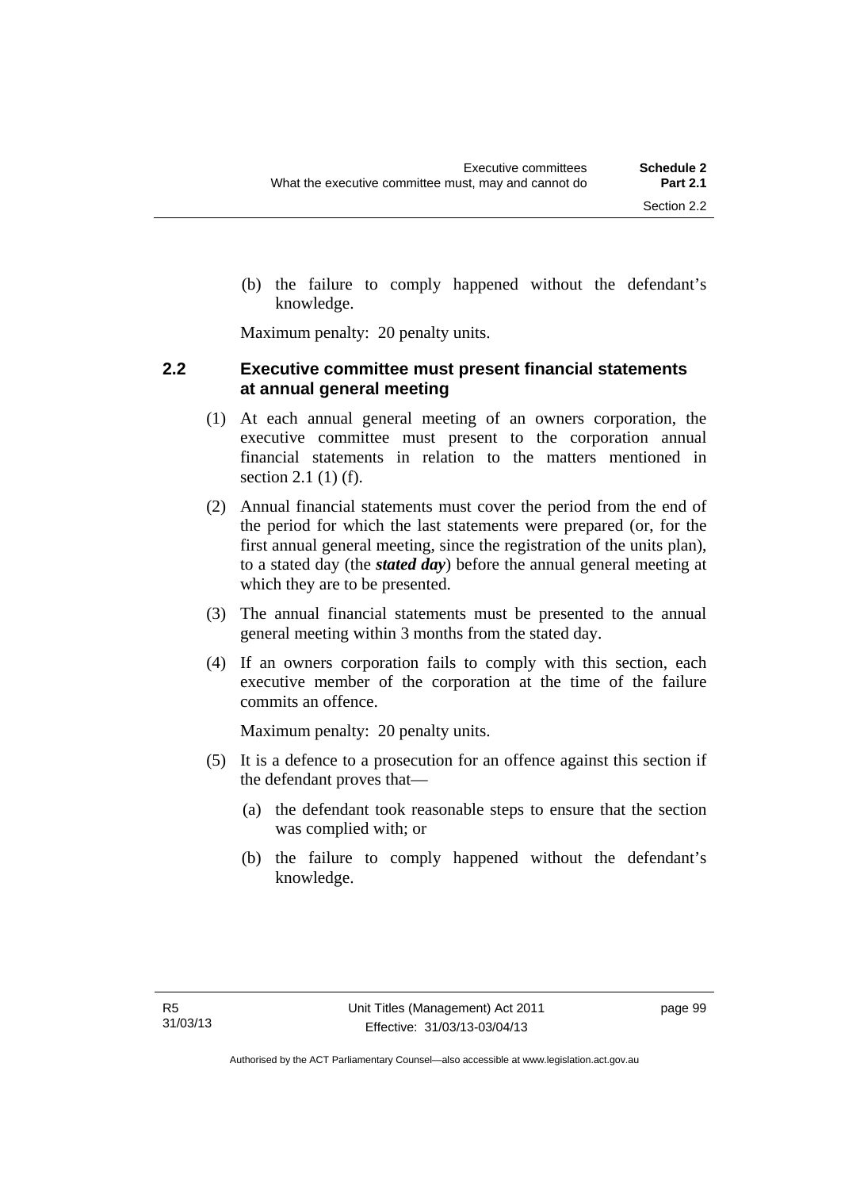(b) the failure to comply happened without the defendant's knowledge.

Maximum penalty: 20 penalty units.

### 2.2 Executive committee must present financial statements at annual general meeting

(1) At each annual general meeting of an owners corporation, the executive committee must present to the corporation annual financial statements in relation to the matters mentioned in section 2.1 (1) (f).

(2) Annual financial statements must cover the period from the end of the period for which the last statements were prepared (or, for the first annual general meeting, since the registration of the units plan), to a stated day (the ***stated day***) before the annual general meeting at which they are to be presented.

(3) The annual financial statements must be presented to the annual general meeting within 3 months from the stated day.

(4) If an owners corporation fails to comply with this section, each executive member of the corporation at the time of the failure commits an offence.

Maximum penalty: 20 penalty units.

(5) It is a defence to a prosecution for an offence against this section if the defendant proves that—

(a) the defendant took reasonable steps to ensure that the section was complied with; or

(b) the failure to comply happened without the defendant's knowledge.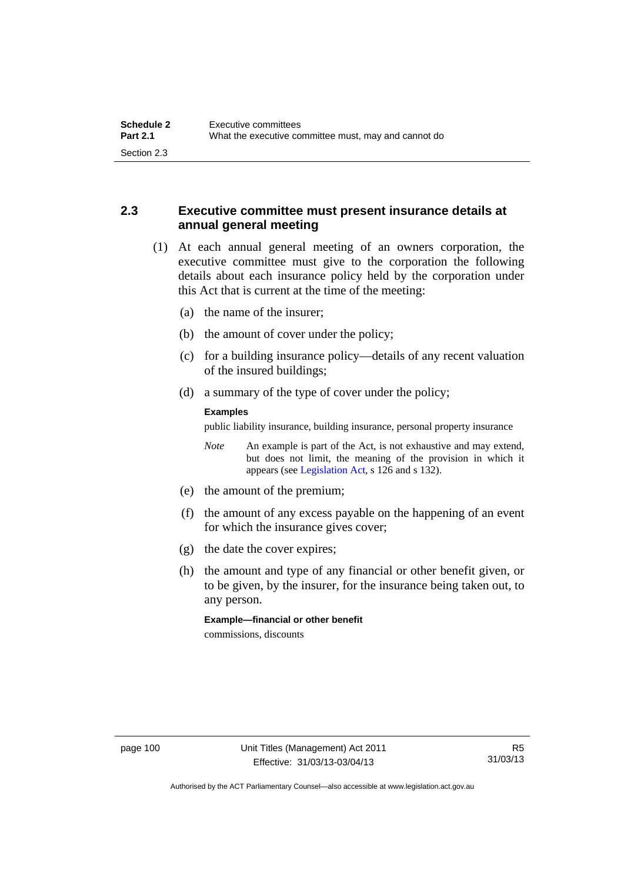## 2.3 Executive committee must present insurance details at annual general meeting

(1) At each annual general meeting of an owners corporation, the executive committee must give to the corporation the following details about each insurance policy held by the corporation under this Act that is current at the time of the meeting:

(a) the name of the insurer;

(b) the amount of cover under the policy;

(c) for a building insurance policy—details of any recent valuation of the insured buildings;

(d) a summary of the type of cover under the policy;

**Examples**

public liability insurance, building insurance, personal property insurance

*Note* An example is part of the Act, is not exhaustive and may extend, but does not limit, the meaning of the provision in which it appears (see Legislation Act, s 126 and s 132).

(e) the amount of the premium;

(f) the amount of any excess payable on the happening of an event for which the insurance gives cover;

(g) the date the cover expires;

(h) the amount and type of any financial or other benefit given, or to be given, by the insurer, for the insurance being taken out, to any person.

**Example—financial or other benefit**

commissions, discounts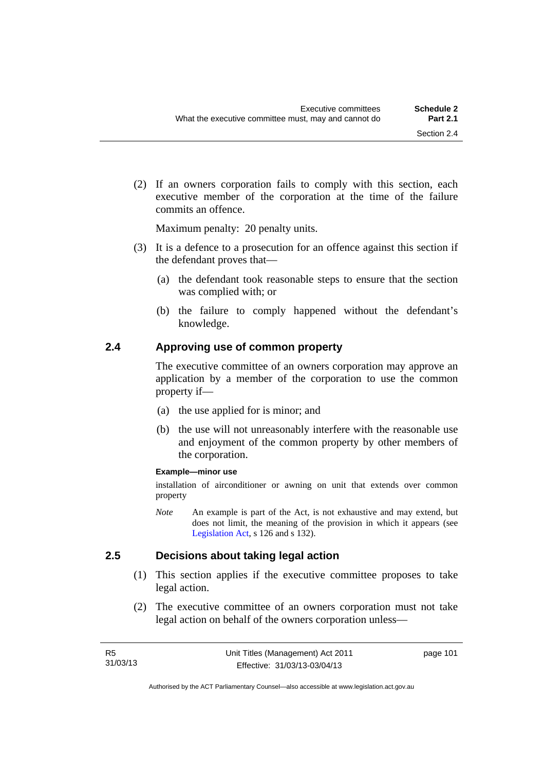(2) If an owners corporation fails to comply with this section, each executive member of the corporation at the time of the failure commits an offence.

Maximum penalty: 20 penalty units.

(3) It is a defence to a prosecution for an offence against this section if the defendant proves that—

(a) the defendant took reasonable steps to ensure that the section was complied with; or

(b) the failure to comply happened without the defendant's knowledge.

## 2.4 Approving use of common property

The executive committee of an owners corporation may approve an application by a member of the corporation to use the common property if—

(a) the use applied for is minor; and

(b) the use will not unreasonably interfere with the reasonable use and enjoyment of the common property by other members of the corporation.

**Example—minor use**

installation of airconditioner or awning on unit that extends over common property

*Note* An example is part of the Act, is not exhaustive and may extend, but does not limit, the meaning of the provision in which it appears (see Legislation Act, s 126 and s 132).

## 2.5 Decisions about taking legal action

(1) This section applies if the executive committee proposes to take legal action.

(2) The executive committee of an owners corporation must not take legal action on behalf of the owners corporation unless—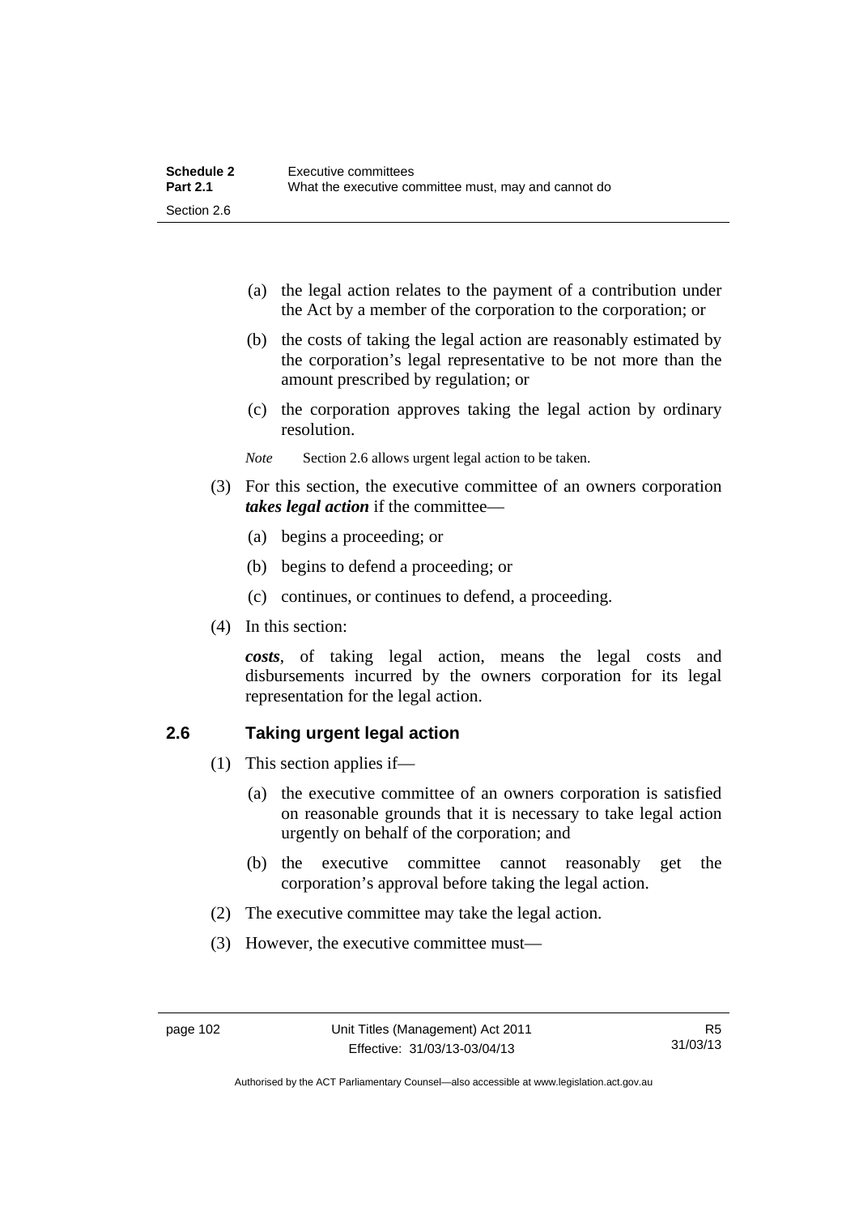(a) the legal action relates to the payment of a contribution under the Act by a member of the corporation to the corporation; or

(b) the costs of taking the legal action are reasonably estimated by the corporation's legal representative to be not more than the amount prescribed by regulation; or

(c) the corporation approves taking the legal action by ordinary resolution.

*Note* Section 2.6 allows urgent legal action to be taken.

(3) For this section, the executive committee of an owners corporation ***takes legal action*** if the committee—

(a) begins a proceeding; or

(b) begins to defend a proceeding; or

(c) continues, or continues to defend, a proceeding.

(4) In this section:

***costs***, of taking legal action, means the legal costs and disbursements incurred by the owners corporation for its legal representation for the legal action.

## 2.6 Taking urgent legal action

(1) This section applies if—

(a) the executive committee of an owners corporation is satisfied on reasonable grounds that it is necessary to take legal action urgently on behalf of the corporation; and

(b) the executive committee cannot reasonably get the corporation's approval before taking the legal action.

(2) The executive committee may take the legal action.

(3) However, the executive committee must—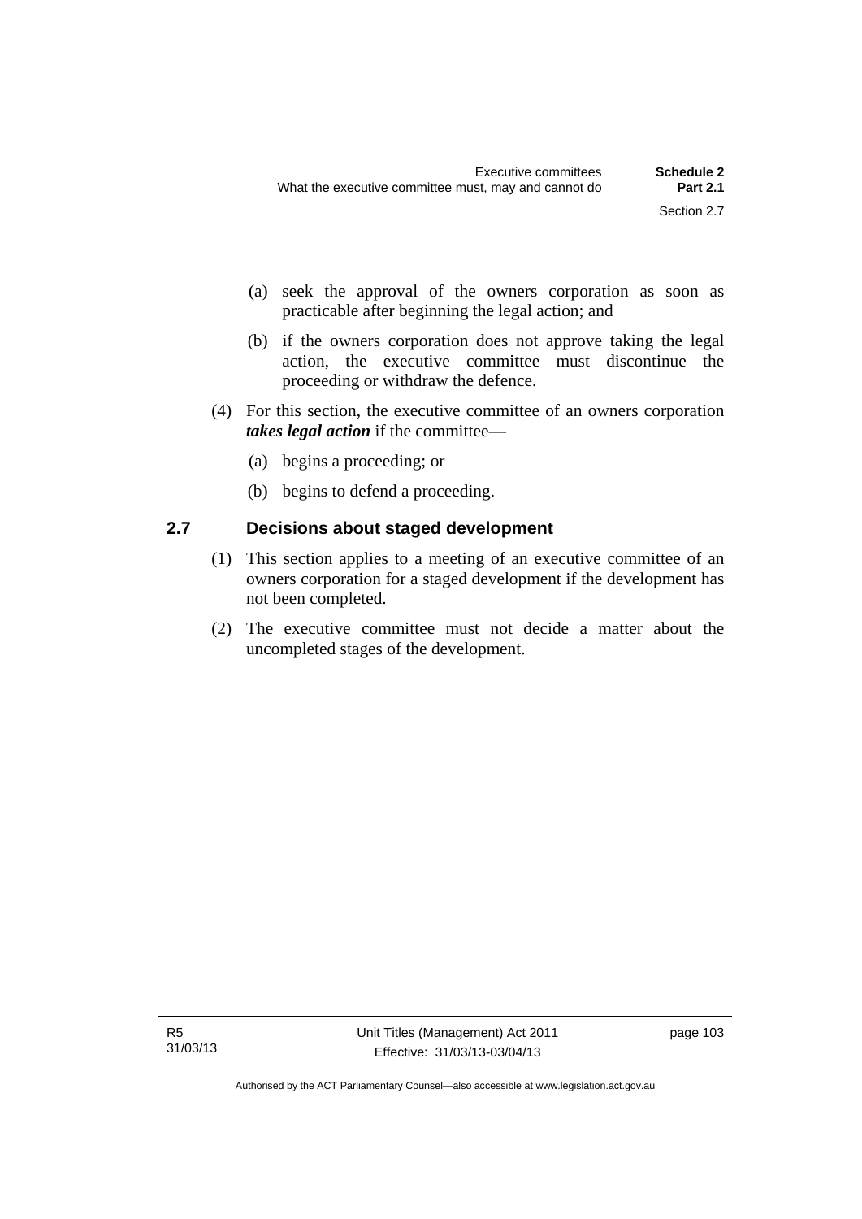(a) seek the approval of the owners corporation as soon as practicable after beginning the legal action; and

(b) if the owners corporation does not approve taking the legal action, the executive committee must discontinue the proceeding or withdraw the defence.

(4) For this section, the executive committee of an owners corporation ***takes legal action*** if the committee—

(a) begins a proceeding; or

(b) begins to defend a proceeding.

### 2.7 Decisions about staged development

(1) This section applies to a meeting of an executive committee of an owners corporation for a staged development if the development has not been completed.

(2) The executive committee must not decide a matter about the uncompleted stages of the development.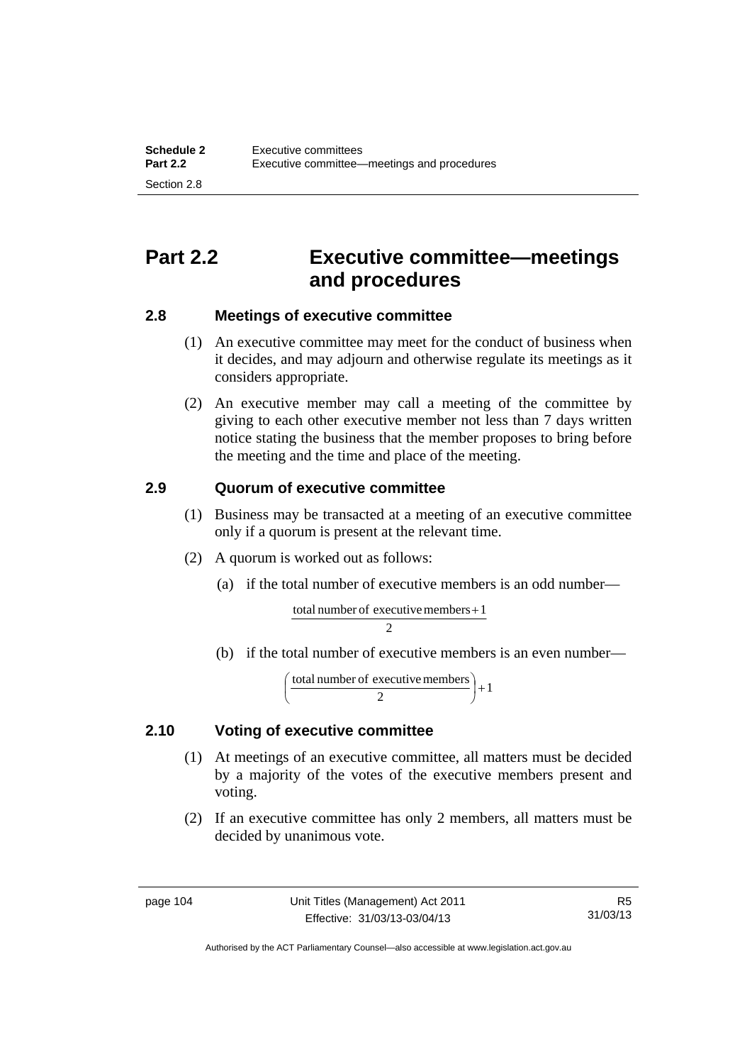# Part 2.2 Executive committee—meetings and procedures

## 2.8 Meetings of executive committee

(1) An executive committee may meet for the conduct of business when it decides, and may adjourn and otherwise regulate its meetings as it considers appropriate.

(2) An executive member may call a meeting of the committee by giving to each other executive member not less than 7 days written notice stating the business that the member proposes to bring before the meeting and the time and place of the meeting.

## 2.9 Quorum of executive committee

(1) Business may be transacted at a meeting of an executive committee only if a quorum is present at the relevant time.

(2) A quorum is worked out as follows:

(a) if the total number of executive members is an odd number—

$$\frac{\text{total number of executive members} + 1}{2}$$

(b) if the total number of executive members is an even number—

$$\left(\frac{\text{total number of executive members}}{2}\right) + 1$$

## 2.10 Voting of executive committee

(1) At meetings of an executive committee, all matters must be decided by a majority of the votes of the executive members present and voting.

(2) If an executive committee has only 2 members, all matters must be decided by unanimous vote.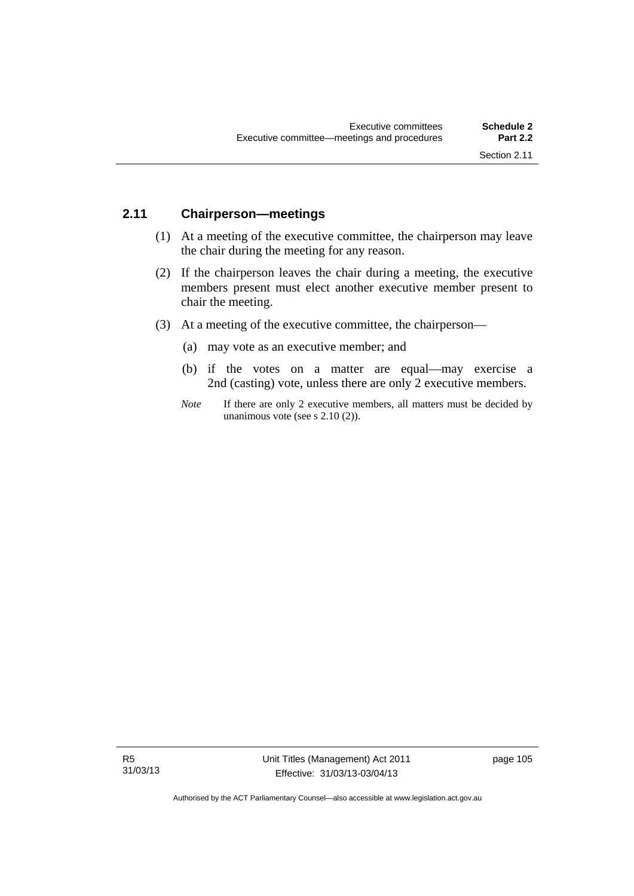## 2.11 Chairperson—meetings

(1) At a meeting of the executive committee, the chairperson may leave the chair during the meeting for any reason.

(2) If the chairperson leaves the chair during a meeting, the executive members present must elect another executive member present to chair the meeting.

(3) At a meeting of the executive committee, the chairperson—

(a) may vote as an executive member; and

(b) if the votes on a matter are equal—may exercise a 2nd (casting) vote, unless there are only 2 executive members.

*Note* If there are only 2 executive members, all matters must be decided by unanimous vote (see s 2.10 (2)).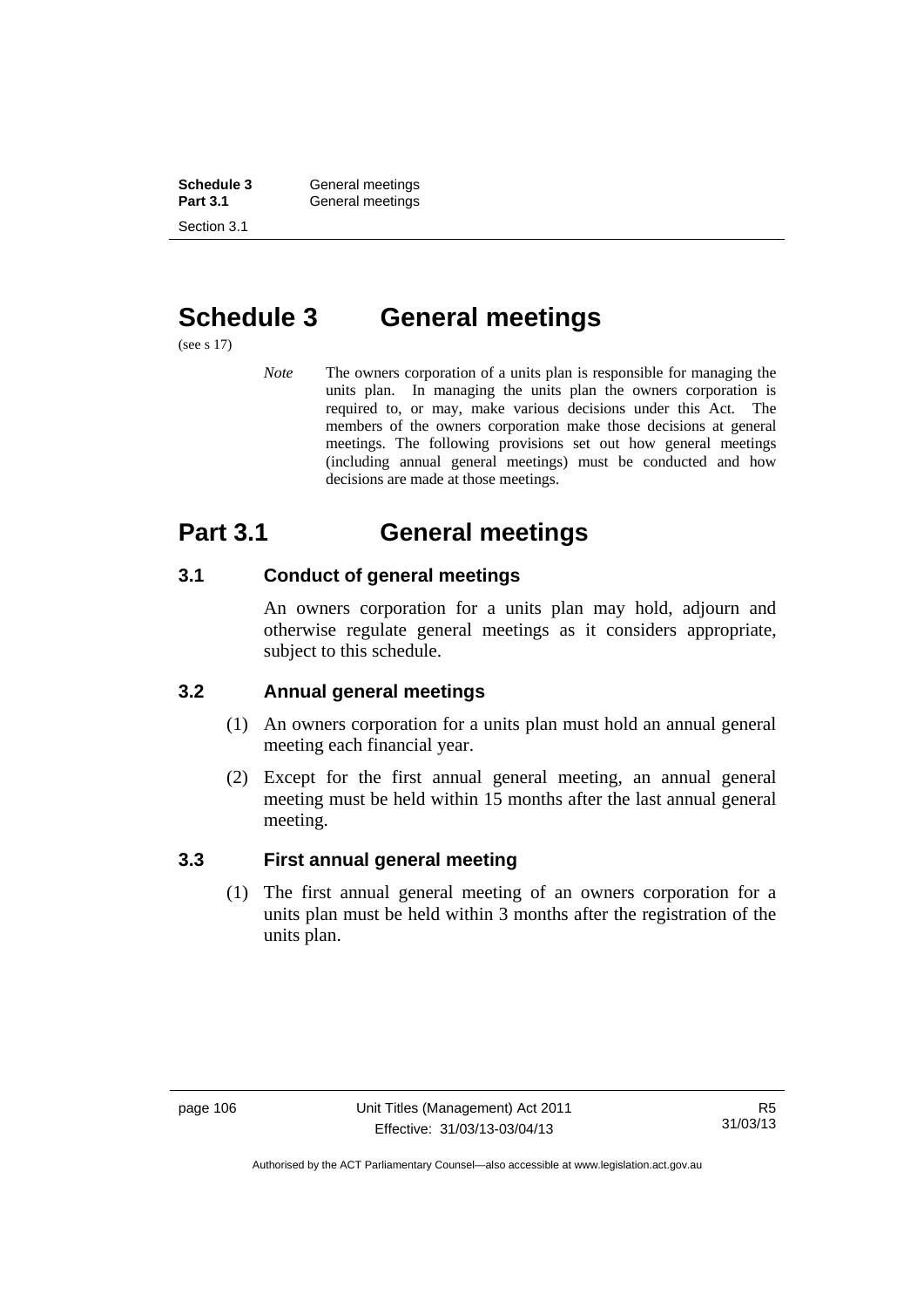# Schedule 3 General meetings

(see s 17)

*Note* The owners corporation of a units plan is responsible for managing the units plan. In managing the units plan the owners corporation is required to, or may, make various decisions under this Act. The members of the owners corporation make those decisions at general meetings. The following provisions set out how general meetings (including annual general meetings) must be conducted and how decisions are made at those meetings.

# Part 3.1 General meetings

### 3.1 Conduct of general meetings

An owners corporation for a units plan may hold, adjourn and otherwise regulate general meetings as it considers appropriate, subject to this schedule.

### 3.2 Annual general meetings

(1) An owners corporation for a units plan must hold an annual general meeting each financial year.

(2) Except for the first annual general meeting, an annual general meeting must be held within 15 months after the last annual general meeting.

### 3.3 First annual general meeting

(1) The first annual general meeting of an owners corporation for a units plan must be held within 3 months after the registration of the units plan.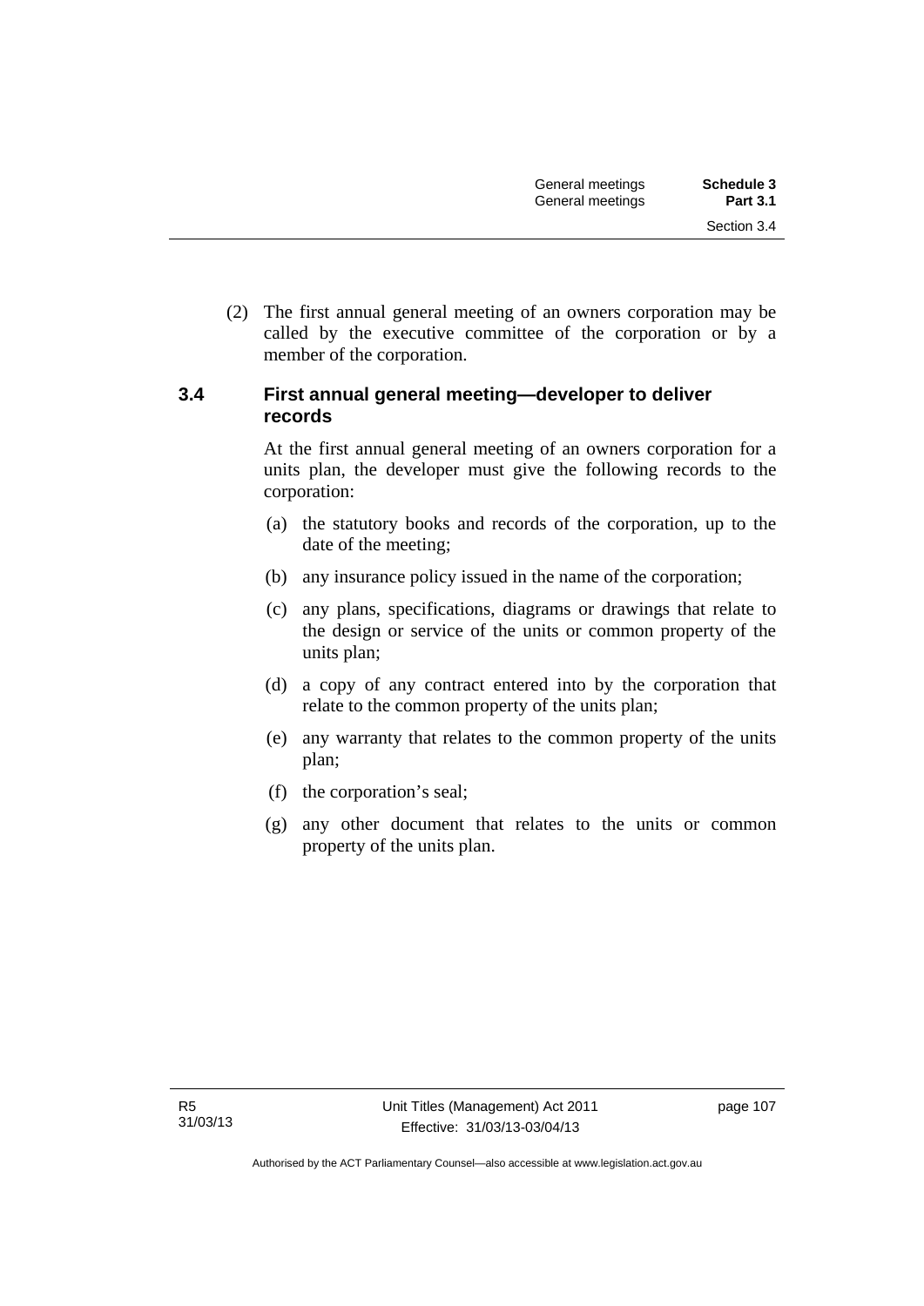(2) The first annual general meeting of an owners corporation may be called by the executive committee of the corporation or by a member of the corporation.

### 3.4 First annual general meeting—developer to deliver records

At the first annual general meeting of an owners corporation for a units plan, the developer must give the following records to the corporation:

(a) the statutory books and records of the corporation, up to the date of the meeting;

(b) any insurance policy issued in the name of the corporation;

(c) any plans, specifications, diagrams or drawings that relate to the design or service of the units or common property of the units plan;

(d) a copy of any contract entered into by the corporation that relate to the common property of the units plan;

(e) any warranty that relates to the common property of the units plan;

(f) the corporation's seal;

(g) any other document that relates to the units or common property of the units plan.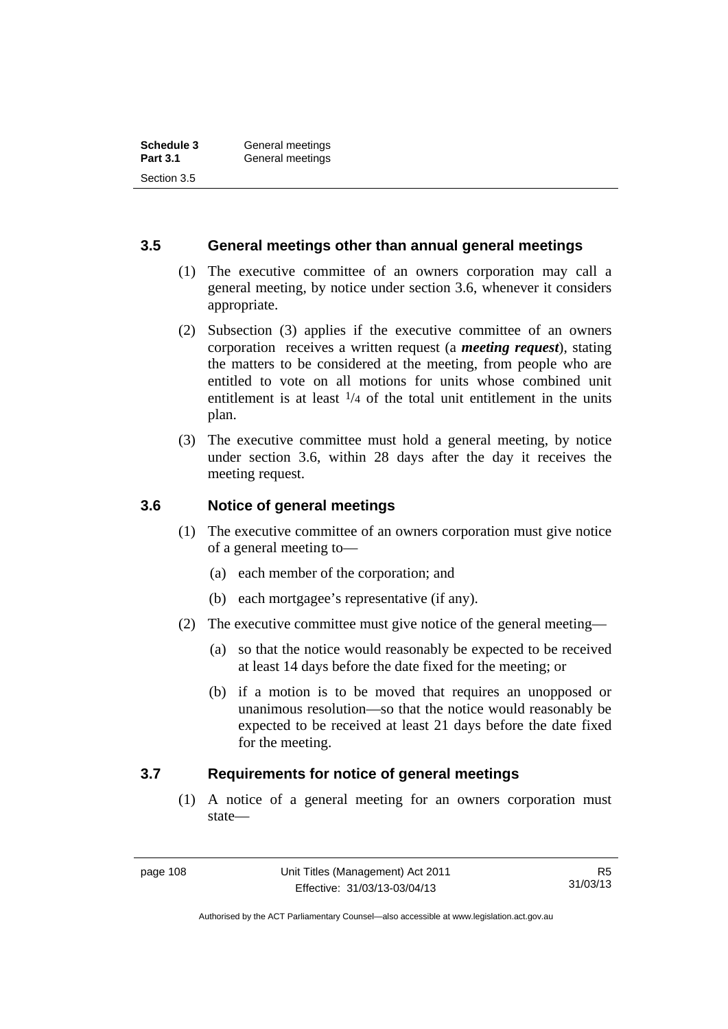## 3.5 General meetings other than annual general meetings

(1) The executive committee of an owners corporation may call a general meeting, by notice under section 3.6, whenever it considers appropriate.

(2) Subsection (3) applies if the executive committee of an owners corporation receives a written request (a ***meeting request***), stating the matters to be considered at the meeting, from people who are entitled to vote on all motions for units whose combined unit entitlement is at least $^1/_4$ of the total unit entitlement in the units plan.

(3) The executive committee must hold a general meeting, by notice under section 3.6, within 28 days after the day it receives the meeting request.

## 3.6 Notice of general meetings

(1) The executive committee of an owners corporation must give notice of a general meeting to—

(a) each member of the corporation; and

(b) each mortgagee's representative (if any).

(2) The executive committee must give notice of the general meeting—

(a) so that the notice would reasonably be expected to be received at least 14 days before the date fixed for the meeting; or

(b) if a motion is to be moved that requires an unopposed or unanimous resolution—so that the notice would reasonably be expected to be received at least 21 days before the date fixed for the meeting.

## 3.7 Requirements for notice of general meetings

(1) A notice of a general meeting for an owners corporation must state—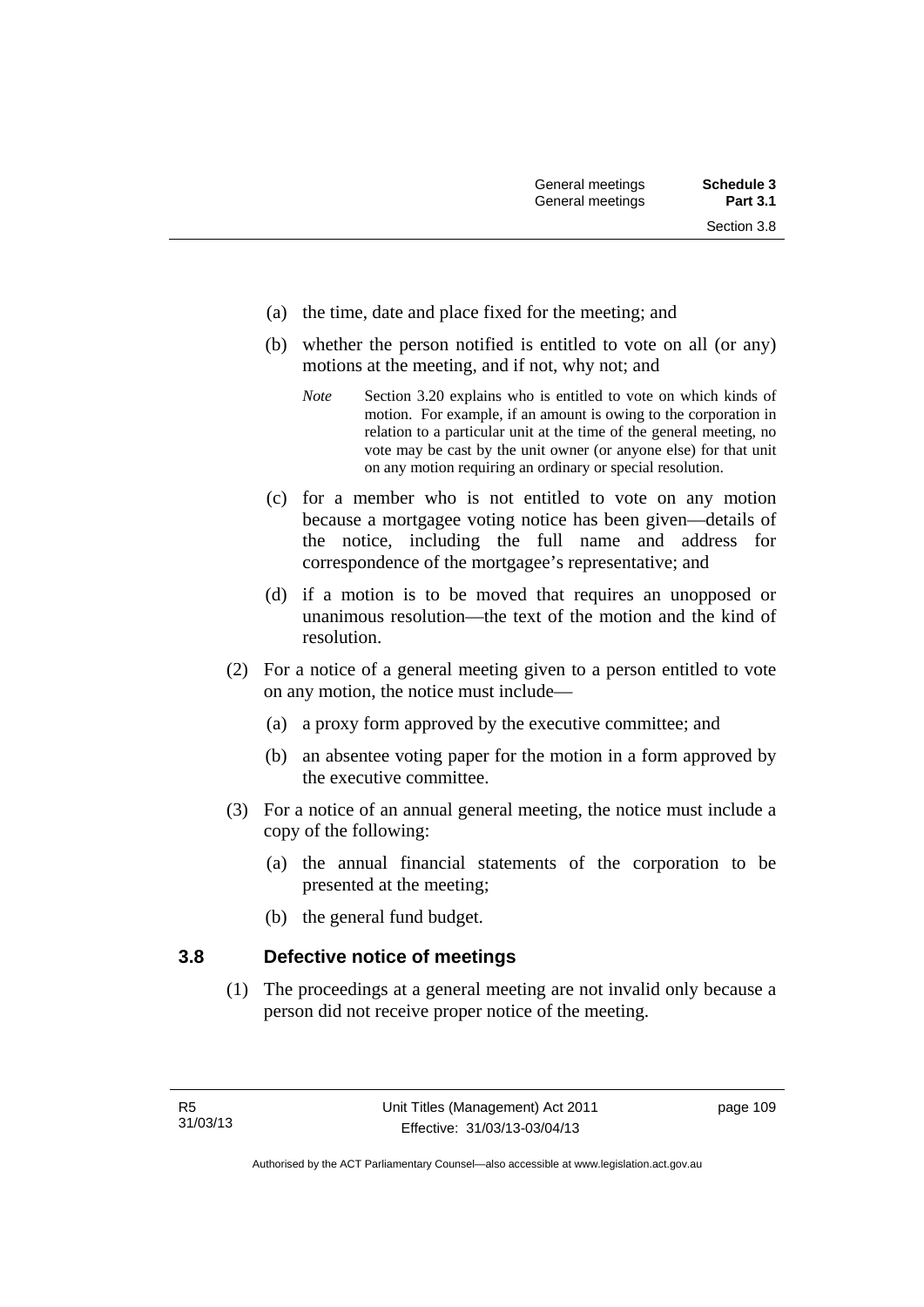(a) the time, date and place fixed for the meeting; and

(b) whether the person notified is entitled to vote on all (or any) motions at the meeting, and if not, why not; and

> *Note* Section 3.20 explains who is entitled to vote on which kinds of motion. For example, if an amount is owing to the corporation in relation to a particular unit at the time of the general meeting, no vote may be cast by the unit owner (or anyone else) for that unit on any motion requiring an ordinary or special resolution.

(c) for a member who is not entitled to vote on any motion because a mortgagee voting notice has been given—details of the notice, including the full name and address for correspondence of the mortgagee's representative; and

(d) if a motion is to be moved that requires an unopposed or unanimous resolution—the text of the motion and the kind of resolution.

(2) For a notice of a general meeting given to a person entitled to vote on any motion, the notice must include—

(a) a proxy form approved by the executive committee; and

(b) an absentee voting paper for the motion in a form approved by the executive committee.

(3) For a notice of an annual general meeting, the notice must include a copy of the following:

(a) the annual financial statements of the corporation to be presented at the meeting;

(b) the general fund budget.

## 3.8 Defective notice of meetings

(1) The proceedings at a general meeting are not invalid only because a person did not receive proper notice of the meeting.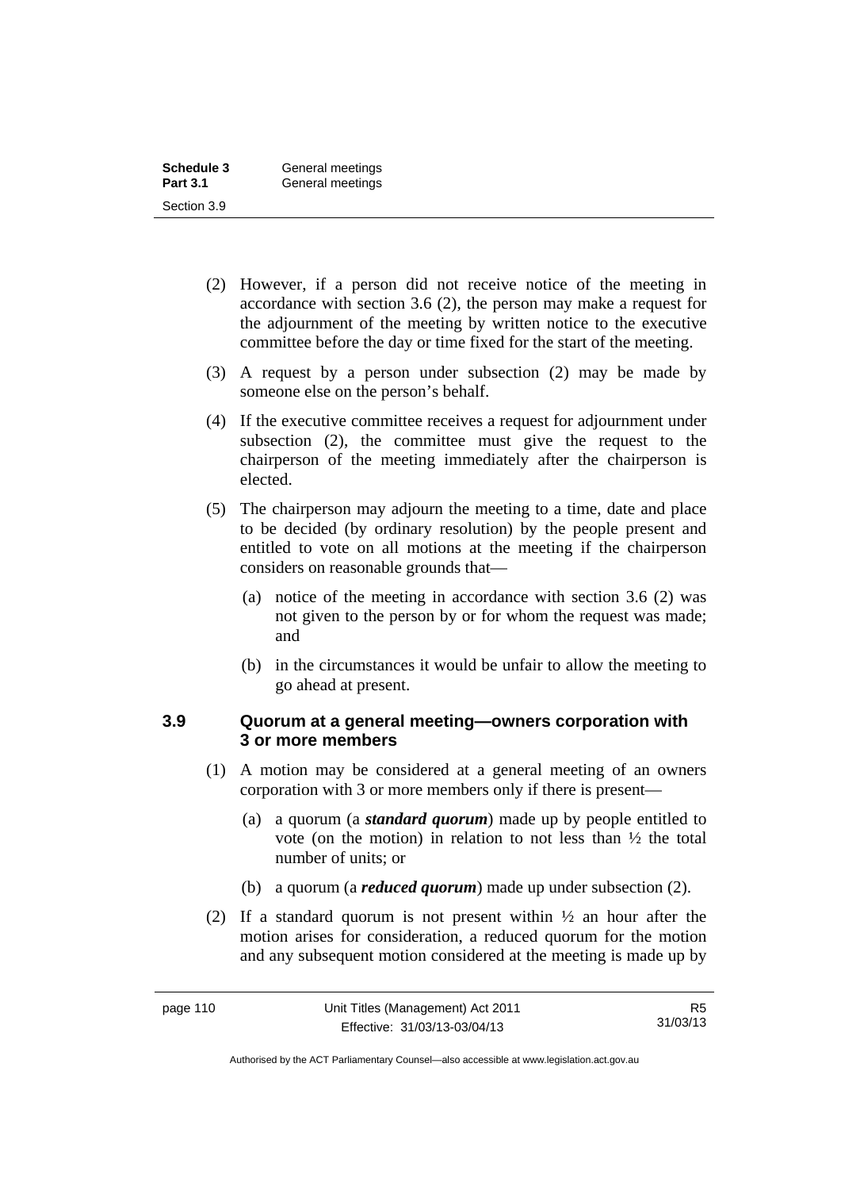(2) However, if a person did not receive notice of the meeting in accordance with section 3.6 (2), the person may make a request for the adjournment of the meeting by written notice to the executive committee before the day or time fixed for the start of the meeting.

(3) A request by a person under subsection (2) may be made by someone else on the person's behalf.

(4) If the executive committee receives a request for adjournment under subsection (2), the committee must give the request to the chairperson of the meeting immediately after the chairperson is elected.

(5) The chairperson may adjourn the meeting to a time, date and place to be decided (by ordinary resolution) by the people present and entitled to vote on all motions at the meeting if the chairperson considers on reasonable grounds that—

(a) notice of the meeting in accordance with section 3.6 (2) was not given to the person by or for whom the request was made; and

(b) in the circumstances it would be unfair to allow the meeting to go ahead at present.

### 3.9 Quorum at a general meeting—owners corporation with 3 or more members

(1) A motion may be considered at a general meeting of an owners corporation with 3 or more members only if there is present—

(a) a quorum (a ***standard quorum***) made up by people entitled to vote (on the motion) in relation to not less than ½ the total number of units; or

(b) a quorum (a ***reduced quorum***) made up under subsection (2).

(2) If a standard quorum is not present within ½ an hour after the motion arises for consideration, a reduced quorum for the motion and any subsequent motion considered at the meeting is made up by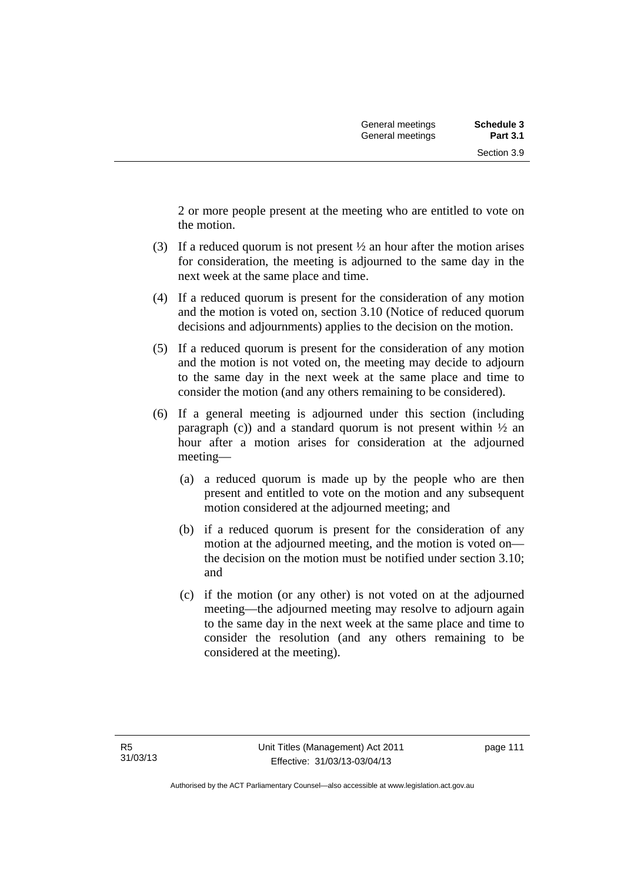2 or more people present at the meeting who are entitled to vote on the motion.

(3) If a reduced quorum is not present ½ an hour after the motion arises for consideration, the meeting is adjourned to the same day in the next week at the same place and time.

(4) If a reduced quorum is present for the consideration of any motion and the motion is voted on, section 3.10 (Notice of reduced quorum decisions and adjournments) applies to the decision on the motion.

(5) If a reduced quorum is present for the consideration of any motion and the motion is not voted on, the meeting may decide to adjourn to the same day in the next week at the same place and time to consider the motion (and any others remaining to be considered).

(6) If a general meeting is adjourned under this section (including paragraph (c)) and a standard quorum is not present within ½ an hour after a motion arises for consideration at the adjourned meeting—

(a) a reduced quorum is made up by the people who are then present and entitled to vote on the motion and any subsequent motion considered at the adjourned meeting; and

(b) if a reduced quorum is present for the consideration of any motion at the adjourned meeting, and the motion is voted on—the decision on the motion must be notified under section 3.10; and

(c) if the motion (or any other) is not voted on at the adjourned meeting—the adjourned meeting may resolve to adjourn again to the same day in the next week at the same place and time to consider the resolution (and any others remaining to be considered at the meeting).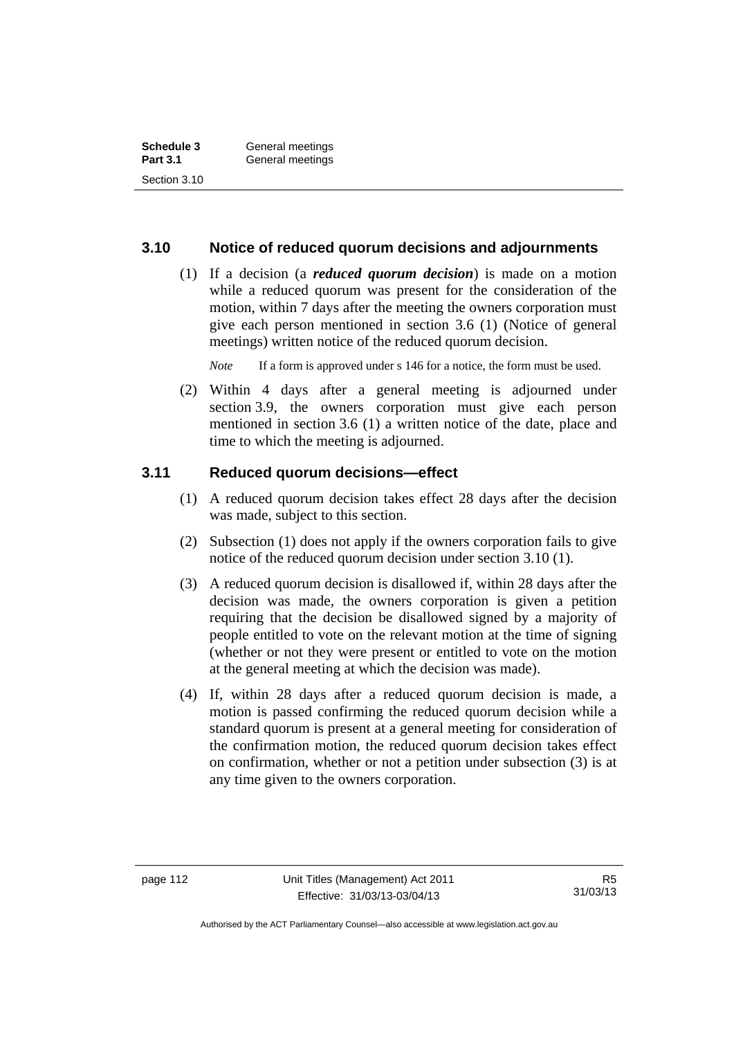### 3.10 Notice of reduced quorum decisions and adjournments

(1) If a decision (a ***reduced quorum decision***) is made on a motion while a reduced quorum was present for the consideration of the motion, within 7 days after the meeting the owners corporation must give each person mentioned in section 3.6 (1) (Notice of general meetings) written notice of the reduced quorum decision.

*Note* If a form is approved under s 146 for a notice, the form must be used.

(2) Within 4 days after a general meeting is adjourned under section 3.9, the owners corporation must give each person mentioned in section 3.6 (1) a written notice of the date, place and time to which the meeting is adjourned.

### 3.11 Reduced quorum decisions—effect

(1) A reduced quorum decision takes effect 28 days after the decision was made, subject to this section.

(2) Subsection (1) does not apply if the owners corporation fails to give notice of the reduced quorum decision under section 3.10 (1).

(3) A reduced quorum decision is disallowed if, within 28 days after the decision was made, the owners corporation is given a petition requiring that the decision be disallowed signed by a majority of people entitled to vote on the relevant motion at the time of signing (whether or not they were present or entitled to vote on the motion at the general meeting at which the decision was made).

(4) If, within 28 days after a reduced quorum decision is made, a motion is passed confirming the reduced quorum decision while a standard quorum is present at a general meeting for consideration of the confirmation motion, the reduced quorum decision takes effect on confirmation, whether or not a petition under subsection (3) is at any time given to the owners corporation.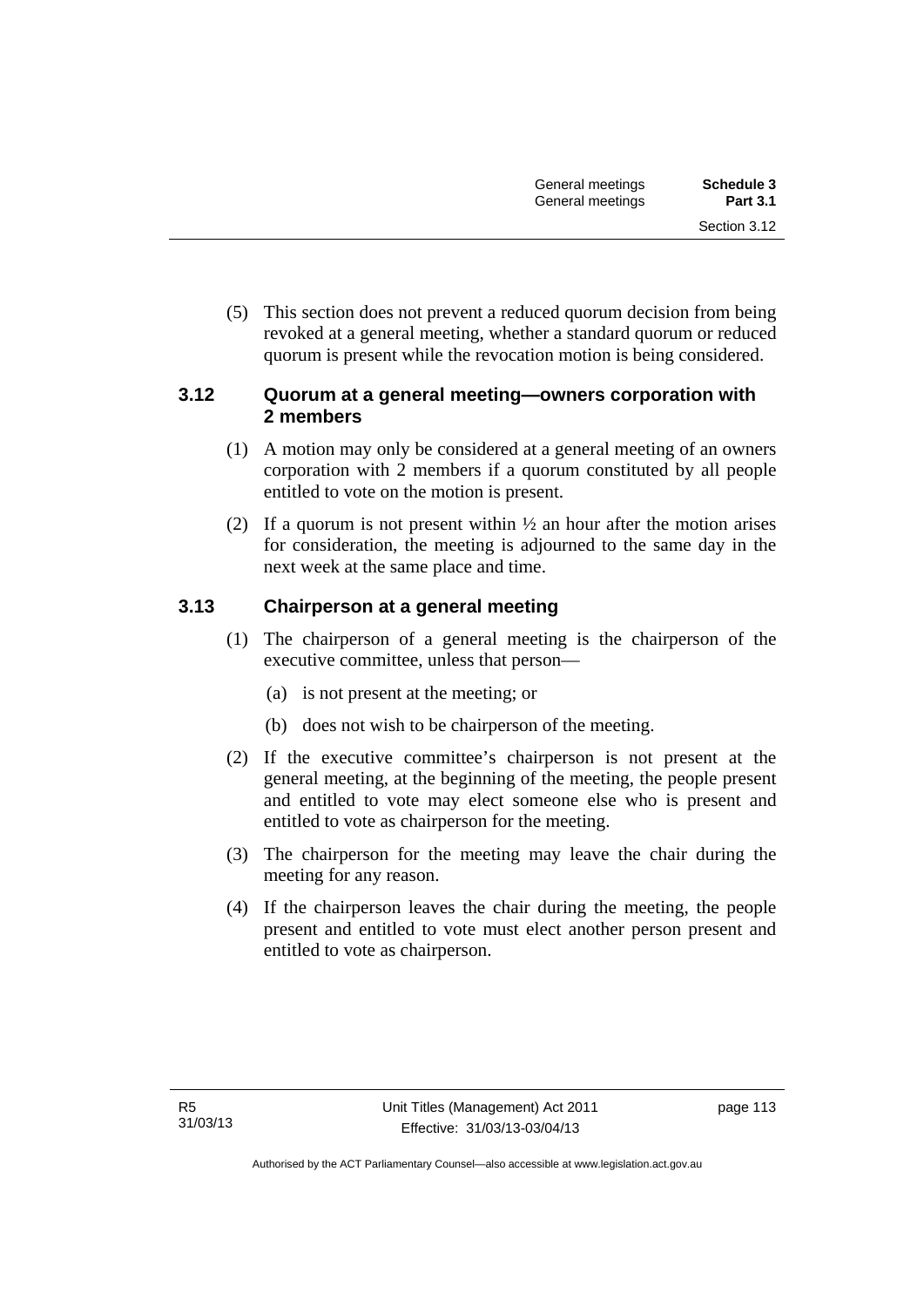(5) This section does not prevent a reduced quorum decision from being revoked at a general meeting, whether a standard quorum or reduced quorum is present while the revocation motion is being considered.

### 3.12 Quorum at a general meeting—owners corporation with 2 members

(1) A motion may only be considered at a general meeting of an owners corporation with 2 members if a quorum constituted by all people entitled to vote on the motion is present.

(2) If a quorum is not present within ½ an hour after the motion arises for consideration, the meeting is adjourned to the same day in the next week at the same place and time.

### 3.13 Chairperson at a general meeting

(1) The chairperson of a general meeting is the chairperson of the executive committee, unless that person—

(a) is not present at the meeting; or

(b) does not wish to be chairperson of the meeting.

(2) If the executive committee's chairperson is not present at the general meeting, at the beginning of the meeting, the people present and entitled to vote may elect someone else who is present and entitled to vote as chairperson for the meeting.

(3) The chairperson for the meeting may leave the chair during the meeting for any reason.

(4) If the chairperson leaves the chair during the meeting, the people present and entitled to vote must elect another person present and entitled to vote as chairperson.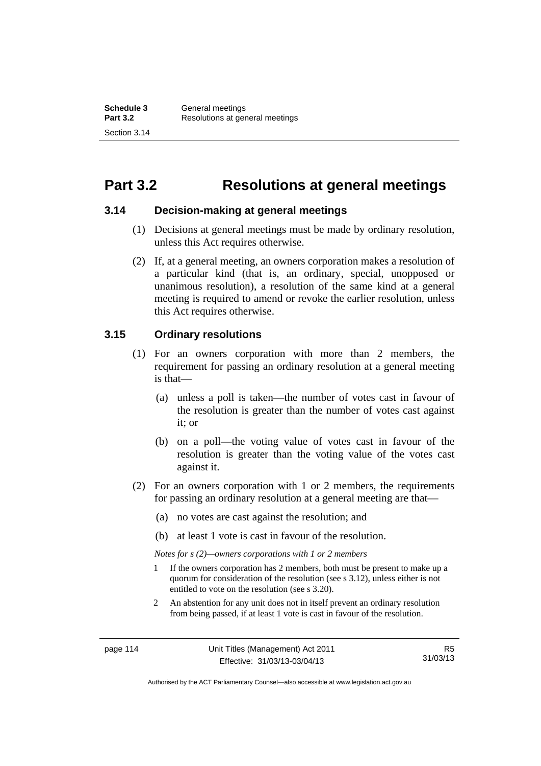# Part 3.2 Resolutions at general meetings

## 3.14 Decision-making at general meetings

(1) Decisions at general meetings must be made by ordinary resolution, unless this Act requires otherwise.

(2) If, at a general meeting, an owners corporation makes a resolution of a particular kind (that is, an ordinary, special, unopposed or unanimous resolution), a resolution of the same kind at a general meeting is required to amend or revoke the earlier resolution, unless this Act requires otherwise.

## 3.15 Ordinary resolutions

(1) For an owners corporation with more than 2 members, the requirement for passing an ordinary resolution at a general meeting is that—

(a) unless a poll is taken—the number of votes cast in favour of the resolution is greater than the number of votes cast against it; or

(b) on a poll—the voting value of votes cast in favour of the resolution is greater than the voting value of the votes cast against it.

(2) For an owners corporation with 1 or 2 members, the requirements for passing an ordinary resolution at a general meeting are that—

(a) no votes are cast against the resolution; and

(b) at least 1 vote is cast in favour of the resolution.

*Notes for s (2)—owners corporations with 1 or 2 members*

1 If the owners corporation has 2 members, both must be present to make up a quorum for consideration of the resolution (see s 3.12), unless either is not entitled to vote on the resolution (see s 3.20).

2 An abstention for any unit does not in itself prevent an ordinary resolution from being passed, if at least 1 vote is cast in favour of the resolution.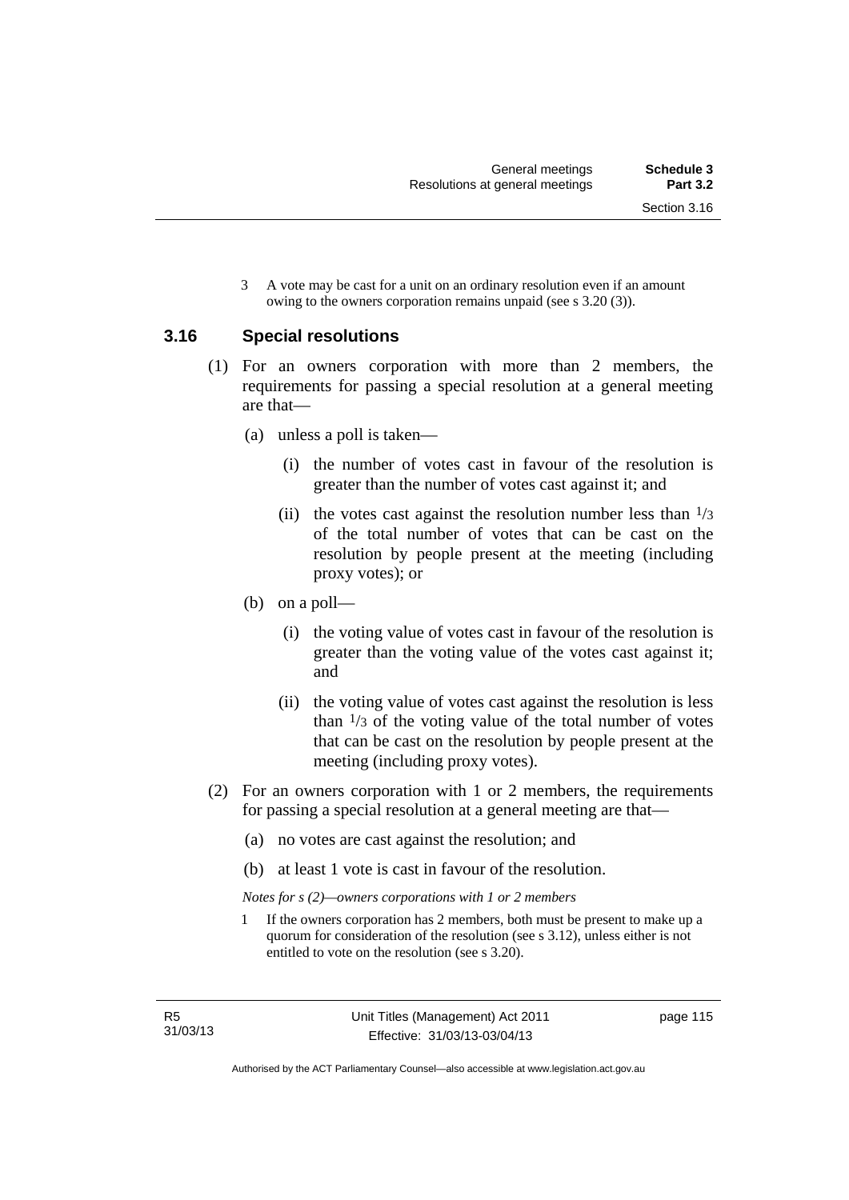3 A vote may be cast for a unit on an ordinary resolution even if an amount owing to the owners corporation remains unpaid (see s 3.20 (3)).

### 3.16 Special resolutions

(1) For an owners corporation with more than 2 members, the requirements for passing a special resolution at a general meeting are that—

(a) unless a poll is taken—

(i) the number of votes cast in favour of the resolution is greater than the number of votes cast against it; and

(ii) the votes cast against the resolution number less than $1/3$ of the total number of votes that can be cast on the resolution by people present at the meeting (including proxy votes); or

(b) on a poll—

(i) the voting value of votes cast in favour of the resolution is greater than the voting value of the votes cast against it; and

(ii) the voting value of votes cast against the resolution is less than $1/3$ of the voting value of the total number of votes that can be cast on the resolution by people present at the meeting (including proxy votes).

(2) For an owners corporation with 1 or 2 members, the requirements for passing a special resolution at a general meeting are that—

(a) no votes are cast against the resolution; and

(b) at least 1 vote is cast in favour of the resolution.

*Notes for s (2)—owners corporations with 1 or 2 members*

1 If the owners corporation has 2 members, both must be present to make up a quorum for consideration of the resolution (see s 3.12), unless either is not entitled to vote on the resolution (see s 3.20).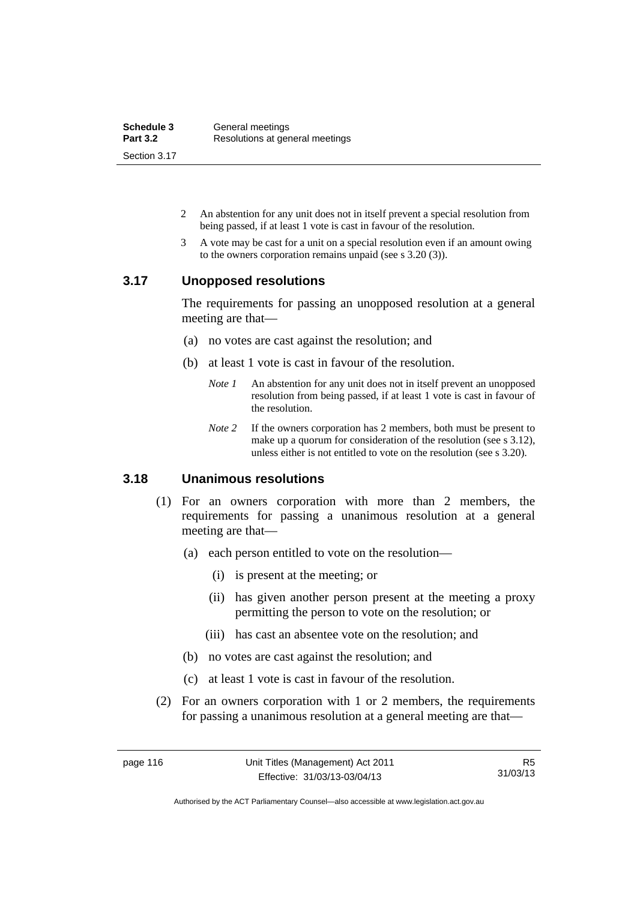2 An abstention for any unit does not in itself prevent a special resolution from being passed, if at least 1 vote is cast in favour of the resolution.

3 A vote may be cast for a unit on a special resolution even if an amount owing to the owners corporation remains unpaid (see s 3.20 (3)).

## 3.17 Unopposed resolutions

The requirements for passing an unopposed resolution at a general meeting are that—

(a) no votes are cast against the resolution; and

(b) at least 1 vote is cast in favour of the resolution.

*Note 1* An abstention for any unit does not in itself prevent an unopposed resolution from being passed, if at least 1 vote is cast in favour of the resolution.

*Note 2* If the owners corporation has 2 members, both must be present to make up a quorum for consideration of the resolution (see s 3.12), unless either is not entitled to vote on the resolution (see s 3.20).

## 3.18 Unanimous resolutions

(1) For an owners corporation with more than 2 members, the requirements for passing a unanimous resolution at a general meeting are that—

(a) each person entitled to vote on the resolution—

(i) is present at the meeting; or

(ii) has given another person present at the meeting a proxy permitting the person to vote on the resolution; or

(iii) has cast an absentee vote on the resolution; and

(b) no votes are cast against the resolution; and

(c) at least 1 vote is cast in favour of the resolution.

(2) For an owners corporation with 1 or 2 members, the requirements for passing a unanimous resolution at a general meeting are that—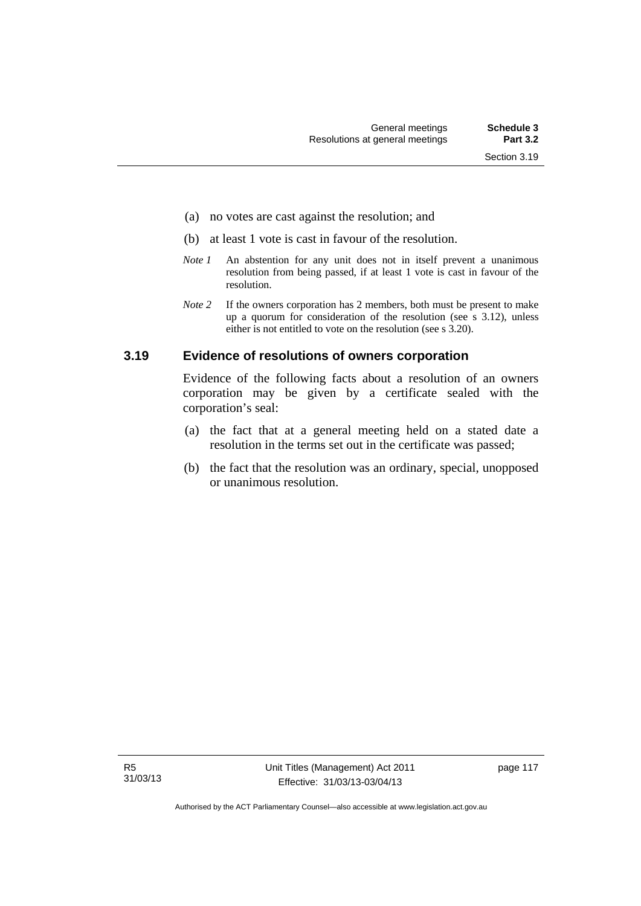(a) no votes are cast against the resolution; and

(b) at least 1 vote is cast in favour of the resolution.

*Note 1* An abstention for any unit does not in itself prevent a unanimous resolution from being passed, if at least 1 vote is cast in favour of the resolution.

*Note 2* If the owners corporation has 2 members, both must be present to make up a quorum for consideration of the resolution (see s 3.12), unless either is not entitled to vote on the resolution (see s 3.20).

### 3.19 Evidence of resolutions of owners corporation

Evidence of the following facts about a resolution of an owners corporation may be given by a certificate sealed with the corporation's seal:

(a) the fact that at a general meeting held on a stated date a resolution in the terms set out in the certificate was passed;

(b) the fact that the resolution was an ordinary, special, unopposed or unanimous resolution.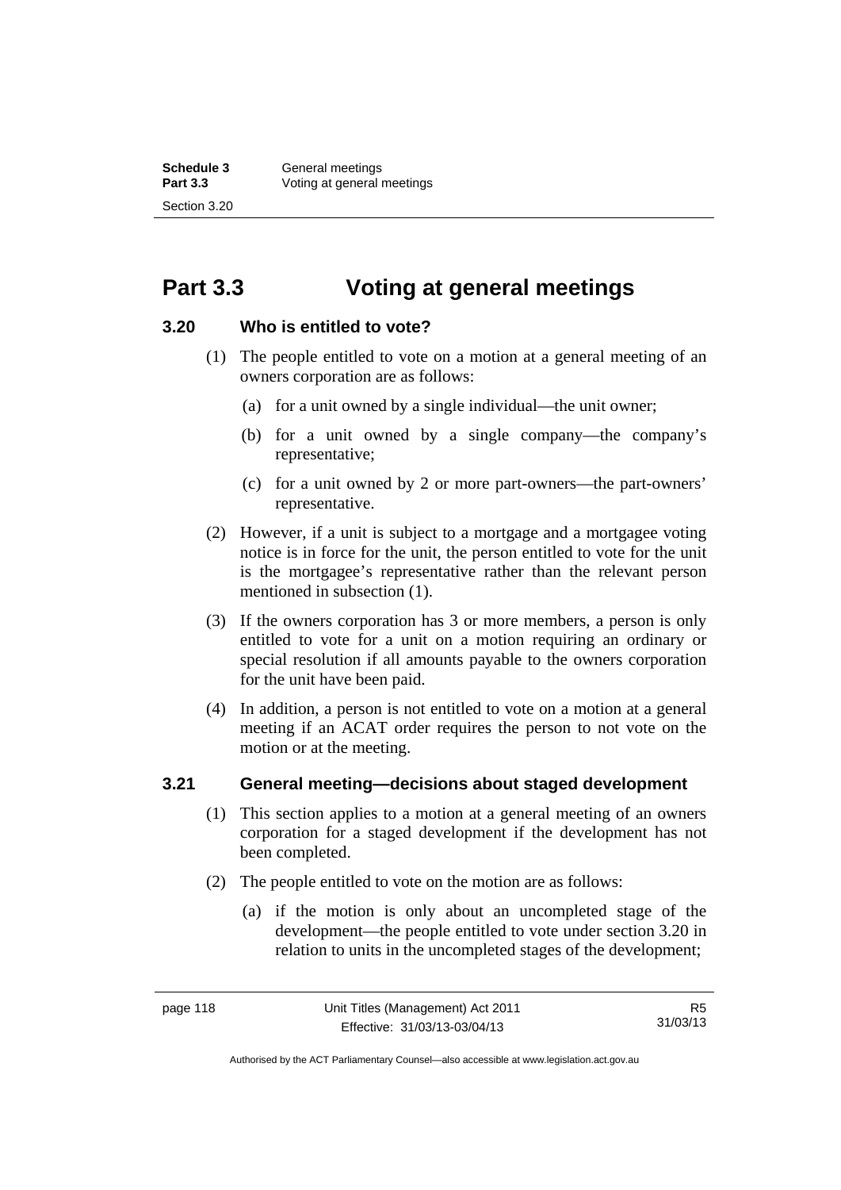# Part 3.3 Voting at general meetings

### 3.20 Who is entitled to vote?

(1) The people entitled to vote on a motion at a general meeting of an owners corporation are as follows:

(a) for a unit owned by a single individual—the unit owner;

(b) for a unit owned by a single company—the company's representative;

(c) for a unit owned by 2 or more part-owners—the part-owners' representative.

(2) However, if a unit is subject to a mortgage and a mortgagee voting notice is in force for the unit, the person entitled to vote for the unit is the mortgagee's representative rather than the relevant person mentioned in subsection (1).

(3) If the owners corporation has 3 or more members, a person is only entitled to vote for a unit on a motion requiring an ordinary or special resolution if all amounts payable to the owners corporation for the unit have been paid.

(4) In addition, a person is not entitled to vote on a motion at a general meeting if an ACAT order requires the person to not vote on the motion or at the meeting.

### 3.21 General meeting—decisions about staged development

(1) This section applies to a motion at a general meeting of an owners corporation for a staged development if the development has not been completed.

(2) The people entitled to vote on the motion are as follows:

(a) if the motion is only about an uncompleted stage of the development—the people entitled to vote under section 3.20 in relation to units in the uncompleted stages of the development;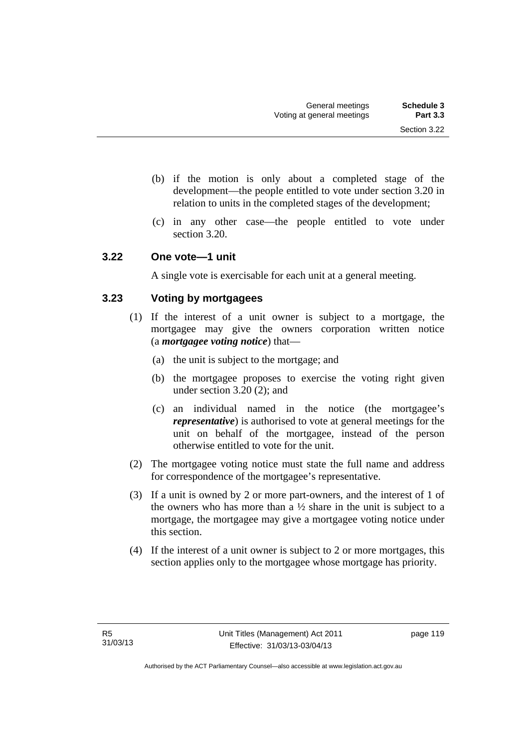(b) if the motion is only about a completed stage of the development—the people entitled to vote under section 3.20 in relation to units in the completed stages of the development;

(c) in any other case—the people entitled to vote under section 3.20.

### 3.22 One vote—1 unit

A single vote is exercisable for each unit at a general meeting.

### 3.23 Voting by mortgagees

(1) If the interest of a unit owner is subject to a mortgage, the mortgagee may give the owners corporation written notice (a ***mortgagee voting notice***) that—

   (a) the unit is subject to the mortgage; and

   (b) the mortgagee proposes to exercise the voting right given under section 3.20 (2); and

   (c) an individual named in the notice (the mortgagee's ***representative***) is authorised to vote at general meetings for the unit on behalf of the mortgagee, instead of the person otherwise entitled to vote for the unit.

(2) The mortgagee voting notice must state the full name and address for correspondence of the mortgagee's representative.

(3) If a unit is owned by 2 or more part-owners, and the interest of 1 of the owners who has more than a ½ share in the unit is subject to a mortgage, the mortgagee may give a mortgagee voting notice under this section.

(4) If the interest of a unit owner is subject to 2 or more mortgages, this section applies only to the mortgagee whose mortgage has priority.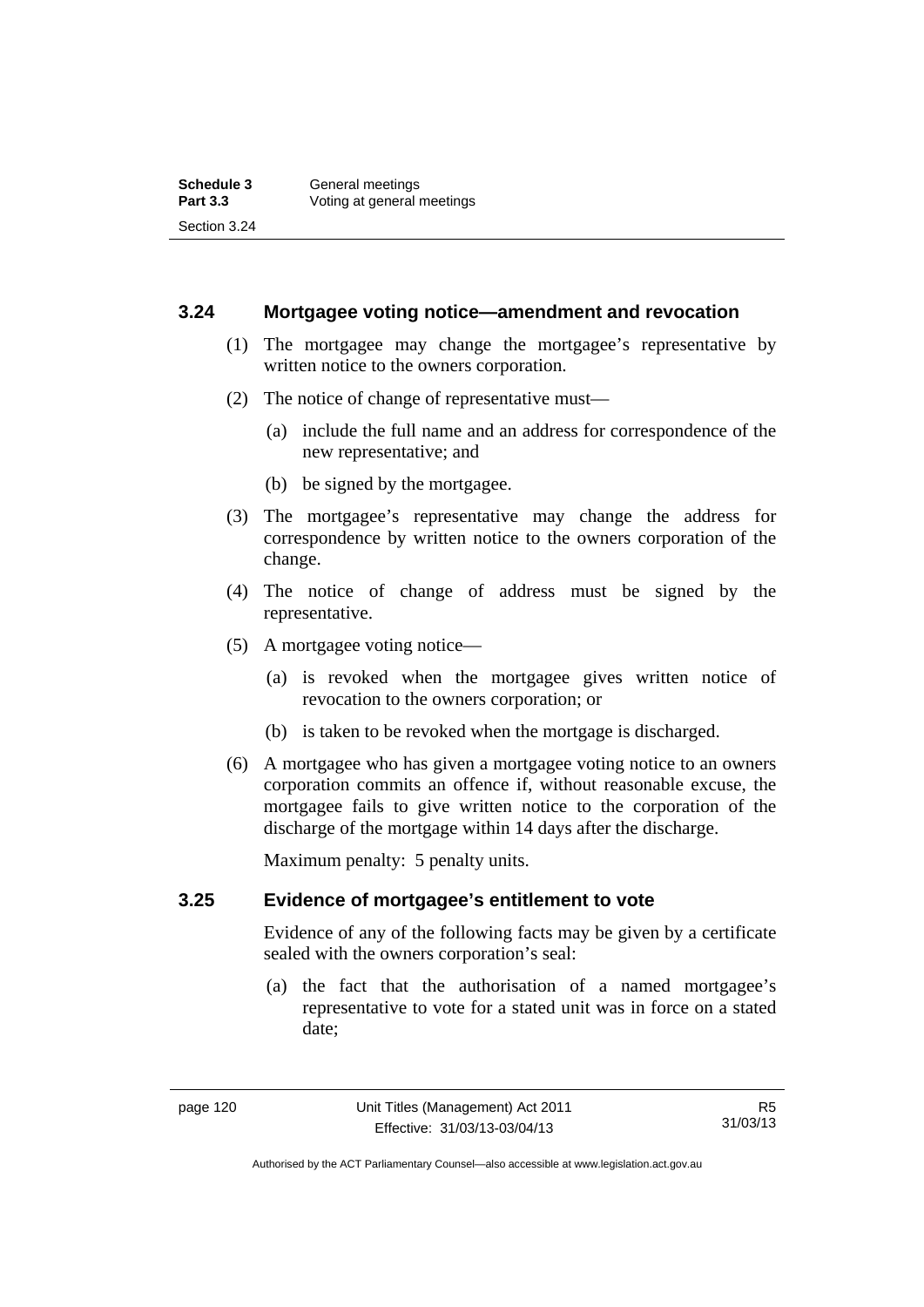### 3.24 Mortgagee voting notice—amendment and revocation

(1) The mortgagee may change the mortgagee's representative by written notice to the owners corporation.

(2) The notice of change of representative must—

(a) include the full name and an address for correspondence of the new representative; and

(b) be signed by the mortgagee.

(3) The mortgagee's representative may change the address for correspondence by written notice to the owners corporation of the change.

(4) The notice of change of address must be signed by the representative.

(5) A mortgagee voting notice—

(a) is revoked when the mortgagee gives written notice of revocation to the owners corporation; or

(b) is taken to be revoked when the mortgage is discharged.

(6) A mortgagee who has given a mortgagee voting notice to an owners corporation commits an offence if, without reasonable excuse, the mortgagee fails to give written notice to the corporation of the discharge of the mortgage within 14 days after the discharge.

Maximum penalty: 5 penalty units.

### 3.25 Evidence of mortgagee's entitlement to vote

Evidence of any of the following facts may be given by a certificate sealed with the owners corporation's seal:

(a) the fact that the authorisation of a named mortgagee's representative to vote for a stated unit was in force on a stated date;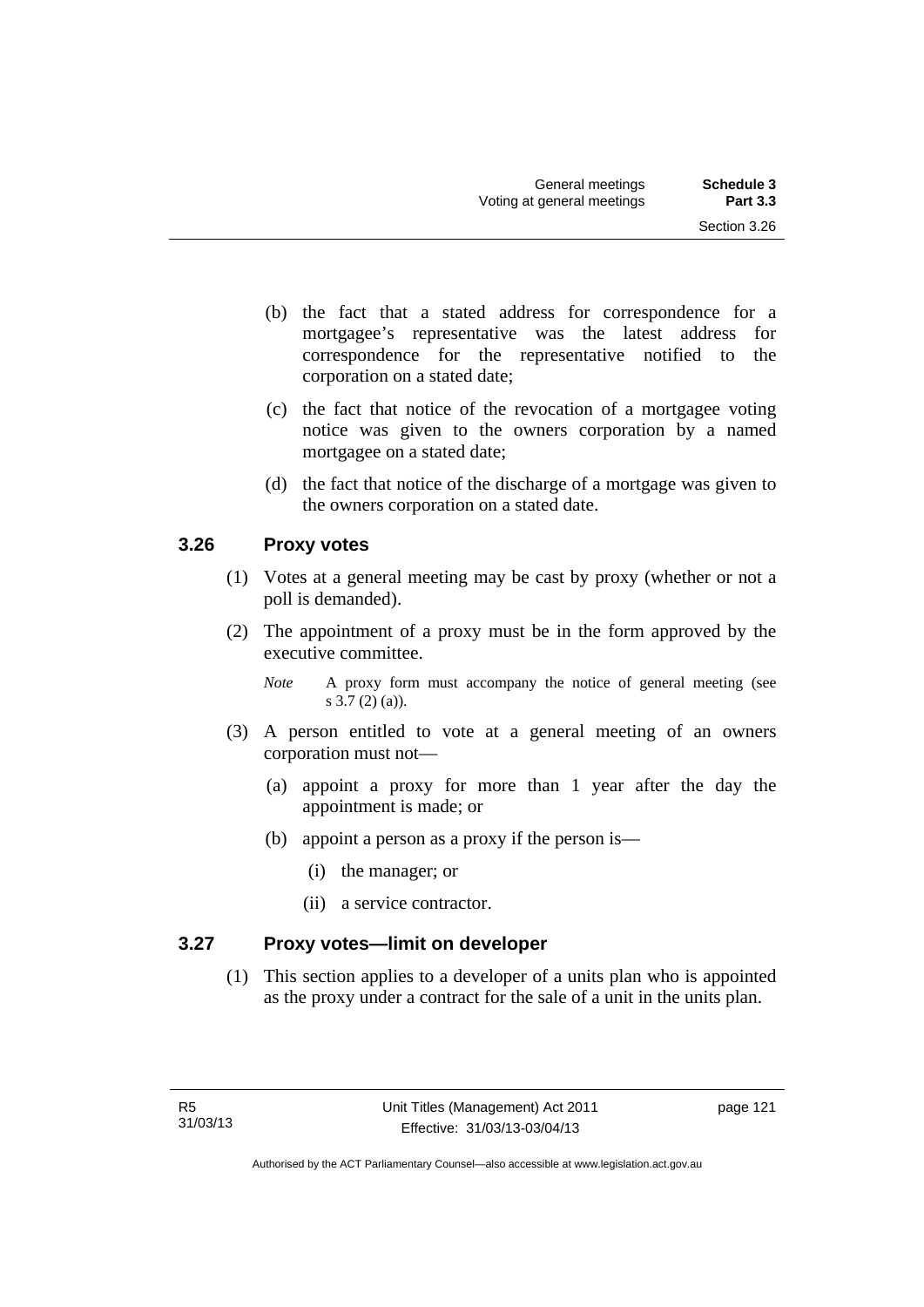(b) the fact that a stated address for correspondence for a mortgagee's representative was the latest address for correspondence for the representative notified to the corporation on a stated date;

(c) the fact that notice of the revocation of a mortgagee voting notice was given to the owners corporation by a named mortgagee on a stated date;

(d) the fact that notice of the discharge of a mortgage was given to the owners corporation on a stated date.

### 3.26 Proxy votes

(1) Votes at a general meeting may be cast by proxy (whether or not a poll is demanded).

(2) The appointment of a proxy must be in the form approved by the executive committee.

*Note* A proxy form must accompany the notice of general meeting (see s 3.7 (2) (a)).

(3) A person entitled to vote at a general meeting of an owners corporation must not—

(a) appoint a proxy for more than 1 year after the day the appointment is made; or

(b) appoint a person as a proxy if the person is—

(i) the manager; or

(ii) a service contractor.

### 3.27 Proxy votes—limit on developer

(1) This section applies to a developer of a units plan who is appointed as the proxy under a contract for the sale of a unit in the units plan.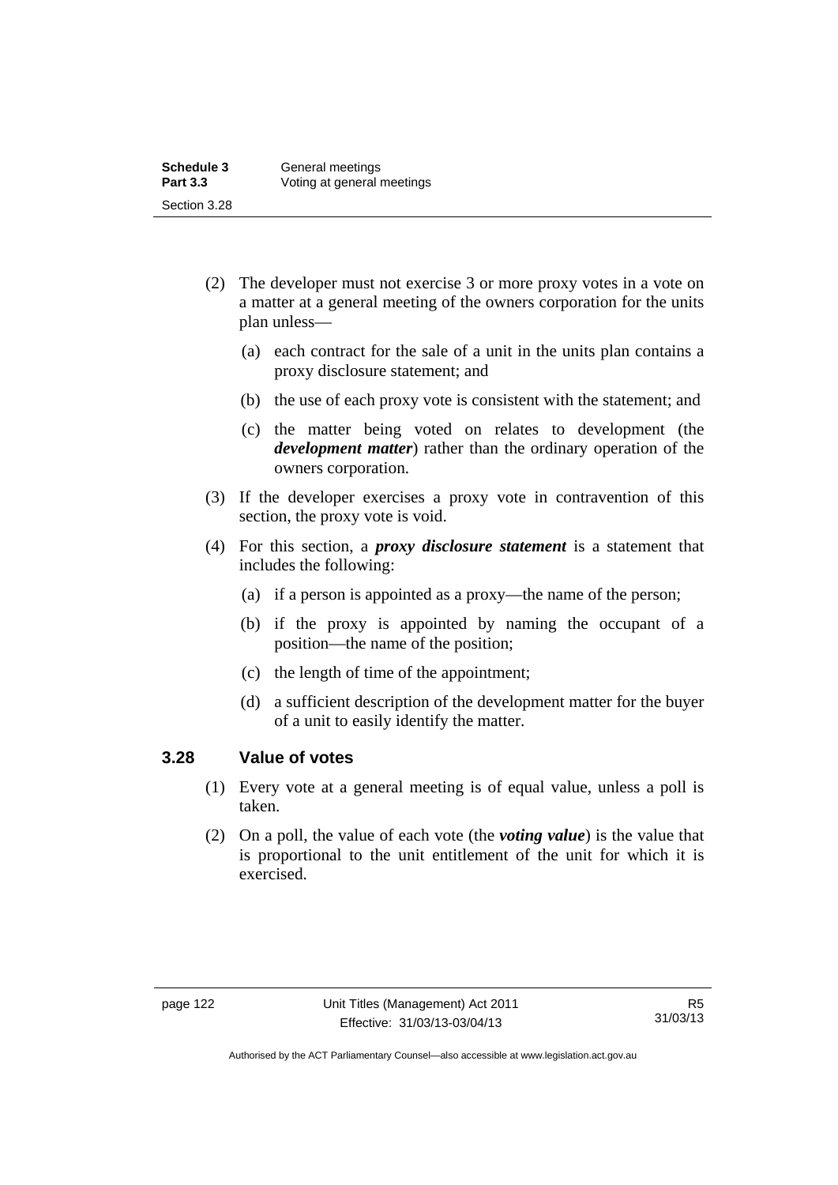(2) The developer must not exercise 3 or more proxy votes in a vote on a matter at a general meeting of the owners corporation for the units plan unless—

(a) each contract for the sale of a unit in the units plan contains a proxy disclosure statement; and

(b) the use of each proxy vote is consistent with the statement; and

(c) the matter being voted on relates to development (the ***development matter***) rather than the ordinary operation of the owners corporation.

(3) If the developer exercises a proxy vote in contravention of this section, the proxy vote is void.

(4) For this section, a ***proxy disclosure statement*** is a statement that includes the following:

(a) if a person is appointed as a proxy—the name of the person;

(b) if the proxy is appointed by naming the occupant of a position—the name of the position;

(c) the length of time of the appointment;

(d) a sufficient description of the development matter for the buyer of a unit to easily identify the matter.

### 3.28 Value of votes

(1) Every vote at a general meeting is of equal value, unless a poll is taken.

(2) On a poll, the value of each vote (the ***voting value***) is the value that is proportional to the unit entitlement of the unit for which it is exercised.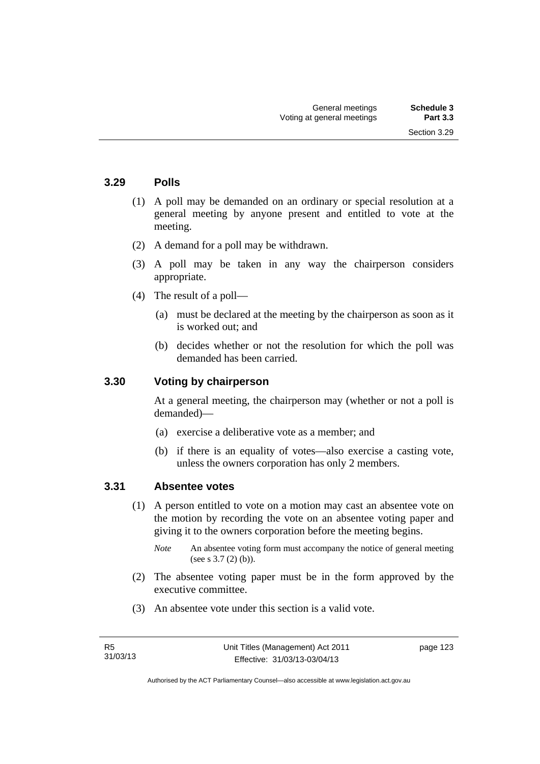### 3.29 Polls

(1) A poll may be demanded on an ordinary or special resolution at a general meeting by anyone present and entitled to vote at the meeting.

(2) A demand for a poll may be withdrawn.

(3) A poll may be taken in any way the chairperson considers appropriate.

(4) The result of a poll—

(a) must be declared at the meeting by the chairperson as soon as it is worked out; and

(b) decides whether or not the resolution for which the poll was demanded has been carried.

### 3.30 Voting by chairperson

At a general meeting, the chairperson may (whether or not a poll is demanded)—

(a) exercise a deliberative vote as a member; and

(b) if there is an equality of votes—also exercise a casting vote, unless the owners corporation has only 2 members.

### 3.31 Absentee votes

(1) A person entitled to vote on a motion may cast an absentee vote on the motion by recording the vote on an absentee voting paper and giving it to the owners corporation before the meeting begins.

*Note* An absentee voting form must accompany the notice of general meeting (see s 3.7 (2) (b)).

(2) The absentee voting paper must be in the form approved by the executive committee.

(3) An absentee vote under this section is a valid vote.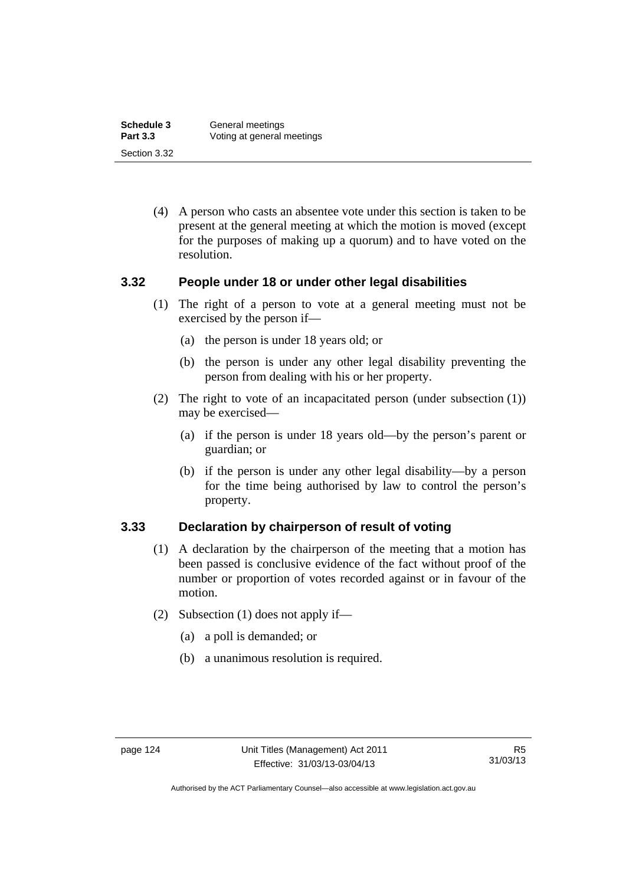(4) A person who casts an absentee vote under this section is taken to be present at the general meeting at which the motion is moved (except for the purposes of making up a quorum) and to have voted on the resolution.

### 3.32 People under 18 or under other legal disabilities

(1) The right of a person to vote at a general meeting must not be exercised by the person if—

(a) the person is under 18 years old; or

(b) the person is under any other legal disability preventing the person from dealing with his or her property.

(2) The right to vote of an incapacitated person (under subsection (1)) may be exercised—

(a) if the person is under 18 years old—by the person's parent or guardian; or

(b) if the person is under any other legal disability—by a person for the time being authorised by law to control the person's property.

### 3.33 Declaration by chairperson of result of voting

(1) A declaration by the chairperson of the meeting that a motion has been passed is conclusive evidence of the fact without proof of the number or proportion of votes recorded against or in favour of the motion.

(2) Subsection (1) does not apply if—

(a) a poll is demanded; or

(b) a unanimous resolution is required.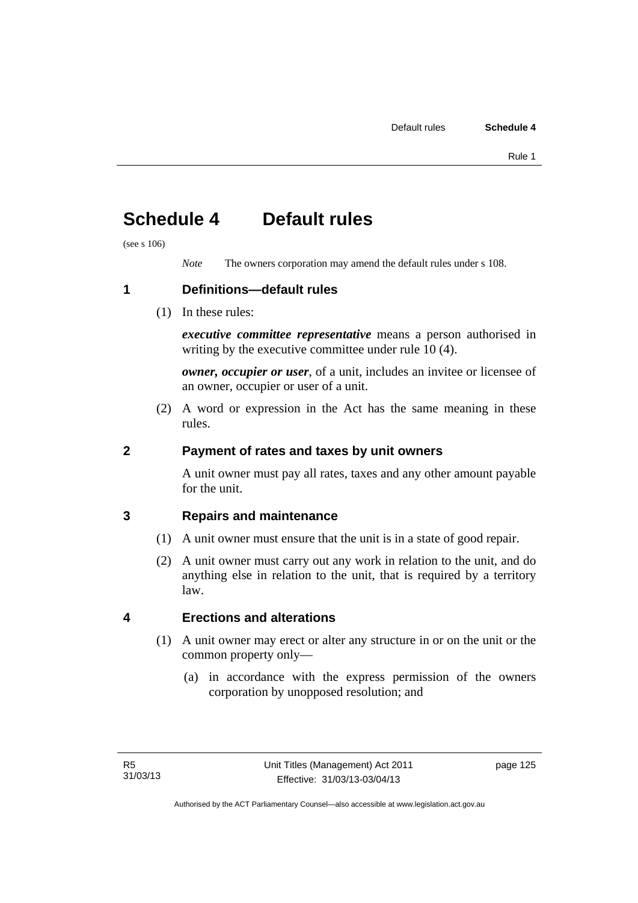# Schedule 4 Default rules

(see s 106)

*Note* The owners corporation may amend the default rules under s 108.

## 1 Definitions—default rules

(1) In these rules:

***executive committee representative*** means a person authorised in writing by the executive committee under rule 10 (4).

***owner, occupier or user***, of a unit, includes an invitee or licensee of an owner, occupier or user of a unit.

(2) A word or expression in the Act has the same meaning in these rules.

## 2 Payment of rates and taxes by unit owners

A unit owner must pay all rates, taxes and any other amount payable for the unit.

## 3 Repairs and maintenance

(1) A unit owner must ensure that the unit is in a state of good repair.

(2) A unit owner must carry out any work in relation to the unit, and do anything else in relation to the unit, that is required by a territory law.

## 4 Erections and alterations

(1) A unit owner may erect or alter any structure in or on the unit or the common property only—

(a) in accordance with the express permission of the owners corporation by unopposed resolution; and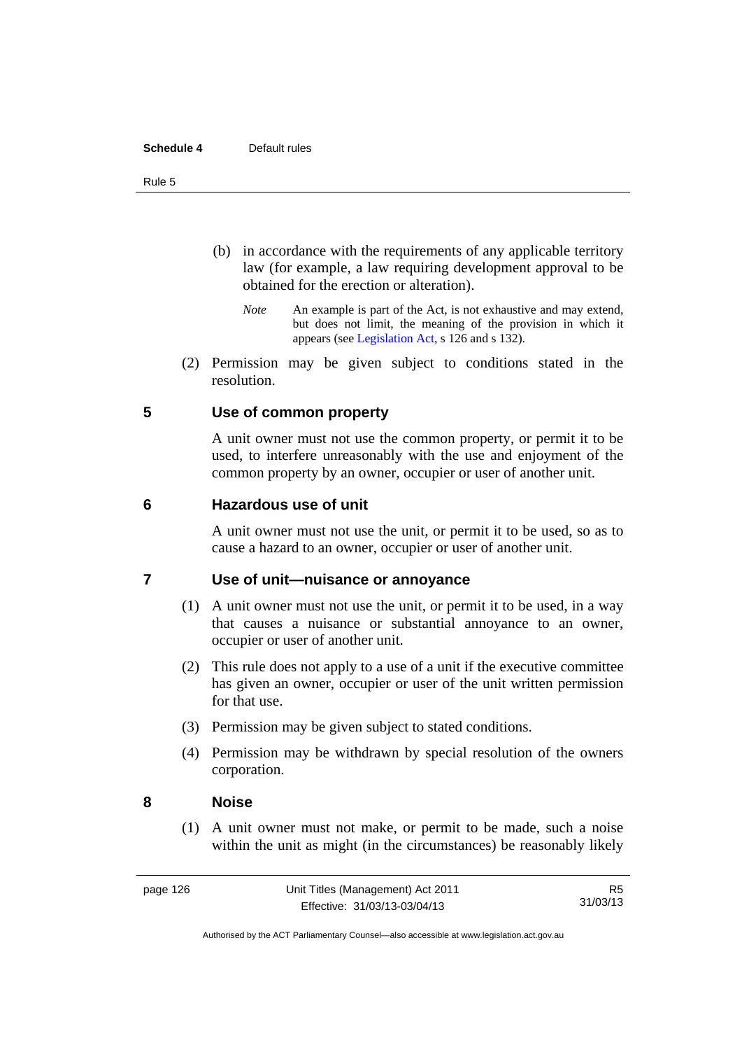(b) in accordance with the requirements of any applicable territory law (for example, a law requiring development approval to be obtained for the erection or alteration).

*Note* An example is part of the Act, is not exhaustive and may extend, but does not limit, the meaning of the provision in which it appears (see Legislation Act, s 126 and s 132).

(2) Permission may be given subject to conditions stated in the resolution.

## 5 Use of common property

A unit owner must not use the common property, or permit it to be used, to interfere unreasonably with the use and enjoyment of the common property by an owner, occupier or user of another unit.

## 6 Hazardous use of unit

A unit owner must not use the unit, or permit it to be used, so as to cause a hazard to an owner, occupier or user of another unit.

## 7 Use of unit—nuisance or annoyance

(1) A unit owner must not use the unit, or permit it to be used, in a way that causes a nuisance or substantial annoyance to an owner, occupier or user of another unit.

(2) This rule does not apply to a use of a unit if the executive committee has given an owner, occupier or user of the unit written permission for that use.

(3) Permission may be given subject to stated conditions.

(4) Permission may be withdrawn by special resolution of the owners corporation.

## 8 Noise

(1) A unit owner must not make, or permit to be made, such a noise within the unit as might (in the circumstances) be reasonably likely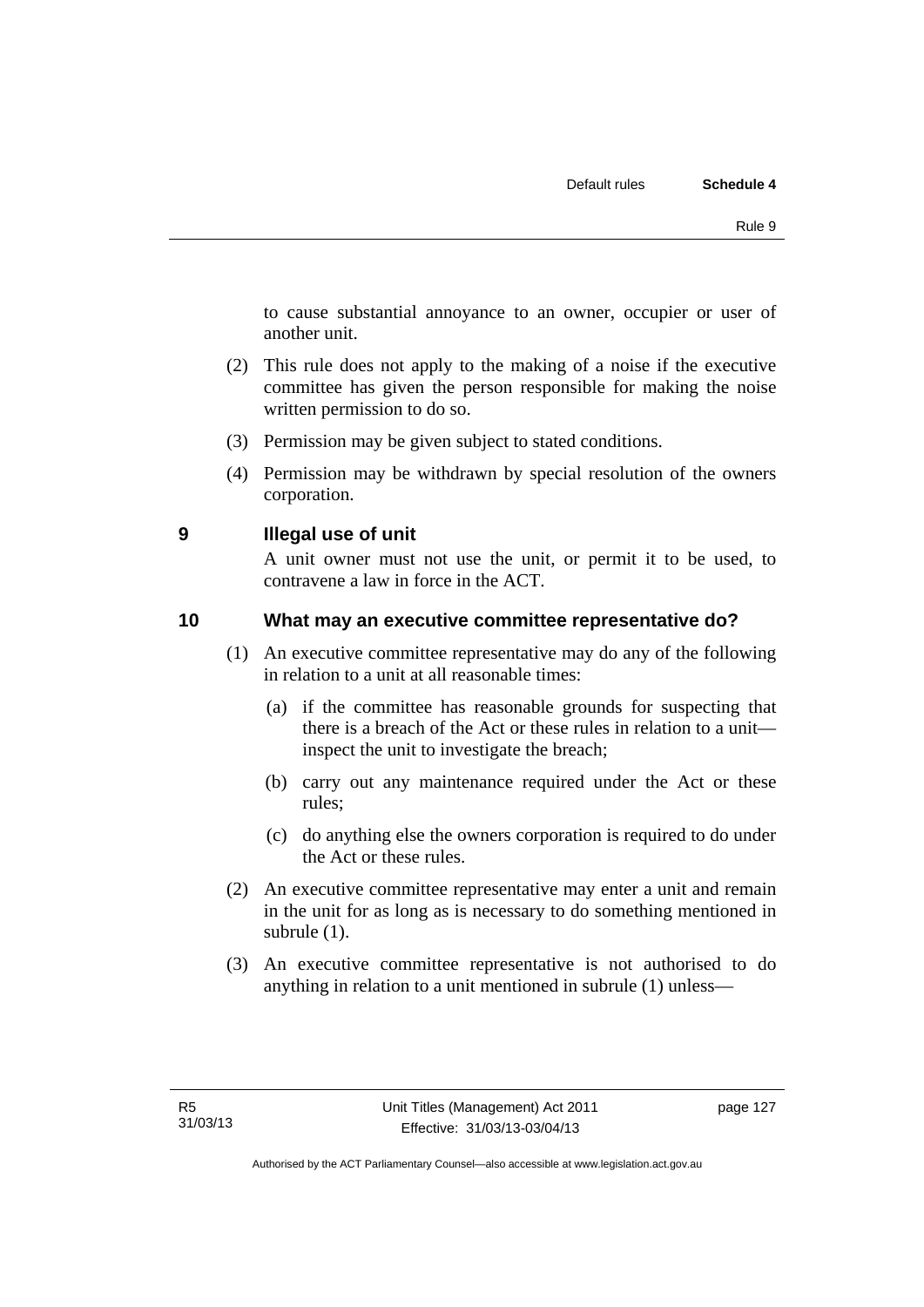to cause substantial annoyance to an owner, occupier or user of another unit.

(2) This rule does not apply to the making of a noise if the executive committee has given the person responsible for making the noise written permission to do so.

(3) Permission may be given subject to stated conditions.

(4) Permission may be withdrawn by special resolution of the owners corporation.

### 9 Illegal use of unit

A unit owner must not use the unit, or permit it to be used, to contravene a law in force in the ACT.

### 10 What may an executive committee representative do?

(1) An executive committee representative may do any of the following in relation to a unit at all reasonable times:

- (a) if the committee has reasonable grounds for suspecting that there is a breach of the Act or these rules in relation to a unit—inspect the unit to investigate the breach;
- (b) carry out any maintenance required under the Act or these rules;
- (c) do anything else the owners corporation is required to do under the Act or these rules.

(2) An executive committee representative may enter a unit and remain in the unit for as long as is necessary to do something mentioned in subrule (1).

(3) An executive committee representative is not authorised to do anything in relation to a unit mentioned in subrule (1) unless—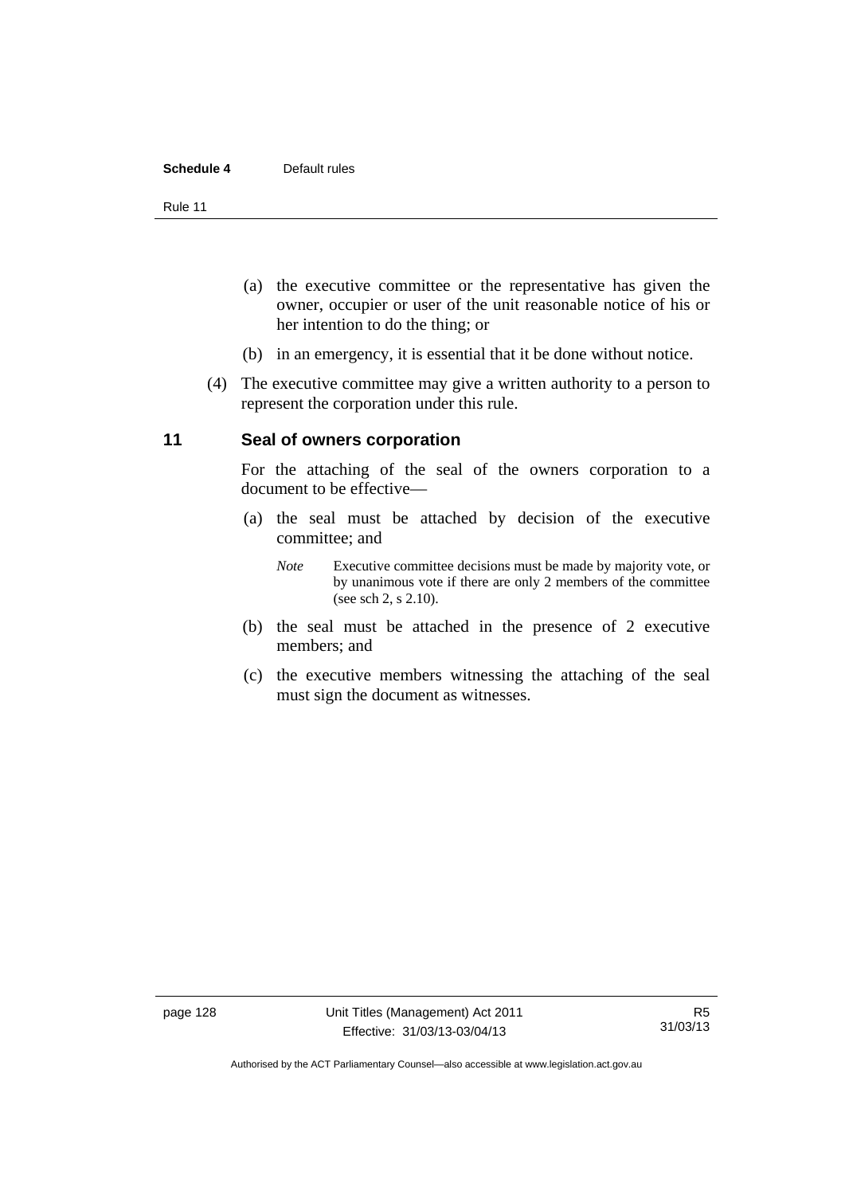(a) the executive committee or the representative has given the owner, occupier or user of the unit reasonable notice of his or her intention to do the thing; or

(b) in an emergency, it is essential that it be done without notice.

(4) The executive committee may give a written authority to a person to represent the corporation under this rule.

## 11 Seal of owners corporation

For the attaching of the seal of the owners corporation to a document to be effective—

(a) the seal must be attached by decision of the executive committee; and

*Note* Executive committee decisions must be made by majority vote, or by unanimous vote if there are only 2 members of the committee (see sch 2, s 2.10).

(b) the seal must be attached in the presence of 2 executive members; and

(c) the executive members witnessing the attaching of the seal must sign the document as witnesses.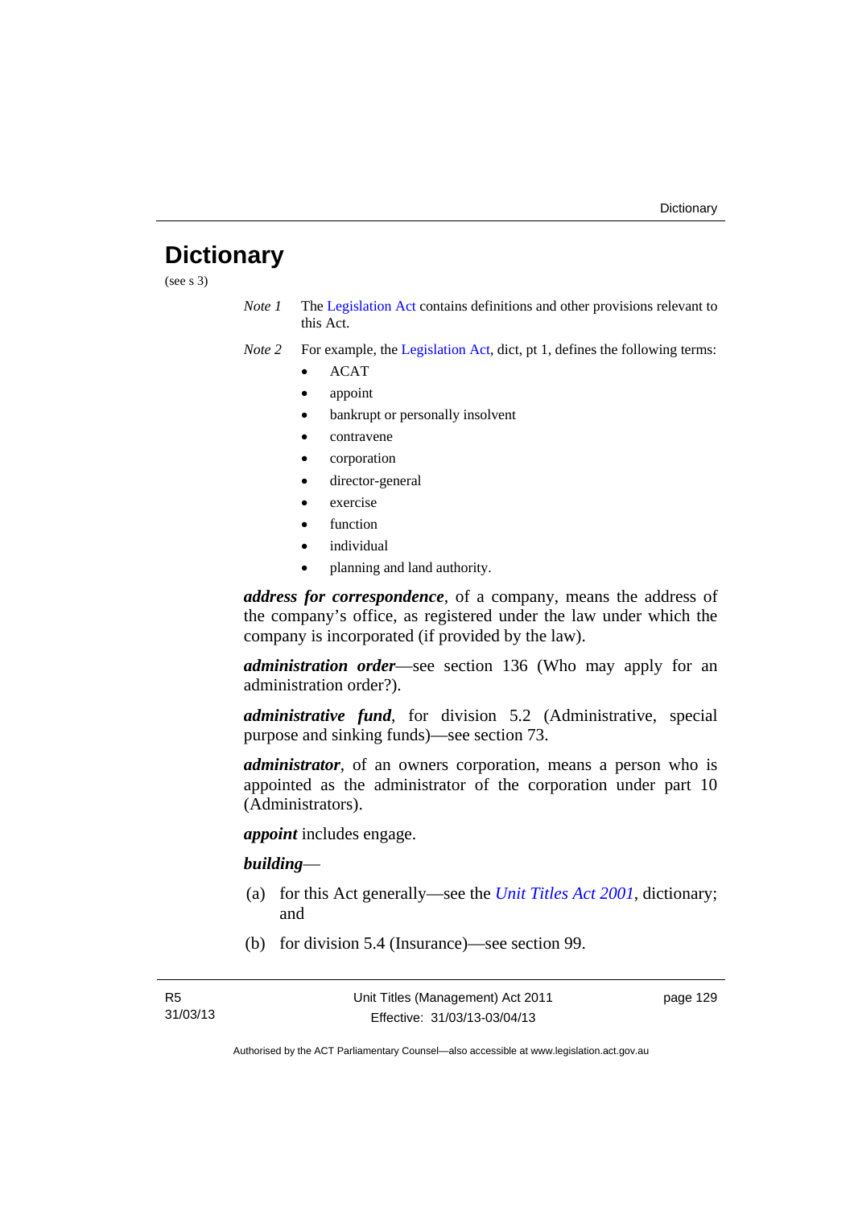# Dictionary

(see s 3)

*Note 1* The Legislation Act contains definitions and other provisions relevant to this Act.

*Note 2* For example, the Legislation Act, dict, pt 1, defines the following terms:

- ACAT
- appoint
- bankrupt or personally insolvent
- contravene
- corporation
- director-general
- exercise
- function
- individual
- planning and land authority.

***address for correspondence***, of a company, means the address of the company's office, as registered under the law under which the company is incorporated (if provided by the law).

***administration order***—see section 136 (Who may apply for an administration order?).

***administrative fund***, for division 5.2 (Administrative, special purpose and sinking funds)—see section 73.

***administrator***, of an owners corporation, means a person who is appointed as the administrator of the corporation under part 10 (Administrators).

***appoint*** includes engage.

***building***—

(a) for this Act generally—see the *Unit Titles Act 2001*, dictionary; and

(b) for division 5.4 (Insurance)—see section 99.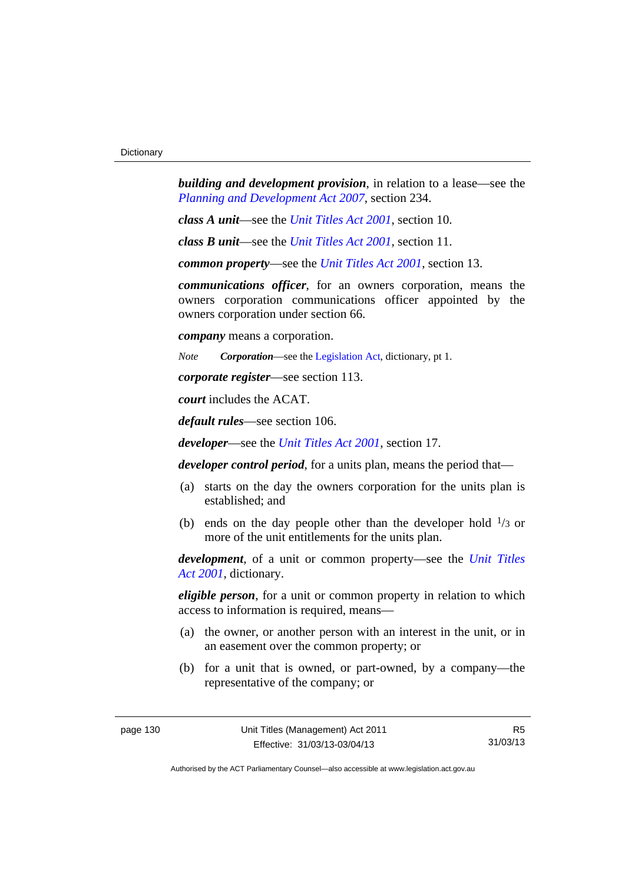***building and development provision***, in relation to a lease—see the *Planning and Development Act 2007*, section 234.

***class A unit***—see the *Unit Titles Act 2001*, section 10.

***class B unit***—see the *Unit Titles Act 2001*, section 11.

***common property***—see the *Unit Titles Act 2001*, section 13.

***communications officer***, for an owners corporation, means the owners corporation communications officer appointed by the owners corporation under section 66.

***company*** means a corporation.

*Note* ***Corporation***—see the Legislation Act, dictionary, pt 1.

***corporate register***—see section 113.

***court*** includes the ACAT.

***default rules***—see section 106.

***developer***—see the *Unit Titles Act 2001*, section 17.

***developer control period***, for a units plan, means the period that—

(a) starts on the day the owners corporation for the units plan is established; and

(b) ends on the day people other than the developer hold $^{1}/_{3}$ or more of the unit entitlements for the units plan.

***development***, of a unit or common property—see the *Unit Titles Act 2001*, dictionary.

***eligible person***, for a unit or common property in relation to which access to information is required, means—

(a) the owner, or another person with an interest in the unit, or in an easement over the common property; or

(b) for a unit that is owned, or part-owned, by a company—the representative of the company; or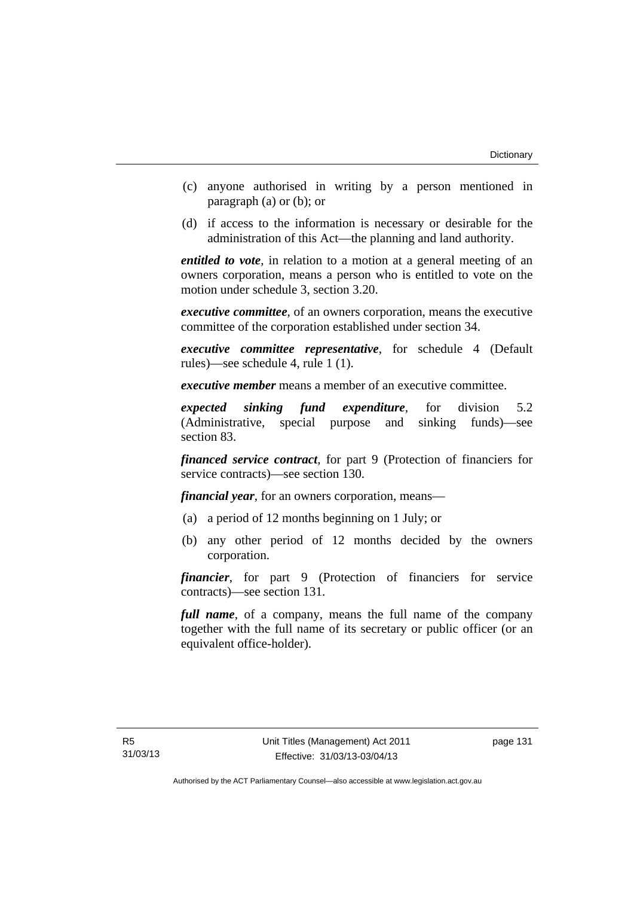(c) anyone authorised in writing by a person mentioned in paragraph (a) or (b); or

(d) if access to the information is necessary or desirable for the administration of this Act—the planning and land authority.

***entitled to vote***, in relation to a motion at a general meeting of an owners corporation, means a person who is entitled to vote on the motion under schedule 3, section 3.20.

***executive committee***, of an owners corporation, means the executive committee of the corporation established under section 34.

***executive committee representative***, for schedule 4 (Default rules)—see schedule 4, rule 1 (1).

***executive member*** means a member of an executive committee.

***expected sinking fund expenditure***, for division 5.2 (Administrative, special purpose and sinking funds)—see section 83.

***financed service contract***, for part 9 (Protection of financiers for service contracts)—see section 130.

***financial year***, for an owners corporation, means—

(a) a period of 12 months beginning on 1 July; or

(b) any other period of 12 months decided by the owners corporation.

***financier***, for part 9 (Protection of financiers for service contracts)—see section 131.

***full name***, of a company, means the full name of the company together with the full name of its secretary or public officer (or an equivalent office-holder).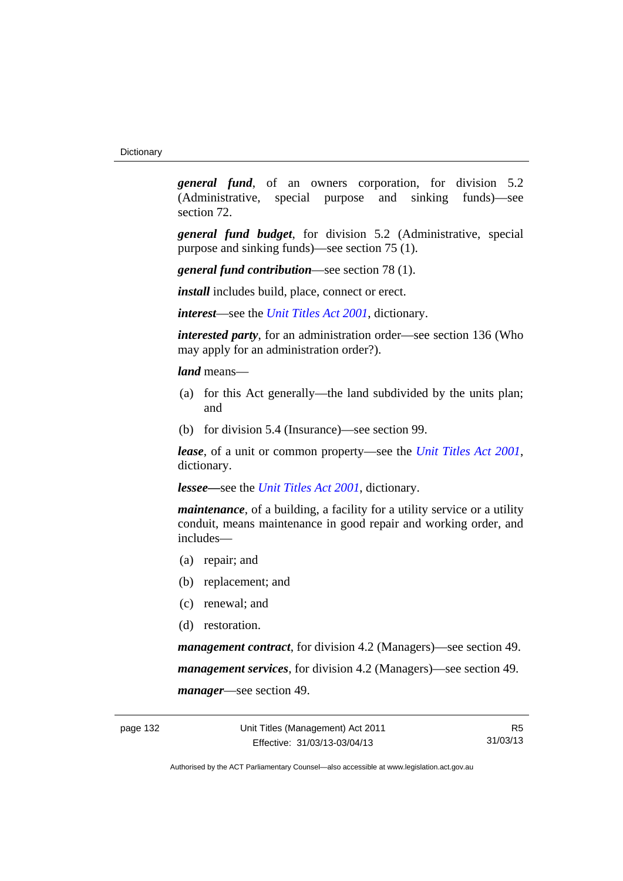***general fund***, of an owners corporation, for division 5.2 (Administrative, special purpose and sinking funds)—see section 72.

***general fund budget***, for division 5.2 (Administrative, special purpose and sinking funds)—see section 75 (1).

***general fund contribution***—see section 78 (1).

***install*** includes build, place, connect or erect.

***interest***—see the *Unit Titles Act 2001*, dictionary.

***interested party***, for an administration order—see section 136 (Who may apply for an administration order?).

***land*** means—

(a) for this Act generally—the land subdivided by the units plan; and

(b) for division 5.4 (Insurance)—see section 99.

***lease***, of a unit or common property—see the *Unit Titles Act 2001*, dictionary.

***lessee***—see the *Unit Titles Act 2001*, dictionary.

***maintenance***, of a building, a facility for a utility service or a utility conduit, means maintenance in good repair and working order, and includes—

(a) repair; and

(b) replacement; and

(c) renewal; and

(d) restoration.

***management contract***, for division 4.2 (Managers)—see section 49.

***management services***, for division 4.2 (Managers)—see section 49.

***manager***—see section 49.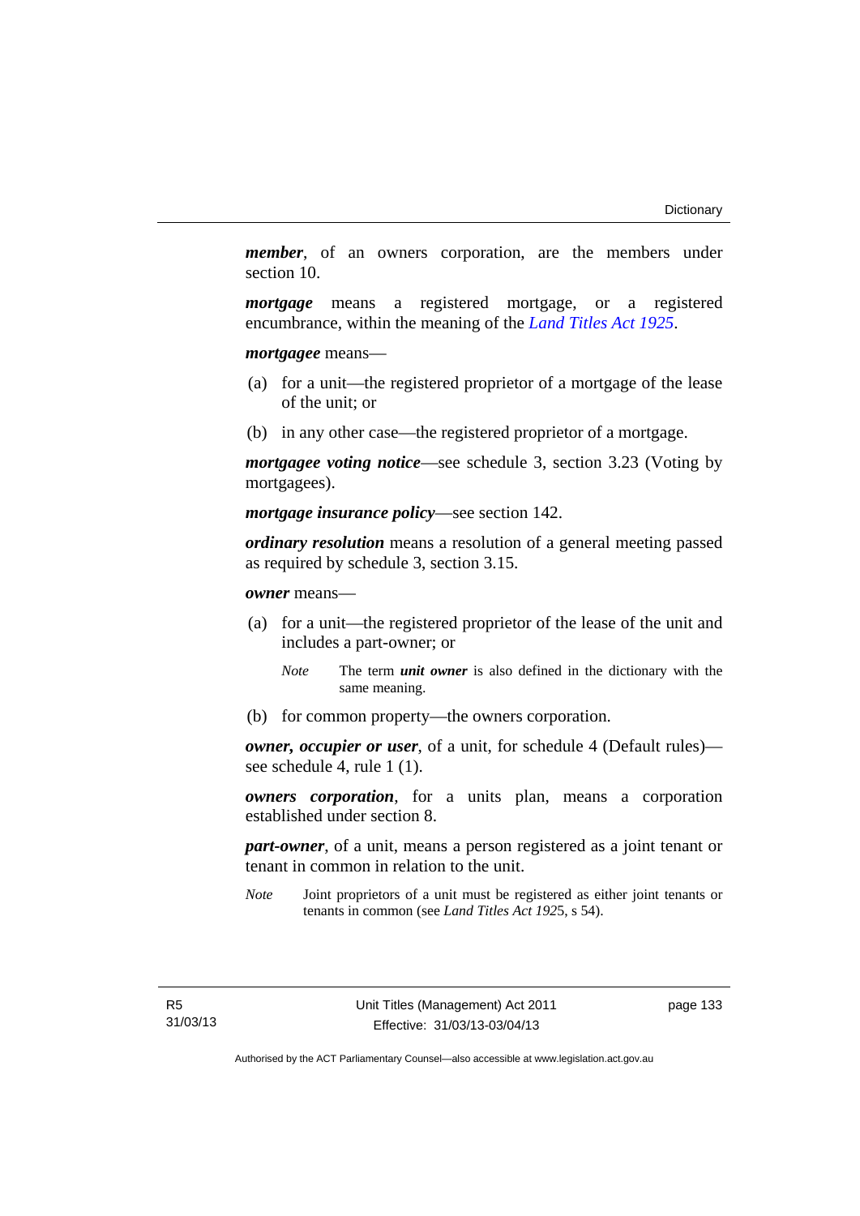***member***, of an owners corporation, are the members under section 10.

***mortgage*** means a registered mortgage, or a registered encumbrance, within the meaning of the *Land Titles Act 1925*.

***mortgagee*** means—

(a) for a unit—the registered proprietor of a mortgage of the lease of the unit; or

(b) in any other case—the registered proprietor of a mortgage.

***mortgagee voting notice***—see schedule 3, section 3.23 (Voting by mortgagees).

***mortgage insurance policy***—see section 142.

***ordinary resolution*** means a resolution of a general meeting passed as required by schedule 3, section 3.15.

***owner*** means—

(a) for a unit—the registered proprietor of the lease of the unit and includes a part-owner; or

> *Note* The term ***unit owner*** is also defined in the dictionary with the same meaning.

(b) for common property—the owners corporation.

***owner, occupier or user***, of a unit, for schedule 4 (Default rules)—see schedule 4, rule 1 (1).

***owners corporation***, for a units plan, means a corporation established under section 8.

***part-owner***, of a unit, means a person registered as a joint tenant or tenant in common in relation to the unit.

> *Note* Joint proprietors of a unit must be registered as either joint tenants or tenants in common (see *Land Titles Act 1925*, s 54).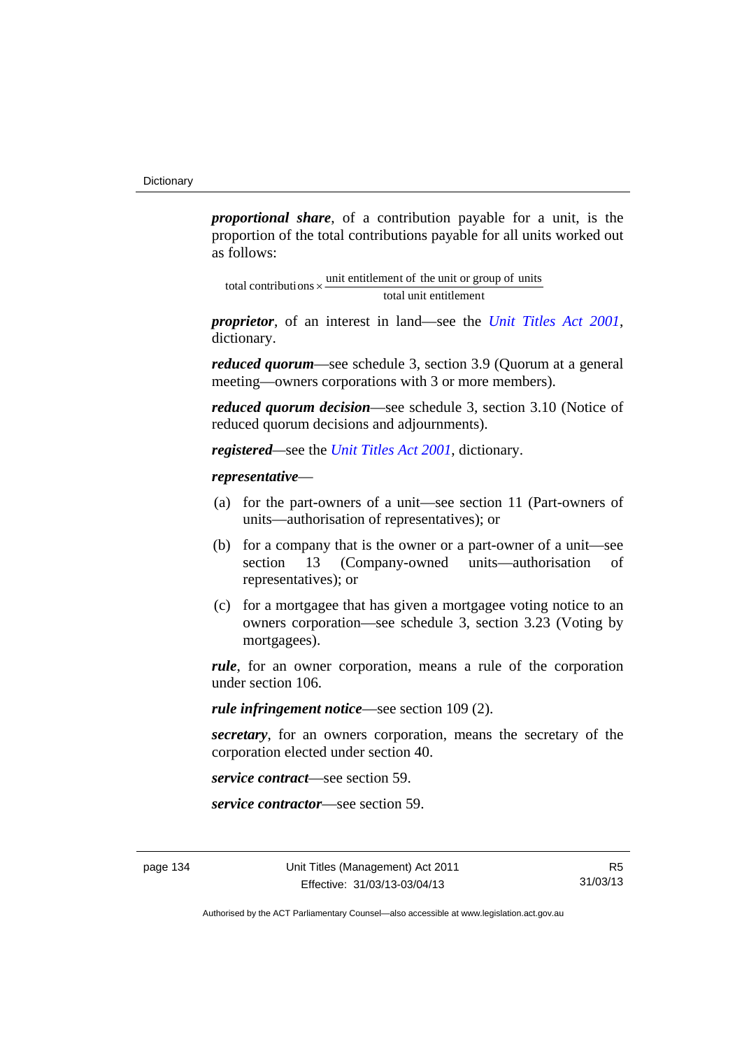***proportional share***, of a contribution payable for a unit, is the proportion of the total contributions payable for all units worked out as follows:

$$\text{total contributions} \times \frac{\text{unit entitlement of the unit or group of units}}{\text{total unit entitlement}}$$

***proprietor***, of an interest in land—see the *Unit Titles Act 2001*, dictionary.

***reduced quorum***—see schedule 3, section 3.9 (Quorum at a general meeting—owners corporations with 3 or more members).

***reduced quorum decision***—see schedule 3, section 3.10 (Notice of reduced quorum decisions and adjournments).

***registered***—see the *Unit Titles Act 2001*, dictionary.

***representative***—

(a) for the part-owners of a unit—see section 11 (Part-owners of units—authorisation of representatives); or

(b) for a company that is the owner or a part-owner of a unit—see section 13 (Company-owned units—authorisation of representatives); or

(c) for a mortgagee that has given a mortgagee voting notice to an owners corporation—see schedule 3, section 3.23 (Voting by mortgagees).

***rule***, for an owner corporation, means a rule of the corporation under section 106.

***rule infringement notice***—see section 109 (2).

***secretary***, for an owners corporation, means the secretary of the corporation elected under section 40.

***service contract***—see section 59.

***service contractor***—see section 59.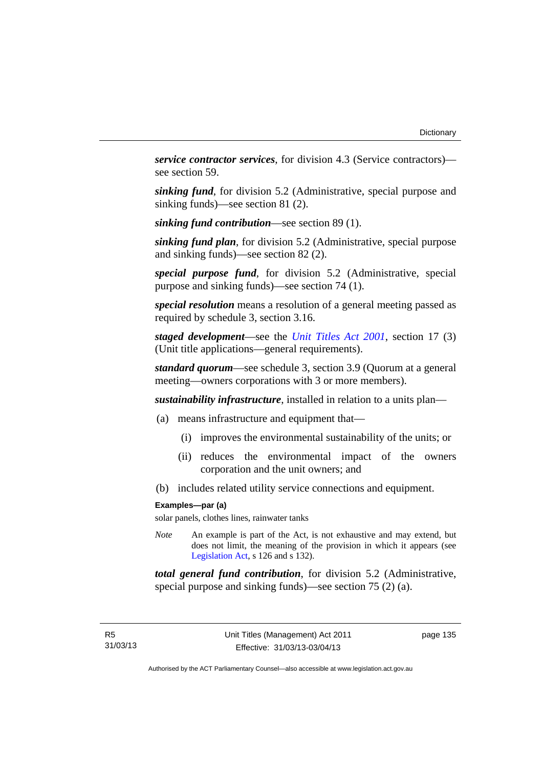***service contractor services***, for division 4.3 (Service contractors)—see section 59.

***sinking fund***, for division 5.2 (Administrative, special purpose and sinking funds)—see section 81 (2).

***sinking fund contribution***—see section 89 (1).

***sinking fund plan***, for division 5.2 (Administrative, special purpose and sinking funds)—see section 82 (2).

***special purpose fund***, for division 5.2 (Administrative, special purpose and sinking funds)—see section 74 (1).

***special resolution*** means a resolution of a general meeting passed as required by schedule 3, section 3.16.

***staged development***—see the *Unit Titles Act 2001*, section 17 (3) (Unit title applications—general requirements).

***standard quorum***—see schedule 3, section 3.9 (Quorum at a general meeting—owners corporations with 3 or more members).

***sustainability infrastructure***, installed in relation to a units plan—

(a) means infrastructure and equipment that—

(i) improves the environmental sustainability of the units; or

(ii) reduces the environmental impact of the owners corporation and the unit owners; and

(b) includes related utility service connections and equipment.

**Examples—par (a)**

solar panels, clothes lines, rainwater tanks

*Note* An example is part of the Act, is not exhaustive and may extend, but does not limit, the meaning of the provision in which it appears (see Legislation Act, s 126 and s 132).

***total general fund contribution***, for division 5.2 (Administrative, special purpose and sinking funds)—see section 75 (2) (a).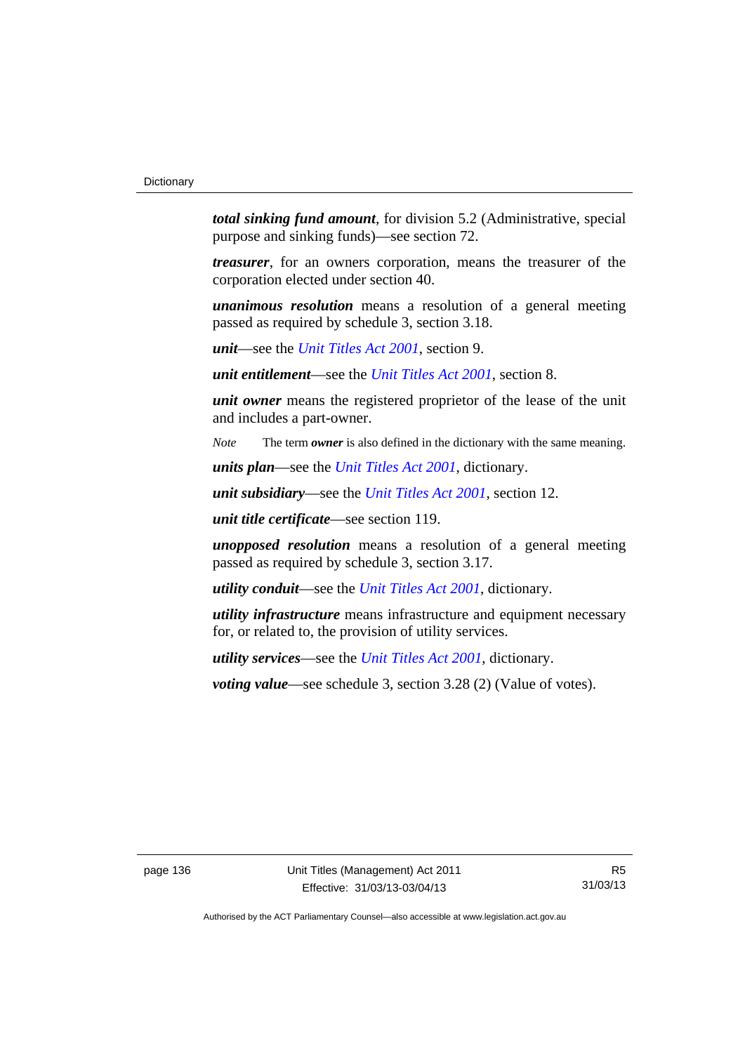***total sinking fund amount***, for division 5.2 (Administrative, special purpose and sinking funds)—see section 72.

***treasurer***, for an owners corporation, means the treasurer of the corporation elected under section 40.

***unanimous resolution*** means a resolution of a general meeting passed as required by schedule 3, section 3.18.

***unit***—see the *Unit Titles Act 2001*, section 9.

***unit entitlement***—see the *Unit Titles Act 2001*, section 8.

***unit owner*** means the registered proprietor of the lease of the unit and includes a part-owner.

*Note* The term ***owner*** is also defined in the dictionary with the same meaning.

***units plan***—see the *Unit Titles Act 2001*, dictionary.

***unit subsidiary***—see the *Unit Titles Act 2001*, section 12.

***unit title certificate***—see section 119.

***unopposed resolution*** means a resolution of a general meeting passed as required by schedule 3, section 3.17.

***utility conduit***—see the *Unit Titles Act 2001*, dictionary.

***utility infrastructure*** means infrastructure and equipment necessary for, or related to, the provision of utility services.

***utility services***—see the *Unit Titles Act 2001*, dictionary.

***voting value***—see schedule 3, section 3.28 (2) (Value of votes).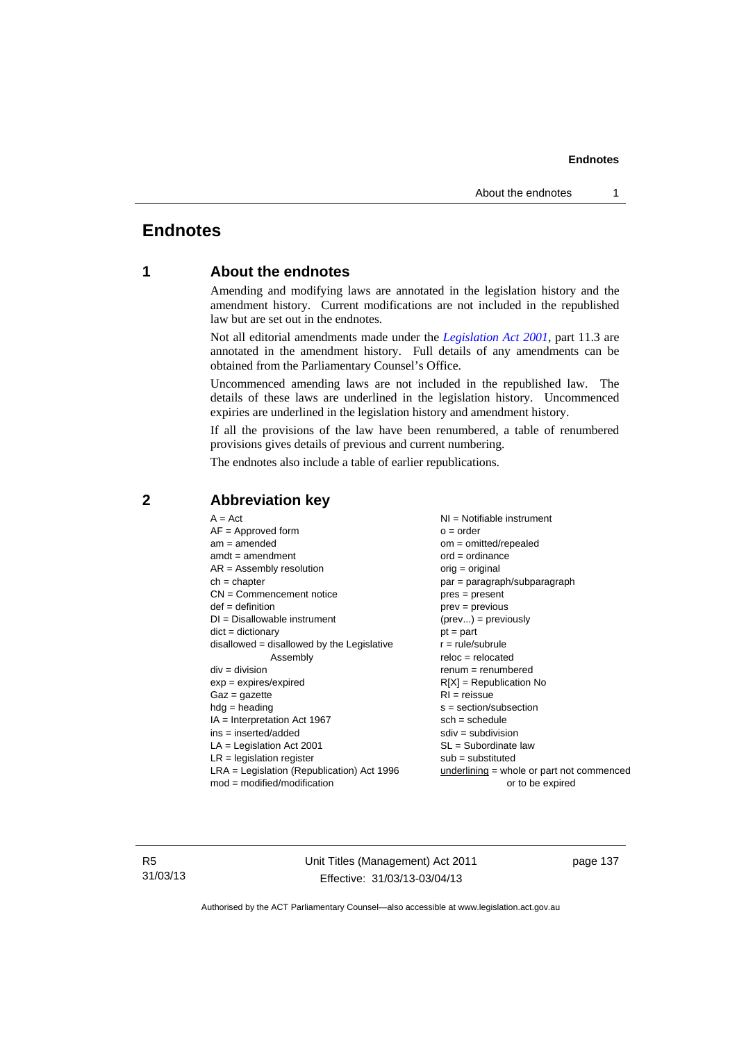# Endnotes

## 1 About the endnotes

Amending and modifying laws are annotated in the legislation history and the amendment history. Current modifications are not included in the republished law but are set out in the endnotes.

Not all editorial amendments made under the *Legislation Act 2001*, part 11.3 are annotated in the amendment history. Full details of any amendments can be obtained from the Parliamentary Counsel's Office.

Uncommenced amending laws are not included in the republished law. The details of these laws are underlined in the legislation history. Uncommenced expiries are underlined in the legislation history and amendment history.

If all the provisions of the law have been renumbered, a table of renumbered provisions gives details of previous and current numbering.

The endnotes also include a table of earlier republications.

## 2 Abbreviation key

A = Act
AF = Approved form
am = amended
amdt = amendment
AR = Assembly resolution
ch = chapter
CN = Commencement notice
def = definition
DI = Disallowable instrument
dict = dictionary
disallowed = disallowed by the Legislative Assembly
div = division
exp = expires/expired
Gaz = gazette
hdg = heading
IA = Interpretation Act 1967
ins = inserted/added
LA = Legislation Act 2001
LR = legislation register
LRA = Legislation (Republication) Act 1996
mod = modified/modification
NI = Notifiable instrument
o = order
om = omitted/repealed
ord = ordinance
orig = original
par = paragraph/subparagraph
pres = present
prev = previous
(prev...) = previously
pt = part
r = rule/subrule
reloc = relocated
renum = renumbered
R[X] = Republication No
RI = reissue
s = section/subsection
sch = schedule
sdiv = subdivision
SL = Subordinate law
sub = substituted
underlining = whole or part not commenced or to be expired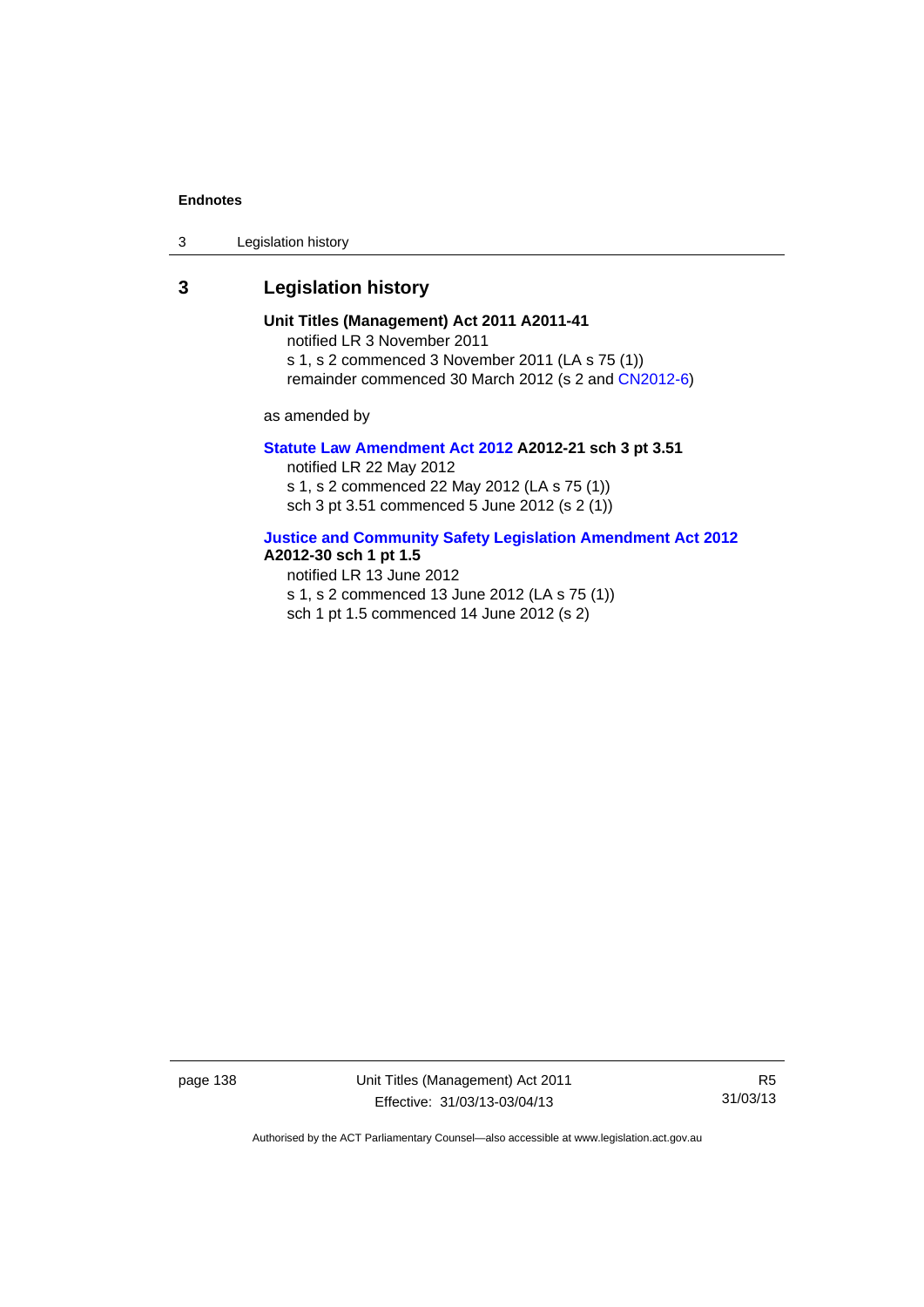## 3 Legislation history

**Unit Titles (Management) Act 2011 A2011-41**

notified LR 3 November 2011

s 1, s 2 commenced 3 November 2011 (LA s 75 (1))

remainder commenced 30 March 2012 (s 2 and CN2012-6)

as amended by

**Statute Law Amendment Act 2012 A2012-21 sch 3 pt 3.51**

notified LR 22 May 2012

s 1, s 2 commenced 22 May 2012 (LA s 75 (1))

sch 3 pt 3.51 commenced 5 June 2012 (s 2 (1))

**Justice and Community Safety Legislation Amendment Act 2012 A2012-30 sch 1 pt 1.5**

notified LR 13 June 2012

s 1, s 2 commenced 13 June 2012 (LA s 75 (1))

sch 1 pt 1.5 commenced 14 June 2012 (s 2)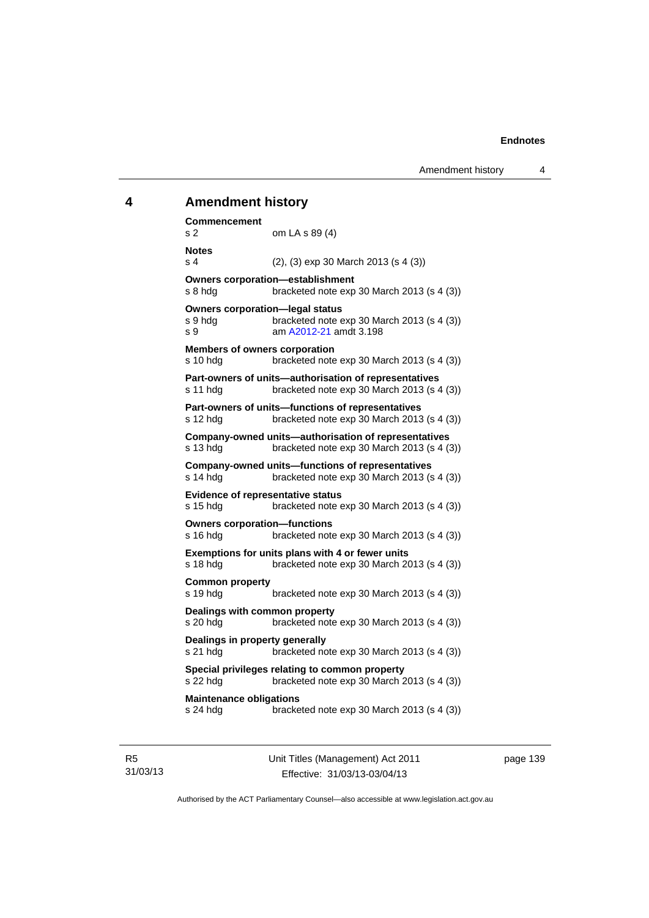## 4 Amendment history

**Commencement**
s 2 om LA s 89 (4)

**Notes**
s 4 (2), (3) exp 30 March 2013 (s 4 (3))

**Owners corporation—establishment**
s 8 hdg bracketed note exp 30 March 2013 (s 4 (3))

**Owners corporation—legal status**
s 9 hdg bracketed note exp 30 March 2013 (s 4 (3))
s 9 am A2012-21 amdt 3.198

**Members of owners corporation**
s 10 hdg bracketed note exp 30 March 2013 (s 4 (3))

**Part-owners of units—authorisation of representatives**
s 11 hdg bracketed note exp 30 March 2013 (s 4 (3))

**Part-owners of units—functions of representatives**
s 12 hdg bracketed note exp 30 March 2013 (s 4 (3))

**Company-owned units—authorisation of representatives**
s 13 hdg bracketed note exp 30 March 2013 (s 4 (3))

**Company-owned units—functions of representatives**
s 14 hdg bracketed note exp 30 March 2013 (s 4 (3))

**Evidence of representative status**
s 15 hdg bracketed note exp 30 March 2013 (s 4 (3))

**Owners corporation—functions**
s 16 hdg bracketed note exp 30 March 2013 (s 4 (3))

**Exemptions for units plans with 4 or fewer units**
s 18 hdg bracketed note exp 30 March 2013 (s 4 (3))

**Common property**
s 19 hdg bracketed note exp 30 March 2013 (s 4 (3))

**Dealings with common property**
s 20 hdg bracketed note exp 30 March 2013 (s 4 (3))

**Dealings in property generally**
s 21 hdg bracketed note exp 30 March 2013 (s 4 (3))

**Special privileges relating to common property**
s 22 hdg bracketed note exp 30 March 2013 (s 4 (3))

**Maintenance obligations**
s 24 hdg bracketed note exp 30 March 2013 (s 4 (3))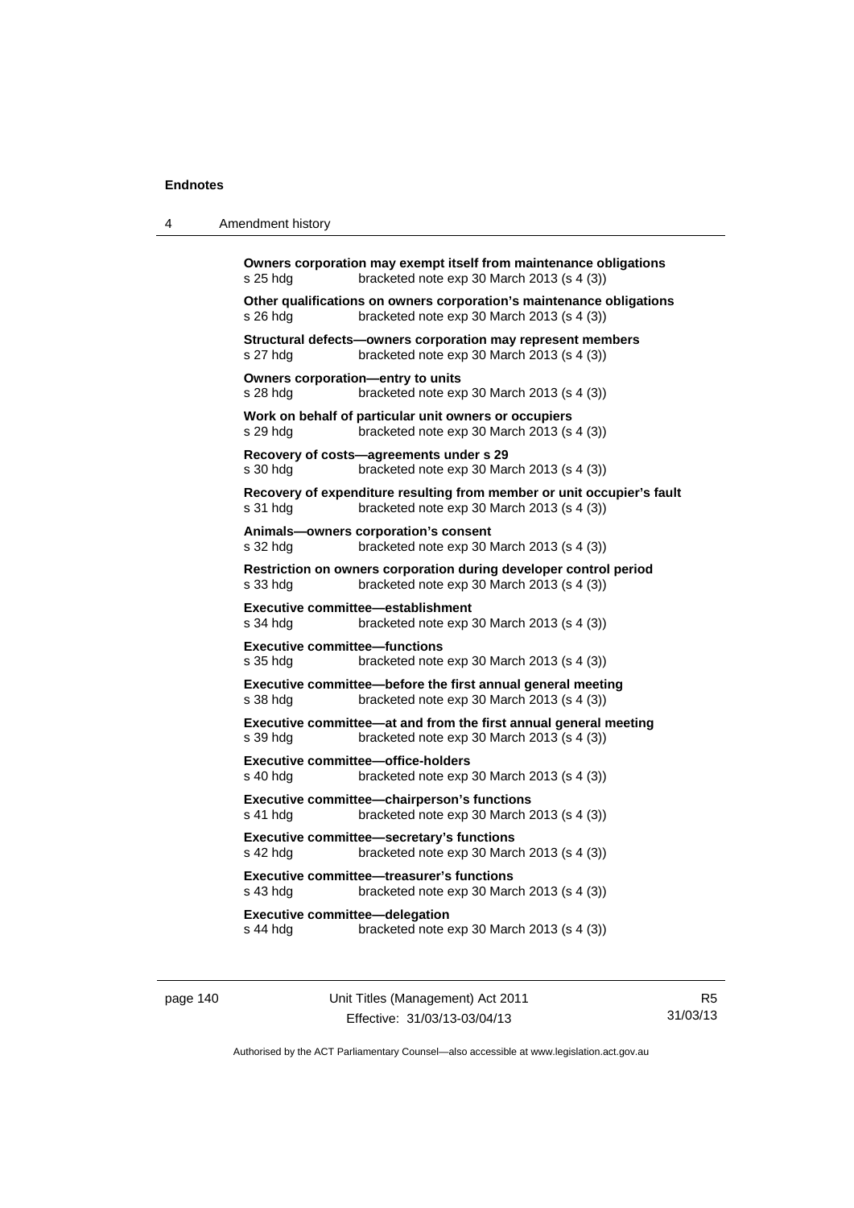**Owners corporation may exempt itself from maintenance obligations**
s 25 hdg bracketed note exp 30 March 2013 (s 4 (3))

**Other qualifications on owners corporation's maintenance obligations**
s 26 hdg bracketed note exp 30 March 2013 (s 4 (3))

**Structural defects—owners corporation may represent members**
s 27 hdg bracketed note exp 30 March 2013 (s 4 (3))

**Owners corporation—entry to units**
s 28 hdg bracketed note exp 30 March 2013 (s 4 (3))

**Work on behalf of particular unit owners or occupiers**
s 29 hdg bracketed note exp 30 March 2013 (s 4 (3))

**Recovery of costs—agreements under s 29**
s 30 hdg bracketed note exp 30 March 2013 (s 4 (3))

**Recovery of expenditure resulting from member or unit occupier's fault**
s 31 hdg bracketed note exp 30 March 2013 (s 4 (3))

**Animals—owners corporation's consent**
s 32 hdg bracketed note exp 30 March 2013 (s 4 (3))

**Restriction on owners corporation during developer control period**
s 33 hdg bracketed note exp 30 March 2013 (s 4 (3))

**Executive committee—establishment**
s 34 hdg bracketed note exp 30 March 2013 (s 4 (3))

**Executive committee—functions**
s 35 hdg bracketed note exp 30 March 2013 (s 4 (3))

**Executive committee—before the first annual general meeting**
s 38 hdg bracketed note exp 30 March 2013 (s 4 (3))

**Executive committee—at and from the first annual general meeting**
s 39 hdg bracketed note exp 30 March 2013 (s 4 (3))

**Executive committee—office-holders**
s 40 hdg bracketed note exp 30 March 2013 (s 4 (3))

**Executive committee—chairperson's functions**
s 41 hdg bracketed note exp 30 March 2013 (s 4 (3))

**Executive committee—secretary's functions**
s 42 hdg bracketed note exp 30 March 2013 (s 4 (3))

**Executive committee—treasurer's functions**
s 43 hdg bracketed note exp 30 March 2013 (s 4 (3))

**Executive committee—delegation**
s 44 hdg bracketed note exp 30 March 2013 (s 4 (3))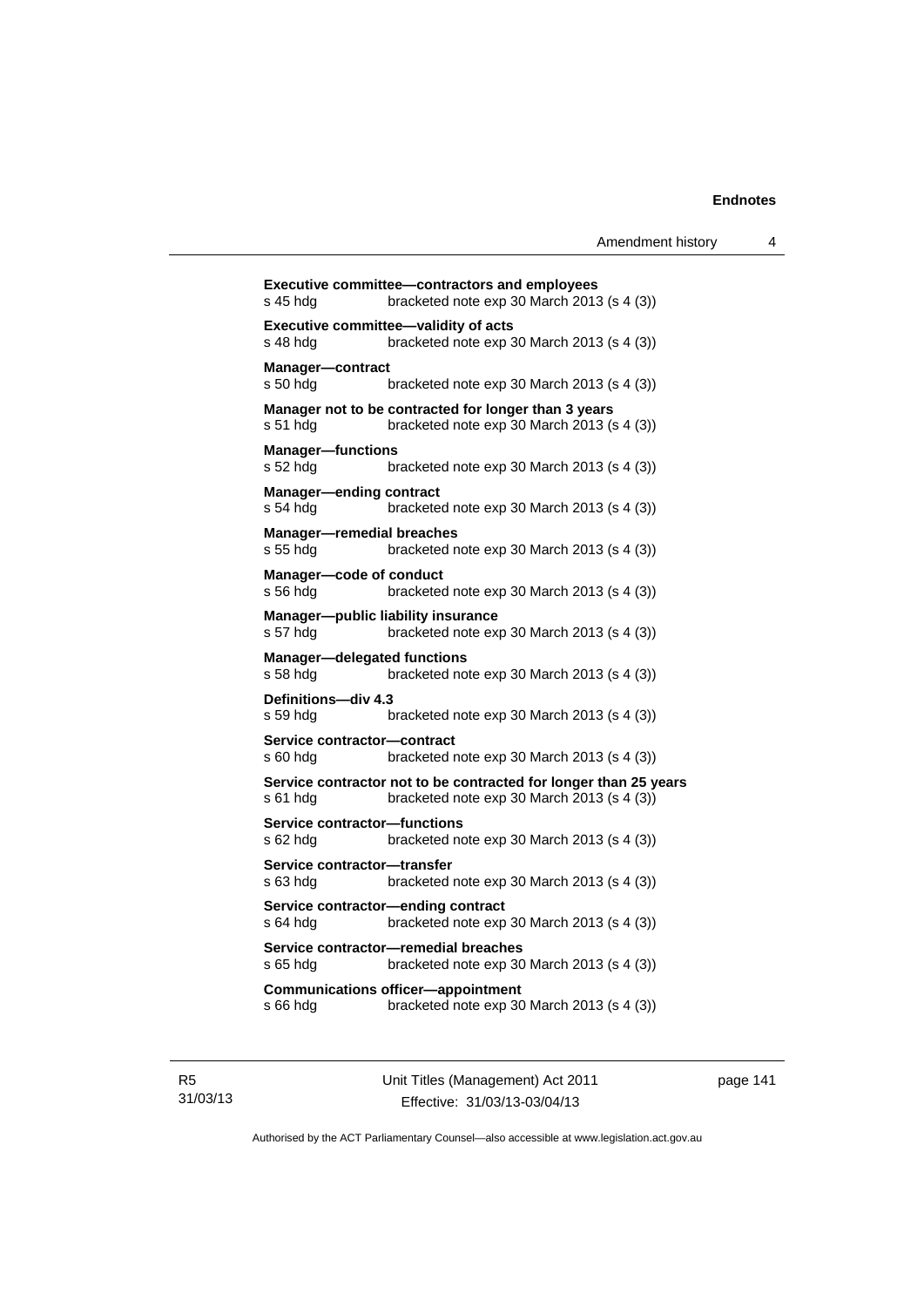**Executive committee—contractors and employees**
s 45 hdg bracketed note exp 30 March 2013 (s 4 (3))

**Executive committee—validity of acts**
s 48 hdg bracketed note exp 30 March 2013 (s 4 (3))

**Manager—contract**
s 50 hdg bracketed note exp 30 March 2013 (s 4 (3))

**Manager not to be contracted for longer than 3 years**
s 51 hdg bracketed note exp 30 March 2013 (s 4 (3))

**Manager—functions**
s 52 hdg bracketed note exp 30 March 2013 (s 4 (3))

**Manager—ending contract**
s 54 hdg bracketed note exp 30 March 2013 (s 4 (3))

**Manager—remedial breaches**
s 55 hdg bracketed note exp 30 March 2013 (s 4 (3))

**Manager—code of conduct**
s 56 hdg bracketed note exp 30 March 2013 (s 4 (3))

**Manager—public liability insurance**
s 57 hdg bracketed note exp 30 March 2013 (s 4 (3))

**Manager—delegated functions**
s 58 hdg bracketed note exp 30 March 2013 (s 4 (3))

**Definitions—div 4.3**
s 59 hdg bracketed note exp 30 March 2013 (s 4 (3))

**Service contractor—contract**
s 60 hdg bracketed note exp 30 March 2013 (s 4 (3))

**Service contractor not to be contracted for longer than 25 years**
s 61 hdg bracketed note exp 30 March 2013 (s 4 (3))

**Service contractor—functions**
s 62 hdg bracketed note exp 30 March 2013 (s 4 (3))

**Service contractor—transfer**
s 63 hdg bracketed note exp 30 March 2013 (s 4 (3))

**Service contractor—ending contract**
s 64 hdg bracketed note exp 30 March 2013 (s 4 (3))

**Service contractor—remedial breaches**
s 65 hdg bracketed note exp 30 March 2013 (s 4 (3))

**Communications officer—appointment**
s 66 hdg bracketed note exp 30 March 2013 (s 4 (3))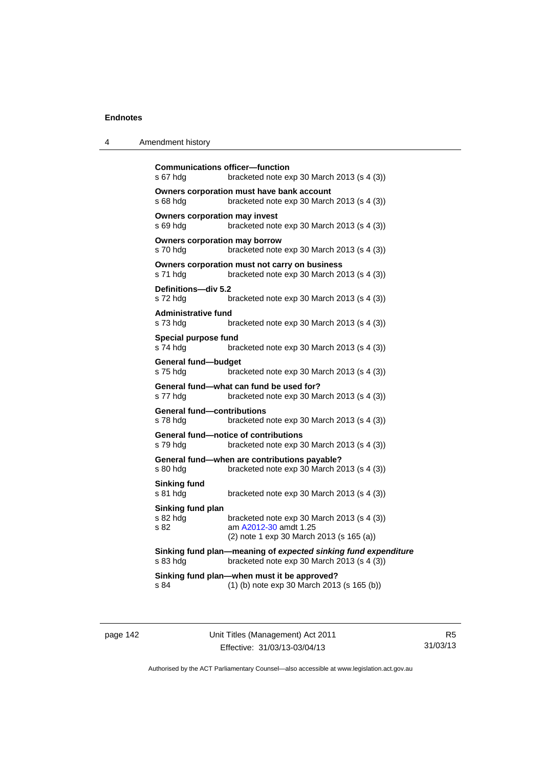**Communications officer—function**
s 67 hdg bracketed note exp 30 March 2013 (s 4 (3))

**Owners corporation must have bank account**
s 68 hdg bracketed note exp 30 March 2013 (s 4 (3))

**Owners corporation may invest**
s 69 hdg bracketed note exp 30 March 2013 (s 4 (3))

**Owners corporation may borrow**
s 70 hdg bracketed note exp 30 March 2013 (s 4 (3))

**Owners corporation must not carry on business**
s 71 hdg bracketed note exp 30 March 2013 (s 4 (3))

**Definitions—div 5.2**
s 72 hdg bracketed note exp 30 March 2013 (s 4 (3))

**Administrative fund**
s 73 hdg bracketed note exp 30 March 2013 (s 4 (3))

**Special purpose fund**
s 74 hdg bracketed note exp 30 March 2013 (s 4 (3))

**General fund—budget**
s 75 hdg bracketed note exp 30 March 2013 (s 4 (3))

**General fund—what can fund be used for?**
s 77 hdg bracketed note exp 30 March 2013 (s 4 (3))

**General fund—contributions**
s 78 hdg bracketed note exp 30 March 2013 (s 4 (3))

**General fund—notice of contributions**
s 79 hdg bracketed note exp 30 March 2013 (s 4 (3))

**General fund—when are contributions payable?**
s 80 hdg bracketed note exp 30 March 2013 (s 4 (3))

**Sinking fund**
s 81 hdg bracketed note exp 30 March 2013 (s 4 (3))

**Sinking fund plan**
s 82 hdg bracketed note exp 30 March 2013 (s 4 (3))
s 82 am A2012-30 amdt 1.25
(2) note 1 exp 30 March 2013 (s 165 (a))

**Sinking fund plan—meaning of *expected sinking fund expenditure***
s 83 hdg bracketed note exp 30 March 2013 (s 4 (3))

**Sinking fund plan—when must it be approved?**
s 84 (1) (b) note exp 30 March 2013 (s 165 (b))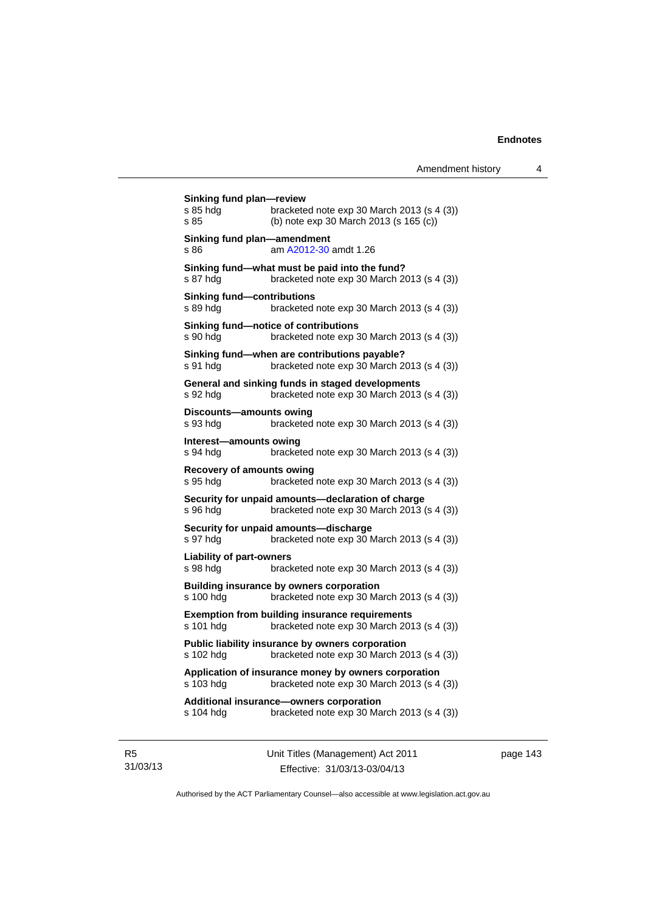**Sinking fund plan—review**

s 85 hdg bracketed note exp 30 March 2013 (s 4 (3))
s 85 (b) note exp 30 March 2013 (s 165 (c))

**Sinking fund plan—amendment**

s 86 am A2012-30 amdt 1.26

**Sinking fund—what must be paid into the fund?**

s 87 hdg bracketed note exp 30 March 2013 (s 4 (3))

**Sinking fund—contributions**

s 89 hdg bracketed note exp 30 March 2013 (s 4 (3))

**Sinking fund—notice of contributions**

s 90 hdg bracketed note exp 30 March 2013 (s 4 (3))

**Sinking fund—when are contributions payable?**

s 91 hdg bracketed note exp 30 March 2013 (s 4 (3))

**General and sinking funds in staged developments**

s 92 hdg bracketed note exp 30 March 2013 (s 4 (3))

**Discounts—amounts owing**

s 93 hdg bracketed note exp 30 March 2013 (s 4 (3))

**Interest—amounts owing**

s 94 hdg bracketed note exp 30 March 2013 (s 4 (3))

**Recovery of amounts owing**

s 95 hdg bracketed note exp 30 March 2013 (s 4 (3))

**Security for unpaid amounts—declaration of charge**

s 96 hdg bracketed note exp 30 March 2013 (s 4 (3))

**Security for unpaid amounts—discharge**

s 97 hdg bracketed note exp 30 March 2013 (s 4 (3))

**Liability of part-owners**

s 98 hdg bracketed note exp 30 March 2013 (s 4 (3))

**Building insurance by owners corporation**

s 100 hdg bracketed note exp 30 March 2013 (s 4 (3))

**Exemption from building insurance requirements**

s 101 hdg bracketed note exp 30 March 2013 (s 4 (3))

**Public liability insurance by owners corporation**

s 102 hdg bracketed note exp 30 March 2013 (s 4 (3))

**Application of insurance money by owners corporation**

s 103 hdg bracketed note exp 30 March 2013 (s 4 (3))

**Additional insurance—owners corporation**

s 104 hdg bracketed note exp 30 March 2013 (s 4 (3))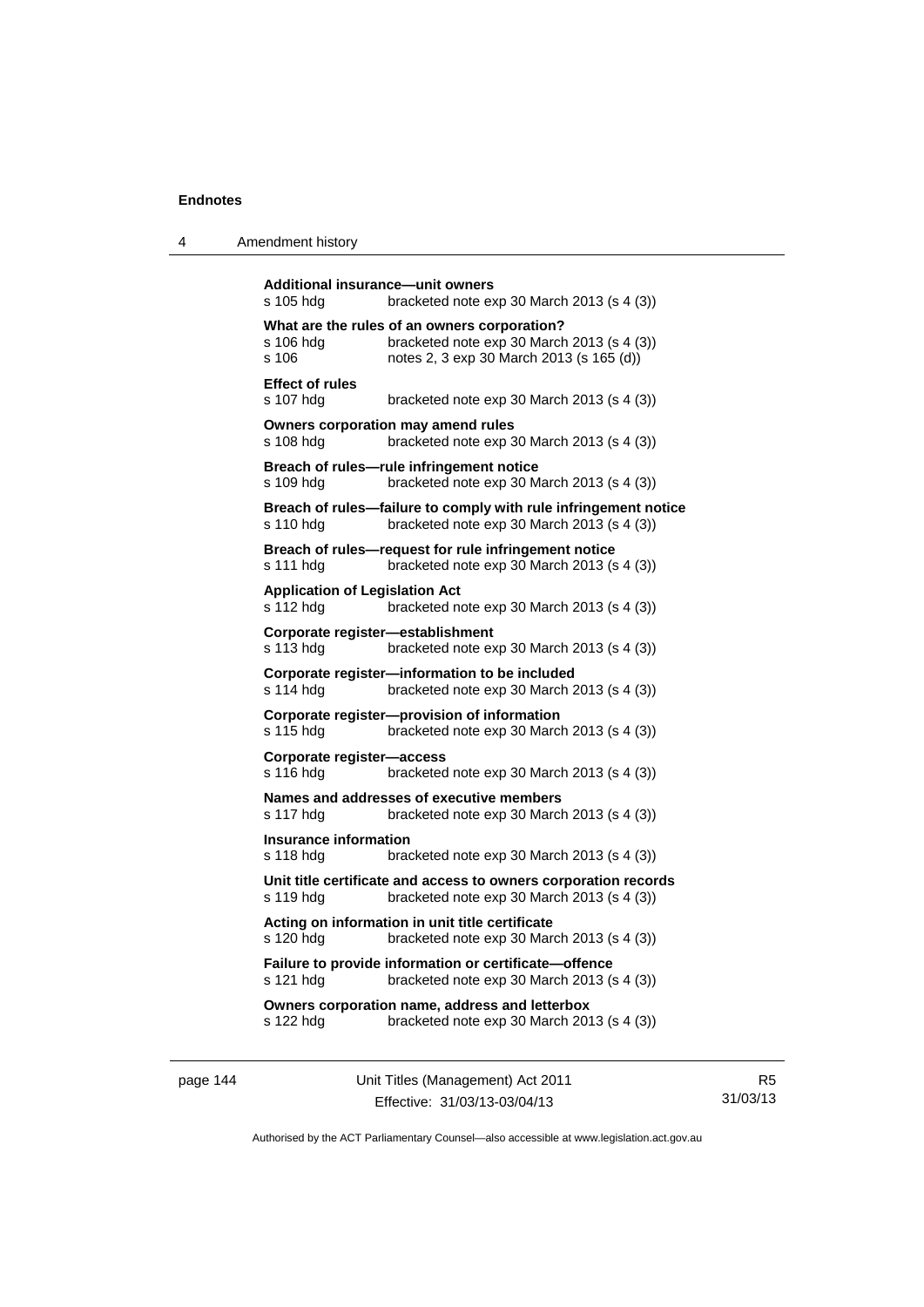**Additional insurance—unit owners**
s 105 hdg bracketed note exp 30 March 2013 (s 4 (3))

**What are the rules of an owners corporation?**
s 106 hdg bracketed note exp 30 March 2013 (s 4 (3))
s 106 notes 2, 3 exp 30 March 2013 (s 165 (d))

**Effect of rules**
s 107 hdg bracketed note exp 30 March 2013 (s 4 (3))

**Owners corporation may amend rules**
s 108 hdg bracketed note exp 30 March 2013 (s 4 (3))

**Breach of rules—rule infringement notice**
s 109 hdg bracketed note exp 30 March 2013 (s 4 (3))

**Breach of rules—failure to comply with rule infringement notice**
s 110 hdg bracketed note exp 30 March 2013 (s 4 (3))

**Breach of rules—request for rule infringement notice**
s 111 hdg bracketed note exp 30 March 2013 (s 4 (3))

**Application of Legislation Act**
s 112 hdg bracketed note exp 30 March 2013 (s 4 (3))

**Corporate register—establishment**
s 113 hdg bracketed note exp 30 March 2013 (s 4 (3))

**Corporate register—information to be included**
s 114 hdg bracketed note exp 30 March 2013 (s 4 (3))

**Corporate register—provision of information**
s 115 hdg bracketed note exp 30 March 2013 (s 4 (3))

**Corporate register—access**
s 116 hdg bracketed note exp 30 March 2013 (s 4 (3))

**Names and addresses of executive members**
s 117 hdg bracketed note exp 30 March 2013 (s 4 (3))

**Insurance information**
s 118 hdg bracketed note exp 30 March 2013 (s 4 (3))

**Unit title certificate and access to owners corporation records**
s 119 hdg bracketed note exp 30 March 2013 (s 4 (3))

**Acting on information in unit title certificate**
s 120 hdg bracketed note exp 30 March 2013 (s 4 (3))

**Failure to provide information or certificate—offence**
s 121 hdg bracketed note exp 30 March 2013 (s 4 (3))

**Owners corporation name, address and letterbox**
s 122 hdg bracketed note exp 30 March 2013 (s 4 (3))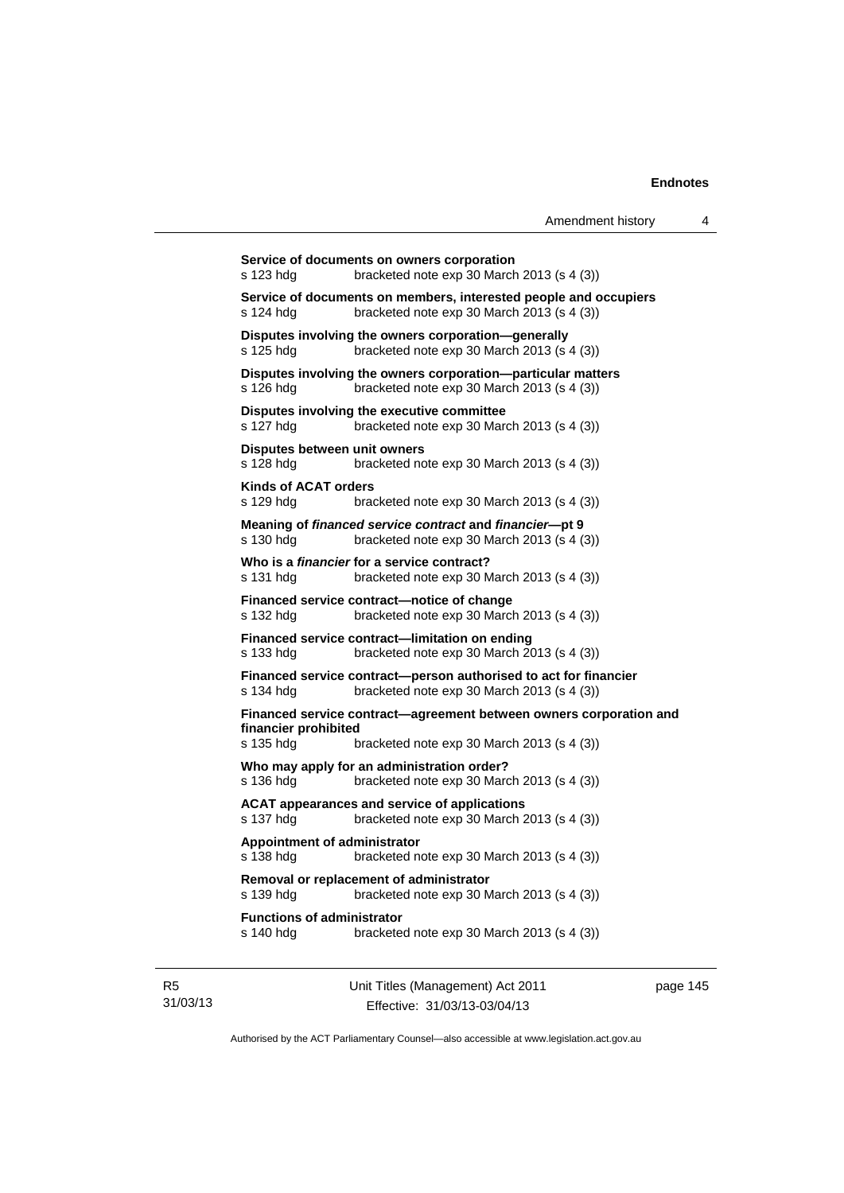**Service of documents on owners corporation**
s 123 hdg bracketed note exp 30 March 2013 (s 4 (3))

**Service of documents on members, interested people and occupiers**
s 124 hdg bracketed note exp 30 March 2013 (s 4 (3))

**Disputes involving the owners corporation—generally**
s 125 hdg bracketed note exp 30 March 2013 (s 4 (3))

**Disputes involving the owners corporation—particular matters**
s 126 hdg bracketed note exp 30 March 2013 (s 4 (3))

**Disputes involving the executive committee**
s 127 hdg bracketed note exp 30 March 2013 (s 4 (3))

**Disputes between unit owners**
s 128 hdg bracketed note exp 30 March 2013 (s 4 (3))

**Kinds of ACAT orders**
s 129 hdg bracketed note exp 30 March 2013 (s 4 (3))

**Meaning of *financed service contract* and *financier*—pt 9**
s 130 hdg bracketed note exp 30 March 2013 (s 4 (3))

**Who is a *financier* for a service contract?**
s 131 hdg bracketed note exp 30 March 2013 (s 4 (3))

**Financed service contract—notice of change**
s 132 hdg bracketed note exp 30 March 2013 (s 4 (3))

**Financed service contract—limitation on ending**
s 133 hdg bracketed note exp 30 March 2013 (s 4 (3))

**Financed service contract—person authorised to act for financier**
s 134 hdg bracketed note exp 30 March 2013 (s 4 (3))

**Financed service contract—agreement between owners corporation and financier prohibited**
s 135 hdg bracketed note exp 30 March 2013 (s 4 (3))

**Who may apply for an administration order?**
s 136 hdg bracketed note exp 30 March 2013 (s 4 (3))

**ACAT appearances and service of applications**
s 137 hdg bracketed note exp 30 March 2013 (s 4 (3))

**Appointment of administrator**
s 138 hdg bracketed note exp 30 March 2013 (s 4 (3))

**Removal or replacement of administrator**
s 139 hdg bracketed note exp 30 March 2013 (s 4 (3))

**Functions of administrator**
s 140 hdg bracketed note exp 30 March 2013 (s 4 (3))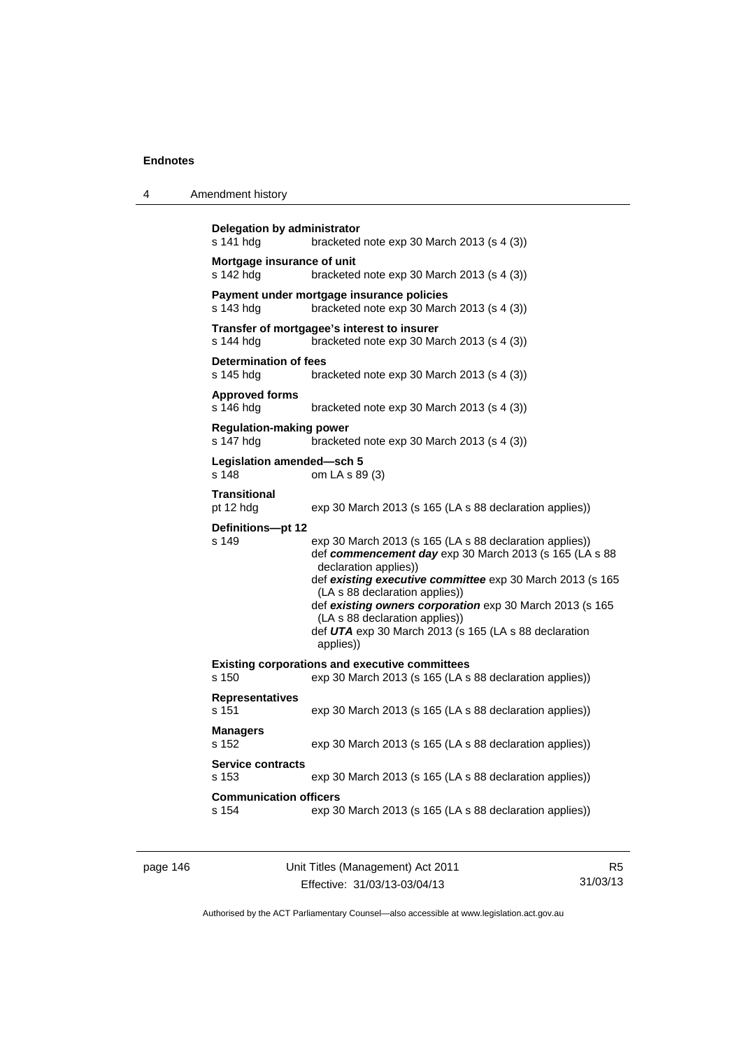**Delegation by administrator**
s 141 hdg bracketed note exp 30 March 2013 (s 4 (3))

**Mortgage insurance of unit**
s 142 hdg bracketed note exp 30 March 2013 (s 4 (3))

**Payment under mortgage insurance policies**
s 143 hdg bracketed note exp 30 March 2013 (s 4 (3))

**Transfer of mortgagee's interest to insurer**
s 144 hdg bracketed note exp 30 March 2013 (s 4 (3))

**Determination of fees**
s 145 hdg bracketed note exp 30 March 2013 (s 4 (3))

**Approved forms**
s 146 hdg bracketed note exp 30 March 2013 (s 4 (3))

**Regulation-making power**
s 147 hdg bracketed note exp 30 March 2013 (s 4 (3))

**Legislation amended—sch 5**
s 148 om LA s 89 (3)

**Transitional**
pt 12 hdg exp 30 March 2013 (s 165 (LA s 88 declaration applies))

**Definitions—pt 12**
s 149 exp 30 March 2013 (s 165 (LA s 88 declaration applies))
def ***commencement day*** exp 30 March 2013 (s 165 (LA s 88 declaration applies))
def ***existing executive committee*** exp 30 March 2013 (s 165 (LA s 88 declaration applies))
def ***existing owners corporation*** exp 30 March 2013 (s 165 (LA s 88 declaration applies))
def ***UTA*** exp 30 March 2013 (s 165 (LA s 88 declaration applies))

**Existing corporations and executive committees**
s 150 exp 30 March 2013 (s 165 (LA s 88 declaration applies))

**Representatives**
s 151 exp 30 March 2013 (s 165 (LA s 88 declaration applies))

**Managers**
s 152 exp 30 March 2013 (s 165 (LA s 88 declaration applies))

**Service contracts**
s 153 exp 30 March 2013 (s 165 (LA s 88 declaration applies))

**Communication officers**
s 154 exp 30 March 2013 (s 165 (LA s 88 declaration applies))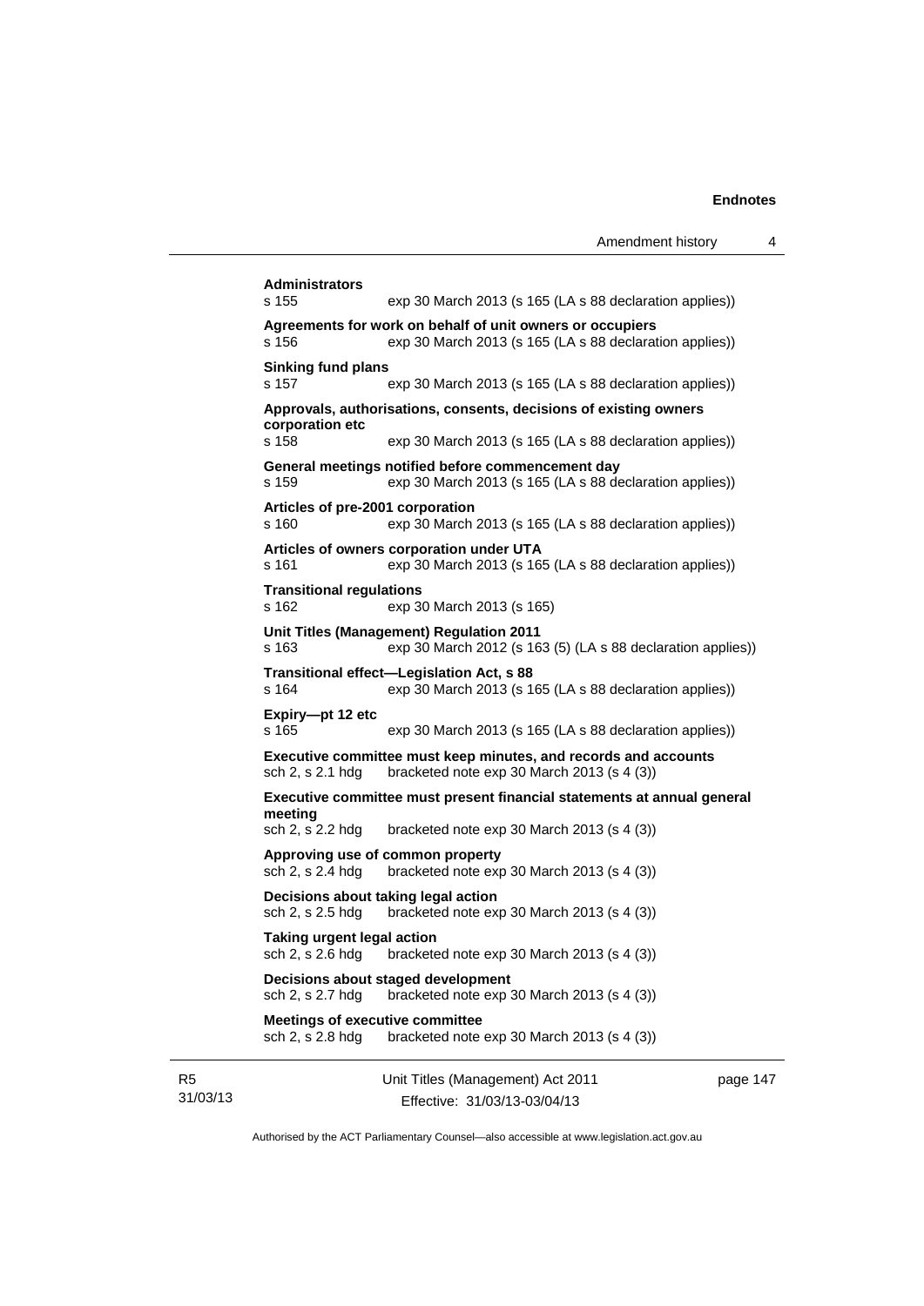**Administrators**
s 155 exp 30 March 2013 (s 165 (LA s 88 declaration applies))

**Agreements for work on behalf of unit owners or occupiers**
s 156 exp 30 March 2013 (s 165 (LA s 88 declaration applies))

**Sinking fund plans**
s 157 exp 30 March 2013 (s 165 (LA s 88 declaration applies))

**Approvals, authorisations, consents, decisions of existing owners corporation etc**
s 158 exp 30 March 2013 (s 165 (LA s 88 declaration applies))

**General meetings notified before commencement day**
s 159 exp 30 March 2013 (s 165 (LA s 88 declaration applies))

**Articles of pre-2001 corporation**
s 160 exp 30 March 2013 (s 165 (LA s 88 declaration applies))

**Articles of owners corporation under UTA**
s 161 exp 30 March 2013 (s 165 (LA s 88 declaration applies))

**Transitional regulations**
s 162 exp 30 March 2013 (s 165)

**Unit Titles (Management) Regulation 2011**
s 163 exp 30 March 2012 (s 163 (5) (LA s 88 declaration applies))

**Transitional effect—Legislation Act, s 88**
s 164 exp 30 March 2013 (s 165 (LA s 88 declaration applies))

**Expiry—pt 12 etc**
s 165 exp 30 March 2013 (s 165 (LA s 88 declaration applies))

**Executive committee must keep minutes, and records and accounts**
sch 2, s 2.1 hdg bracketed note exp 30 March 2013 (s 4 (3))

**Executive committee must present financial statements at annual general meeting**
sch 2, s 2.2 hdg bracketed note exp 30 March 2013 (s 4 (3))

**Approving use of common property**
sch 2, s 2.4 hdg bracketed note exp 30 March 2013 (s 4 (3))

**Decisions about taking legal action**
sch 2, s 2.5 hdg bracketed note exp 30 March 2013 (s 4 (3))

**Taking urgent legal action**
sch 2, s 2.6 hdg bracketed note exp 30 March 2013 (s 4 (3))

**Decisions about staged development**
sch 2, s 2.7 hdg bracketed note exp 30 March 2013 (s 4 (3))

**Meetings of executive committee**
sch 2, s 2.8 hdg bracketed note exp 30 March 2013 (s 4 (3))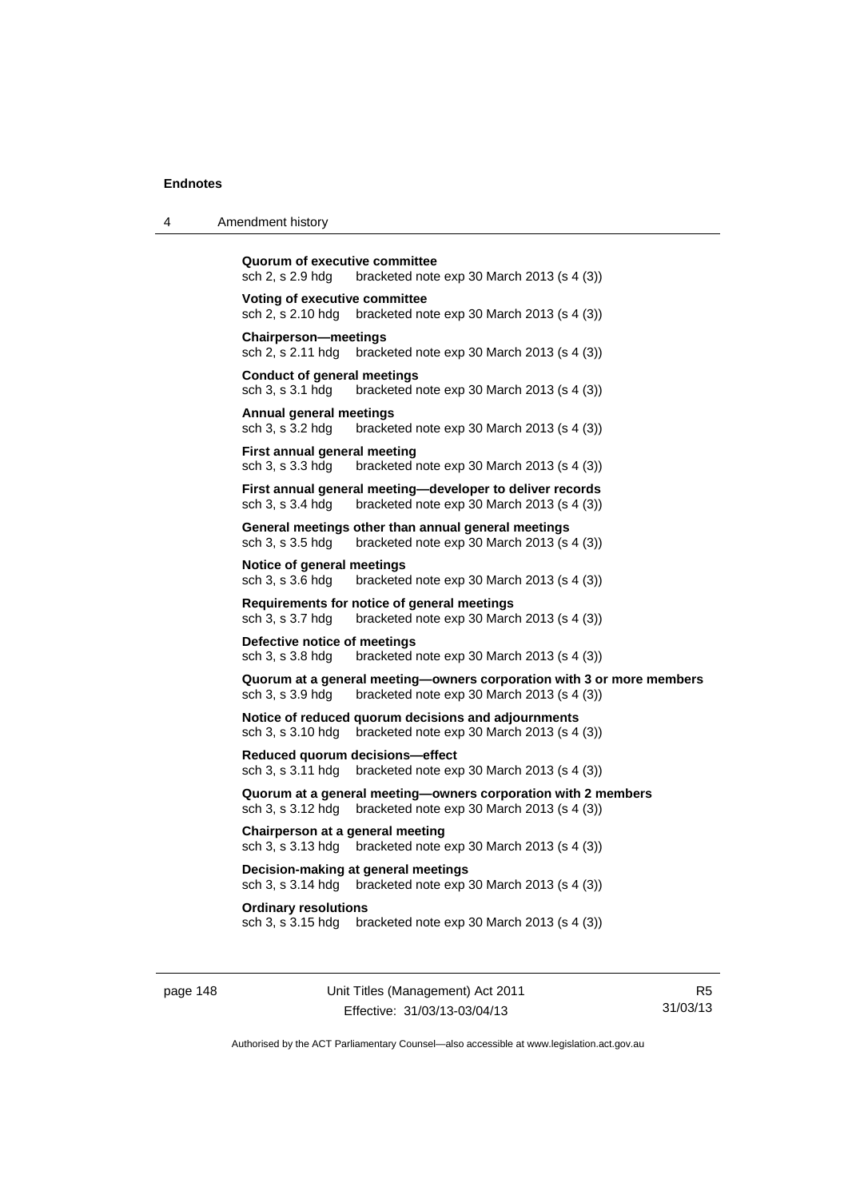**Quorum of executive committee**
sch 2, s 2.9 hdg bracketed note exp 30 March 2013 (s 4 (3))

**Voting of executive committee**
sch 2, s 2.10 hdg bracketed note exp 30 March 2013 (s 4 (3))

**Chairperson—meetings**
sch 2, s 2.11 hdg bracketed note exp 30 March 2013 (s 4 (3))

**Conduct of general meetings**
sch 3, s 3.1 hdg bracketed note exp 30 March 2013 (s 4 (3))

**Annual general meetings**
sch 3, s 3.2 hdg bracketed note exp 30 March 2013 (s 4 (3))

**First annual general meeting**
sch 3, s 3.3 hdg bracketed note exp 30 March 2013 (s 4 (3))

**First annual general meeting—developer to deliver records**
sch 3, s 3.4 hdg bracketed note exp 30 March 2013 (s 4 (3))

**General meetings other than annual general meetings**
sch 3, s 3.5 hdg bracketed note exp 30 March 2013 (s 4 (3))

**Notice of general meetings**
sch 3, s 3.6 hdg bracketed note exp 30 March 2013 (s 4 (3))

**Requirements for notice of general meetings**
sch 3, s 3.7 hdg bracketed note exp 30 March 2013 (s 4 (3))

**Defective notice of meetings**
sch 3, s 3.8 hdg bracketed note exp 30 March 2013 (s 4 (3))

**Quorum at a general meeting—owners corporation with 3 or more members**
sch 3, s 3.9 hdg bracketed note exp 30 March 2013 (s 4 (3))

**Notice of reduced quorum decisions and adjournments**
sch 3, s 3.10 hdg bracketed note exp 30 March 2013 (s 4 (3))

**Reduced quorum decisions—effect**
sch 3, s 3.11 hdg bracketed note exp 30 March 2013 (s 4 (3))

**Quorum at a general meeting—owners corporation with 2 members**
sch 3, s 3.12 hdg bracketed note exp 30 March 2013 (s 4 (3))

**Chairperson at a general meeting**
sch 3, s 3.13 hdg bracketed note exp 30 March 2013 (s 4 (3))

**Decision-making at general meetings**
sch 3, s 3.14 hdg bracketed note exp 30 March 2013 (s 4 (3))

**Ordinary resolutions**
sch 3, s 3.15 hdg bracketed note exp 30 March 2013 (s 4 (3))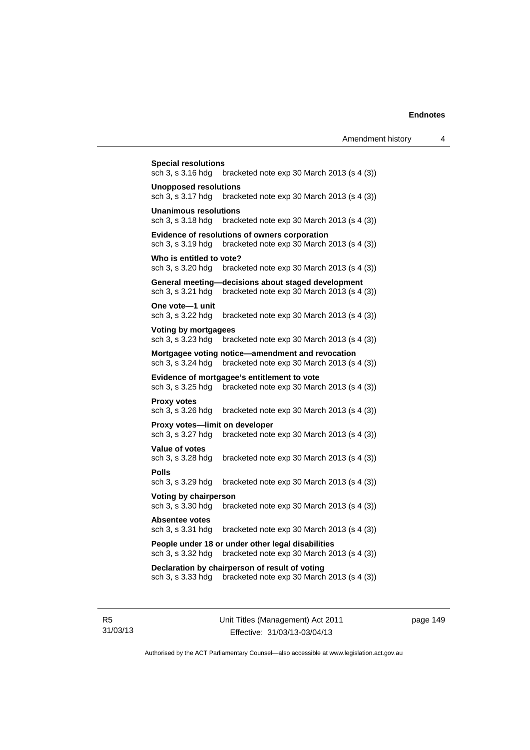**Special resolutions**
sch 3, s 3.16 hdg bracketed note exp 30 March 2013 (s 4 (3))

**Unopposed resolutions**
sch 3, s 3.17 hdg bracketed note exp 30 March 2013 (s 4 (3))

**Unanimous resolutions**
sch 3, s 3.18 hdg bracketed note exp 30 March 2013 (s 4 (3))

**Evidence of resolutions of owners corporation**
sch 3, s 3.19 hdg bracketed note exp 30 March 2013 (s 4 (3))

**Who is entitled to vote?**
sch 3, s 3.20 hdg bracketed note exp 30 March 2013 (s 4 (3))

**General meeting—decisions about staged development**
sch 3, s 3.21 hdg bracketed note exp 30 March 2013 (s 4 (3))

**One vote—1 unit**
sch 3, s 3.22 hdg bracketed note exp 30 March 2013 (s 4 (3))

**Voting by mortgagees**
sch 3, s 3.23 hdg bracketed note exp 30 March 2013 (s 4 (3))

**Mortgagee voting notice—amendment and revocation**
sch 3, s 3.24 hdg bracketed note exp 30 March 2013 (s 4 (3))

**Evidence of mortgagee's entitlement to vote**
sch 3, s 3.25 hdg bracketed note exp 30 March 2013 (s 4 (3))

**Proxy votes**
sch 3, s 3.26 hdg bracketed note exp 30 March 2013 (s 4 (3))

**Proxy votes—limit on developer**
sch 3, s 3.27 hdg bracketed note exp 30 March 2013 (s 4 (3))

**Value of votes**
sch 3, s 3.28 hdg bracketed note exp 30 March 2013 (s 4 (3))

**Polls**
sch 3, s 3.29 hdg bracketed note exp 30 March 2013 (s 4 (3))

**Voting by chairperson**
sch 3, s 3.30 hdg bracketed note exp 30 March 2013 (s 4 (3))

**Absentee votes**
sch 3, s 3.31 hdg bracketed note exp 30 March 2013 (s 4 (3))

**People under 18 or under other legal disabilities**
sch 3, s 3.32 hdg bracketed note exp 30 March 2013 (s 4 (3))

**Declaration by chairperson of result of voting**
sch 3, s 3.33 hdg bracketed note exp 30 March 2013 (s 4 (3))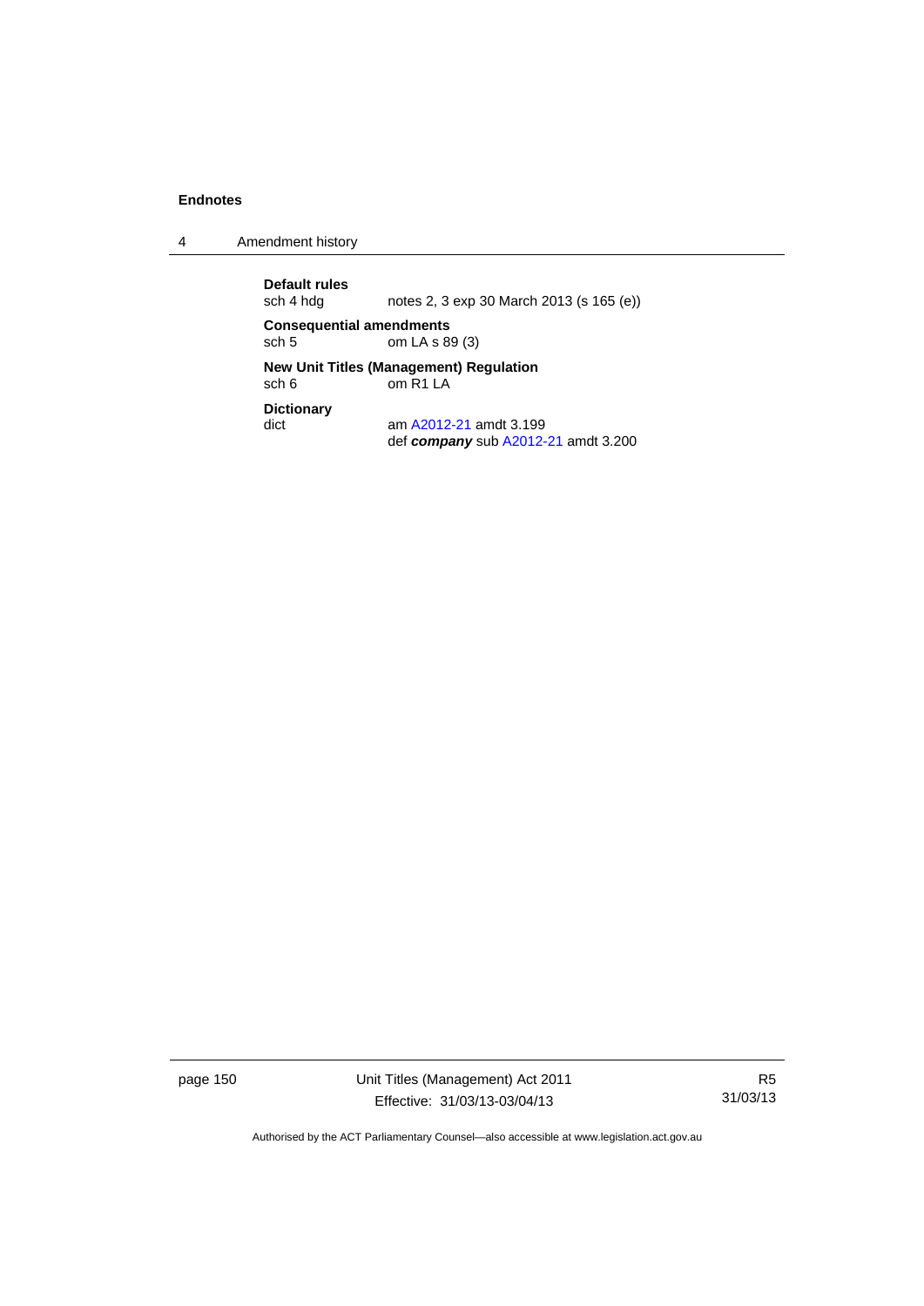**Default rules**

sch 4 hdg notes 2, 3 exp 30 March 2013 (s 165 (e))

**Consequential amendments**

sch 5 om LA s 89 (3)

**New Unit Titles (Management) Regulation**

sch 6 om R1 LA

**Dictionary**

dict am A2012-21 amdt 3.199
def ***company*** sub A2012-21 amdt 3.200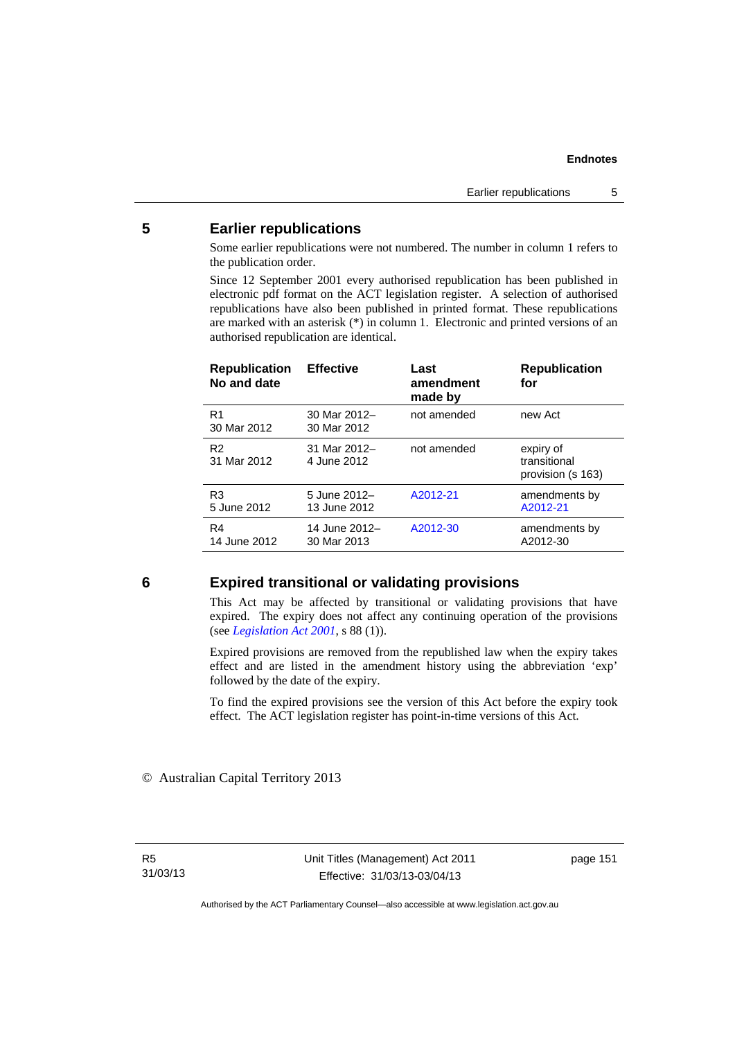## 5 Earlier republications

Some earlier republications were not numbered. The number in column 1 refers to the publication order.

Since 12 September 2001 every authorised republication has been published in electronic pdf format on the ACT legislation register. A selection of authorised republications have also been published in printed format. These republications are marked with an asterisk (*) in column 1. Electronic and printed versions of an authorised republication are identical.

| Republication No and date | Effective | Last amendment made by | Republication for |
|---|---|---|---|
| R1<br>30 Mar 2012 | 30 Mar 2012–<br>30 Mar 2012 | not amended | new Act |
| R2<br>31 Mar 2012 | 31 Mar 2012–<br>4 June 2012 | not amended | expiry of transitional provision (s 163) |
| R3<br>5 June 2012 | 5 June 2012–<br>13 June 2012 | A2012-21 | amendments by A2012-21 |
| R4<br>14 June 2012 | 14 June 2012–<br>30 Mar 2013 | A2012-30 | amendments by A2012-30 |

## 6 Expired transitional or validating provisions

This Act may be affected by transitional or validating provisions that have expired. The expiry does not affect any continuing operation of the provisions (see *Legislation Act 2001*, s 88 (1)).

Expired provisions are removed from the republished law when the expiry takes effect and are listed in the amendment history using the abbreviation 'exp' followed by the date of the expiry.

To find the expired provisions see the version of this Act before the expiry took effect. The ACT legislation register has point-in-time versions of this Act.

© Australian Capital Territory 2013